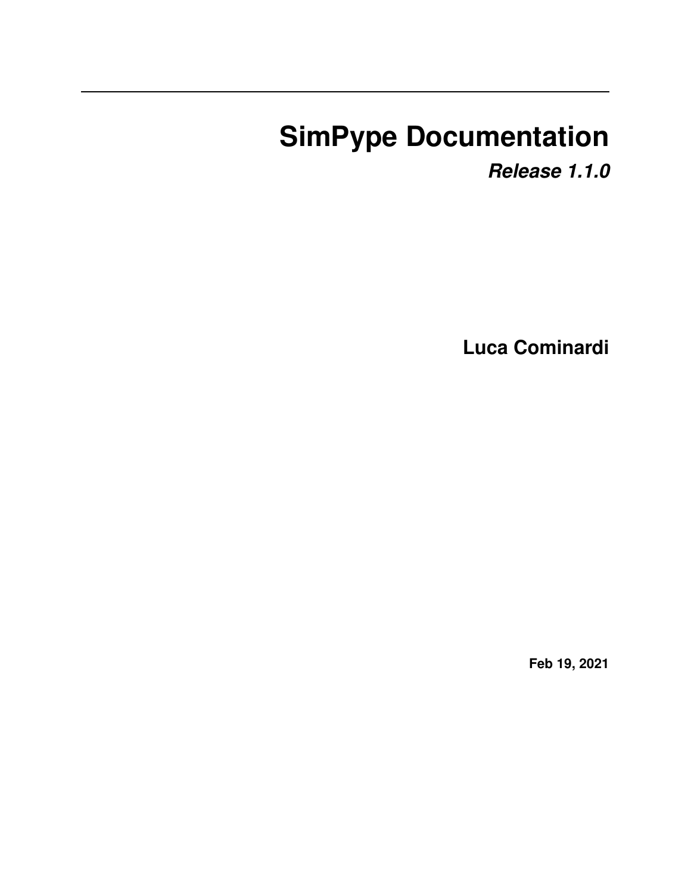# SimPype Documentation

***Release 1.1.0***

**Luca Cominardi**

**Feb 19, 2021**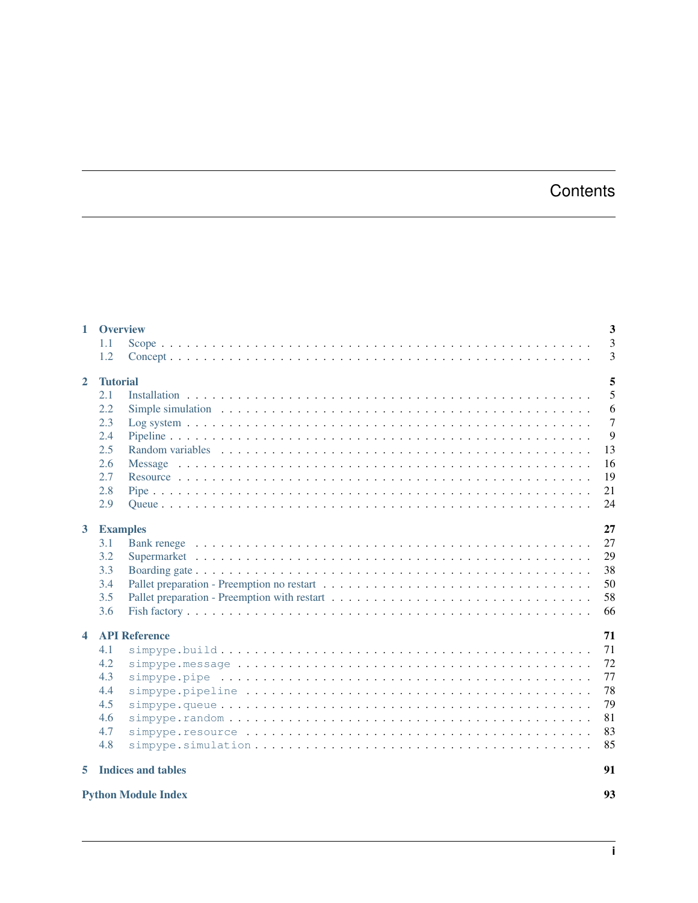# Contents

**1 Overview** **3**
- 1.1 Scope . . . 3
- 1.2 Concept . . . 3

**2 Tutorial** **5**
- 2.1 Installation . . . 5
- 2.2 Simple simulation . . . 6
- 2.3 Log system . . . 7
- 2.4 Pipeline . . . 9
- 2.5 Random variables . . . 13
- 2.6 Message . . . 16
- 2.7 Resource . . . 19
- 2.8 Pipe . . . 21
- 2.9 Queue . . . 24

**3 Examples** **27**
- 3.1 Bank renege . . . 27
- 3.2 Supermarket . . . 29
- 3.3 Boarding gate . . . 38
- 3.4 Pallet preparation - Preemption no restart . . . 50
- 3.5 Pallet preparation - Preemption with restart . . . 58
- 3.6 Fish factory . . . 66

**4 API Reference** **71**
- 4.1 `simpype.build` . . . 71
- 4.2 `simpype.message` . . . 72
- 4.3 `simpype.pipe` . . . 77
- 4.4 `simpype.pipeline` . . . 78
- 4.5 `simpype.queue` . . . 79
- 4.6 `simpype.random` . . . 81
- 4.7 `simpype.resource` . . . 83
- 4.8 `simpype.simulation` . . . 85

**5 Indices and tables** **91**

**Python Module Index** **93**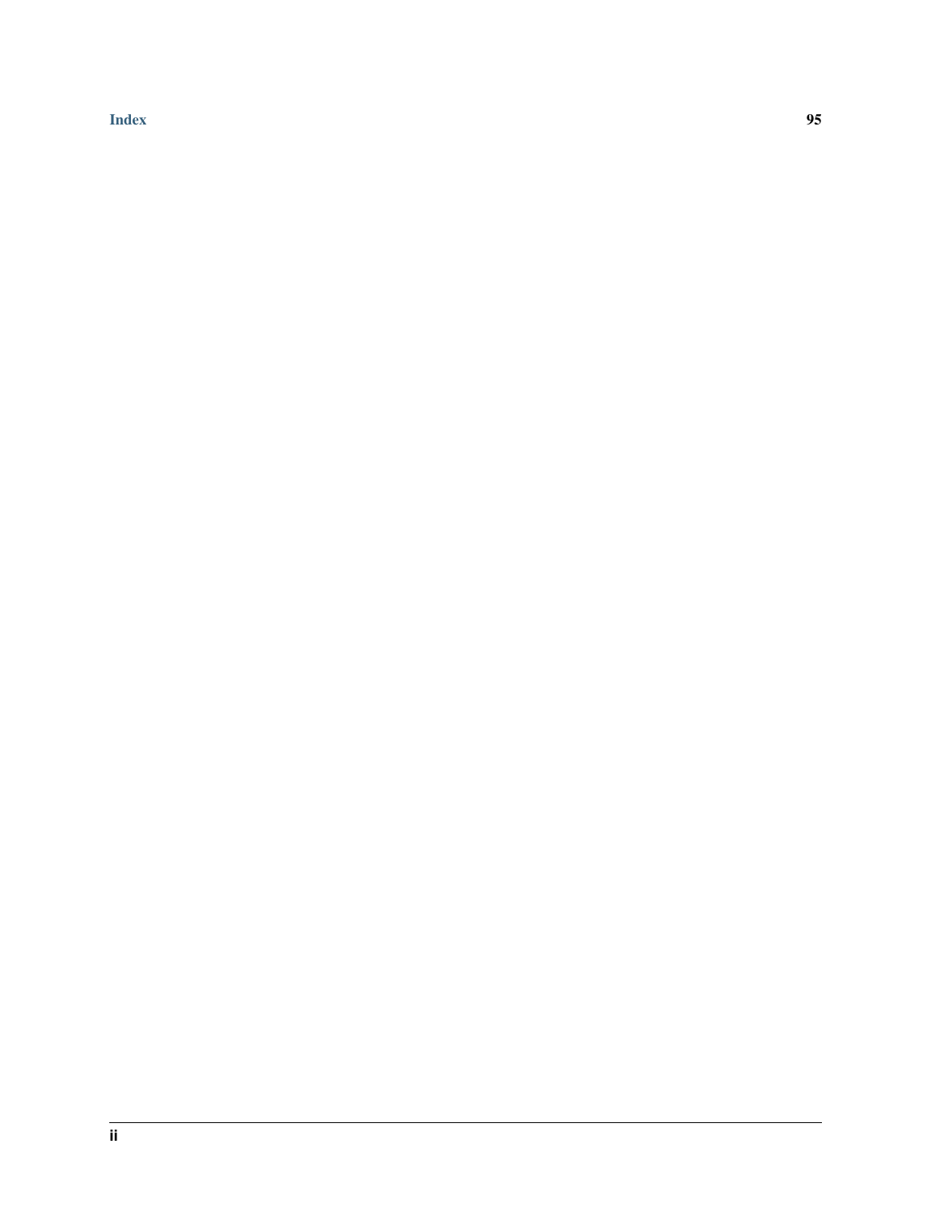Index 95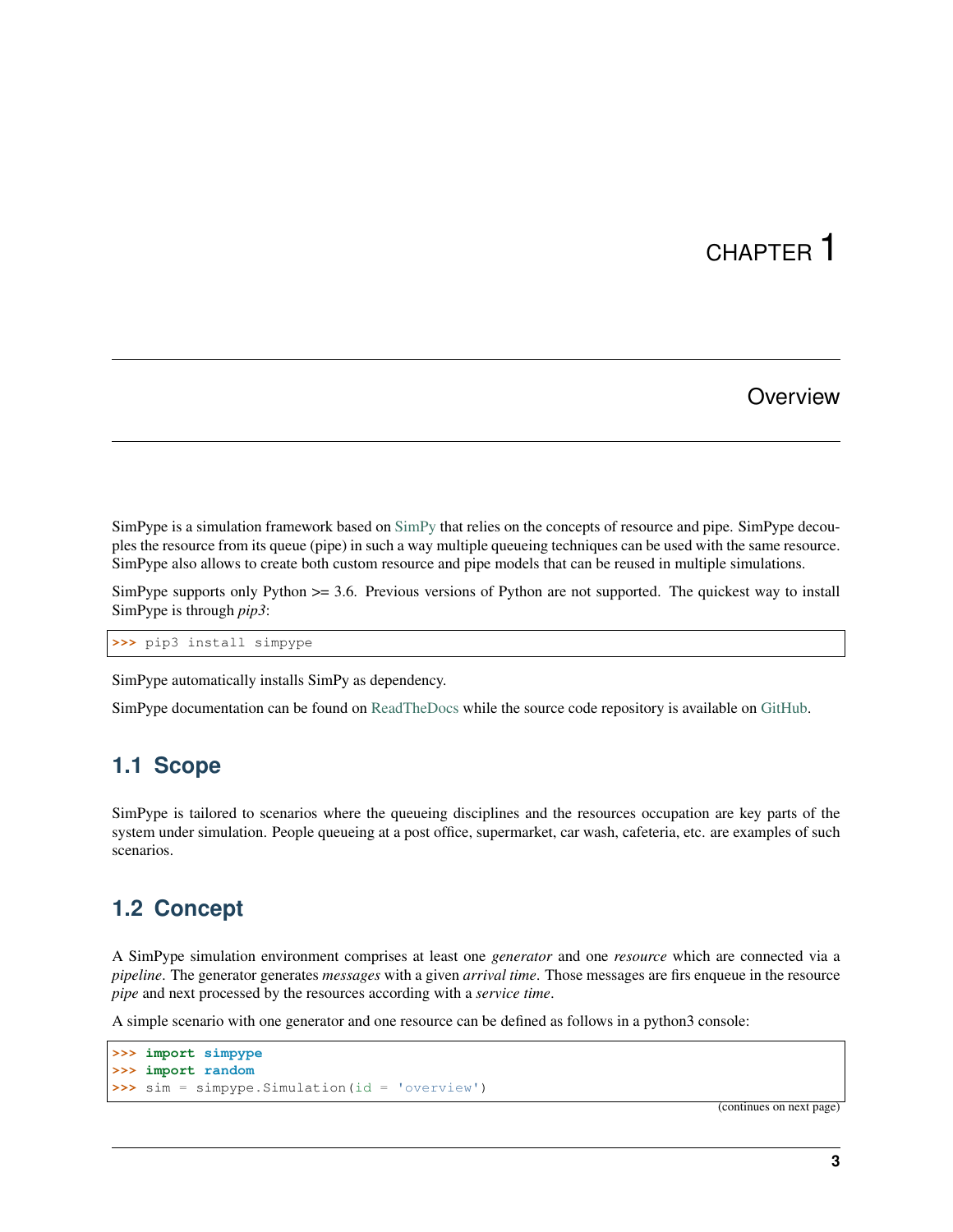# CHAPTER 1

# Overview

SimPype is a simulation framework based on SimPy that relies on the concepts of resource and pipe. SimPype decouples the resource from its queue (pipe) in such a way multiple queueing techniques can be used with the same resource. SimPype also allows to create both custom resource and pipe models that can be reused in multiple simulations.

SimPype supports only Python >= 3.6. Previous versions of Python are not supported. The quickest way to install SimPype is through *pip3*:

```
>>> pip3 install simpype
```

SimPype automatically installs SimPy as dependency.

SimPype documentation can be found on ReadTheDocs while the source code repository is available on GitHub.

## 1.1 Scope

SimPype is tailored to scenarios where the queueing disciplines and the resources occupation are key parts of the system under simulation. People queueing at a post office, supermarket, car wash, cafeteria, etc. are examples of such scenarios.

## 1.2 Concept

A SimPype simulation environment comprises at least one *generator* and one *resource* which are connected via a *pipeline*. The generator generates *messages* with a given *arrival time*. Those messages are firs enqueue in the resource *pipe* and next processed by the resources according with a *service time*.

A simple scenario with one generator and one resource can be defined as follows in a python3 console:

```
>>> import simpype
>>> import random
>>> sim = simpype.Simulation(id = 'overview')
```

(continues on next page)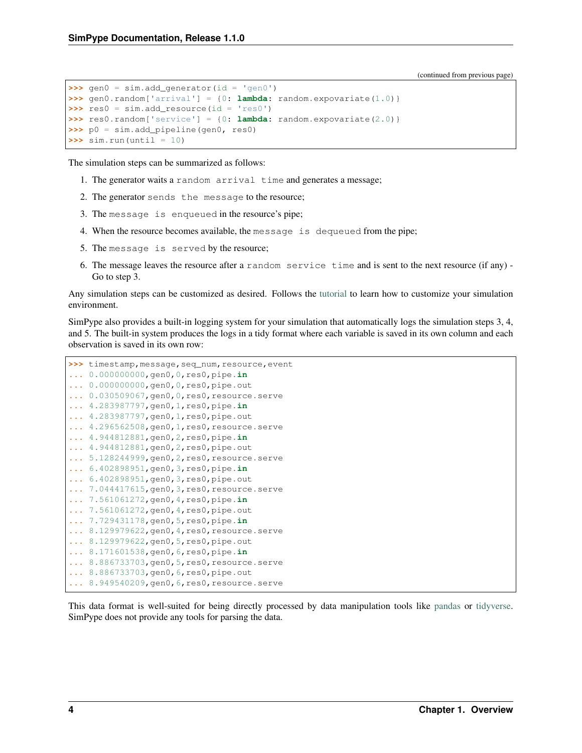(continued from previous page)

```
>>> gen0 = sim.add_generator(id = 'gen0')
>>> gen0.random['arrival'] = {0: lambda: random.expovariate(1.0)}
>>> res0 = sim.add_resource(id = 'res0')
>>> res0.random['service'] = {0: lambda: random.expovariate(2.0)}
>>> p0 = sim.add_pipeline(gen0, res0)
>>> sim.run(until = 10)
```

The simulation steps can be summarized as follows:

1. The generator waits a `random arrival time` and generates a message;
2. The generator `sends the message` to the resource;
3. The `message is enqueued` in the resource's pipe;
4. When the resource becomes available, the `message is dequeued` from the pipe;
5. The `message is served` by the resource;
6. The message leaves the resource after a `random service time` and is sent to the next resource (if any) - Go to step 3.

Any simulation steps can be customized as desired. Follows the tutorial to learn how to customize your simulation environment.

SimPype also provides a built-in logging system for your simulation that automatically logs the simulation steps 3, 4, and 5. The built-in system produces the logs in a tidy format where each variable is saved in its own column and each observation is saved in its own row:

```
>>> timestamp,message,seq_num,resource,event
... 0.000000000,gen0,0,res0,pipe.in
... 0.000000000,gen0,0,res0,pipe.out
... 0.030509067,gen0,0,res0,resource.serve
... 4.283987797,gen0,1,res0,pipe.in
... 4.283987797,gen0,1,res0,pipe.out
... 4.296562508,gen0,1,res0,resource.serve
... 4.944812881,gen0,2,res0,pipe.in
... 4.944812881,gen0,2,res0,pipe.out
... 5.128244999,gen0,2,res0,resource.serve
... 6.402898951,gen0,3,res0,pipe.in
... 6.402898951,gen0,3,res0,pipe.out
... 7.044417615,gen0,3,res0,resource.serve
... 7.561061272,gen0,4,res0,pipe.in
... 7.561061272,gen0,4,res0,pipe.out
... 7.729431178,gen0,5,res0,pipe.in
... 8.129979622,gen0,4,res0,resource.serve
... 8.129979622,gen0,5,res0,pipe.out
... 8.171601538,gen0,6,res0,pipe.in
... 8.886733703,gen0,5,res0,resource.serve
... 8.886733703,gen0,6,res0,pipe.out
... 8.949540209,gen0,6,res0,resource.serve
```

This data format is well-suited for being directly processed by data manipulation tools like pandas or tidyverse. SimPype does not provide any tools for parsing the data.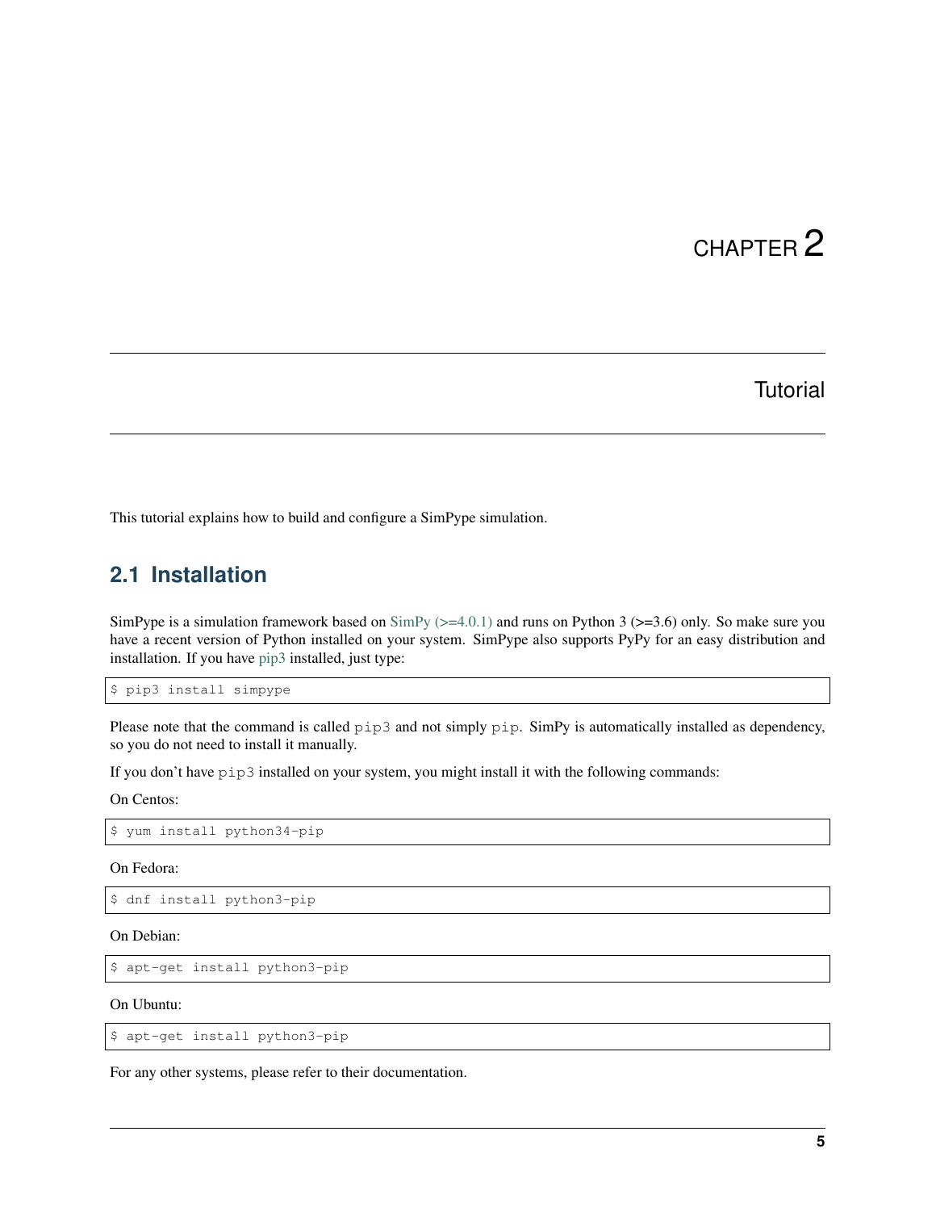# CHAPTER 2

## Tutorial

This tutorial explains how to build and configure a SimPype simulation.

### 2.1 Installation

SimPype is a simulation framework based on SimPy (>=4.0.1) and runs on Python 3 (>=3.6) only. So make sure you have a recent version of Python installed on your system. SimPype also supports PyPy for an easy distribution and installation. If you have pip3 installed, just type:

```
$ pip3 install simpype
```

Please note that the command is called `pip3` and not simply `pip`. SimPy is automatically installed as dependency, so you do not need to install it manually.

If you don't have `pip3` installed on your system, you might install it with the following commands:

On Centos:

```
$ yum install python34-pip
```

On Fedora:

```
$ dnf install python3-pip
```

On Debian:

```
$ apt-get install python3-pip
```

On Ubuntu:

```
$ apt-get install python3-pip
```

For any other systems, please refer to their documentation.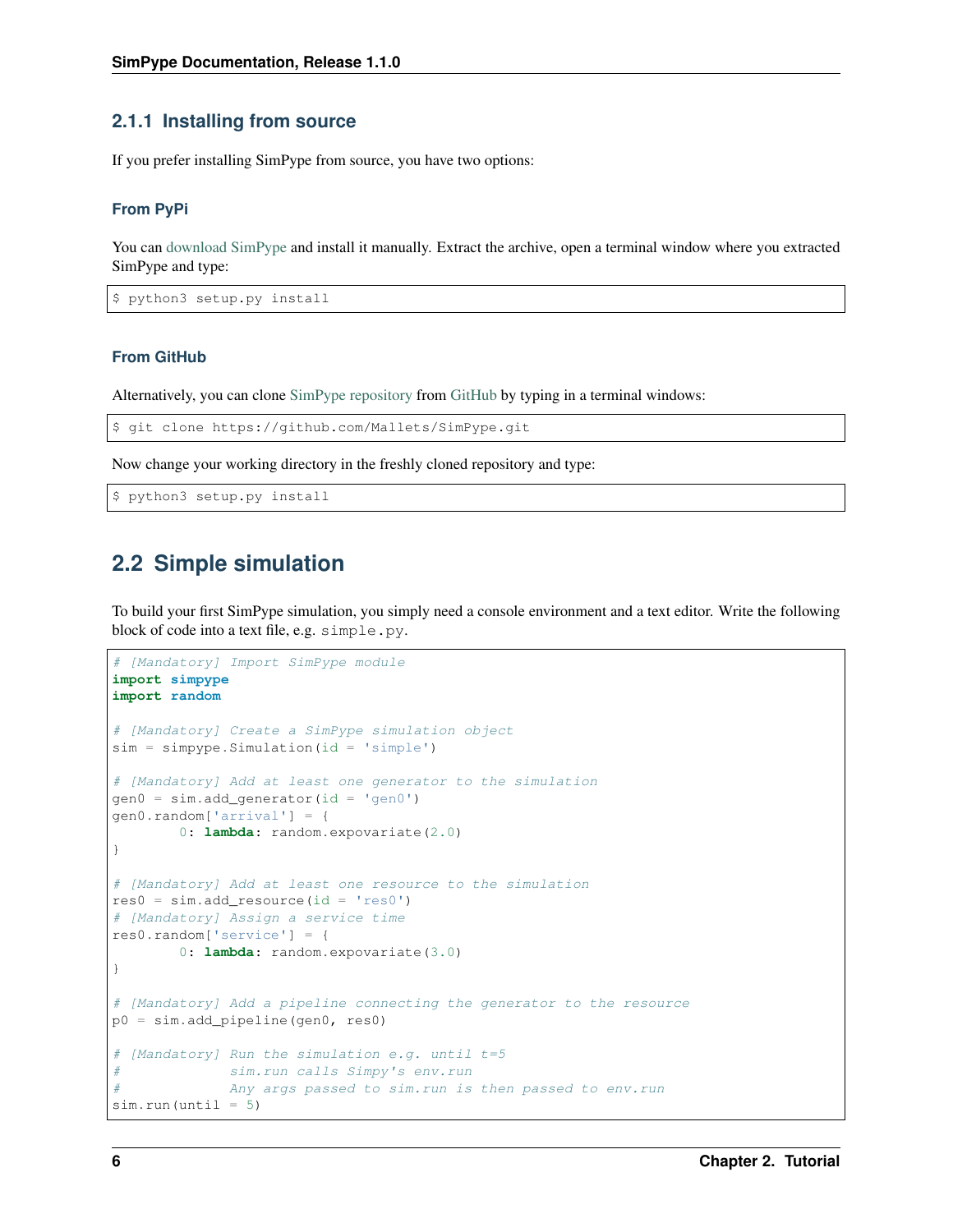### 2.1.1 Installing from source

If you prefer installing SimPype from source, you have two options:

#### From PyPi

You can download SimPype and install it manually. Extract the archive, open a terminal window where you extracted SimPype and type:

```
$ python3 setup.py install
```

#### From GitHub

Alternatively, you can clone SimPype repository from GitHub by typing in a terminal windows:

```
$ git clone https://github.com/Mallets/SimPype.git
```

Now change your working directory in the freshly cloned repository and type:

```
$ python3 setup.py install
```

## 2.2 Simple simulation

To build your first SimPype simulation, you simply need a console environment and a text editor. Write the following block of code into a text file, e.g. simple.py.

```
# [Mandatory] Import SimPype module
import simpype
import random

# [Mandatory] Create a SimPype simulation object
sim = simpype.Simulation(id = 'simple')

# [Mandatory] Add at least one generator to the simulation
gen0 = sim.add_generator(id = 'gen0')
gen0.random['arrival'] = {
        0: lambda: random.expovariate(2.0)
}

# [Mandatory] Add at least one resource to the simulation
res0 = sim.add_resource(id = 'res0')
# [Mandatory] Assign a service time
res0.random['service'] = {
        0: lambda: random.expovariate(3.0)
}

# [Mandatory] Add a pipeline connecting the generator to the resource
p0 = sim.add_pipeline(gen0, res0)

# [Mandatory] Run the simulation e.g. until t=5
#             sim.run calls Simpy's env.run
#             Any args passed to sim.run is then passed to env.run
sim.run(until = 5)
```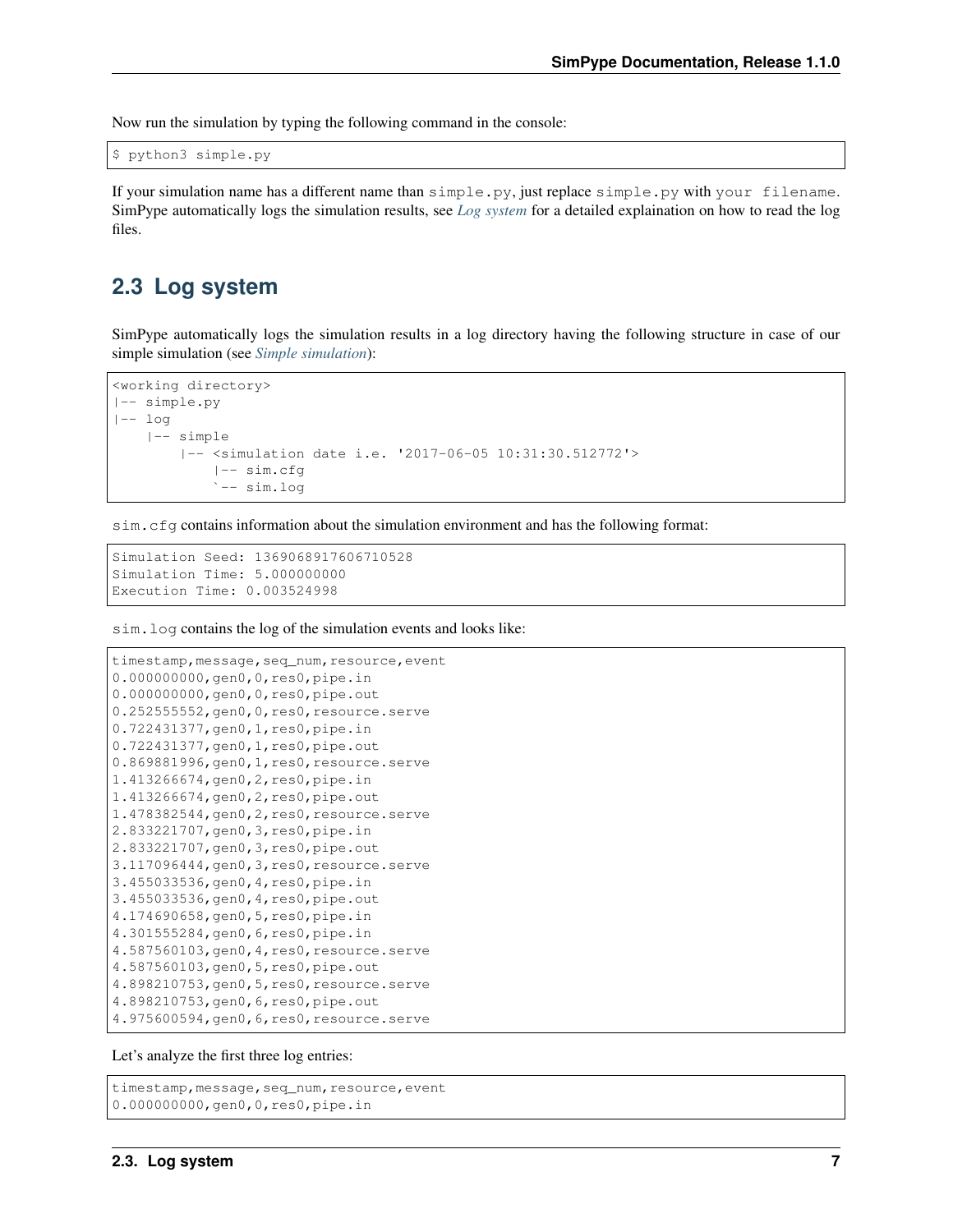Now run the simulation by typing the following command in the console:

```
$ python3 simple.py
```

If your simulation name has a different name than `simple.py`, just replace `simple.py` with `your filename`. SimPype automatically logs the simulation results, see *Log system* for a detailed explaination on how to read the log files.

## 2.3 Log system

SimPype automatically logs the simulation results in a log directory having the following structure in case of our simple simulation (see *Simple simulation*):

```
<working directory>
|-- simple.py
|-- log
    |-- simple
        |-- <simulation date i.e. '2017-06-05 10:31:30.512772'>
            |-- sim.cfg
            `-- sim.log
```

`sim.cfg` contains information about the simulation environment and has the following format:

```
Simulation Seed: 1369068917606710528
Simulation Time: 5.000000000
Execution Time: 0.003524998
```

`sim.log` contains the log of the simulation events and looks like:

```
timestamp,message,seq_num,resource,event
0.000000000,gen0,0,res0,pipe.in
0.000000000,gen0,0,res0,pipe.out
0.252555552,gen0,0,res0,resource.serve
0.722431377,gen0,1,res0,pipe.in
0.722431377,gen0,1,res0,pipe.out
0.869881996,gen0,1,res0,resource.serve
1.413266674,gen0,2,res0,pipe.in
1.413266674,gen0,2,res0,pipe.out
1.478382544,gen0,2,res0,resource.serve
2.833221707,gen0,3,res0,pipe.in
2.833221707,gen0,3,res0,pipe.out
3.117096444,gen0,3,res0,resource.serve
3.455033536,gen0,4,res0,pipe.in
3.455033536,gen0,4,res0,pipe.out
4.174690658,gen0,5,res0,pipe.in
4.301555284,gen0,6,res0,pipe.in
4.587560103,gen0,4,res0,resource.serve
4.587560103,gen0,5,res0,pipe.out
4.898210753,gen0,5,res0,resource.serve
4.898210753,gen0,6,res0,pipe.out
4.975600594,gen0,6,res0,resource.serve
```

Let's analyze the first three log entries:

```
timestamp,message,seq_num,resource,event
0.000000000,gen0,0,res0,pipe.in
```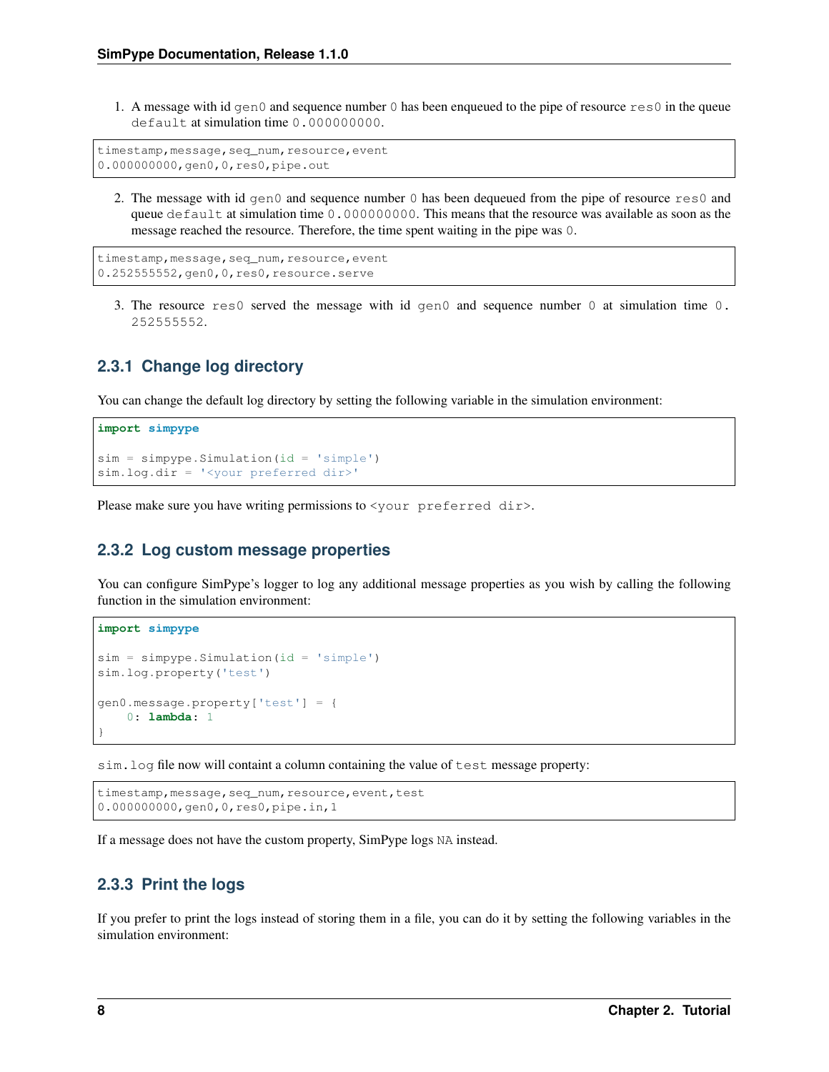1. A message with id `gen0` and sequence number `0` has been enqueued to the pipe of resource `res0` in the queue `default` at simulation time `0.000000000`.

```
timestamp,message,seq_num,resource,event
0.000000000,gen0,0,res0,pipe.out
```

2. The message with id `gen0` and sequence number `0` has been dequeued from the pipe of resource `res0` and queue `default` at simulation time `0.000000000`. This means that the resource was available as soon as the message reached the resource. Therefore, the time spent waiting in the pipe was `0`.

```
timestamp,message,seq_num,resource,event
0.252555552,gen0,0,res0,resource.serve
```

3. The resource `res0` served the message with id `gen0` and sequence number `0` at simulation time `0.252555552`.

### 2.3.1 Change log directory

You can change the default log directory by setting the following variable in the simulation environment:

```
import simpype

sim = simpype.Simulation(id = 'simple')
sim.log.dir = '<your preferred dir>'
```

Please make sure you have writing permissions to `<your preferred dir>`.

### 2.3.2 Log custom message properties

You can configure SimPype's logger to log any additional message properties as you wish by calling the following function in the simulation environment:

```
import simpype

sim = simpype.Simulation(id = 'simple')
sim.log.property('test')

gen0.message.property['test'] = {
    0: lambda: 1
}
```

`sim.log` file now will containt a column containing the value of `test` message property:

```
timestamp,message,seq_num,resource,event,test
0.000000000,gen0,0,res0,pipe.in,1
```

If a message does not have the custom property, SimPype logs `NA` instead.

### 2.3.3 Print the logs

If you prefer to print the logs instead of storing them in a file, you can do it by setting the following variables in the simulation environment: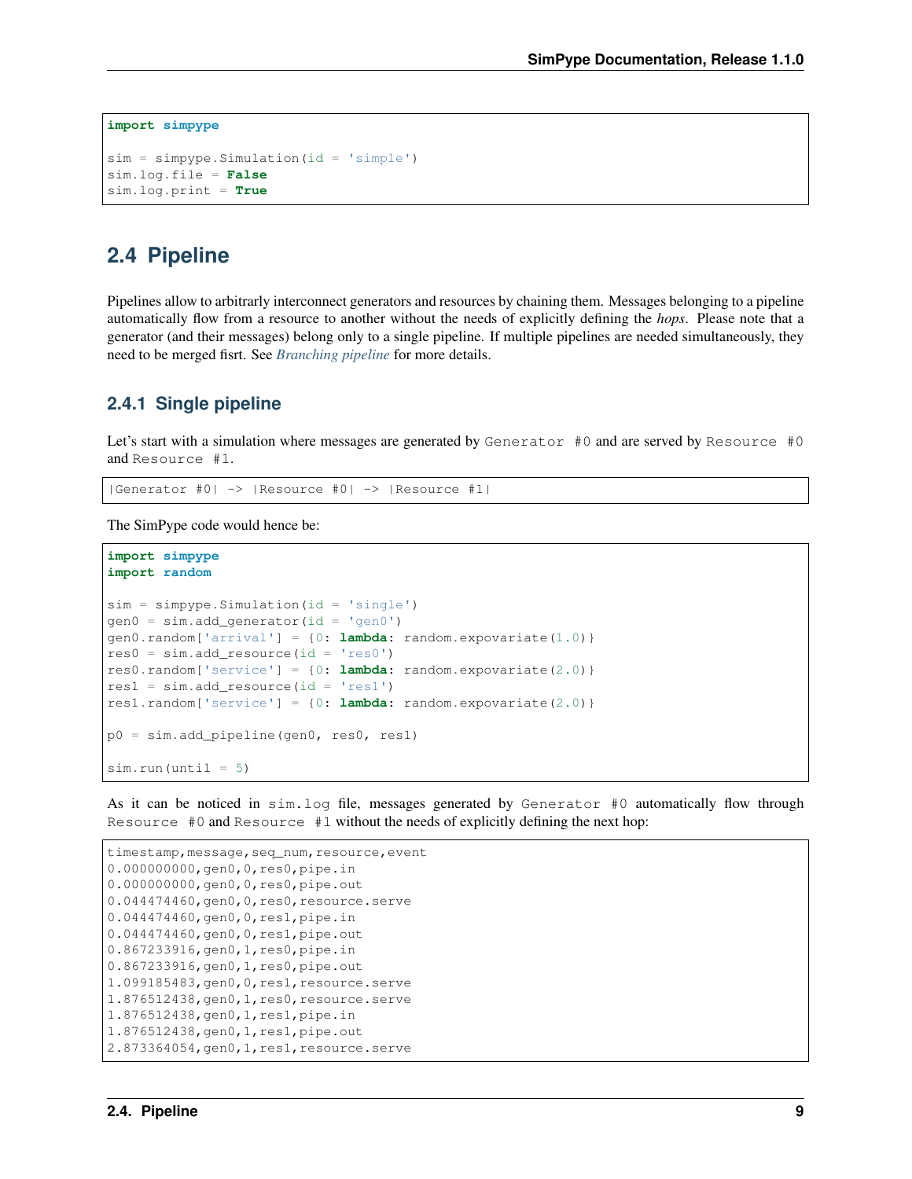```
import simpype

sim = simpype.Simulation(id = 'simple')
sim.log.file = False
sim.log.print = True
```

## 2.4 Pipeline

Pipelines allow to arbitrarly interconnect generators and resources by chaining them. Messages belonging to a pipeline automatically flow from a resource to another without the needs of explicitly defining the *hops*. Please note that a generator (and their messages) belong only to a single pipeline. If multiple pipelines are needed simultaneously, they need to be merged fisrt. See *Branching pipeline* for more details.

### 2.4.1 Single pipeline

Let's start with a simulation where messages are generated by `Generator #0` and are served by `Resource #0` and `Resource #1`.

```
|Generator #0| -> |Resource #0| -> |Resource #1|
```

The SimPype code would hence be:

```
import simpype
import random

sim = simpype.Simulation(id = 'single')
gen0 = sim.add_generator(id = 'gen0')
gen0.random['arrival'] = {0: lambda: random.expovariate(1.0)}
res0 = sim.add_resource(id = 'res0')
res0.random['service'] = {0: lambda: random.expovariate(2.0)}
res1 = sim.add_resource(id = 'res1')
res1.random['service'] = {0: lambda: random.expovariate(2.0)}

p0 = sim.add_pipeline(gen0, res0, res1)

sim.run(until = 5)
```

As it can be noticed in `sim.log` file, messages generated by `Generator #0` automatically flow through `Resource #0` and `Resource #1` without the needs of explicitly defining the next hop:

```
timestamp,message,seq_num,resource,event
0.000000000,gen0,0,res0,pipe.in
0.000000000,gen0,0,res0,pipe.out
0.044474460,gen0,0,res0,resource.serve
0.044474460,gen0,0,res1,pipe.in
0.044474460,gen0,0,res1,pipe.out
0.867233916,gen0,1,res0,pipe.in
0.867233916,gen0,1,res0,pipe.out
1.099185483,gen0,0,res1,resource.serve
1.876512438,gen0,1,res0,resource.serve
1.876512438,gen0,1,res1,pipe.in
1.876512438,gen0,1,res1,pipe.out
2.873364054,gen0,1,res1,resource.serve
```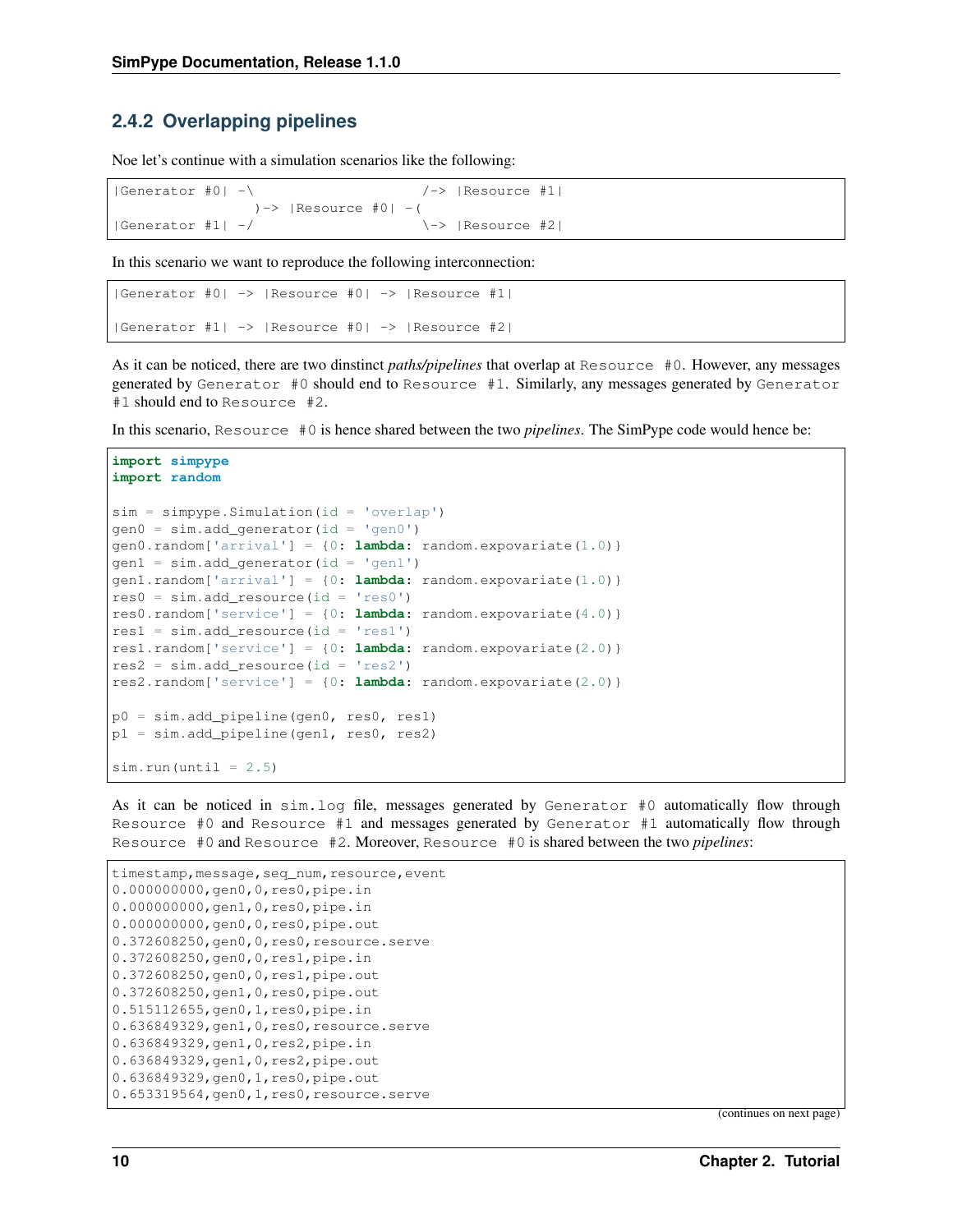### 2.4.2 Overlapping pipelines

Noe let's continue with a simulation scenarios like the following:

```
|Generator #0| -\                    /-> |Resource #1|
                 )-> |Resource #0| -(
|Generator #1| -/                    \-> |Resource #2|
```

In this scenario we want to reproduce the following interconnection:

```
|Generator #0| -> |Resource #0| -> |Resource #1|

|Generator #1| -> |Resource #0| -> |Resource #2|
```

As it can be noticed, there are two dinstinct *paths/pipelines* that overlap at `Resource #0`. However, any messages generated by `Generator #0` should end to `Resource #1`. Similarly, any messages generated by `Generator #1` should end to `Resource #2`.

In this scenario, `Resource #0` is hence shared between the two *pipelines*. The SimPype code would hence be:

```python
import simpype
import random

sim = simpype.Simulation(id = 'overlap')
gen0 = sim.add_generator(id = 'gen0')
gen0.random['arrival'] = {0: lambda: random.expovariate(1.0)}
gen1 = sim.add_generator(id = 'gen1')
gen1.random['arrival'] = {0: lambda: random.expovariate(1.0)}
res0 = sim.add_resource(id = 'res0')
res0.random['service'] = {0: lambda: random.expovariate(4.0)}
res1 = sim.add_resource(id = 'res1')
res1.random['service'] = {0: lambda: random.expovariate(2.0)}
res2 = sim.add_resource(id = 'res2')
res2.random['service'] = {0: lambda: random.expovariate(2.0)}

p0 = sim.add_pipeline(gen0, res0, res1)
p1 = sim.add_pipeline(gen1, res0, res2)

sim.run(until = 2.5)
```

As it can be noticed in `sim.log` file, messages generated by `Generator #0` automatically flow through `Resource #0` and `Resource #1` and messages generated by `Generator #1` automatically flow through `Resource #0` and `Resource #2`. Moreover, `Resource #0` is shared between the two *pipelines*:

```
timestamp,message,seq_num,resource,event
0.000000000,gen0,0,res0,pipe.in
0.000000000,gen1,0,res0,pipe.in
0.000000000,gen0,0,res0,pipe.out
0.372608250,gen0,0,res0,resource.serve
0.372608250,gen0,0,res1,pipe.in
0.372608250,gen0,0,res1,pipe.out
0.372608250,gen1,0,res0,pipe.out
0.515112655,gen0,1,res0,pipe.in
0.636849329,gen1,0,res0,resource.serve
0.636849329,gen1,0,res2,pipe.in
0.636849329,gen1,0,res2,pipe.out
0.636849329,gen0,1,res0,pipe.out
0.653319564,gen0,1,res0,resource.serve
```

(continues on next page)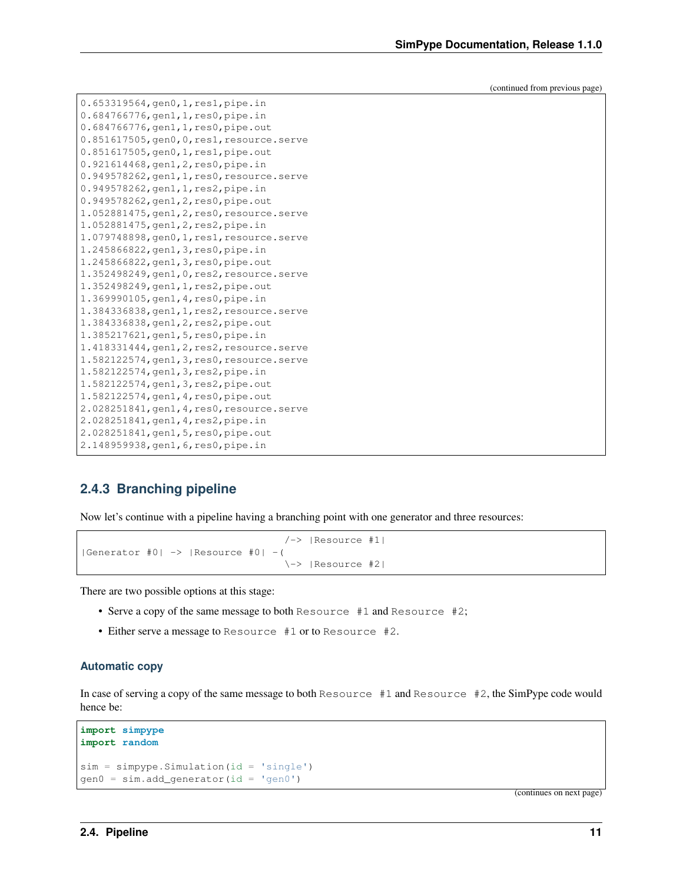(continued from previous page)

```
0.653319564,gen0,1,res1,pipe.in
0.684766776,gen1,1,res0,pipe.in
0.684766776,gen1,1,res0,pipe.out
0.851617505,gen0,0,res1,resource.serve
0.851617505,gen0,1,res1,pipe.out
0.921614468,gen1,2,res0,pipe.in
0.949578262,gen1,1,res0,resource.serve
0.949578262,gen1,1,res2,pipe.in
0.949578262,gen1,2,res0,pipe.out
1.052881475,gen1,2,res0,resource.serve
1.052881475,gen1,2,res2,pipe.in
1.079748898,gen0,1,res1,resource.serve
1.245866822,gen1,3,res0,pipe.in
1.245866822,gen1,3,res0,pipe.out
1.352498249,gen1,0,res2,resource.serve
1.352498249,gen1,1,res2,pipe.out
1.369990105,gen1,4,res0,pipe.in
1.384336838,gen1,1,res2,resource.serve
1.384336838,gen1,2,res2,pipe.out
1.385217621,gen1,5,res0,pipe.in
1.418331444,gen1,2,res2,resource.serve
1.582122574,gen1,3,res0,resource.serve
1.582122574,gen1,3,res2,pipe.in
1.582122574,gen1,3,res2,pipe.out
1.582122574,gen1,4,res0,pipe.out
2.028251841,gen1,4,res0,resource.serve
2.028251841,gen1,4,res2,pipe.in
2.028251841,gen1,5,res0,pipe.out
2.148959938,gen1,6,res0,pipe.in
```

### 2.4.3 Branching pipeline

Now let's continue with a pipeline having a branching point with one generator and three resources:

```
                                        /-> |Resource #1|
|Generator #0| -> |Resource #0| -(
                                        \-> |Resource #2|
```

There are two possible options at this stage:

- Serve a copy of the same message to both `Resource #1` and `Resource #2`;
- Either serve a message to `Resource #1` or to `Resource #2`.

#### Automatic copy

In case of serving a copy of the same message to both `Resource #1` and `Resource #2`, the SimPype code would hence be:

```python
import simpype
import random

sim = simpype.Simulation(id = 'single')
gen0 = sim.add_generator(id = 'gen0')
```

(continues on next page)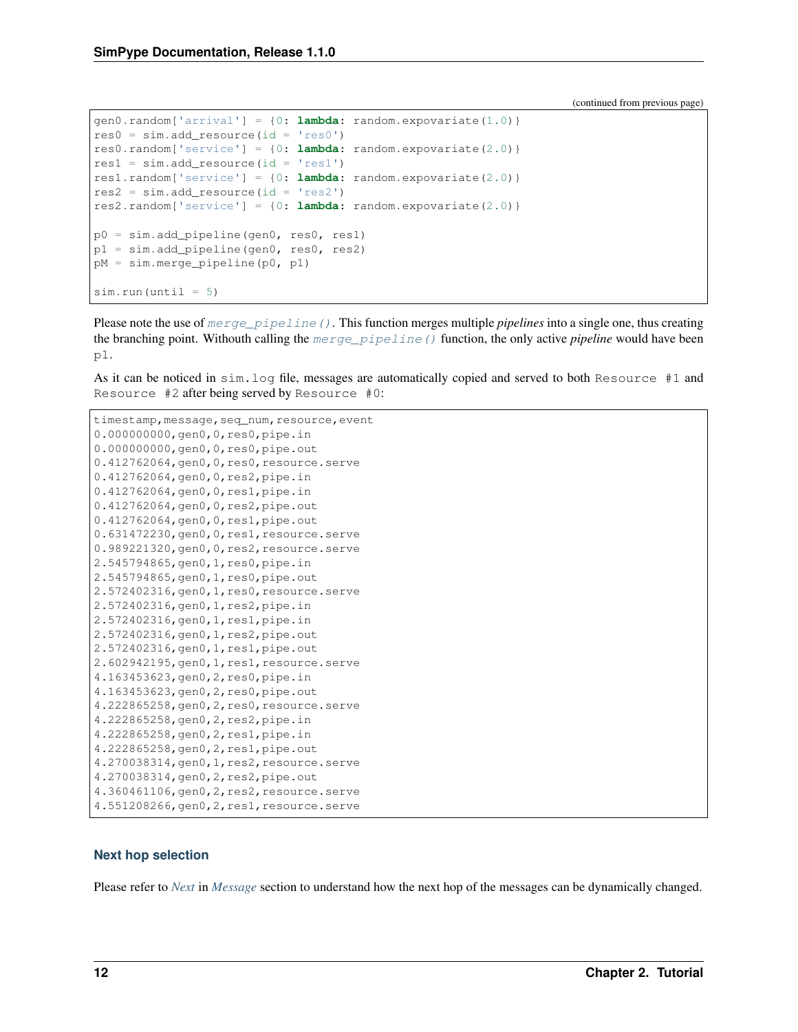(continued from previous page)

```
gen0.random['arrival'] = {0: lambda: random.expovariate(1.0)}
res0 = sim.add_resource(id = 'res0')
res0.random['service'] = {0: lambda: random.expovariate(2.0)}
res1 = sim.add_resource(id = 'res1')
res1.random['service'] = {0: lambda: random.expovariate(2.0)}
res2 = sim.add_resource(id = 'res2')
res2.random['service'] = {0: lambda: random.expovariate(2.0)}

p0 = sim.add_pipeline(gen0, res0, res1)
p1 = sim.add_pipeline(gen0, res0, res2)
pM = sim.merge_pipeline(p0, p1)

sim.run(until = 5)
```

Please note the use of `merge_pipeline()`. This function merges multiple *pipelines* into a single one, thus creating the branching point. Withouth calling the `merge_pipeline()` function, the only active *pipeline* would have been `p1`.

As it can be noticed in `sim.log` file, messages are automatically copied and served to both `Resource #1` and `Resource #2` after being served by `Resource #0`:

```
timestamp,message,seq_num,resource,event
0.000000000,gen0,0,res0,pipe.in
0.000000000,gen0,0,res0,pipe.out
0.412762064,gen0,0,res0,resource.serve
0.412762064,gen0,0,res2,pipe.in
0.412762064,gen0,0,res1,pipe.in
0.412762064,gen0,0,res2,pipe.out
0.412762064,gen0,0,res1,pipe.out
0.631472230,gen0,0,res1,resource.serve
0.989221320,gen0,0,res2,resource.serve
2.545794865,gen0,1,res0,pipe.in
2.545794865,gen0,1,res0,pipe.out
2.572402316,gen0,1,res0,resource.serve
2.572402316,gen0,1,res2,pipe.in
2.572402316,gen0,1,res1,pipe.in
2.572402316,gen0,1,res2,pipe.out
2.572402316,gen0,1,res1,pipe.out
2.602942195,gen0,1,res1,resource.serve
4.163453623,gen0,2,res0,pipe.in
4.163453623,gen0,2,res0,pipe.out
4.222865258,gen0,2,res0,resource.serve
4.222865258,gen0,2,res2,pipe.in
4.222865258,gen0,2,res1,pipe.in
4.222865258,gen0,2,res1,pipe.out
4.270038314,gen0,1,res2,resource.serve
4.270038314,gen0,2,res2,pipe.out
4.360461106,gen0,2,res2,resource.serve
4.551208266,gen0,2,res1,resource.serve
```

### Next hop selection

Please refer to *Next* in *Message* section to understand how the next hop of the messages can be dynamically changed.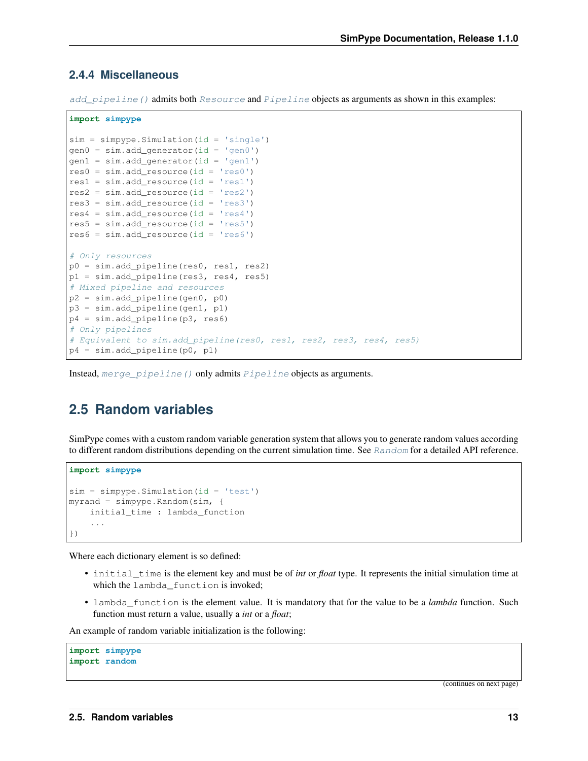### 2.4.4 Miscellaneous

`add_pipeline()` admits both `Resource` and `Pipeline` objects as arguments as shown in this examples:

```
import simpype

sim = simpype.Simulation(id = 'single')
gen0 = sim.add_generator(id = 'gen0')
gen1 = sim.add_generator(id = 'gen1')
res0 = sim.add_resource(id = 'res0')
res1 = sim.add_resource(id = 'res1')
res2 = sim.add_resource(id = 'res2')
res3 = sim.add_resource(id = 'res3')
res4 = sim.add_resource(id = 'res4')
res5 = sim.add_resource(id = 'res5')
res6 = sim.add_resource(id = 'res6')

# Only resources
p0 = sim.add_pipeline(res0, res1, res2)
p1 = sim.add_pipeline(res3, res4, res5)
# Mixed pipeline and resources
p2 = sim.add_pipeline(gen0, p0)
p3 = sim.add_pipeline(gen1, p1)
p4 = sim.add_pipeline(p3, res6)
# Only pipelines
# Equivalent to sim.add_pipeline(res0, res1, res2, res3, res4, res5)
p4 = sim.add_pipeline(p0, p1)
```

Instead, `merge_pipeline()` only admits `Pipeline` objects as arguments.

## 2.5 Random variables

SimPype comes with a custom random variable generation system that allows you to generate random values according to different random distributions depending on the current simulation time. See `Random` for a detailed API reference.

```
import simpype

sim = simpype.Simulation(id = 'test')
myrand = simpype.Random(sim, {
    initial_time : lambda_function
    ...
})
```

Where each dictionary element is so defined:

- `initial_time` is the element key and must be of *int* or *float* type. It represents the initial simulation time at which the `lambda_function` is invoked;
- `lambda_function` is the element value. It is mandatory that for the value to be a *lambda* function. Such function must return a value, usually a *int* or a *float*;

An example of random variable initialization is the following:

```
import simpype
import random
```

(continues on next page)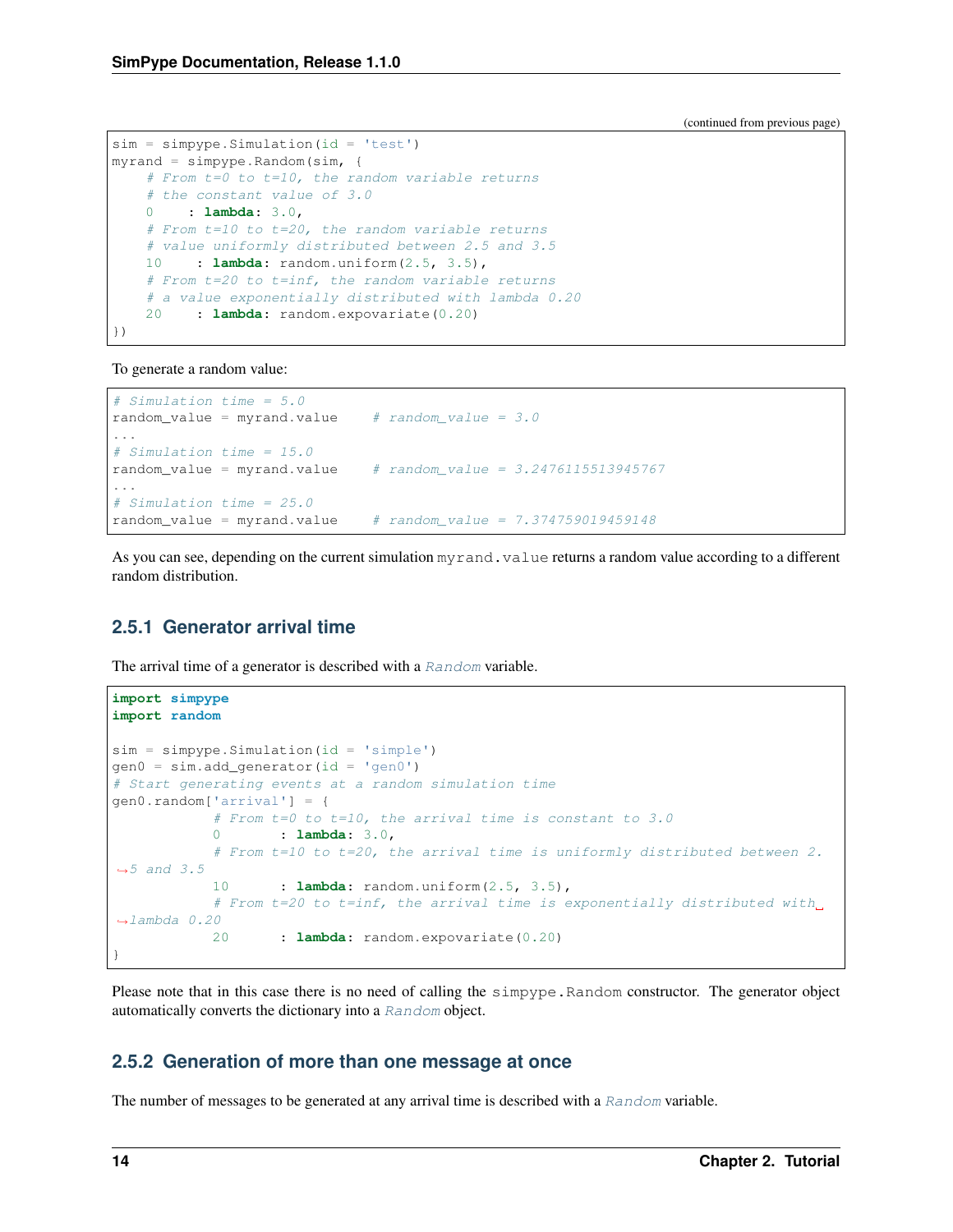(continued from previous page)

```
sim = simpype.Simulation(id = 'test')
myrand = simpype.Random(sim, {
    # From t=0 to t=10, the random variable returns
    # the constant value of 3.0
    0    : lambda: 3.0,
    # From t=10 to t=20, the random variable returns
    # value uniformly distributed between 2.5 and 3.5
    10    : lambda: random.uniform(2.5, 3.5),
    # From t=20 to t=inf, the random variable returns
    # a value exponentially distributed with lambda 0.20
    20    : lambda: random.expovariate(0.20)
})
```

To generate a random value:

```
# Simulation time = 5.0
random_value = myrand.value    # random_value = 3.0
...
# Simulation time = 15.0
random_value = myrand.value    # random_value = 3.2476115513945767
...
# Simulation time = 25.0
random_value = myrand.value    # random_value = 7.374759019459148
```

As you can see, depending on the current simulation `myrand.value` returns a random value according to a different random distribution.

### 2.5.1 Generator arrival time

The arrival time of a generator is described with a *Random* variable.

```
import simpype
import random

sim = simpype.Simulation(id = 'simple')
gen0 = sim.add_generator(id = 'gen0')
# Start generating events at a random simulation time
gen0.random['arrival'] = {
            # From t=0 to t=10, the arrival time is constant to 3.0
            0       : lambda: 3.0,
            # From t=10 to t=20, the arrival time is uniformly distributed between 2.5 and 3.5
            10      : lambda: random.uniform(2.5, 3.5),
            # From t=20 to t=inf, the arrival time is exponentially distributed with lambda 0.20
            20      : lambda: random.expovariate(0.20)
}
```

Please note that in this case there is no need of calling the `simpype.Random` constructor. The generator object automatically converts the dictionary into a *Random* object.

### 2.5.2 Generation of more than one message at once

The number of messages to be generated at any arrival time is described with a *Random* variable.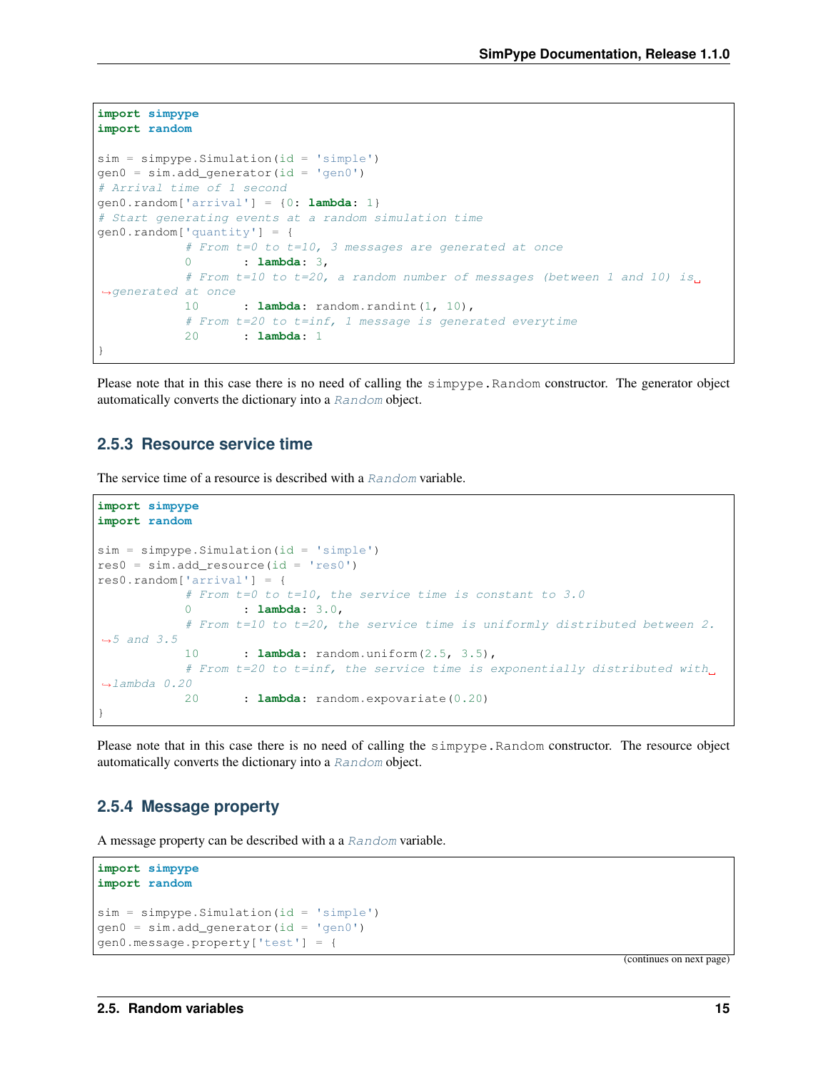```python
import simpype
import random

sim = simpype.Simulation(id = 'simple')
gen0 = sim.add_generator(id = 'gen0')
# Arrival time of 1 second
gen0.random['arrival'] = {0: lambda: 1}
# Start generating events at a random simulation time
gen0.random['quantity'] = {
            # From t=0 to t=10, 3 messages are generated at once
            0       : lambda: 3,
            # From t=10 to t=20, a random number of messages (between 1 and 10) is generated at once
            10      : lambda: random.randint(1, 10),
            # From t=20 to t=inf, 1 message is generated everytime
            20      : lambda: 1
}
```

Please note that in this case there is no need of calling the `simpype.Random` constructor. The generator object automatically converts the dictionary into a *Random* object.

### 2.5.3 Resource service time

The service time of a resource is described with a *Random* variable.

```python
import simpype
import random

sim = simpype.Simulation(id = 'simple')
res0 = sim.add_resource(id = 'res0')
res0.random['arrival'] = {
            # From t=0 to t=10, the service time is constant to 3.0
            0       : lambda: 3.0,
            # From t=10 to t=20, the service time is uniformly distributed between 2.5 and 3.5
            10      : lambda: random.uniform(2.5, 3.5),
            # From t=20 to t=inf, the service time is exponentially distributed with lambda 0.20
            20      : lambda: random.expovariate(0.20)
}
```

Please note that in this case there is no need of calling the `simpype.Random` constructor. The resource object automatically converts the dictionary into a *Random* object.

### 2.5.4 Message property

A message property can be described with a a *Random* variable.

```python
import simpype
import random

sim = simpype.Simulation(id = 'simple')
gen0 = sim.add_generator(id = 'gen0')
gen0.message.property['test'] = {
```

(continues on next page)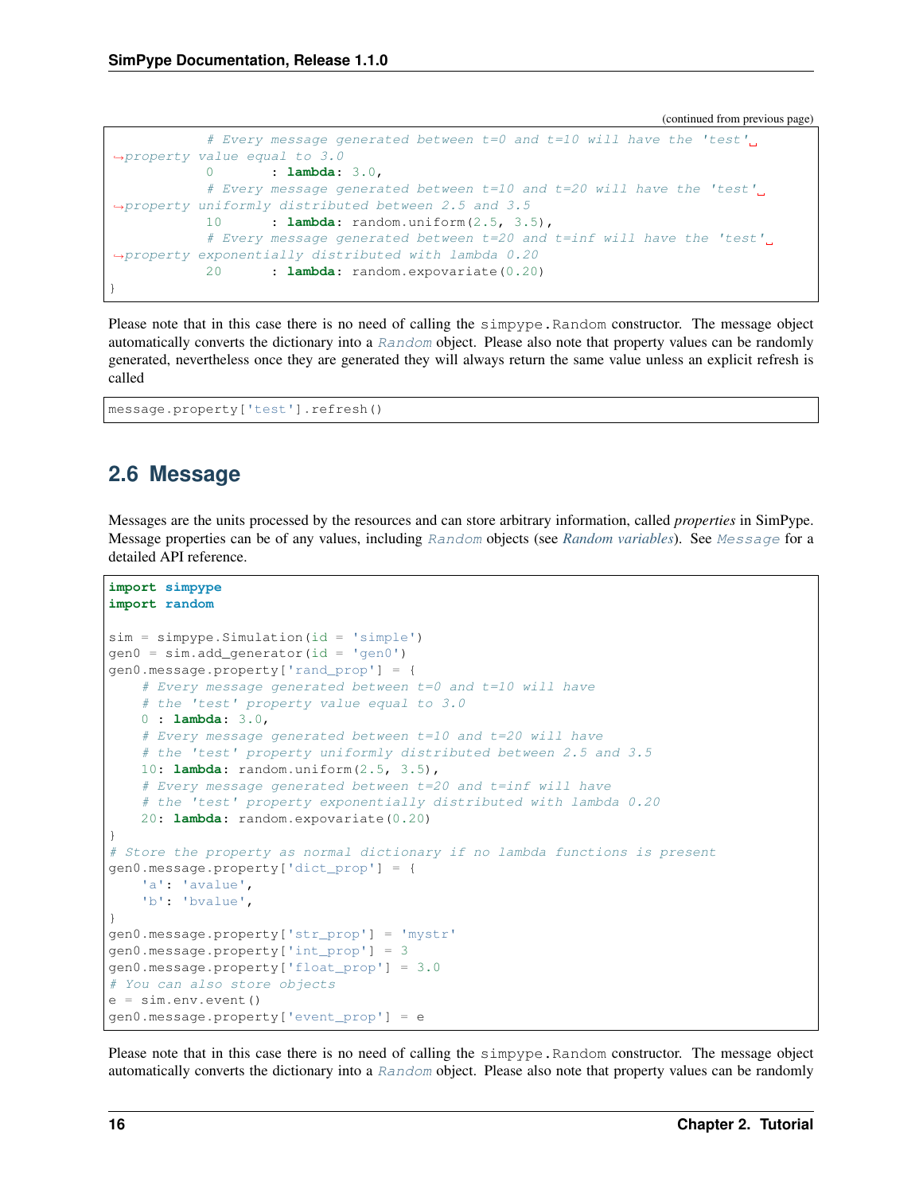```
            # Every message generated between t=0 and t=10 will have the 'test' property value equal to 3.0
            0       : lambda: 3.0,
            # Every message generated between t=10 and t=20 will have the 'test' property uniformly distributed between 2.5 and 3.5
            10      : lambda: random.uniform(2.5, 3.5),
            # Every message generated between t=20 and t=inf will have the 'test' property exponentially distributed with lambda 0.20
            20      : lambda: random.expovariate(0.20)
}
```

Please note that in this case there is no need of calling the `simpype.Random` constructor. The message object automatically converts the dictionary into a *Random* object. Please also note that property values can be randomly generated, nevertheless once they are generated they will always return the same value unless an explicit refresh is called

```
message.property['test'].refresh()
```

## 2.6 Message

Messages are the units processed by the resources and can store arbitrary information, called *properties* in SimPype. Message properties can be of any values, including *Random* objects (see *Random variables*). See *Message* for a detailed API reference.

```
import simpype
import random

sim = simpype.Simulation(id = 'simple')
gen0 = sim.add_generator(id = 'gen0')
gen0.message.property['rand_prop'] = {
    # Every message generated between t=0 and t=10 will have
    # the 'test' property value equal to 3.0
    0 : lambda: 3.0,
    # Every message generated between t=10 and t=20 will have
    # the 'test' property uniformly distributed between 2.5 and 3.5
    10: lambda: random.uniform(2.5, 3.5),
    # Every message generated between t=20 and t=inf will have
    # the 'test' property exponentially distributed with lambda 0.20
    20: lambda: random.expovariate(0.20)
}
# Store the property as normal dictionary if no lambda functions is present
gen0.message.property['dict_prop'] = {
    'a': 'avalue',
    'b': 'bvalue',
}
gen0.message.property['str_prop'] = 'mystr'
gen0.message.property['int_prop'] = 3
gen0.message.property['float_prop'] = 3.0
# You can also store objects
e = sim.env.event()
gen0.message.property['event_prop'] = e
```

Please note that in this case there is no need of calling the `simpype.Random` constructor. The message object automatically converts the dictionary into a *Random* object. Please also note that property values can be randomly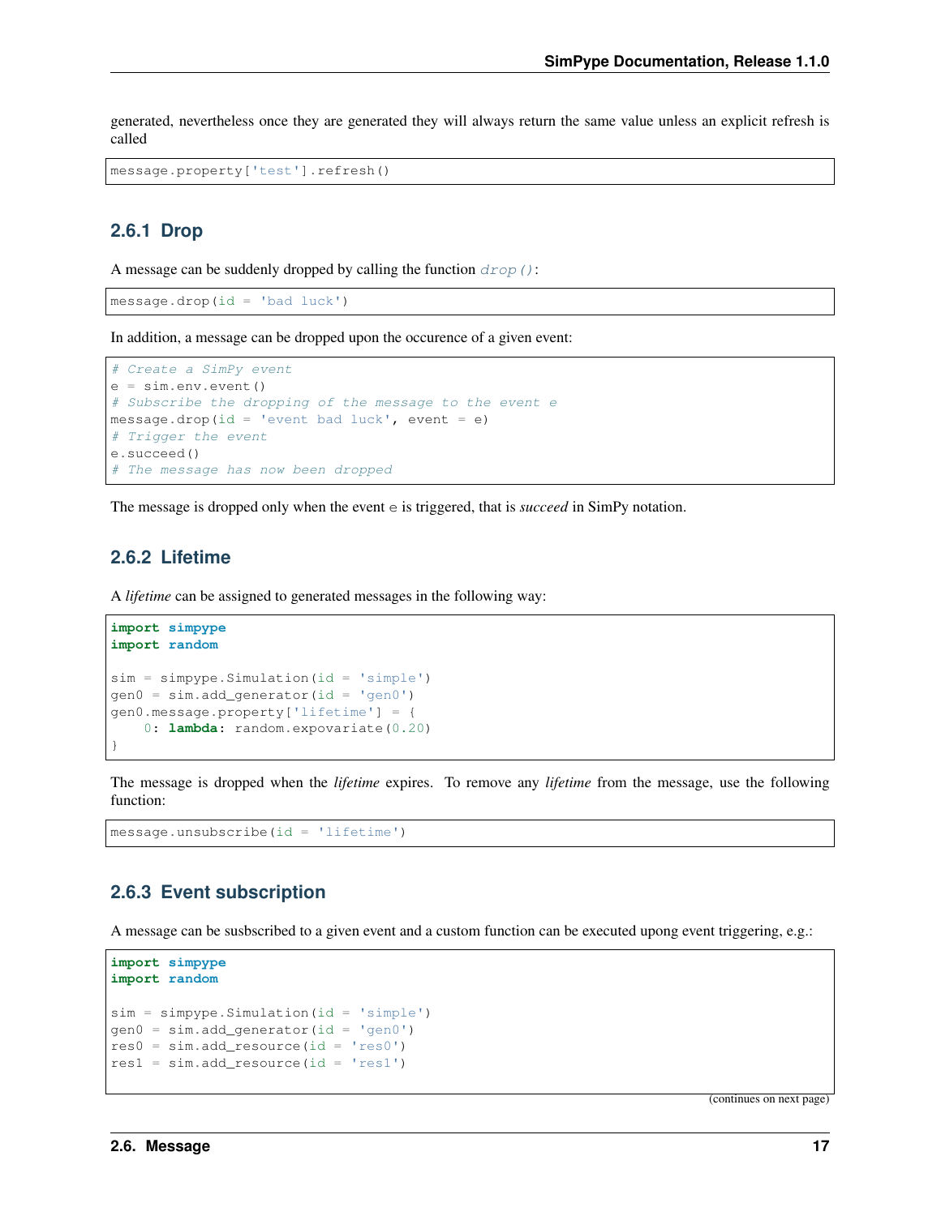generated, nevertheless once they are generated they will always return the same value unless an explicit refresh is called

```
message.property['test'].refresh()
```

### 2.6.1 Drop

A message can be suddenly dropped by calling the function `drop()`:

```
message.drop(id = 'bad luck')
```

In addition, a message can be dropped upon the occurence of a given event:

```
# Create a SimPy event
e = sim.env.event()
# Subscribe the dropping of the message to the event e
message.drop(id = 'event bad luck', event = e)
# Trigger the event
e.succeed()
# The message has now been dropped
```

The message is dropped only when the event `e` is triggered, that is *succeed* in SimPy notation.

### 2.6.2 Lifetime

A *lifetime* can be assigned to generated messages in the following way:

```
import simpype
import random

sim = simpype.Simulation(id = 'simple')
gen0 = sim.add_generator(id = 'gen0')
gen0.message.property['lifetime'] = {
    0: lambda: random.expovariate(0.20)
}
```

The message is dropped when the *lifetime* expires. To remove any *lifetime* from the message, use the following function:

```
message.unsubscribe(id = 'lifetime')
```

### 2.6.3 Event subscription

A message can be susbscribed to a given event and a custom function can be executed upong event triggering, e.g.:

```
import simpype
import random

sim = simpype.Simulation(id = 'simple')
gen0 = sim.add_generator(id = 'gen0')
res0 = sim.add_resource(id = 'res0')
res1 = sim.add_resource(id = 'res1')
```

(continues on next page)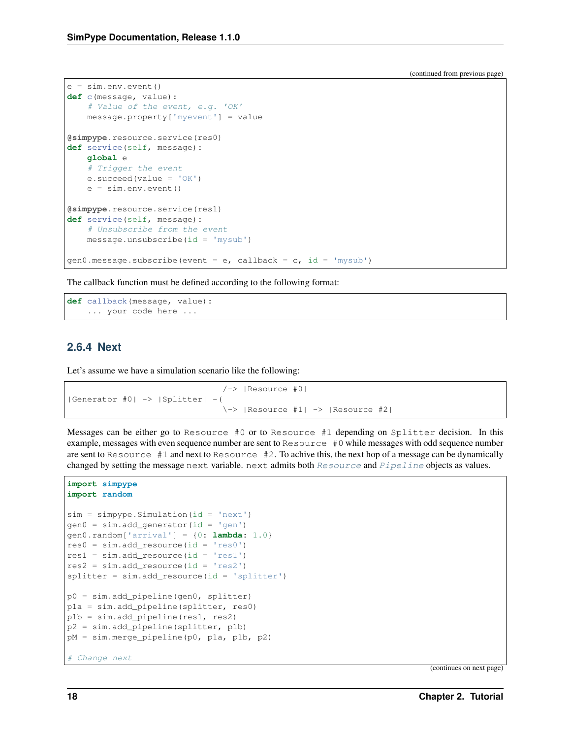(continued from previous page)

```
e = sim.env.event()
def c(message, value):
    # Value of the event, e.g. 'OK'
    message.property['myevent'] = value

@simpype.resource.service(res0)
def service(self, message):
    global e
    # Trigger the event
    e.succeed(value = 'OK')
    e = sim.env.event()

@simpype.resource.service(res1)
def service(self, message):
    # Unsubscribe from the event
    message.unsubscribe(id = 'mysub')

gen0.message.subscribe(event = e, callback = c, id = 'mysub')
```

The callback function must be defined according to the following format:

```
def callback(message, value):
    ... your code here ...
```

### 2.6.4 Next

Let's assume we have a simulation scenario like the following:

```
                                /-> |Resource #0|
|Generator #0| -> |Splitter| -(
                                \-> |Resource #1| -> |Resource #2|
```

Messages can be either go to `Resource #0` or to `Resource #1` depending on `Splitter` decision. In this example, messages with even sequence number are sent to `Resource #0` while messages with odd sequence number are sent to `Resource #1` and next to `Resource #2`. To achive this, the next hop of a message can be dynamically changed by setting the message `next` variable. `next` admits both `Resource` and `Pipeline` objects as values.

```
import simpype
import random

sim = simpype.Simulation(id = 'next')
gen0 = sim.add_generator(id = 'gen')
gen0.random['arrival'] = {0: lambda: 1.0}
res0 = sim.add_resource(id = 'res0')
res1 = sim.add_resource(id = 'res1')
res2 = sim.add_resource(id = 'res2')
splitter = sim.add_resource(id = 'splitter')

p0 = sim.add_pipeline(gen0, splitter)
p1a = sim.add_pipeline(splitter, res0)
p1b = sim.add_pipeline(res1, res2)
p2 = sim.add_pipeline(splitter, p1b)
pM = sim.merge_pipeline(p0, p1a, p1b, p2)

# Change next
```

(continues on next page)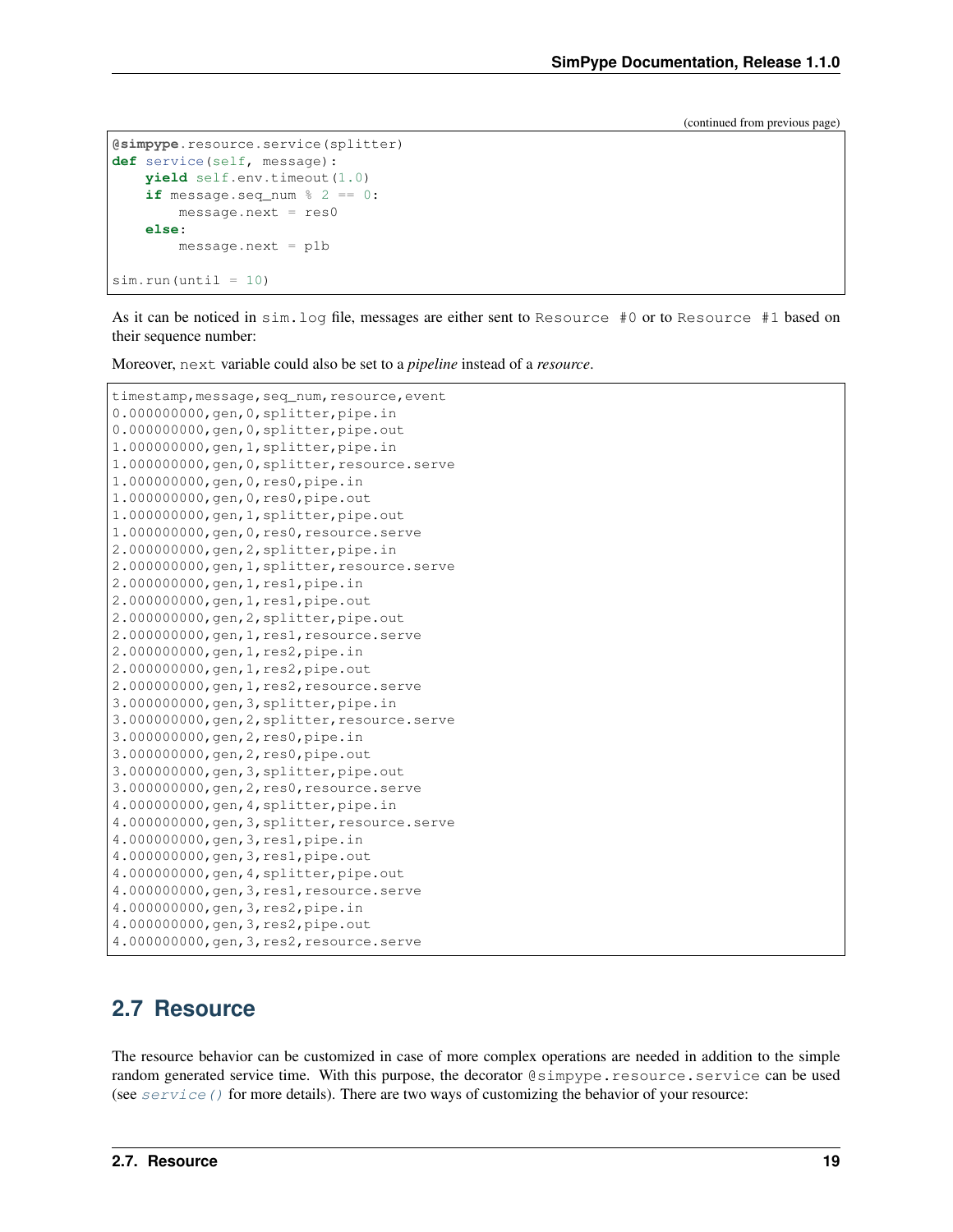(continued from previous page)

```
@simpype.resource.service(splitter)
def service(self, message):
    yield self.env.timeout(1.0)
    if message.seq_num % 2 == 0:
        message.next = res0
    else:
        message.next = p1b

sim.run(until = 10)
```

As it can be noticed in `sim.log` file, messages are either sent to `Resource #0` or to `Resource #1` based on their sequence number:

Moreover, `next` variable could also be set to a *pipeline* instead of a *resource*.

```
timestamp,message,seq_num,resource,event
0.000000000,gen,0,splitter,pipe.in
0.000000000,gen,0,splitter,pipe.out
1.000000000,gen,1,splitter,pipe.in
1.000000000,gen,0,splitter,resource.serve
1.000000000,gen,0,res0,pipe.in
1.000000000,gen,0,res0,pipe.out
1.000000000,gen,1,splitter,pipe.out
1.000000000,gen,0,res0,resource.serve
2.000000000,gen,2,splitter,pipe.in
2.000000000,gen,1,splitter,resource.serve
2.000000000,gen,1,res1,pipe.in
2.000000000,gen,1,res1,pipe.out
2.000000000,gen,2,splitter,pipe.out
2.000000000,gen,1,res1,resource.serve
2.000000000,gen,1,res2,pipe.in
2.000000000,gen,1,res2,pipe.out
2.000000000,gen,1,res2,resource.serve
3.000000000,gen,3,splitter,pipe.in
3.000000000,gen,2,splitter,resource.serve
3.000000000,gen,2,res0,pipe.in
3.000000000,gen,2,res0,pipe.out
3.000000000,gen,3,splitter,pipe.out
3.000000000,gen,2,res0,resource.serve
4.000000000,gen,4,splitter,pipe.in
4.000000000,gen,3,splitter,resource.serve
4.000000000,gen,3,res1,pipe.in
4.000000000,gen,3,res1,pipe.out
4.000000000,gen,4,splitter,pipe.out
4.000000000,gen,3,res1,resource.serve
4.000000000,gen,3,res2,pipe.in
4.000000000,gen,3,res2,pipe.out
4.000000000,gen,3,res2,resource.serve
```

## 2.7 Resource

The resource behavior can be customized in case of more complex operations are needed in addition to the simple random generated service time. With this purpose, the decorator `@simpype.resource.service` can be used (see *service()* for more details). There are two ways of customizing the behavior of your resource: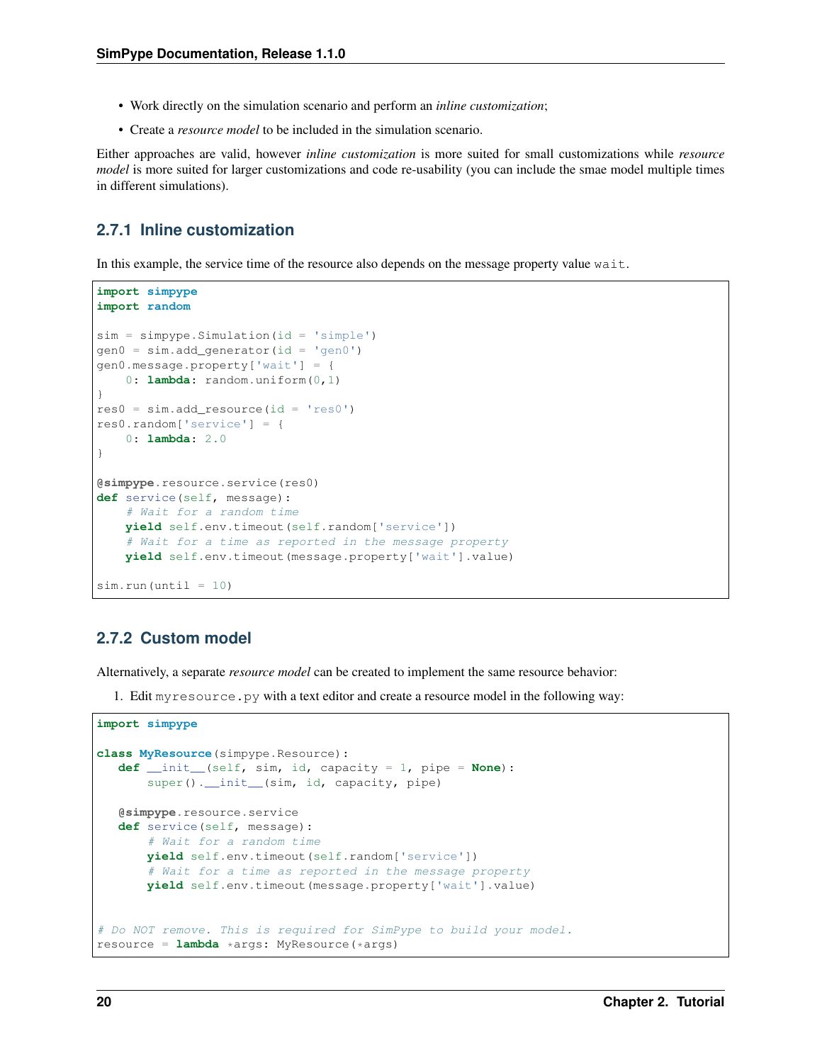- Work directly on the simulation scenario and perform an *inline customization*;
- Create a *resource model* to be included in the simulation scenario.

Either approaches are valid, however *inline customization* is more suited for small customizations while *resource model* is more suited for larger customizations and code re-usability (you can include the smae model multiple times in different simulations).

### 2.7.1 Inline customization

In this example, the service time of the resource also depends on the message property value `wait`.

```
import simpype
import random

sim = simpype.Simulation(id = 'simple')
gen0 = sim.add_generator(id = 'gen0')
gen0.message.property['wait'] = {
    0: lambda: random.uniform(0,1)
}
res0 = sim.add_resource(id = 'res0')
res0.random['service'] = {
    0: lambda: 2.0
}

@simpype.resource.service(res0)
def service(self, message):
    # Wait for a random time
    yield self.env.timeout(self.random['service'])
    # Wait for a time as reported in the message property
    yield self.env.timeout(message.property['wait'].value)

sim.run(until = 10)
```

### 2.7.2 Custom model

Alternatively, a separate *resource model* can be created to implement the same resource behavior:

1. Edit `myresource.py` with a text editor and create a resource model in the following way:

```
import simpype

class MyResource(simpype.Resource):
   def __init__(self, sim, id, capacity = 1, pipe = None):
       super().__init__(sim, id, capacity, pipe)

   @simpype.resource.service
   def service(self, message):
       # Wait for a random time
       yield self.env.timeout(self.random['service'])
       # Wait for a time as reported in the message property
       yield self.env.timeout(message.property['wait'].value)


# Do NOT remove. This is required for SimPype to build your model.
resource = lambda *args: MyResource(*args)
```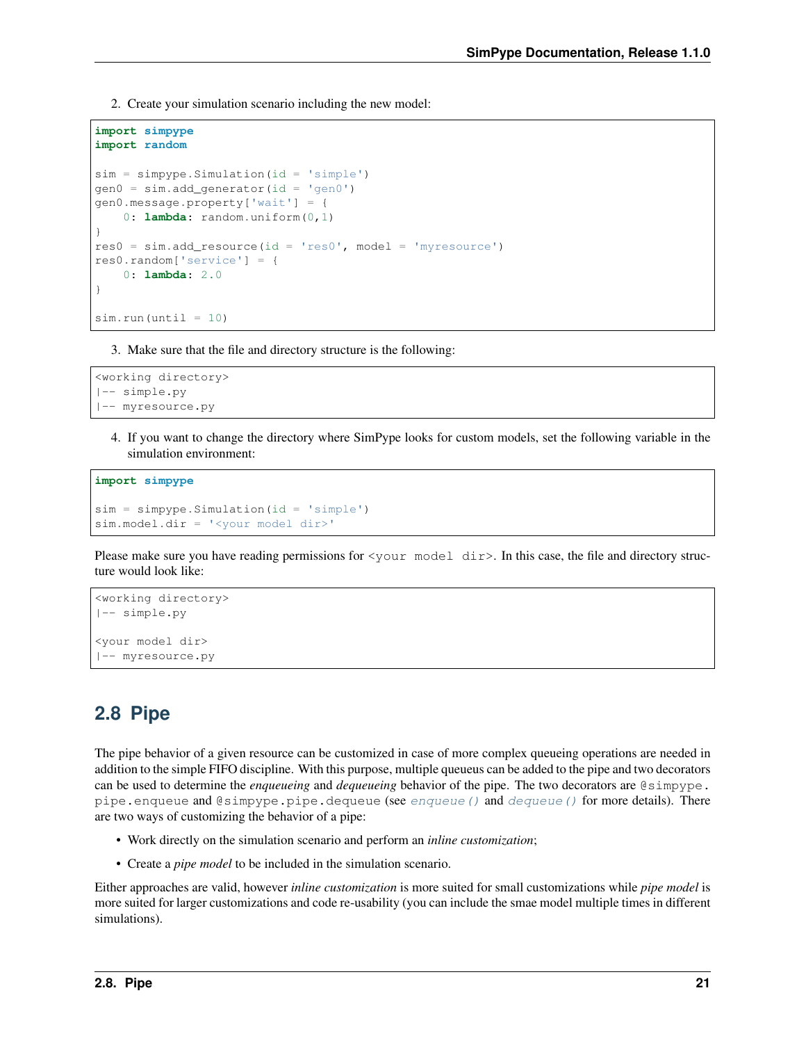2. Create your simulation scenario including the new model:

```
import simpype
import random

sim = simpype.Simulation(id = 'simple')
gen0 = sim.add_generator(id = 'gen0')
gen0.message.property['wait'] = {
    0: lambda: random.uniform(0,1)
}
res0 = sim.add_resource(id = 'res0', model = 'myresource')
res0.random['service'] = {
    0: lambda: 2.0
}

sim.run(until = 10)
```

3. Make sure that the file and directory structure is the following:

```
<working directory>
|-- simple.py
|-- myresource.py
```

4. If you want to change the directory where SimPype looks for custom models, set the following variable in the simulation environment:

```
import simpype

sim = simpype.Simulation(id = 'simple')
sim.model.dir = '<your model dir>'
```

Please make sure you have reading permissions for `<your model dir>`. In this case, the file and directory structure would look like:

```
<working directory>
|-- simple.py

<your model dir>
|-- myresource.py
```

## 2.8 Pipe

The pipe behavior of a given resource can be customized in case of more complex queueing operations are needed in addition to the simple FIFO discipline. With this purpose, multiple queueus can be added to the pipe and two decorators can be used to determine the *enqueueing* and *dequeueing* behavior of the pipe. The two decorators are `@simpype.pipe.enqueue` and `@simpype.pipe.dequeue` (see `enqueue()` and `dequeue()` for more details). There are two ways of customizing the behavior of a pipe:

- Work directly on the simulation scenario and perform an *inline customization*;
- Create a *pipe model* to be included in the simulation scenario.

Either approaches are valid, however *inline customization* is more suited for small customizations while *pipe model* is more suited for larger customizations and code re-usability (you can include the smae model multiple times in different simulations).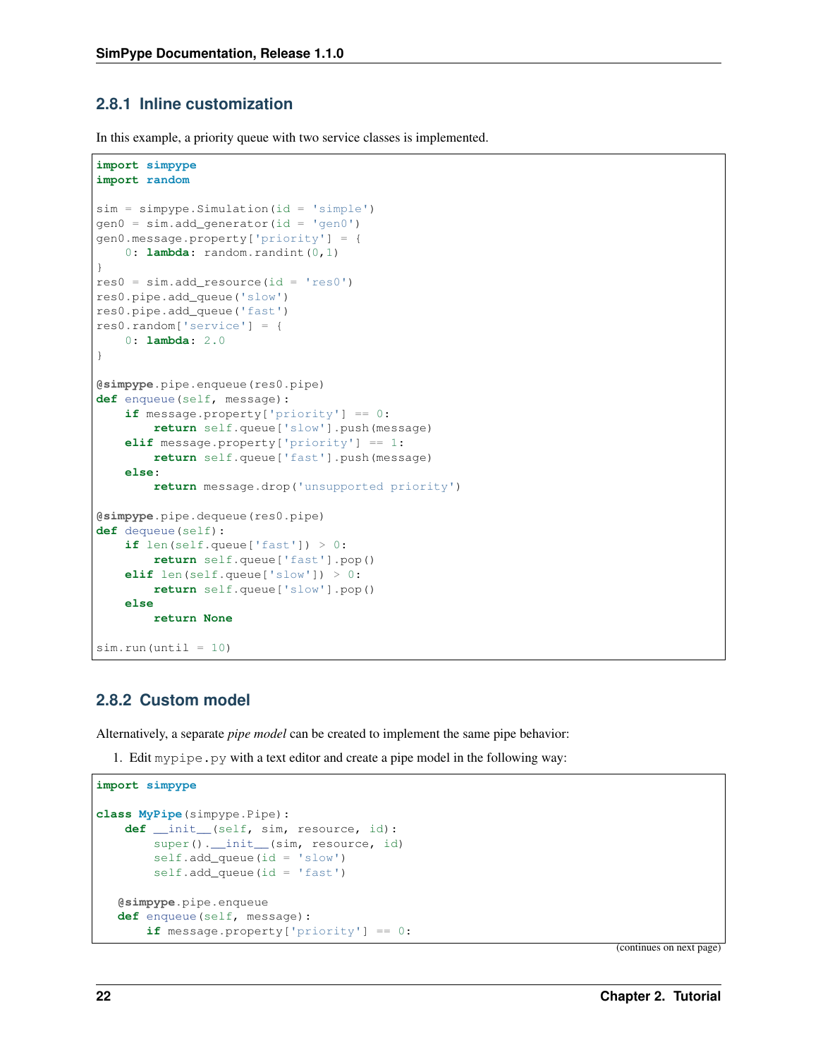### 2.8.1 Inline customization

In this example, a priority queue with two service classes is implemented.

```
import simpype
import random

sim = simpype.Simulation(id = 'simple')
gen0 = sim.add_generator(id = 'gen0')
gen0.message.property['priority'] = {
    0: lambda: random.randint(0,1)
}
res0 = sim.add_resource(id = 'res0')
res0.pipe.add_queue('slow')
res0.pipe.add_queue('fast')
res0.random['service'] = {
    0: lambda: 2.0
}

@simpype.pipe.enqueue(res0.pipe)
def enqueue(self, message):
    if message.property['priority'] == 0:
        return self.queue['slow'].push(message)
    elif message.property['priority'] == 1:
        return self.queue['fast'].push(message)
    else:
        return message.drop('unsupported priority')

@simpype.pipe.dequeue(res0.pipe)
def dequeue(self):
    if len(self.queue['fast']) > 0:
        return self.queue['fast'].pop()
    elif len(self.queue['slow']) > 0:
        return self.queue['slow'].pop()
    else
        return None

sim.run(until = 10)
```

### 2.8.2 Custom model

Alternatively, a separate *pipe model* can be created to implement the same pipe behavior:

1. Edit `mypipe.py` with a text editor and create a pipe model in the following way:

```
import simpype

class MyPipe(simpype.Pipe):
    def __init__(self, sim, resource, id):
        super().__init__(sim, resource, id)
        self.add_queue(id = 'slow')
        self.add_queue(id = 'fast')

   @simpype.pipe.enqueue
   def enqueue(self, message):
       if message.property['priority'] == 0:
```

(continues on next page)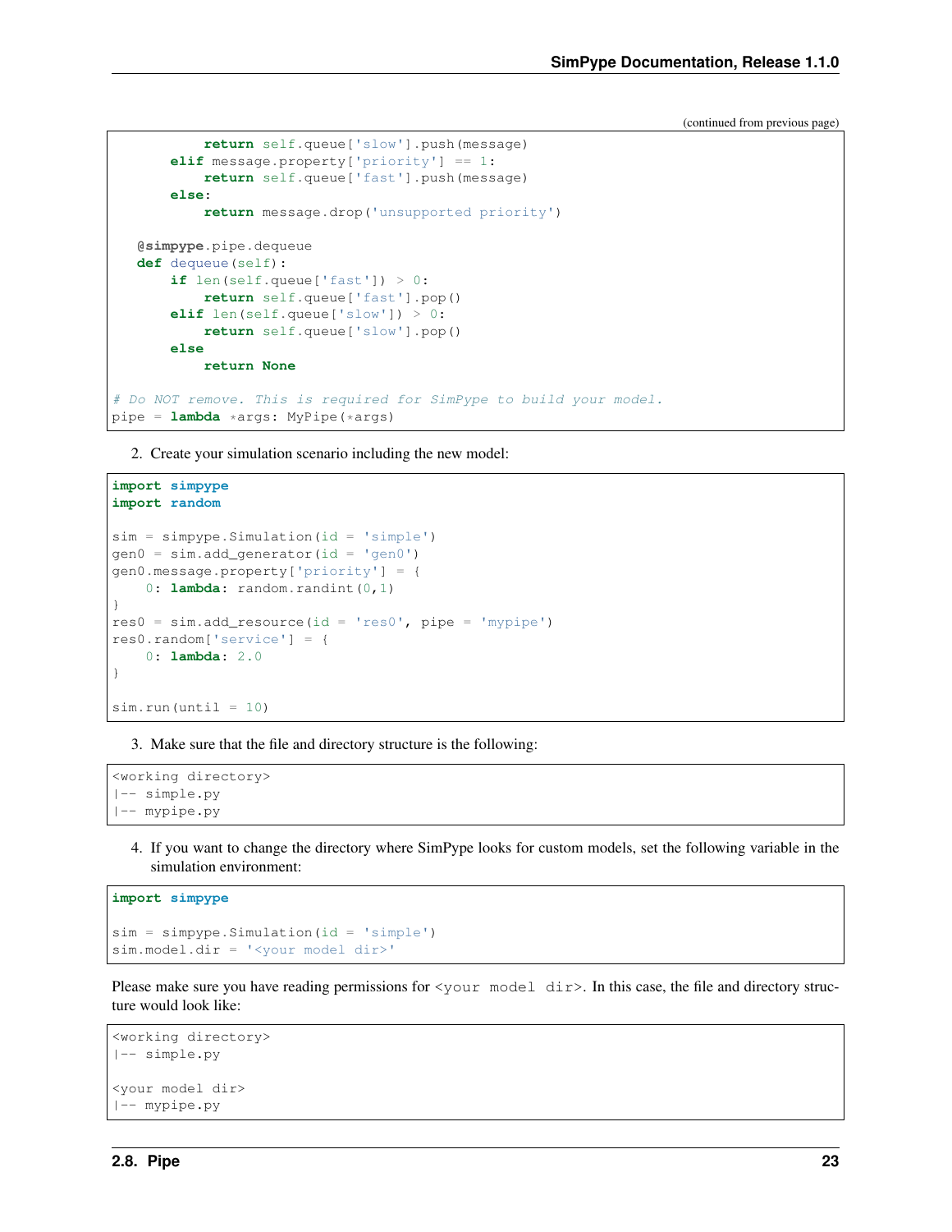(continued from previous page)

```
            return self.queue['slow'].push(message)
        elif message.property['priority'] == 1:
            return self.queue['fast'].push(message)
        else:
            return message.drop('unsupported priority')

    @simpype.pipe.dequeue
    def dequeue(self):
        if len(self.queue['fast']) > 0:
            return self.queue['fast'].pop()
        elif len(self.queue['slow']) > 0:
            return self.queue['slow'].pop()
        else
            return None

# Do NOT remove. This is required for SimPype to build your model.
pipe = lambda *args: MyPipe(*args)
```

2. Create your simulation scenario including the new model:

```
import simpype
import random

sim = simpype.Simulation(id = 'simple')
gen0 = sim.add_generator(id = 'gen0')
gen0.message.property['priority'] = {
    0: lambda: random.randint(0,1)
}
res0 = sim.add_resource(id = 'res0', pipe = 'mypipe')
res0.random['service'] = {
    0: lambda: 2.0
}

sim.run(until = 10)
```

3. Make sure that the file and directory structure is the following:

```
<working directory>
|-- simple.py
|-- mypipe.py
```

4. If you want to change the directory where SimPype looks for custom models, set the following variable in the simulation environment:

```
import simpype

sim = simpype.Simulation(id = 'simple')
sim.model.dir = '<your model dir>'
```

Please make sure you have reading permissions for `<your model dir>`. In this case, the file and directory structure would look like:

```
<working directory>
|-- simple.py

<your model dir>
|-- mypipe.py
```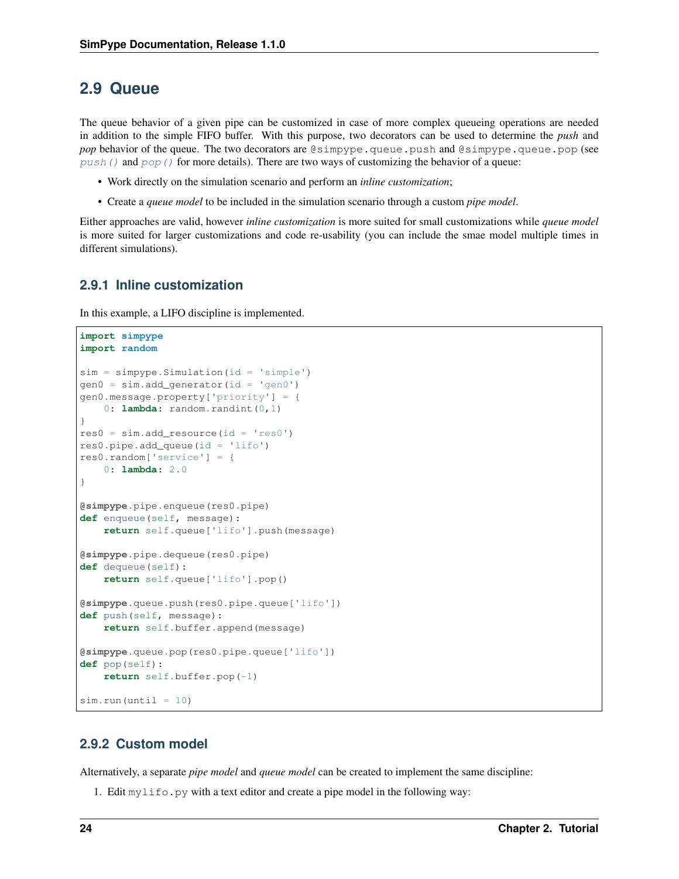## 2.9 Queue

The queue behavior of a given pipe can be customized in case of more complex queueing operations are needed in addition to the simple FIFO buffer. With this purpose, two decorators can be used to determine the *push* and *pop* behavior of the queue. The two decorators are `@simpype.queue.push` and `@simpype.queue.pop` (see `push()` and `pop()` for more details). There are two ways of customizing the behavior of a queue:

- Work directly on the simulation scenario and perform an *inline customization*;
- Create a *queue model* to be included in the simulation scenario through a custom *pipe model*.

Either approaches are valid, however *inline customization* is more suited for small customizations while *queue model* is more suited for larger customizations and code re-usability (you can include the smae model multiple times in different simulations).

### 2.9.1 Inline customization

In this example, a LIFO discipline is implemented.

```
import simpype
import random

sim = simpype.Simulation(id = 'simple')
gen0 = sim.add_generator(id = 'gen0')
gen0.message.property['priority'] = {
    0: lambda: random.randint(0,1)
}
res0 = sim.add_resource(id = 'res0')
res0.pipe.add_queue(id = 'lifo')
res0.random['service'] = {
    0: lambda: 2.0
}

@simpype.pipe.enqueue(res0.pipe)
def enqueue(self, message):
    return self.queue['lifo'].push(message)

@simpype.pipe.dequeue(res0.pipe)
def dequeue(self):
    return self.queue['lifo'].pop()

@simpype.queue.push(res0.pipe.queue['lifo'])
def push(self, message):
    return self.buffer.append(message)

@simpype.queue.pop(res0.pipe.queue['lifo'])
def pop(self):
    return self.buffer.pop(-1)

sim.run(until = 10)
```

### 2.9.2 Custom model

Alternatively, a separate *pipe model* and *queue model* can be created to implement the same discipline:

1. Edit `mylifo.py` with a text editor and create a pipe model in the following way: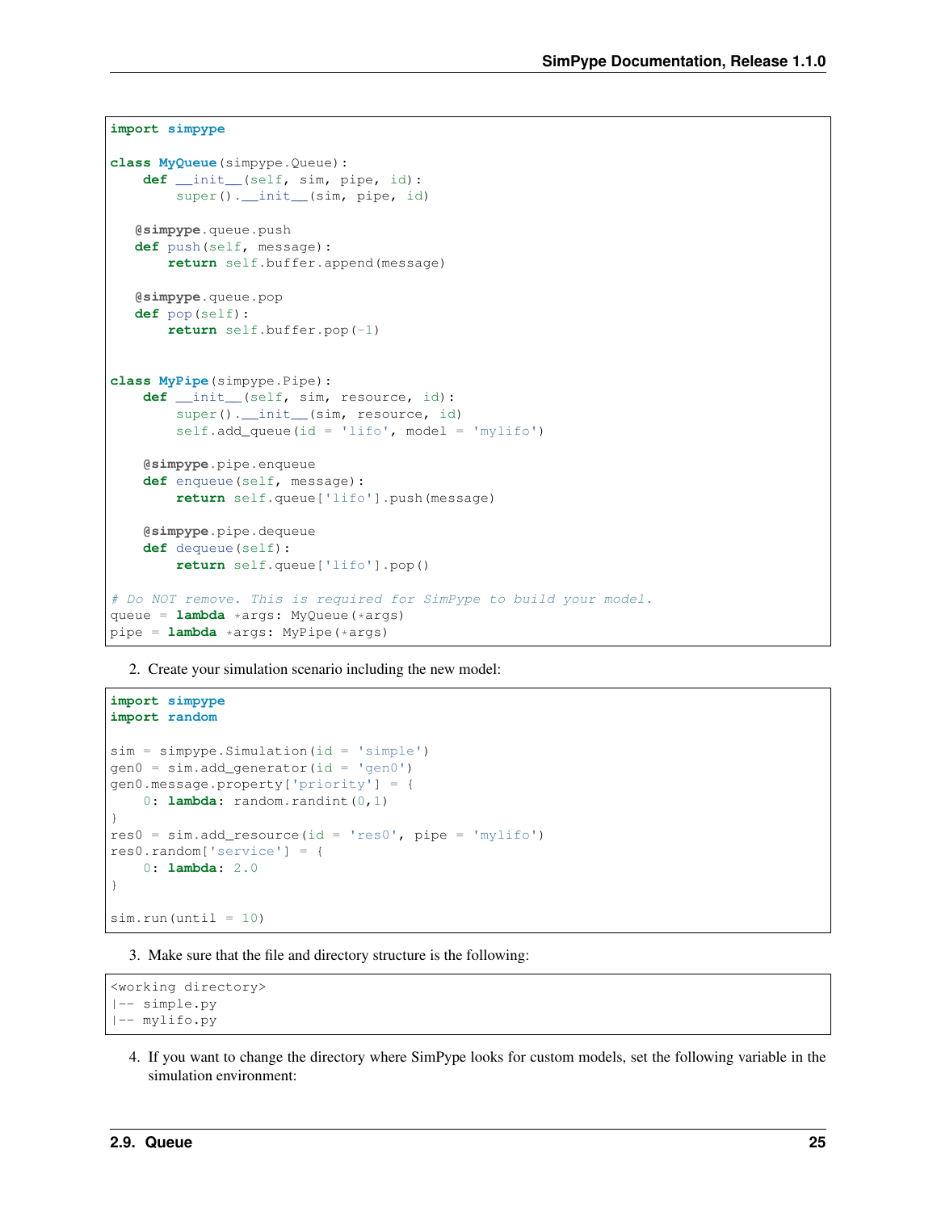```python
import simpype

class MyQueue(simpype.Queue):
    def __init__(self, sim, pipe, id):
        super().__init__(sim, pipe, id)

   @simpype.queue.push
   def push(self, message):
       return self.buffer.append(message)

   @simpype.queue.pop
   def pop(self):
       return self.buffer.pop(-1)


class MyPipe(simpype.Pipe):
    def __init__(self, sim, resource, id):
        super().__init__(sim, resource, id)
        self.add_queue(id = 'lifo', model = 'mylifo')

    @simpype.pipe.enqueue
    def enqueue(self, message):
        return self.queue['lifo'].push(message)

    @simpype.pipe.dequeue
    def dequeue(self):
        return self.queue['lifo'].pop()

# Do NOT remove. This is required for SimPype to build your model.
queue = lambda *args: MyQueue(*args)
pipe = lambda *args: MyPipe(*args)
```

2. Create your simulation scenario including the new model:

```python
import simpype
import random

sim = simpype.Simulation(id = 'simple')
gen0 = sim.add_generator(id = 'gen0')
gen0.message.property['priority'] = {
    0: lambda: random.randint(0,1)
}
res0 = sim.add_resource(id = 'res0', pipe = 'mylifo')
res0.random['service'] = {
    0: lambda: 2.0
}

sim.run(until = 10)
```

3. Make sure that the file and directory structure is the following:

```
<working directory>
|-- simple.py
|-- mylifo.py
```

4. If you want to change the directory where SimPype looks for custom models, set the following variable in the simulation environment: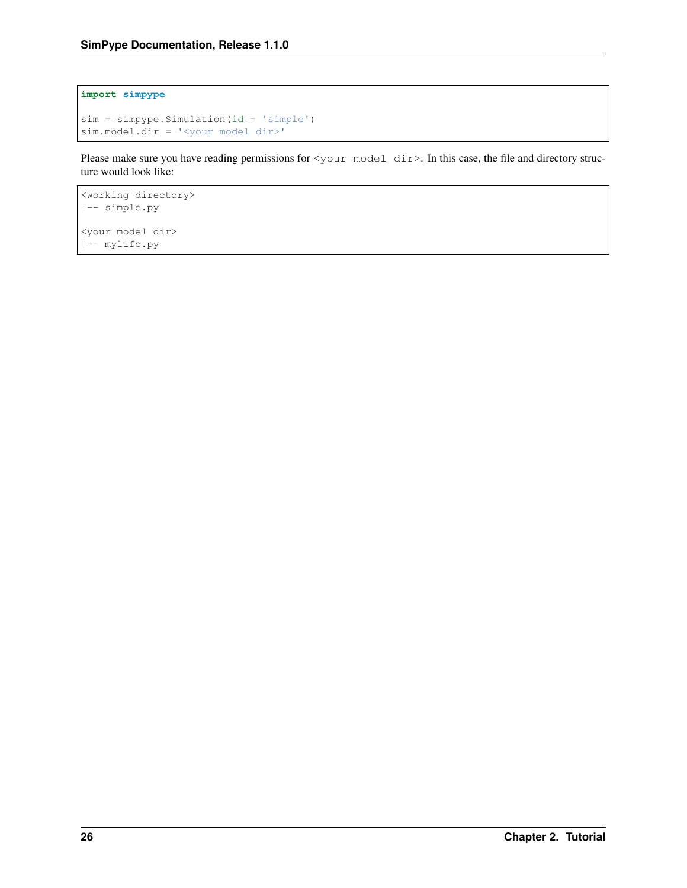```python
import simpype

sim = simpype.Simulation(id = 'simple')
sim.model.dir = '<your model dir>'
```

Please make sure you have reading permissions for `<your model dir>`. In this case, the file and directory structure would look like:

```
<working directory>
|-- simple.py

<your model dir>
|-- mylifo.py
```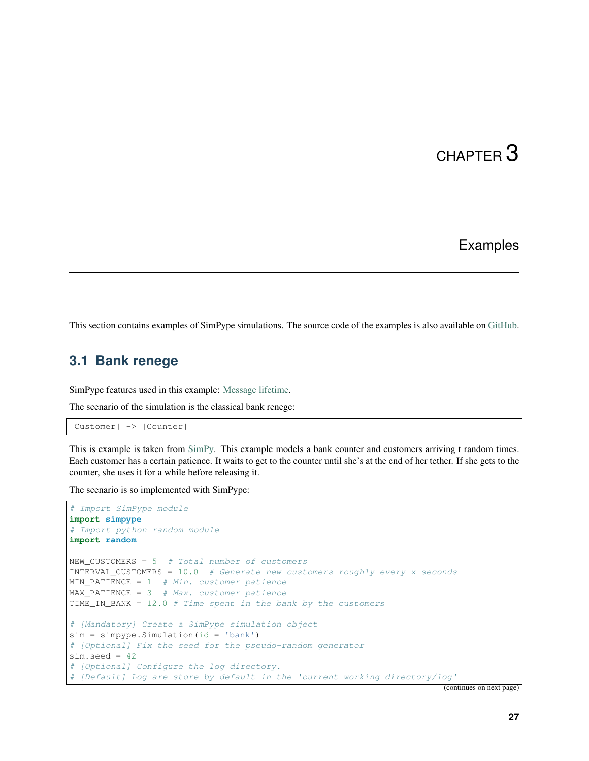# CHAPTER 3

# Examples

This section contains examples of SimPype simulations. The source code of the examples is also available on GitHub.

## 3.1 Bank renege

SimPype features used in this example: Message lifetime.

The scenario of the simulation is the classical bank renege:

```
|Customer| -> |Counter|
```

This is example is taken from SimPy. This example models a bank counter and customers arriving t random times. Each customer has a certain patience. It waits to get to the counter until she's at the end of her tether. If she gets to the counter, she uses it for a while before releasing it.

The scenario is so implemented with SimPype:

```
# Import SimPype module
import simpype
# Import python random module
import random

NEW_CUSTOMERS = 5  # Total number of customers
INTERVAL_CUSTOMERS = 10.0  # Generate new customers roughly every x seconds
MIN_PATIENCE = 1  # Min. customer patience
MAX_PATIENCE = 3  # Max. customer patience
TIME_IN_BANK = 12.0 # Time spent in the bank by the customers

# [Mandatory] Create a SimPype simulation object
sim = simpype.Simulation(id = 'bank')
# [Optional] Fix the seed for the pseudo-random generator
sim.seed = 42
# [Optional] Configure the log directory.
# [Default] Log are store by default in the 'current working directory/log'
```

(continues on next page)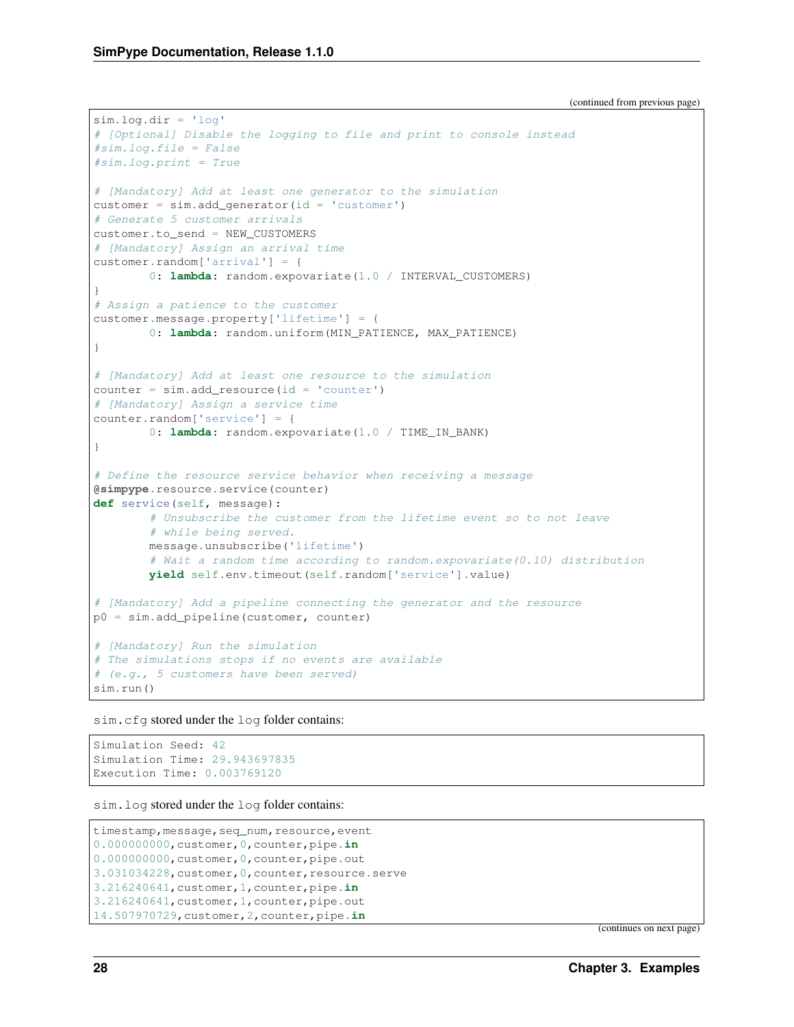(continued from previous page)

```
sim.log.dir = 'log'
# [Optional] Disable the logging to file and print to console instead
#sim.log.file = False
#sim.log.print = True

# [Mandatory] Add at least one generator to the simulation
customer = sim.add_generator(id = 'customer')
# Generate 5 customer arrivals
customer.to_send = NEW_CUSTOMERS
# [Mandatory] Assign an arrival time
customer.random['arrival'] = {
        0: lambda: random.expovariate(1.0 / INTERVAL_CUSTOMERS)
}
# Assign a patience to the customer
customer.message.property['lifetime'] = {
        0: lambda: random.uniform(MIN_PATIENCE, MAX_PATIENCE)
}

# [Mandatory] Add at least one resource to the simulation
counter = sim.add_resource(id = 'counter')
# [Mandatory] Assign a service time
counter.random['service'] = {
        0: lambda: random.expovariate(1.0 / TIME_IN_BANK)
}

# Define the resource service behavior when receiving a message
@simpype.resource.service(counter)
def service(self, message):
        # Unsubscribe the customer from the lifetime event so to not leave
        # while being served.
        message.unsubscribe('lifetime')
        # Wait a random time according to random.expovariate(0.10) distribution
        yield self.env.timeout(self.random['service'].value)

# [Mandatory] Add a pipeline connecting the generator and the resource
p0 = sim.add_pipeline(customer, counter)

# [Mandatory] Run the simulation
# The simulations stops if no events are available
# (e.g., 5 customers have been served)
sim.run()
```

`sim.cfg` stored under the `log` folder contains:

```
Simulation Seed: 42
Simulation Time: 29.943697835
Execution Time: 0.003769120
```

`sim.log` stored under the `log` folder contains:

```
timestamp,message,seq_num,resource,event
0.000000000,customer,0,counter,pipe.in
0.000000000,customer,0,counter,pipe.out
3.031034228,customer,0,counter,resource.serve
3.216240641,customer,1,counter,pipe.in
3.216240641,customer,1,counter,pipe.out
14.507970729,customer,2,counter,pipe.in
```

(continues on next page)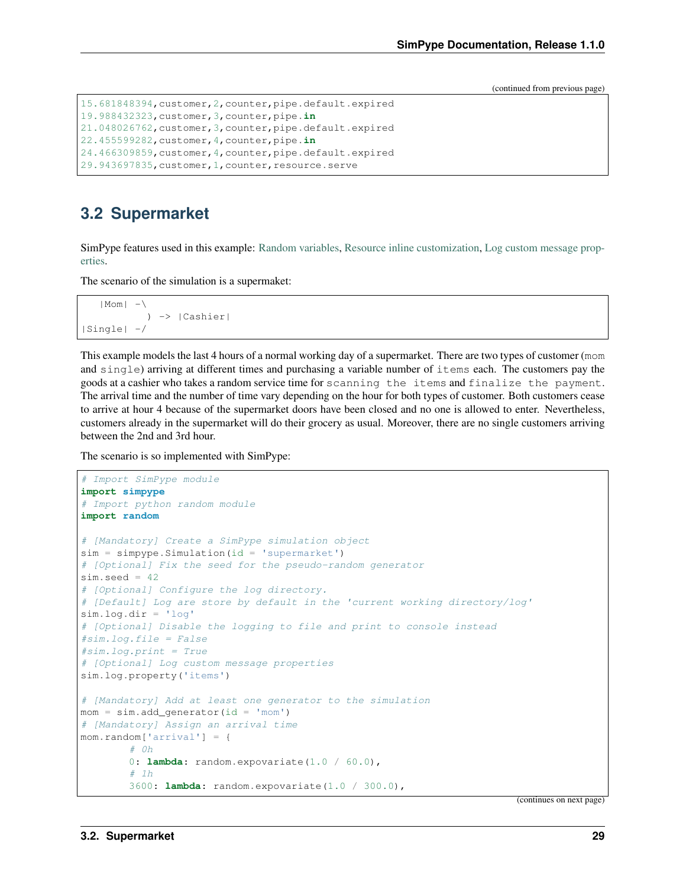(continued from previous page)

```
15.681848394,customer,2,counter,pipe.default.expired
19.988432323,customer,3,counter,pipe.in
21.048026762,customer,3,counter,pipe.default.expired
22.455599282,customer,4,counter,pipe.in
24.466309859,customer,4,counter,pipe.default.expired
29.943697835,customer,1,counter,resource.serve
```

## 3.2 Supermarket

SimPype features used in this example: Random variables, Resource inline customization, Log custom message properties.

The scenario of the simulation is a supermaket:

```
   |Mom| -\
           ) -> |Cashier|
|Single| -/
```

This example models the last 4 hours of a normal working day of a supermarket. There are two types of customer (`mom` and `single`) arriving at different times and purchasing a variable number of `items` each. The customers pay the goods at a cashier who takes a random service time for `scanning the items` and `finalize the payment`. The arrival time and the number of time vary depending on the hour for both types of customer. Both customers cease to arrive at hour 4 because of the supermarket doors have been closed and no one is allowed to enter. Nevertheless, customers already in the supermarket will do their grocery as usual. Moreover, there are no single customers arriving between the 2nd and 3rd hour.

The scenario is so implemented with SimPype:

```python
# Import SimPype module
import simpype
# Import python random module
import random

# [Mandatory] Create a SimPype simulation object
sim = simpype.Simulation(id = 'supermarket')
# [Optional] Fix the seed for the pseudo-random generator
sim.seed = 42
# [Optional] Configure the log directory.
# [Default] Log are store by default in the 'current working directory/log'
sim.log.dir = 'log'
# [Optional] Disable the logging to file and print to console instead
#sim.log.file = False
#sim.log.print = True
# [Optional] Log custom message properties
sim.log.property('items')

# [Mandatory] Add at least one generator to the simulation
mom = sim.add_generator(id = 'mom')
# [Mandatory] Assign an arrival time
mom.random['arrival'] = {
        # 0h
        0: lambda: random.expovariate(1.0 / 60.0),
        # 1h
        3600: lambda: random.expovariate(1.0 / 300.0),
```

(continues on next page)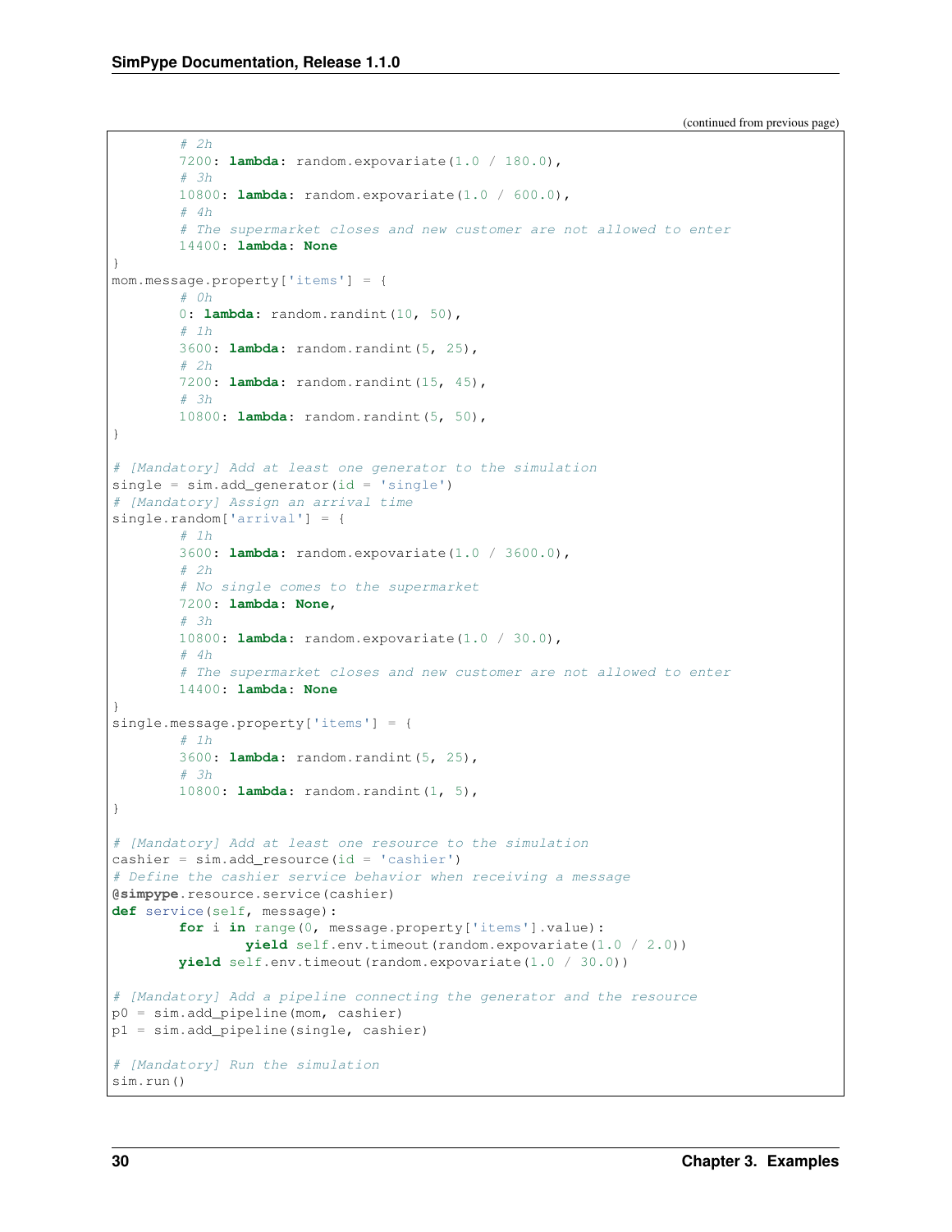(continued from previous page)

```python
        # 2h
        7200: lambda: random.expovariate(1.0 / 180.0),
        # 3h
        10800: lambda: random.expovariate(1.0 / 600.0),
        # 4h
        # The supermarket closes and new customer are not allowed to enter
        14400: lambda: None
}
mom.message.property['items'] = {
        # 0h
        0: lambda: random.randint(10, 50),
        # 1h
        3600: lambda: random.randint(5, 25),
        # 2h
        7200: lambda: random.randint(15, 45),
        # 3h
        10800: lambda: random.randint(5, 50),
}

# [Mandatory] Add at least one generator to the simulation
single = sim.add_generator(id = 'single')
# [Mandatory] Assign an arrival time
single.random['arrival'] = {
        # 1h
        3600: lambda: random.expovariate(1.0 / 3600.0),
        # 2h
        # No single comes to the supermarket
        7200: lambda: None,
        # 3h
        10800: lambda: random.expovariate(1.0 / 30.0),
        # 4h
        # The supermarket closes and new customer are not allowed to enter
        14400: lambda: None
}
single.message.property['items'] = {
        # 1h
        3600: lambda: random.randint(5, 25),
        # 3h
        10800: lambda: random.randint(1, 5),
}

# [Mandatory] Add at least one resource to the simulation
cashier = sim.add_resource(id = 'cashier')
# Define the cashier service behavior when receiving a message
@simpype.resource.service(cashier)
def service(self, message):
        for i in range(0, message.property['items'].value):
                yield self.env.timeout(random.expovariate(1.0 / 2.0))
        yield self.env.timeout(random.expovariate(1.0 / 30.0))

# [Mandatory] Add a pipeline connecting the generator and the resource
p0 = sim.add_pipeline(mom, cashier)
p1 = sim.add_pipeline(single, cashier)

# [Mandatory] Run the simulation
sim.run()
```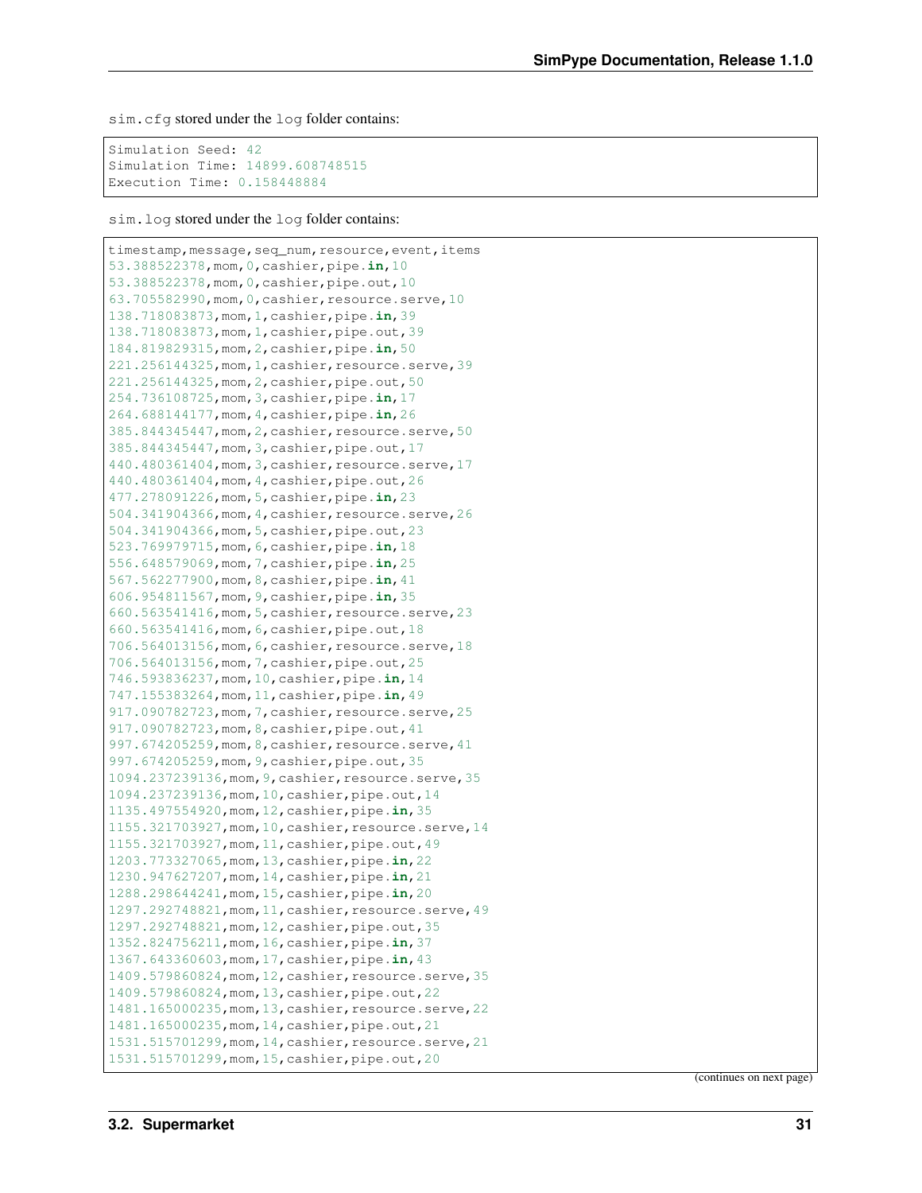sim.cfg stored under the log folder contains:

```
Simulation Seed: 42
Simulation Time: 14899.608748515
Execution Time: 0.158448884
```

sim.log stored under the log folder contains:

```
timestamp,message,seq_num,resource,event,items
53.388522378,mom,0,cashier,pipe.in,10
53.388522378,mom,0,cashier,pipe.out,10
63.705582990,mom,0,cashier,resource.serve,10
138.718083873,mom,1,cashier,pipe.in,39
138.718083873,mom,1,cashier,pipe.out,39
184.819829315,mom,2,cashier,pipe.in,50
221.256144325,mom,1,cashier,resource.serve,39
221.256144325,mom,2,cashier,pipe.out,50
254.736108725,mom,3,cashier,pipe.in,17
264.688144177,mom,4,cashier,pipe.in,26
385.844345447,mom,2,cashier,resource.serve,50
385.844345447,mom,3,cashier,pipe.out,17
440.480361404,mom,3,cashier,resource.serve,17
440.480361404,mom,4,cashier,pipe.out,26
477.278091226,mom,5,cashier,pipe.in,23
504.341904366,mom,4,cashier,resource.serve,26
504.341904366,mom,5,cashier,pipe.out,23
523.769979715,mom,6,cashier,pipe.in,18
556.648579069,mom,7,cashier,pipe.in,25
567.562277900,mom,8,cashier,pipe.in,41
606.954811567,mom,9,cashier,pipe.in,35
660.563541416,mom,5,cashier,resource.serve,23
660.563541416,mom,6,cashier,pipe.out,18
706.564013156,mom,6,cashier,resource.serve,18
706.564013156,mom,7,cashier,pipe.out,25
746.593836237,mom,10,cashier,pipe.in,14
747.155383264,mom,11,cashier,pipe.in,49
917.090782723,mom,7,cashier,resource.serve,25
917.090782723,mom,8,cashier,pipe.out,41
997.674205259,mom,8,cashier,resource.serve,41
997.674205259,mom,9,cashier,pipe.out,35
1094.237239136,mom,9,cashier,resource.serve,35
1094.237239136,mom,10,cashier,pipe.out,14
1135.497554920,mom,12,cashier,pipe.in,35
1155.321703927,mom,10,cashier,resource.serve,14
1155.321703927,mom,11,cashier,pipe.out,49
1203.773327065,mom,13,cashier,pipe.in,22
1230.947627207,mom,14,cashier,pipe.in,21
1288.298644241,mom,15,cashier,pipe.in,20
1297.292748821,mom,11,cashier,resource.serve,49
1297.292748821,mom,12,cashier,pipe.out,35
1352.824756211,mom,16,cashier,pipe.in,37
1367.643360603,mom,17,cashier,pipe.in,43
1409.579860824,mom,12,cashier,resource.serve,35
1409.579860824,mom,13,cashier,pipe.out,22
1481.165000235,mom,13,cashier,resource.serve,22
1481.165000235,mom,14,cashier,pipe.out,21
1531.515701299,mom,14,cashier,resource.serve,21
1531.515701299,mom,15,cashier,pipe.out,20
```

(continues on next page)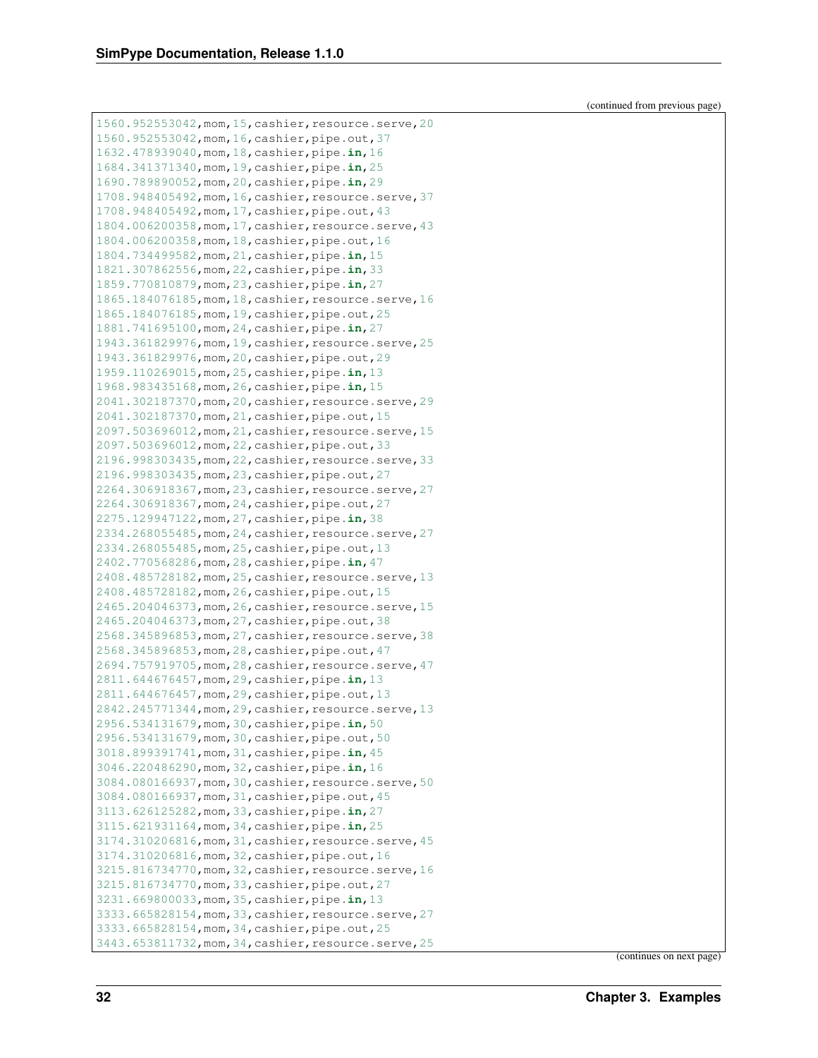(continued from previous page)

```
1560.952553042,mom,15,cashier,resource.serve,20
1560.952553042,mom,16,cashier,pipe.out,37
1632.478939040,mom,18,cashier,pipe.in,16
1684.341371340,mom,19,cashier,pipe.in,25
1690.789890052,mom,20,cashier,pipe.in,29
1708.948405492,mom,16,cashier,resource.serve,37
1708.948405492,mom,17,cashier,pipe.out,43
1804.006200358,mom,17,cashier,resource.serve,43
1804.006200358,mom,18,cashier,pipe.out,16
1804.734499582,mom,21,cashier,pipe.in,15
1821.307862556,mom,22,cashier,pipe.in,33
1859.770810879,mom,23,cashier,pipe.in,27
1865.184076185,mom,18,cashier,resource.serve,16
1865.184076185,mom,19,cashier,pipe.out,25
1881.741695100,mom,24,cashier,pipe.in,27
1943.361829976,mom,19,cashier,resource.serve,25
1943.361829976,mom,20,cashier,pipe.out,29
1959.110269015,mom,25,cashier,pipe.in,13
1968.983435168,mom,26,cashier,pipe.in,15
2041.302187370,mom,20,cashier,resource.serve,29
2041.302187370,mom,21,cashier,pipe.out,15
2097.503696012,mom,21,cashier,resource.serve,15
2097.503696012,mom,22,cashier,pipe.out,33
2196.998303435,mom,22,cashier,resource.serve,33
2196.998303435,mom,23,cashier,pipe.out,27
2264.306918367,mom,23,cashier,resource.serve,27
2264.306918367,mom,24,cashier,pipe.out,27
2275.129947122,mom,27,cashier,pipe.in,38
2334.268055485,mom,24,cashier,resource.serve,27
2334.268055485,mom,25,cashier,pipe.out,13
2402.770568286,mom,28,cashier,pipe.in,47
2408.485728182,mom,25,cashier,resource.serve,13
2408.485728182,mom,26,cashier,pipe.out,15
2465.204046373,mom,26,cashier,resource.serve,15
2465.204046373,mom,27,cashier,pipe.out,38
2568.345896853,mom,27,cashier,resource.serve,38
2568.345896853,mom,28,cashier,pipe.out,47
2694.757919705,mom,28,cashier,resource.serve,47
2811.644676457,mom,29,cashier,pipe.in,13
2811.644676457,mom,29,cashier,pipe.out,13
2842.245771344,mom,29,cashier,resource.serve,13
2956.534131679,mom,30,cashier,pipe.in,50
2956.534131679,mom,30,cashier,pipe.out,50
3018.899391741,mom,31,cashier,pipe.in,45
3046.220486290,mom,32,cashier,pipe.in,16
3084.080166937,mom,30,cashier,resource.serve,50
3084.080166937,mom,31,cashier,pipe.out,45
3113.626125282,mom,33,cashier,pipe.in,27
3115.621931164,mom,34,cashier,pipe.in,25
3174.310206816,mom,31,cashier,resource.serve,45
3174.310206816,mom,32,cashier,pipe.out,16
3215.816734770,mom,32,cashier,resource.serve,16
3215.816734770,mom,33,cashier,pipe.out,27
3231.669800033,mom,35,cashier,pipe.in,13
3333.665828154,mom,33,cashier,resource.serve,27
3333.665828154,mom,34,cashier,pipe.out,25
3443.653811732,mom,34,cashier,resource.serve,25
```

(continues on next page)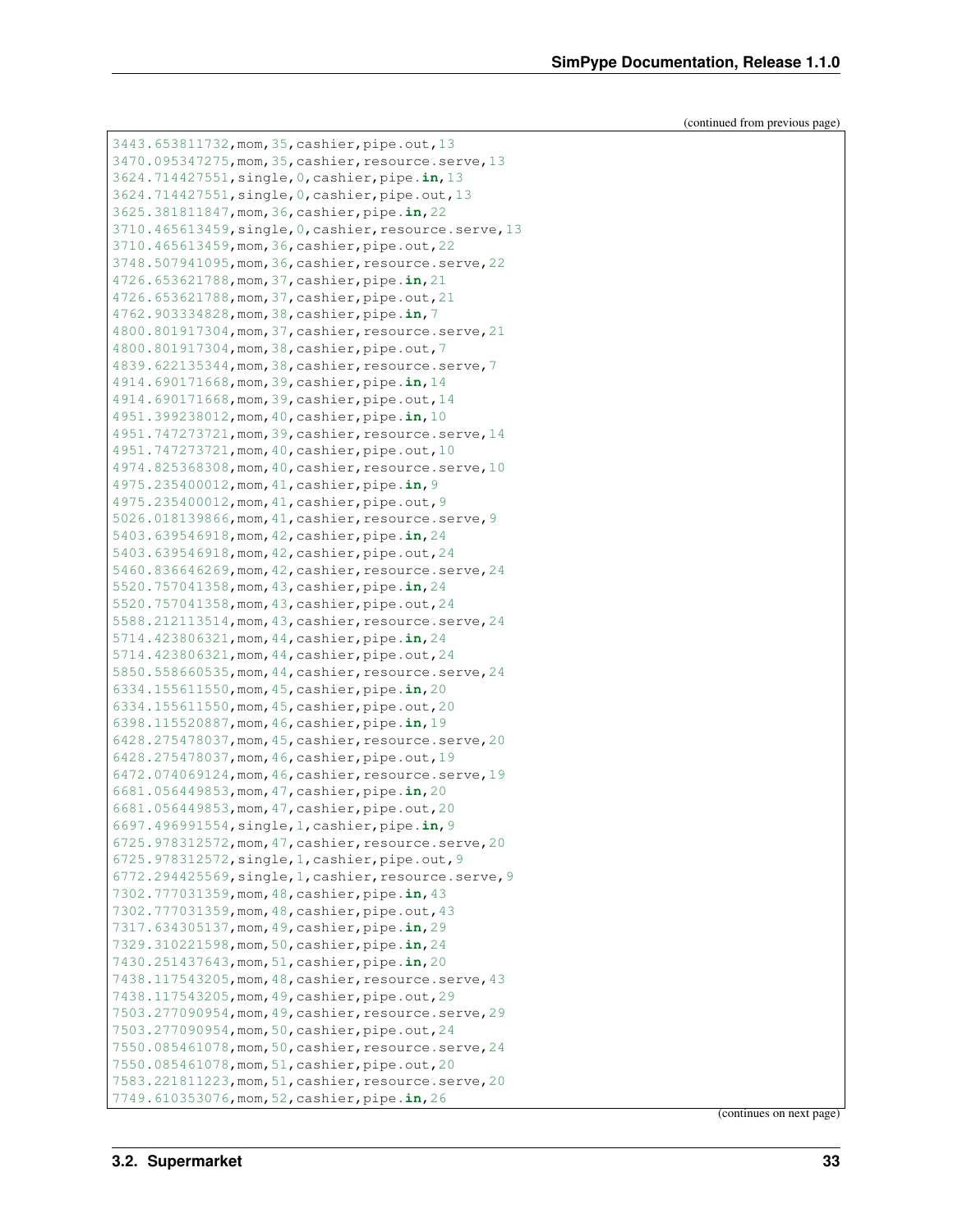(continued from previous page)

```
3443.653811732,mom,35,cashier,pipe.out,13
3470.095347275,mom,35,cashier,resource.serve,13
3624.714427551,single,0,cashier,pipe.in,13
3624.714427551,single,0,cashier,pipe.out,13
3625.381811847,mom,36,cashier,pipe.in,22
3710.465613459,single,0,cashier,resource.serve,13
3710.465613459,mom,36,cashier,pipe.out,22
3748.507941095,mom,36,cashier,resource.serve,22
4726.653621788,mom,37,cashier,pipe.in,21
4726.653621788,mom,37,cashier,pipe.out,21
4762.903334828,mom,38,cashier,pipe.in,7
4800.801917304,mom,37,cashier,resource.serve,21
4800.801917304,mom,38,cashier,pipe.out,7
4839.622135344,mom,38,cashier,resource.serve,7
4914.690171668,mom,39,cashier,pipe.in,14
4914.690171668,mom,39,cashier,pipe.out,14
4951.399238012,mom,40,cashier,pipe.in,10
4951.747273721,mom,39,cashier,resource.serve,14
4951.747273721,mom,40,cashier,pipe.out,10
4974.825368308,mom,40,cashier,resource.serve,10
4975.235400012,mom,41,cashier,pipe.in,9
4975.235400012,mom,41,cashier,pipe.out,9
5026.018139866,mom,41,cashier,resource.serve,9
5403.639546918,mom,42,cashier,pipe.in,24
5403.639546918,mom,42,cashier,pipe.out,24
5460.836646269,mom,42,cashier,resource.serve,24
5520.757041358,mom,43,cashier,pipe.in,24
5520.757041358,mom,43,cashier,pipe.out,24
5588.212113514,mom,43,cashier,resource.serve,24
5714.423806321,mom,44,cashier,pipe.in,24
5714.423806321,mom,44,cashier,pipe.out,24
5850.558660535,mom,44,cashier,resource.serve,24
6334.155611550,mom,45,cashier,pipe.in,20
6334.155611550,mom,45,cashier,pipe.out,20
6398.115520887,mom,46,cashier,pipe.in,19
6428.275478037,mom,45,cashier,resource.serve,20
6428.275478037,mom,46,cashier,pipe.out,19
6472.074069124,mom,46,cashier,resource.serve,19
6681.056449853,mom,47,cashier,pipe.in,20
6681.056449853,mom,47,cashier,pipe.out,20
6697.496991554,single,1,cashier,pipe.in,9
6725.978312572,mom,47,cashier,resource.serve,20
6725.978312572,single,1,cashier,pipe.out,9
6772.294425569,single,1,cashier,resource.serve,9
7302.777031359,mom,48,cashier,pipe.in,43
7302.777031359,mom,48,cashier,pipe.out,43
7317.634305137,mom,49,cashier,pipe.in,29
7329.310221598,mom,50,cashier,pipe.in,24
7430.251437643,mom,51,cashier,pipe.in,20
7438.117543205,mom,48,cashier,resource.serve,43
7438.117543205,mom,49,cashier,pipe.out,29
7503.277090954,mom,49,cashier,resource.serve,29
7503.277090954,mom,50,cashier,pipe.out,24
7550.085461078,mom,50,cashier,resource.serve,24
7550.085461078,mom,51,cashier,pipe.out,20
7583.221811223,mom,51,cashier,resource.serve,20
7749.610353076,mom,52,cashier,pipe.in,26
```

(continues on next page)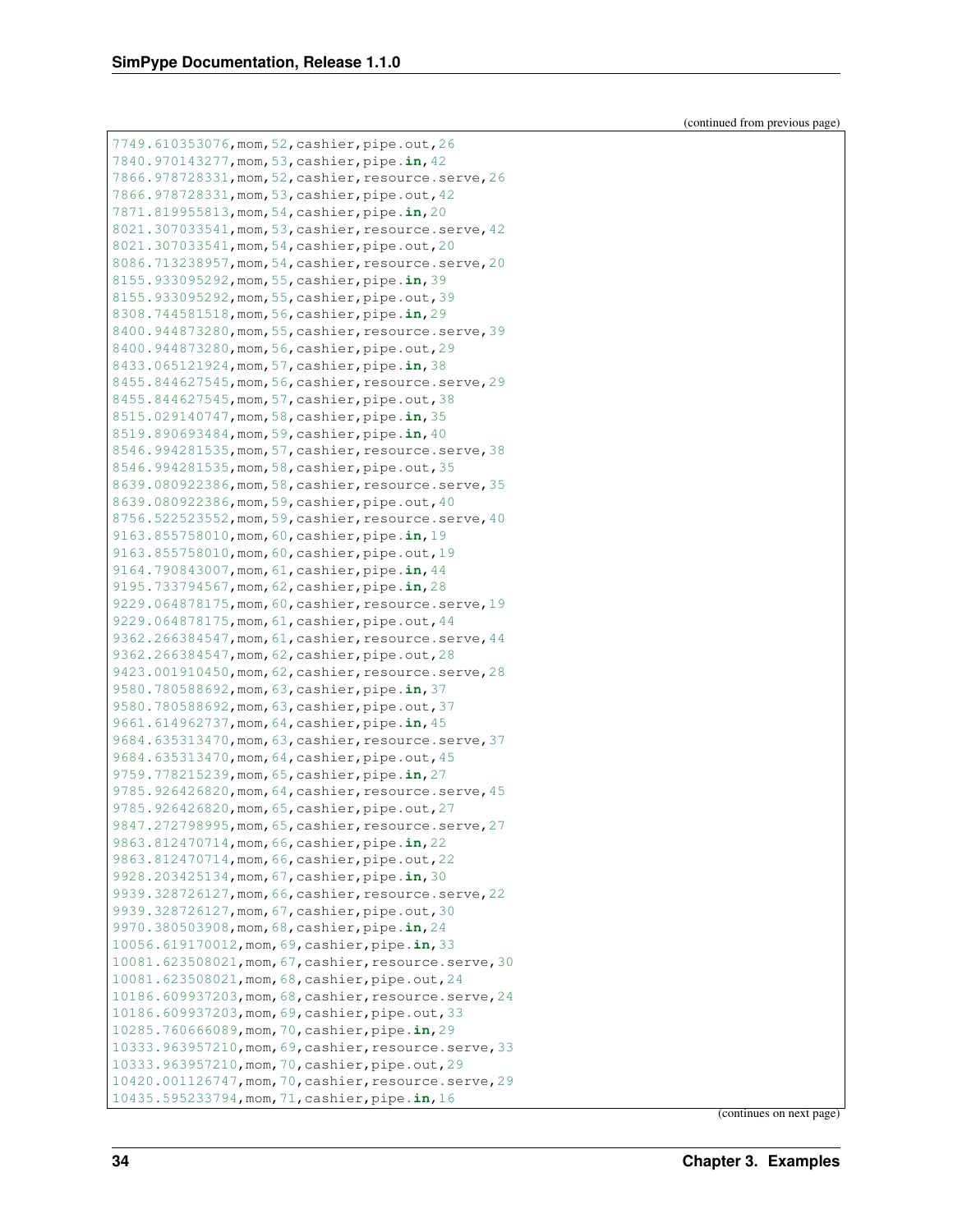(continued from previous page)

```
7749.610353076,mom,52,cashier,pipe.out,26
7840.970143277,mom,53,cashier,pipe.in,42
7866.978728331,mom,52,cashier,resource.serve,26
7866.978728331,mom,53,cashier,pipe.out,42
7871.819955813,mom,54,cashier,pipe.in,20
8021.307033541,mom,53,cashier,resource.serve,42
8021.307033541,mom,54,cashier,pipe.out,20
8086.713238957,mom,54,cashier,resource.serve,20
8155.933095292,mom,55,cashier,pipe.in,39
8155.933095292,mom,55,cashier,pipe.out,39
8308.744581518,mom,56,cashier,pipe.in,29
8400.944873280,mom,55,cashier,resource.serve,39
8400.944873280,mom,56,cashier,pipe.out,29
8433.065121924,mom,57,cashier,pipe.in,38
8455.844627545,mom,56,cashier,resource.serve,29
8455.844627545,mom,57,cashier,pipe.out,38
8515.029140747,mom,58,cashier,pipe.in,35
8519.890693484,mom,59,cashier,pipe.in,40
8546.994281535,mom,57,cashier,resource.serve,38
8546.994281535,mom,58,cashier,pipe.out,35
8639.080922386,mom,58,cashier,resource.serve,35
8639.080922386,mom,59,cashier,pipe.out,40
8756.522523552,mom,59,cashier,resource.serve,40
9163.855758010,mom,60,cashier,pipe.in,19
9163.855758010,mom,60,cashier,pipe.out,19
9164.790843007,mom,61,cashier,pipe.in,44
9195.733794567,mom,62,cashier,pipe.in,28
9229.064878175,mom,60,cashier,resource.serve,19
9229.064878175,mom,61,cashier,pipe.out,44
9362.266384547,mom,61,cashier,resource.serve,44
9362.266384547,mom,62,cashier,pipe.out,28
9423.001910450,mom,62,cashier,resource.serve,28
9580.780588692,mom,63,cashier,pipe.in,37
9580.780588692,mom,63,cashier,pipe.out,37
9661.614962737,mom,64,cashier,pipe.in,45
9684.635313470,mom,63,cashier,resource.serve,37
9684.635313470,mom,64,cashier,pipe.out,45
9759.778215239,mom,65,cashier,pipe.in,27
9785.926426820,mom,64,cashier,resource.serve,45
9785.926426820,mom,65,cashier,pipe.out,27
9847.272798995,mom,65,cashier,resource.serve,27
9863.812470714,mom,66,cashier,pipe.in,22
9863.812470714,mom,66,cashier,pipe.out,22
9928.203425134,mom,67,cashier,pipe.in,30
9939.328726127,mom,66,cashier,resource.serve,22
9939.328726127,mom,67,cashier,pipe.out,30
9970.380503908,mom,68,cashier,pipe.in,24
10056.619170012,mom,69,cashier,pipe.in,33
10081.623508021,mom,67,cashier,resource.serve,30
10081.623508021,mom,68,cashier,pipe.out,24
10186.609937203,mom,68,cashier,resource.serve,24
10186.609937203,mom,69,cashier,pipe.out,33
10285.760666089,mom,70,cashier,pipe.in,29
10333.963957210,mom,69,cashier,resource.serve,33
10333.963957210,mom,70,cashier,pipe.out,29
10420.001126747,mom,70,cashier,resource.serve,29
10435.595233794,mom,71,cashier,pipe.in,16
```

(continues on next page)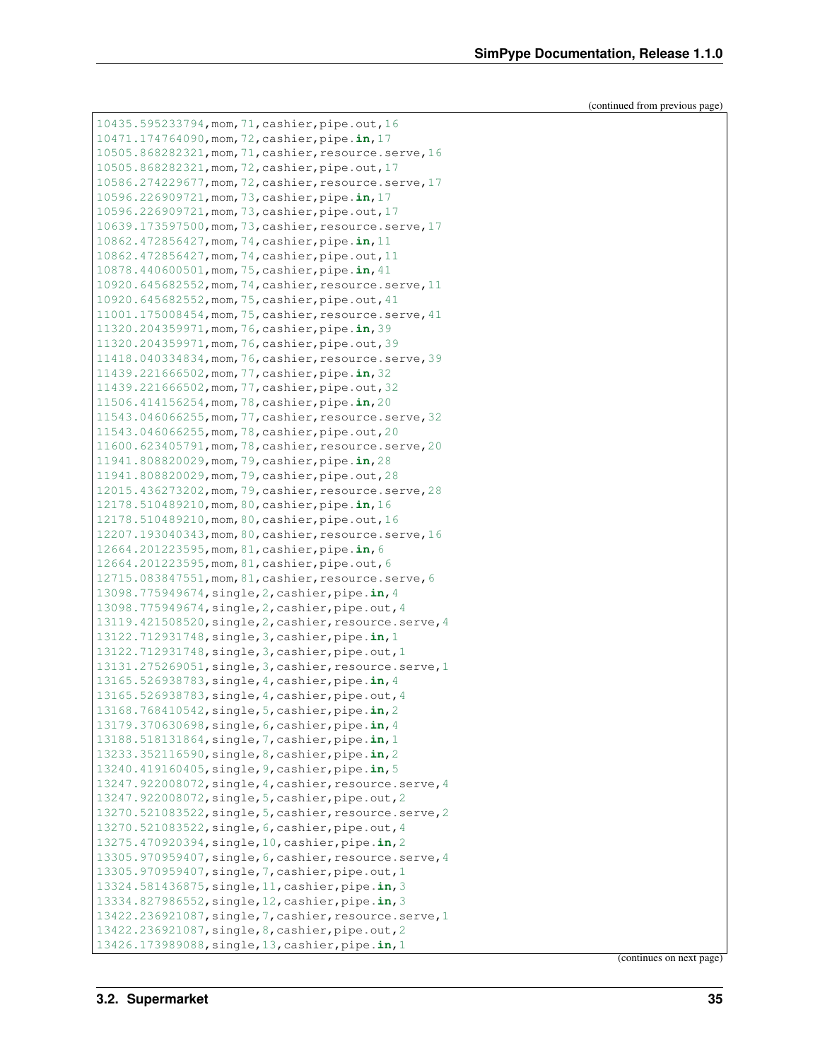(continued from previous page)

```
10435.595233794,mom,71,cashier,pipe.out,16
10471.174764090,mom,72,cashier,pipe.in,17
10505.868282321,mom,71,cashier,resource.serve,16
10505.868282321,mom,72,cashier,pipe.out,17
10586.274229677,mom,72,cashier,resource.serve,17
10596.226909721,mom,73,cashier,pipe.in,17
10596.226909721,mom,73,cashier,pipe.out,17
10639.173597500,mom,73,cashier,resource.serve,17
10862.472856427,mom,74,cashier,pipe.in,11
10862.472856427,mom,74,cashier,pipe.out,11
10878.440600501,mom,75,cashier,pipe.in,41
10920.645682552,mom,74,cashier,resource.serve,11
10920.645682552,mom,75,cashier,pipe.out,41
11001.175008454,mom,75,cashier,resource.serve,41
11320.204359971,mom,76,cashier,pipe.in,39
11320.204359971,mom,76,cashier,pipe.out,39
11418.040334834,mom,76,cashier,resource.serve,39
11439.221666502,mom,77,cashier,pipe.in,32
11439.221666502,mom,77,cashier,pipe.out,32
11506.414156254,mom,78,cashier,pipe.in,20
11543.046066255,mom,77,cashier,resource.serve,32
11543.046066255,mom,78,cashier,pipe.out,20
11600.623405791,mom,78,cashier,resource.serve,20
11941.808820029,mom,79,cashier,pipe.in,28
11941.808820029,mom,79,cashier,pipe.out,28
12015.436273202,mom,79,cashier,resource.serve,28
12178.510489210,mom,80,cashier,pipe.in,16
12178.510489210,mom,80,cashier,pipe.out,16
12207.193040343,mom,80,cashier,resource.serve,16
12664.201223595,mom,81,cashier,pipe.in,6
12664.201223595,mom,81,cashier,pipe.out,6
12715.083847551,mom,81,cashier,resource.serve,6
13098.775949674,single,2,cashier,pipe.in,4
13098.775949674,single,2,cashier,pipe.out,4
13119.421508520,single,2,cashier,resource.serve,4
13122.712931748,single,3,cashier,pipe.in,1
13122.712931748,single,3,cashier,pipe.out,1
13131.275269051,single,3,cashier,resource.serve,1
13165.526938783,single,4,cashier,pipe.in,4
13165.526938783,single,4,cashier,pipe.out,4
13168.768410542,single,5,cashier,pipe.in,2
13179.370630698,single,6,cashier,pipe.in,4
13188.518131864,single,7,cashier,pipe.in,1
13233.352116590,single,8,cashier,pipe.in,2
13240.419160405,single,9,cashier,pipe.in,5
13247.922008072,single,4,cashier,resource.serve,4
13247.922008072,single,5,cashier,pipe.out,2
13270.521083522,single,5,cashier,resource.serve,2
13270.521083522,single,6,cashier,pipe.out,4
13275.470920394,single,10,cashier,pipe.in,2
13305.970959407,single,6,cashier,resource.serve,4
13305.970959407,single,7,cashier,pipe.out,1
13324.581436875,single,11,cashier,pipe.in,3
13334.827986552,single,12,cashier,pipe.in,3
13422.236921087,single,7,cashier,resource.serve,1
13422.236921087,single,8,cashier,pipe.out,2
13426.173989088,single,13,cashier,pipe.in,1
```

(continues on next page)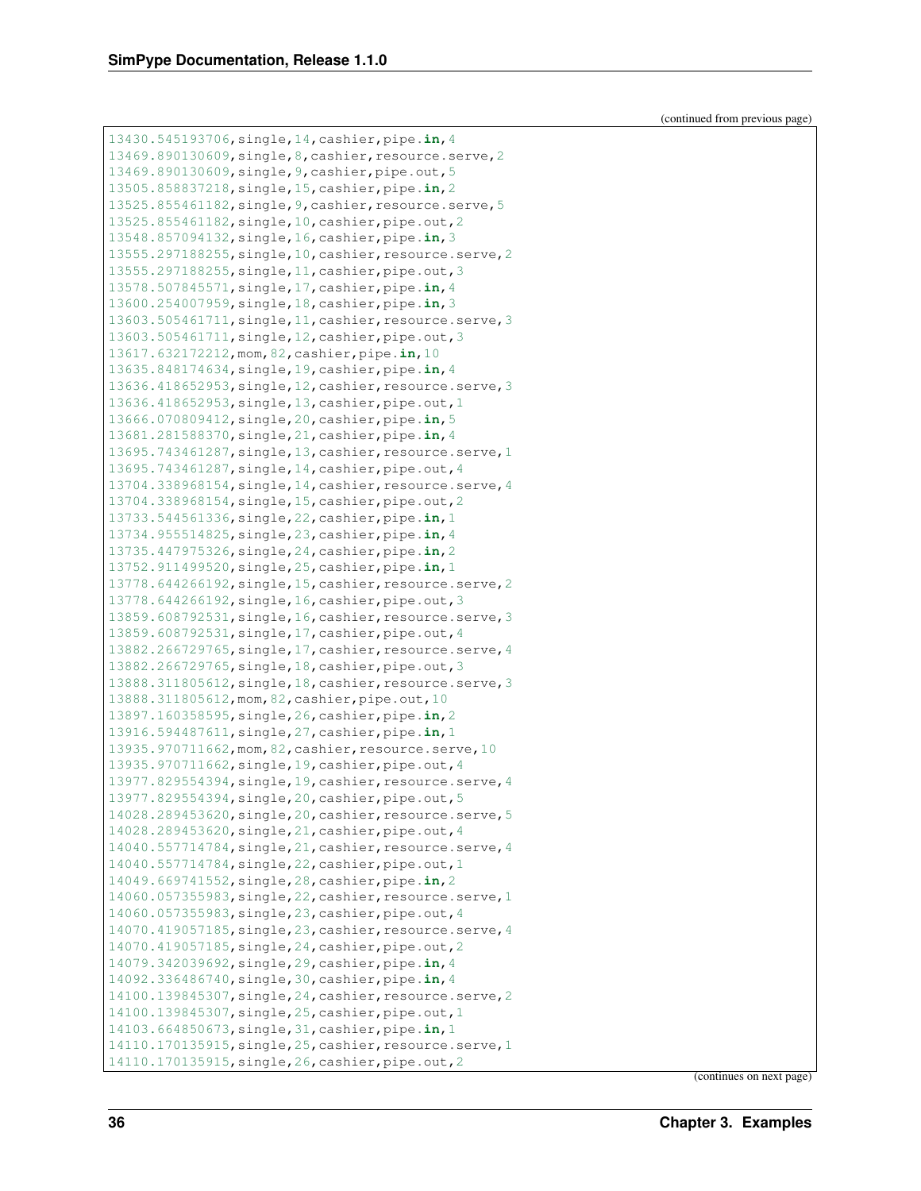(continued from previous page)

```
13430.545193706,single,14,cashier,pipe.in,4
13469.890130609,single,8,cashier,resource.serve,2
13469.890130609,single,9,cashier,pipe.out,5
13505.858837218,single,15,cashier,pipe.in,2
13525.855461182,single,9,cashier,resource.serve,5
13525.855461182,single,10,cashier,pipe.out,2
13548.857094132,single,16,cashier,pipe.in,3
13555.297188255,single,10,cashier,resource.serve,2
13555.297188255,single,11,cashier,pipe.out,3
13578.507845571,single,17,cashier,pipe.in,4
13600.254007959,single,18,cashier,pipe.in,3
13603.505461711,single,11,cashier,resource.serve,3
13603.505461711,single,12,cashier,pipe.out,3
13617.632172212,mom,82,cashier,pipe.in,10
13635.848174634,single,19,cashier,pipe.in,4
13636.418652953,single,12,cashier,resource.serve,3
13636.418652953,single,13,cashier,pipe.out,1
13666.070809412,single,20,cashier,pipe.in,5
13681.281588370,single,21,cashier,pipe.in,4
13695.743461287,single,13,cashier,resource.serve,1
13695.743461287,single,14,cashier,pipe.out,4
13704.338968154,single,14,cashier,resource.serve,4
13704.338968154,single,15,cashier,pipe.out,2
13733.544561336,single,22,cashier,pipe.in,1
13734.955514825,single,23,cashier,pipe.in,4
13735.447975326,single,24,cashier,pipe.in,2
13752.911499520,single,25,cashier,pipe.in,1
13778.644266192,single,15,cashier,resource.serve,2
13778.644266192,single,16,cashier,pipe.out,3
13859.608792531,single,16,cashier,resource.serve,3
13859.608792531,single,17,cashier,pipe.out,4
13882.266729765,single,17,cashier,resource.serve,4
13882.266729765,single,18,cashier,pipe.out,3
13888.311805612,single,18,cashier,resource.serve,3
13888.311805612,mom,82,cashier,pipe.out,10
13897.160358595,single,26,cashier,pipe.in,2
13916.594487611,single,27,cashier,pipe.in,1
13935.970711662,mom,82,cashier,resource.serve,10
13935.970711662,single,19,cashier,pipe.out,4
13977.829554394,single,19,cashier,resource.serve,4
13977.829554394,single,20,cashier,pipe.out,5
14028.289453620,single,20,cashier,resource.serve,5
14028.289453620,single,21,cashier,pipe.out,4
14040.557714784,single,21,cashier,resource.serve,4
14040.557714784,single,22,cashier,pipe.out,1
14049.669741552,single,28,cashier,pipe.in,2
14060.057355983,single,22,cashier,resource.serve,1
14060.057355983,single,23,cashier,pipe.out,4
14070.419057185,single,23,cashier,resource.serve,4
14070.419057185,single,24,cashier,pipe.out,2
14079.342039692,single,29,cashier,pipe.in,4
14092.336486740,single,30,cashier,pipe.in,4
14100.139845307,single,24,cashier,resource.serve,2
14100.139845307,single,25,cashier,pipe.out,1
14103.664850673,single,31,cashier,pipe.in,1
14110.170135915,single,25,cashier,resource.serve,1
14110.170135915,single,26,cashier,pipe.out,2
```

(continues on next page)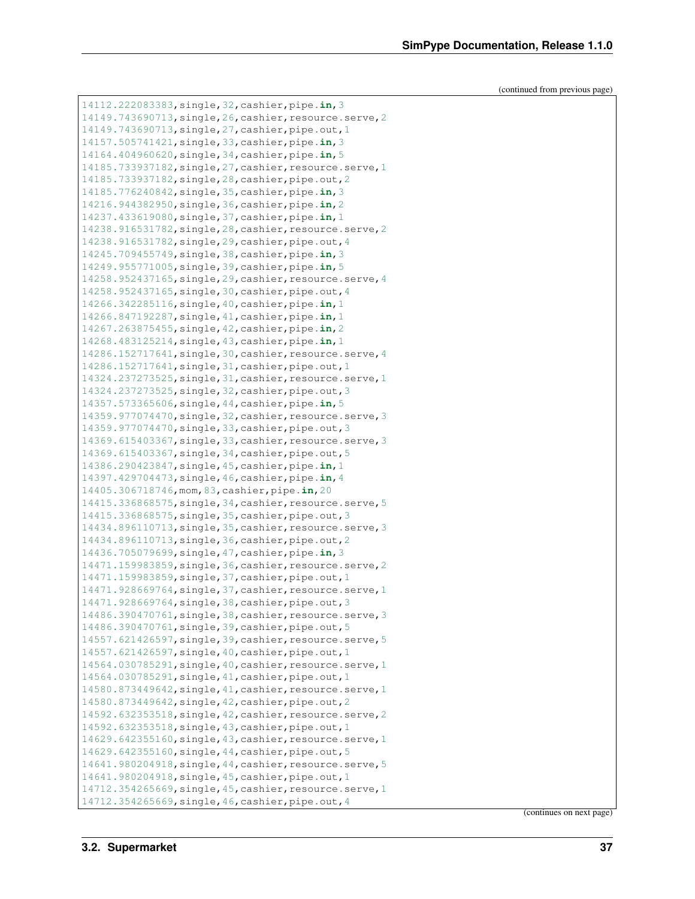(continued from previous page)

```
14112.222083383,single,32,cashier,pipe.in,3
14149.743690713,single,26,cashier,resource.serve,2
14149.743690713,single,27,cashier,pipe.out,1
14157.505741421,single,33,cashier,pipe.in,3
14164.404960620,single,34,cashier,pipe.in,5
14185.733937182,single,27,cashier,resource.serve,1
14185.733937182,single,28,cashier,pipe.out,2
14185.776240842,single,35,cashier,pipe.in,3
14216.944382950,single,36,cashier,pipe.in,2
14237.433619080,single,37,cashier,pipe.in,1
14238.916531782,single,28,cashier,resource.serve,2
14238.916531782,single,29,cashier,pipe.out,4
14245.709455749,single,38,cashier,pipe.in,3
14249.955771005,single,39,cashier,pipe.in,5
14258.952437165,single,29,cashier,resource.serve,4
14258.952437165,single,30,cashier,pipe.out,4
14266.342285116,single,40,cashier,pipe.in,1
14266.847192287,single,41,cashier,pipe.in,1
14267.263875455,single,42,cashier,pipe.in,2
14268.483125214,single,43,cashier,pipe.in,1
14286.152717641,single,30,cashier,resource.serve,4
14286.152717641,single,31,cashier,pipe.out,1
14324.237273525,single,31,cashier,resource.serve,1
14324.237273525,single,32,cashier,pipe.out,3
14357.573365606,single,44,cashier,pipe.in,5
14359.977074470,single,32,cashier,resource.serve,3
14359.977074470,single,33,cashier,pipe.out,3
14369.615403367,single,33,cashier,resource.serve,3
14369.615403367,single,34,cashier,pipe.out,5
14386.290423847,single,45,cashier,pipe.in,1
14397.429704473,single,46,cashier,pipe.in,4
14405.306718746,mom,83,cashier,pipe.in,20
14415.336868575,single,34,cashier,resource.serve,5
14415.336868575,single,35,cashier,pipe.out,3
14434.896110713,single,35,cashier,resource.serve,3
14434.896110713,single,36,cashier,pipe.out,2
14436.705079699,single,47,cashier,pipe.in,3
14471.159983859,single,36,cashier,resource.serve,2
14471.159983859,single,37,cashier,pipe.out,1
14471.928669764,single,37,cashier,resource.serve,1
14471.928669764,single,38,cashier,pipe.out,3
14486.390470761,single,38,cashier,resource.serve,3
14486.390470761,single,39,cashier,pipe.out,5
14557.621426597,single,39,cashier,resource.serve,5
14557.621426597,single,40,cashier,pipe.out,1
14564.030785291,single,40,cashier,resource.serve,1
14564.030785291,single,41,cashier,pipe.out,1
14580.873449642,single,41,cashier,resource.serve,1
14580.873449642,single,42,cashier,pipe.out,2
14592.632353518,single,42,cashier,resource.serve,2
14592.632353518,single,43,cashier,pipe.out,1
14629.642355160,single,43,cashier,resource.serve,1
14629.642355160,single,44,cashier,pipe.out,5
14641.980204918,single,44,cashier,resource.serve,5
14641.980204918,single,45,cashier,pipe.out,1
14712.354265669,single,45,cashier,resource.serve,1
14712.354265669,single,46,cashier,pipe.out,4
```

(continues on next page)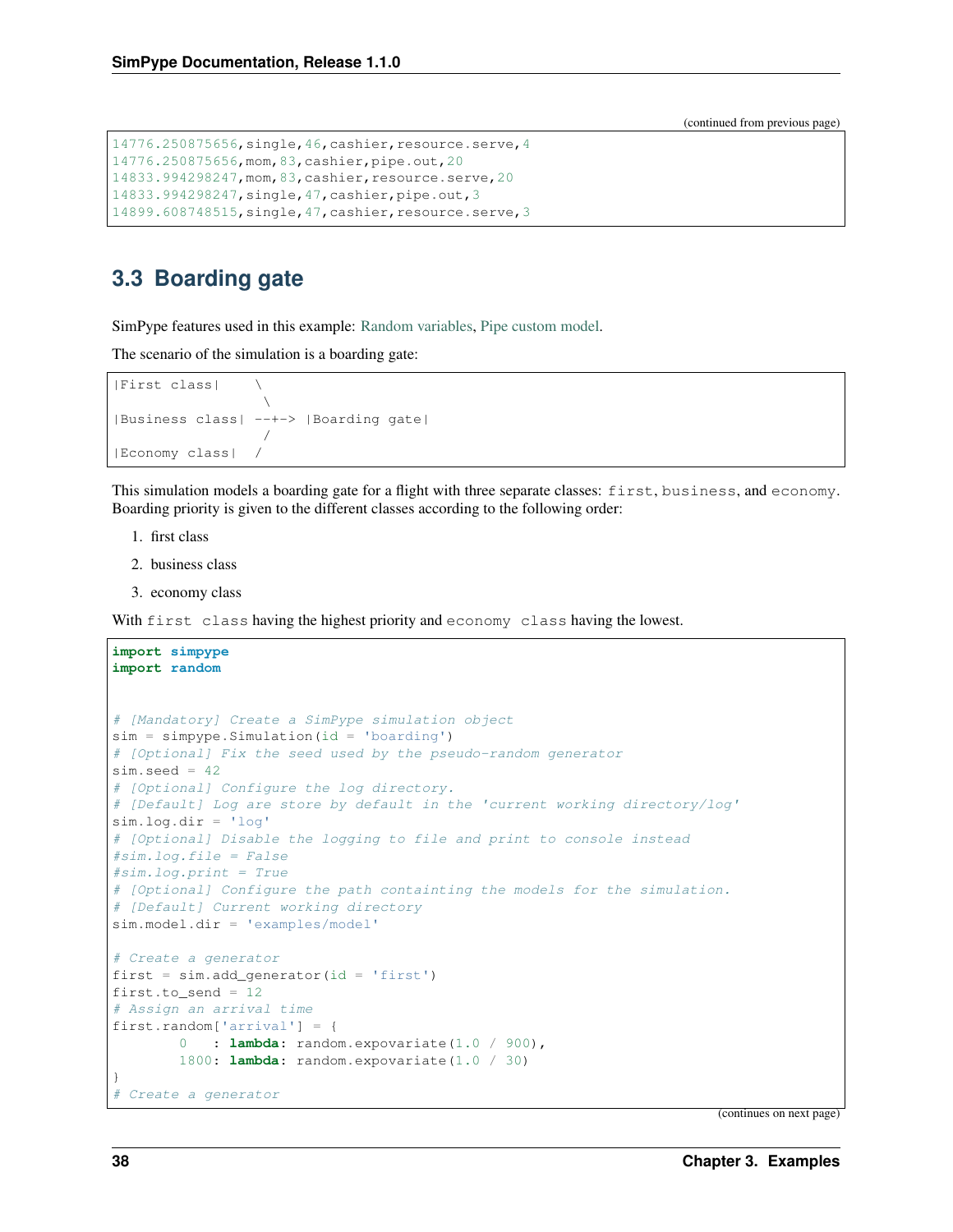(continued from previous page)

```
14776.250875656,single,46,cashier,resource.serve,4
14776.250875656,mom,83,cashier,pipe.out,20
14833.994298247,mom,83,cashier,resource.serve,20
14833.994298247,single,47,cashier,pipe.out,3
14899.608748515,single,47,cashier,resource.serve,3
```

## 3.3 Boarding gate

SimPype features used in this example: Random variables, Pipe custom model.

The scenario of the simulation is a boarding gate:

```
|First class|    \
                  \
|Business class| --+-> |Boarding gate|
                  /
|Economy class|  /
```

This simulation models a boarding gate for a flight with three separate classes: `first`, `business`, and `economy`. Boarding priority is given to the different classes according to the following order:

1. first class
2. business class
3. economy class

With `first class` having the highest priority and `economy class` having the lowest.

```python
import simpype
import random


# [Mandatory] Create a SimPype simulation object
sim = simpype.Simulation(id = 'boarding')
# [Optional] Fix the seed used by the pseudo-random generator
sim.seed = 42
# [Optional] Configure the log directory.
# [Default] Log are store by default in the 'current working directory/log'
sim.log.dir = 'log'
# [Optional] Disable the logging to file and print to console instead
#sim.log.file = False
#sim.log.print = True
# [Optional] Configure the path containting the models for the simulation.
# [Default] Current working directory
sim.model.dir = 'examples/model'

# Create a generator
first = sim.add_generator(id = 'first')
first.to_send = 12
# Assign an arrival time
first.random['arrival'] = {
        0   : lambda: random.expovariate(1.0 / 900),
        1800: lambda: random.expovariate(1.0 / 30)
}
# Create a generator
```

(continues on next page)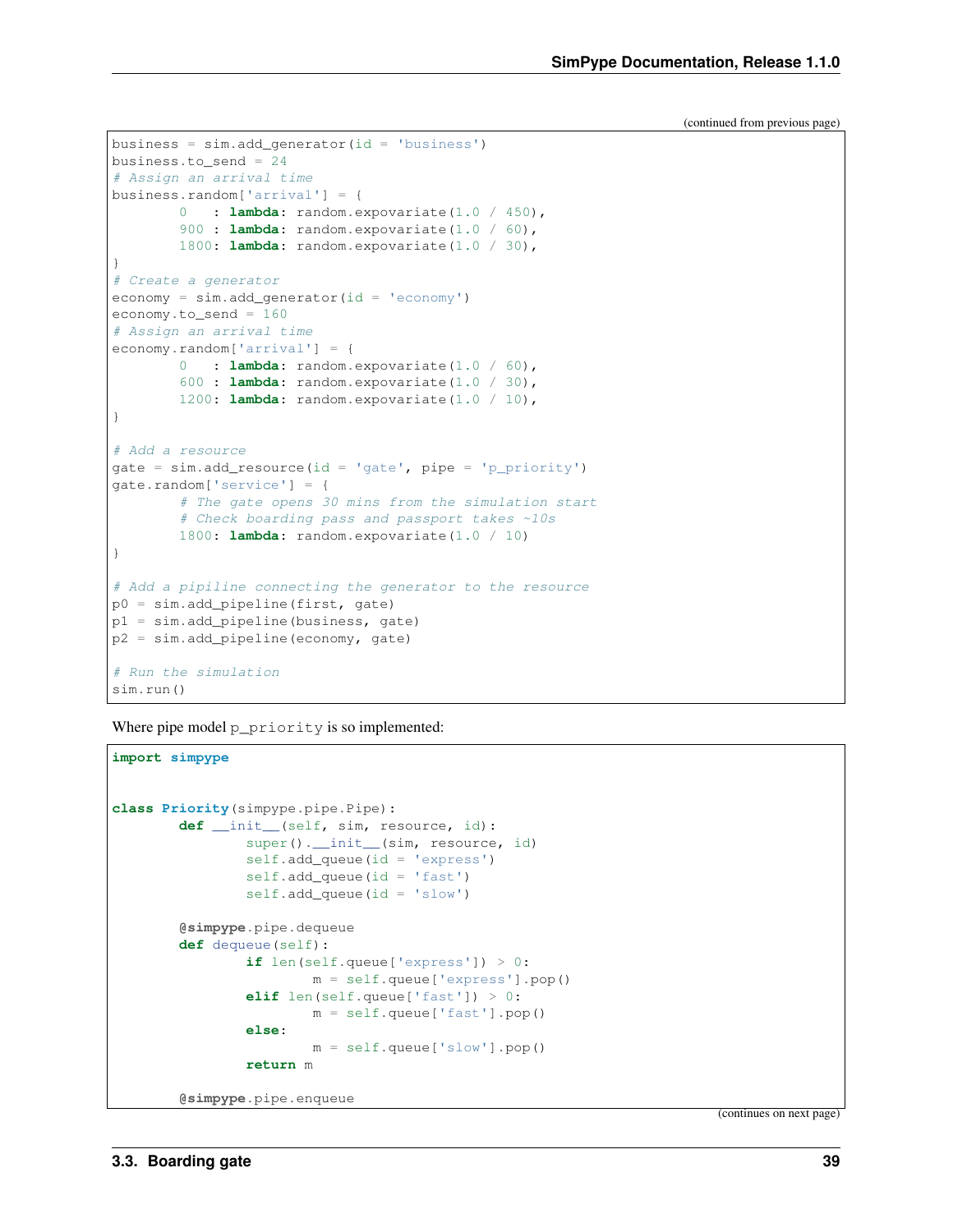(continued from previous page)

```
business = sim.add_generator(id = 'business')
business.to_send = 24
# Assign an arrival time
business.random['arrival'] = {
        0   : lambda: random.expovariate(1.0 / 450),
        900 : lambda: random.expovariate(1.0 / 60),
        1800: lambda: random.expovariate(1.0 / 30),
}
# Create a generator
economy = sim.add_generator(id = 'economy')
economy.to_send = 160
# Assign an arrival time
economy.random['arrival'] = {
        0   : lambda: random.expovariate(1.0 / 60),
        600 : lambda: random.expovariate(1.0 / 30),
        1200: lambda: random.expovariate(1.0 / 10),
}

# Add a resource
gate = sim.add_resource(id = 'gate', pipe = 'p_priority')
gate.random['service'] = {
        # The gate opens 30 mins from the simulation start
        # Check boarding pass and passport takes ~10s
        1800: lambda: random.expovariate(1.0 / 10)
}

# Add a pipiline connecting the generator to the resource
p0 = sim.add_pipeline(first, gate)
p1 = sim.add_pipeline(business, gate)
p2 = sim.add_pipeline(economy, gate)

# Run the simulation
sim.run()
```

Where pipe model `p_priority` is so implemented:

```
import simpype


class Priority(simpype.pipe.Pipe):
        def __init__(self, sim, resource, id):
                super().__init__(sim, resource, id)
                self.add_queue(id = 'express')
                self.add_queue(id = 'fast')
                self.add_queue(id = 'slow')

        @simpype.pipe.dequeue
        def dequeue(self):
                if len(self.queue['express']) > 0:
                        m = self.queue['express'].pop()
                elif len(self.queue['fast']) > 0:
                        m = self.queue['fast'].pop()
                else:
                        m = self.queue['slow'].pop()
                return m

        @simpype.pipe.enqueue
```

(continues on next page)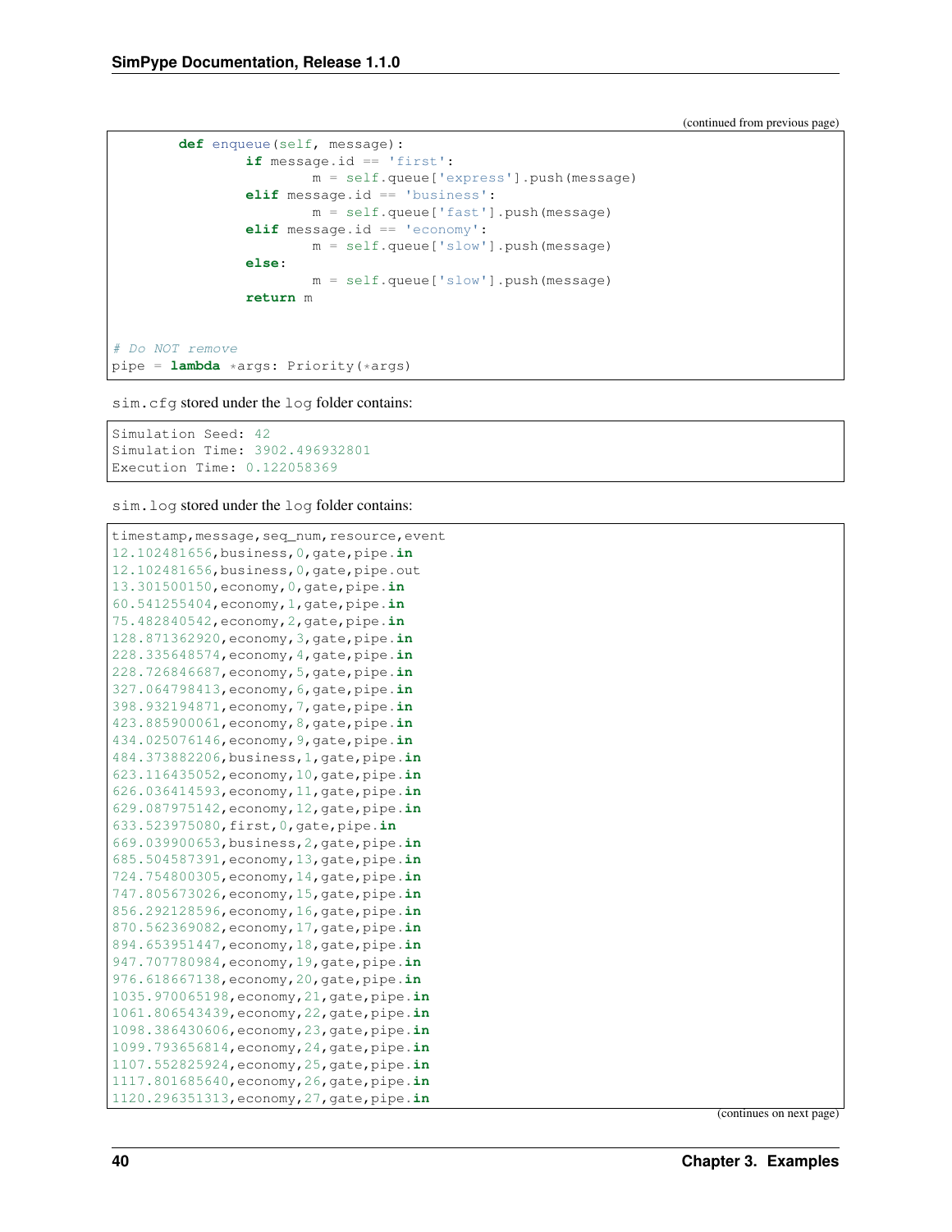(continued from previous page)

```
        def enqueue(self, message):
                if message.id == 'first':
                        m = self.queue['express'].push(message)
                elif message.id == 'business':
                        m = self.queue['fast'].push(message)
                elif message.id == 'economy':
                        m = self.queue['slow'].push(message)
                else:
                        m = self.queue['slow'].push(message)
                return m


# Do NOT remove
pipe = lambda *args: Priority(*args)
```

sim.cfg stored under the log folder contains:

```
Simulation Seed: 42
Simulation Time: 3902.496932801
Execution Time: 0.122058369
```

sim.log stored under the log folder contains:

```
timestamp,message,seq_num,resource,event
12.102481656,business,0,gate,pipe.in
12.102481656,business,0,gate,pipe.out
13.301500150,economy,0,gate,pipe.in
60.541255404,economy,1,gate,pipe.in
75.482840542,economy,2,gate,pipe.in
128.871362920,economy,3,gate,pipe.in
228.335648574,economy,4,gate,pipe.in
228.726846687,economy,5,gate,pipe.in
327.064798413,economy,6,gate,pipe.in
398.932194871,economy,7,gate,pipe.in
423.885900061,economy,8,gate,pipe.in
434.025076146,economy,9,gate,pipe.in
484.373882206,business,1,gate,pipe.in
623.116435052,economy,10,gate,pipe.in
626.036414593,economy,11,gate,pipe.in
629.087975142,economy,12,gate,pipe.in
633.523975080,first,0,gate,pipe.in
669.039900653,business,2,gate,pipe.in
685.504587391,economy,13,gate,pipe.in
724.754800305,economy,14,gate,pipe.in
747.805673026,economy,15,gate,pipe.in
856.292128596,economy,16,gate,pipe.in
870.562369082,economy,17,gate,pipe.in
894.653951447,economy,18,gate,pipe.in
947.707780984,economy,19,gate,pipe.in
976.618667138,economy,20,gate,pipe.in
1035.970065198,economy,21,gate,pipe.in
1061.806543439,economy,22,gate,pipe.in
1098.386430606,economy,23,gate,pipe.in
1099.793656814,economy,24,gate,pipe.in
1107.552825924,economy,25,gate,pipe.in
1117.801685640,economy,26,gate,pipe.in
1120.296351313,economy,27,gate,pipe.in
```

(continues on next page)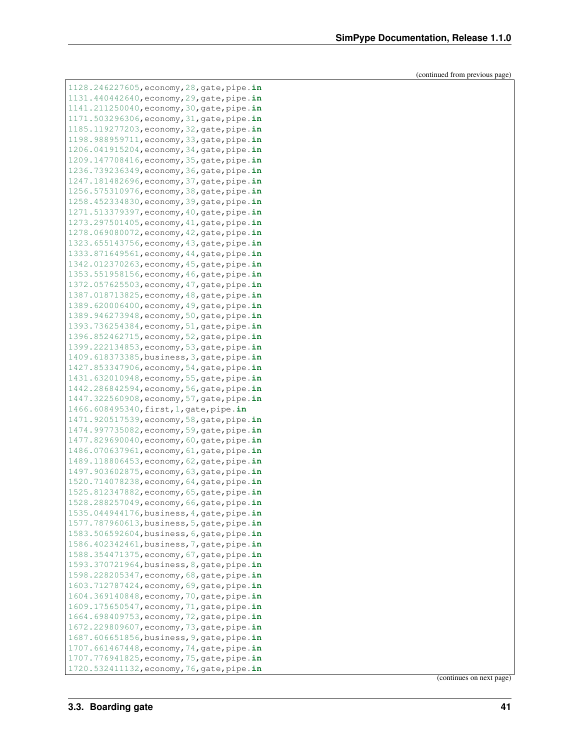(continued from previous page)

```
1128.246227605,economy,28,gate,pipe.in
1131.440442640,economy,29,gate,pipe.in
1141.211250040,economy,30,gate,pipe.in
1171.503296306,economy,31,gate,pipe.in
1185.119277203,economy,32,gate,pipe.in
1198.988959711,economy,33,gate,pipe.in
1206.041915204,economy,34,gate,pipe.in
1209.147708416,economy,35,gate,pipe.in
1236.739236349,economy,36,gate,pipe.in
1247.181482696,economy,37,gate,pipe.in
1256.575310976,economy,38,gate,pipe.in
1258.452334830,economy,39,gate,pipe.in
1271.513379397,economy,40,gate,pipe.in
1273.297501405,economy,41,gate,pipe.in
1278.069080072,economy,42,gate,pipe.in
1323.655143756,economy,43,gate,pipe.in
1333.871649561,economy,44,gate,pipe.in
1342.012370263,economy,45,gate,pipe.in
1353.551958156,economy,46,gate,pipe.in
1372.057625503,economy,47,gate,pipe.in
1387.018713825,economy,48,gate,pipe.in
1389.620006400,economy,49,gate,pipe.in
1389.946273948,economy,50,gate,pipe.in
1393.736254384,economy,51,gate,pipe.in
1396.852462715,economy,52,gate,pipe.in
1399.222134853,economy,53,gate,pipe.in
1409.618373385,business,3,gate,pipe.in
1427.853347906,economy,54,gate,pipe.in
1431.632010948,economy,55,gate,pipe.in
1442.286842594,economy,56,gate,pipe.in
1447.322560908,economy,57,gate,pipe.in
1466.608495340,first,1,gate,pipe.in
1471.920517539,economy,58,gate,pipe.in
1474.997735082,economy,59,gate,pipe.in
1477.829690040,economy,60,gate,pipe.in
1486.070637961,economy,61,gate,pipe.in
1489.118806453,economy,62,gate,pipe.in
1497.903602875,economy,63,gate,pipe.in
1520.714078238,economy,64,gate,pipe.in
1525.812347882,economy,65,gate,pipe.in
1528.288257049,economy,66,gate,pipe.in
1535.044944176,business,4,gate,pipe.in
1577.787960613,business,5,gate,pipe.in
1583.506592604,business,6,gate,pipe.in
1586.402342461,business,7,gate,pipe.in
1588.354471375,economy,67,gate,pipe.in
1593.370721964,business,8,gate,pipe.in
1598.228205347,economy,68,gate,pipe.in
1603.712787424,economy,69,gate,pipe.in
1604.369140848,economy,70,gate,pipe.in
1609.175650547,economy,71,gate,pipe.in
1664.698409753,economy,72,gate,pipe.in
1672.229809607,economy,73,gate,pipe.in
1687.606651856,business,9,gate,pipe.in
1707.661467448,economy,74,gate,pipe.in
1707.776941825,economy,75,gate,pipe.in
1720.532411132,economy,76,gate,pipe.in
```

(continues on next page)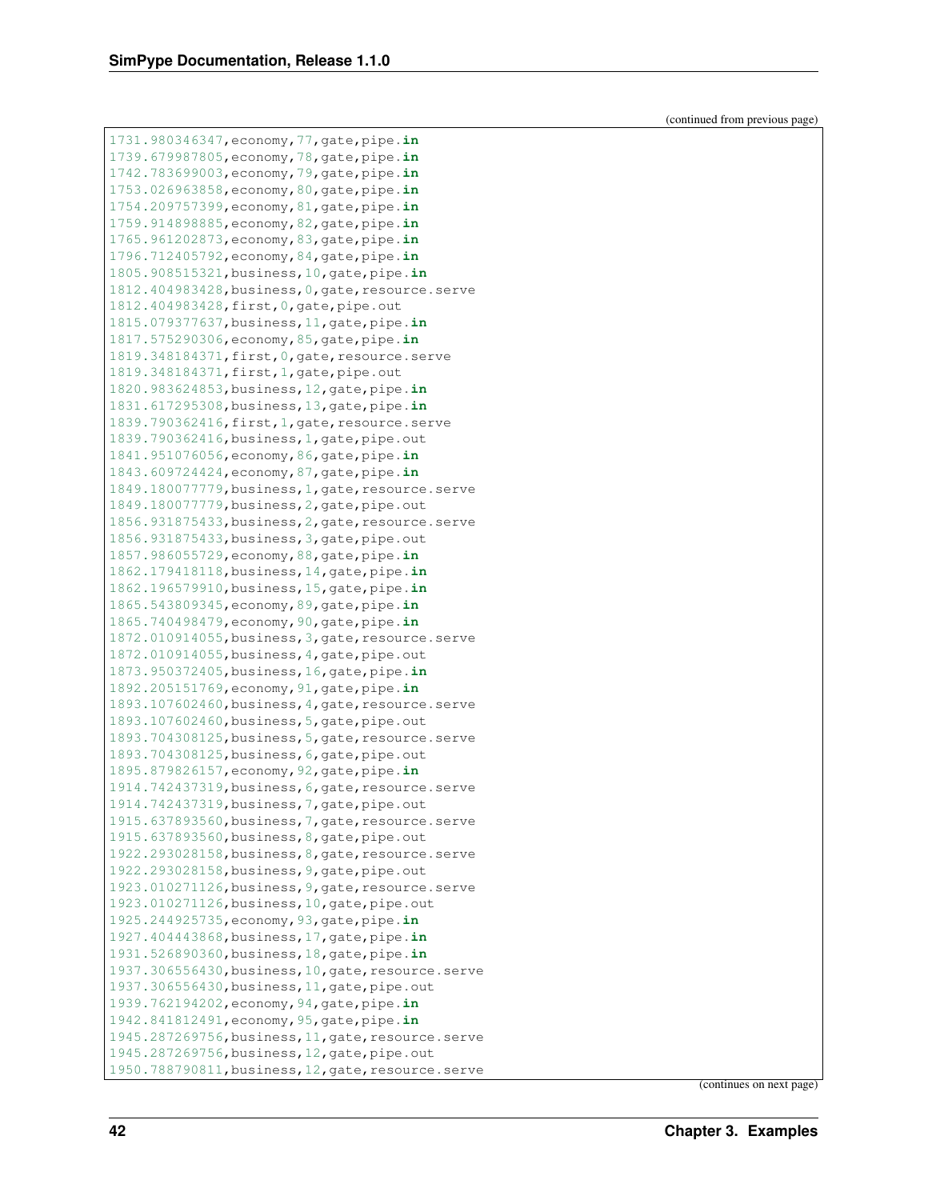(continued from previous page)

```
1731.980346347,economy,77,gate,pipe.in
1739.679987805,economy,78,gate,pipe.in
1742.783699003,economy,79,gate,pipe.in
1753.026963858,economy,80,gate,pipe.in
1754.209757399,economy,81,gate,pipe.in
1759.914898885,economy,82,gate,pipe.in
1765.961202873,economy,83,gate,pipe.in
1796.712405792,economy,84,gate,pipe.in
1805.908515321,business,10,gate,pipe.in
1812.404983428,business,0,gate,resource.serve
1812.404983428,first,0,gate,pipe.out
1815.079377637,business,11,gate,pipe.in
1817.575290306,economy,85,gate,pipe.in
1819.348184371,first,0,gate,resource.serve
1819.348184371,first,1,gate,pipe.out
1820.983624853,business,12,gate,pipe.in
1831.617295308,business,13,gate,pipe.in
1839.790362416,first,1,gate,resource.serve
1839.790362416,business,1,gate,pipe.out
1841.951076056,economy,86,gate,pipe.in
1843.609724424,economy,87,gate,pipe.in
1849.180077779,business,1,gate,resource.serve
1849.180077779,business,2,gate,pipe.out
1856.931875433,business,2,gate,resource.serve
1856.931875433,business,3,gate,pipe.out
1857.986055729,economy,88,gate,pipe.in
1862.179418118,business,14,gate,pipe.in
1862.196579910,business,15,gate,pipe.in
1865.543809345,economy,89,gate,pipe.in
1865.740498479,economy,90,gate,pipe.in
1872.010914055,business,3,gate,resource.serve
1872.010914055,business,4,gate,pipe.out
1873.950372405,business,16,gate,pipe.in
1892.205151769,economy,91,gate,pipe.in
1893.107602460,business,4,gate,resource.serve
1893.107602460,business,5,gate,pipe.out
1893.704308125,business,5,gate,resource.serve
1893.704308125,business,6,gate,pipe.out
1895.879826157,economy,92,gate,pipe.in
1914.742437319,business,6,gate,resource.serve
1914.742437319,business,7,gate,pipe.out
1915.637893560,business,7,gate,resource.serve
1915.637893560,business,8,gate,pipe.out
1922.293028158,business,8,gate,resource.serve
1922.293028158,business,9,gate,pipe.out
1923.010271126,business,9,gate,resource.serve
1923.010271126,business,10,gate,pipe.out
1925.244925735,economy,93,gate,pipe.in
1927.404443868,business,17,gate,pipe.in
1931.526890360,business,18,gate,pipe.in
1937.306556430,business,10,gate,resource.serve
1937.306556430,business,11,gate,pipe.out
1939.762194202,economy,94,gate,pipe.in
1942.841812491,economy,95,gate,pipe.in
1945.287269756,business,11,gate,resource.serve
1945.287269756,business,12,gate,pipe.out
1950.788790811,business,12,gate,resource.serve
```

(continues on next page)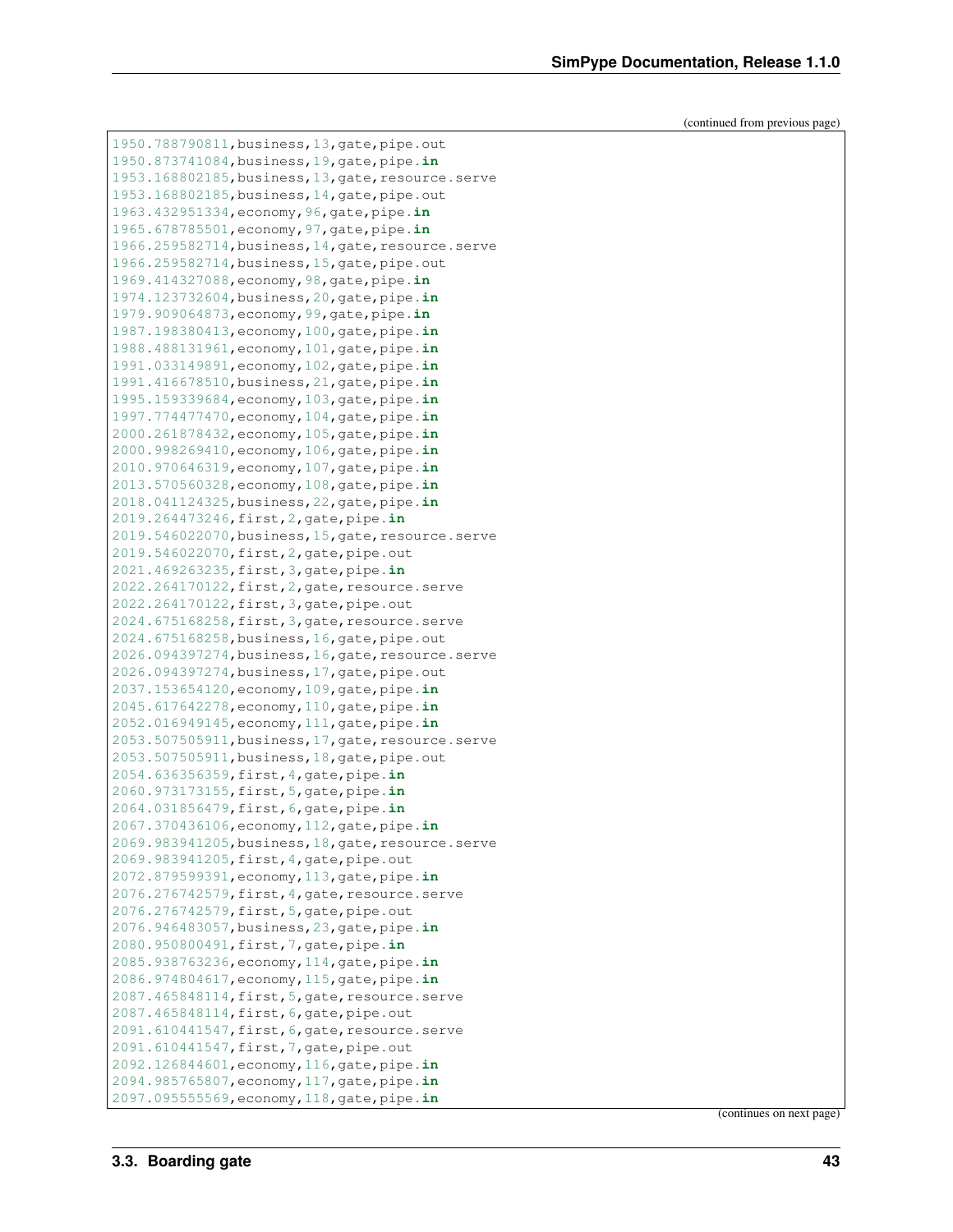(continued from previous page)

```
1950.788790811,business,13,gate,pipe.out
1950.873741084,business,19,gate,pipe.in
1953.168802185,business,13,gate,resource.serve
1953.168802185,business,14,gate,pipe.out
1963.432951334,economy,96,gate,pipe.in
1965.678785501,economy,97,gate,pipe.in
1966.259582714,business,14,gate,resource.serve
1966.259582714,business,15,gate,pipe.out
1969.414327088,economy,98,gate,pipe.in
1974.123732604,business,20,gate,pipe.in
1979.909064873,economy,99,gate,pipe.in
1987.198380413,economy,100,gate,pipe.in
1988.488131961,economy,101,gate,pipe.in
1991.033149891,economy,102,gate,pipe.in
1991.416678510,business,21,gate,pipe.in
1995.159339684,economy,103,gate,pipe.in
1997.774477470,economy,104,gate,pipe.in
2000.261878432,economy,105,gate,pipe.in
2000.998269410,economy,106,gate,pipe.in
2010.970646319,economy,107,gate,pipe.in
2013.570560328,economy,108,gate,pipe.in
2018.041124325,business,22,gate,pipe.in
2019.264473246,first,2,gate,pipe.in
2019.546022070,business,15,gate,resource.serve
2019.546022070,first,2,gate,pipe.out
2021.469263235,first,3,gate,pipe.in
2022.264170122,first,2,gate,resource.serve
2022.264170122,first,3,gate,pipe.out
2024.675168258,first,3,gate,resource.serve
2024.675168258,business,16,gate,pipe.out
2026.094397274,business,16,gate,resource.serve
2026.094397274,business,17,gate,pipe.out
2037.153654120,economy,109,gate,pipe.in
2045.617642278,economy,110,gate,pipe.in
2052.016949145,economy,111,gate,pipe.in
2053.507505911,business,17,gate,resource.serve
2053.507505911,business,18,gate,pipe.out
2054.636356359,first,4,gate,pipe.in
2060.973173155,first,5,gate,pipe.in
2064.031856479,first,6,gate,pipe.in
2067.370436106,economy,112,gate,pipe.in
2069.983941205,business,18,gate,resource.serve
2069.983941205,first,4,gate,pipe.out
2072.879599391,economy,113,gate,pipe.in
2076.276742579,first,4,gate,resource.serve
2076.276742579,first,5,gate,pipe.out
2076.946483057,business,23,gate,pipe.in
2080.950800491,first,7,gate,pipe.in
2085.938763236,economy,114,gate,pipe.in
2086.974804617,economy,115,gate,pipe.in
2087.465848114,first,5,gate,resource.serve
2087.465848114,first,6,gate,pipe.out
2091.610441547,first,6,gate,resource.serve
2091.610441547,first,7,gate,pipe.out
2092.126844601,economy,116,gate,pipe.in
2094.985765807,economy,117,gate,pipe.in
2097.095555569,economy,118,gate,pipe.in
```

(continues on next page)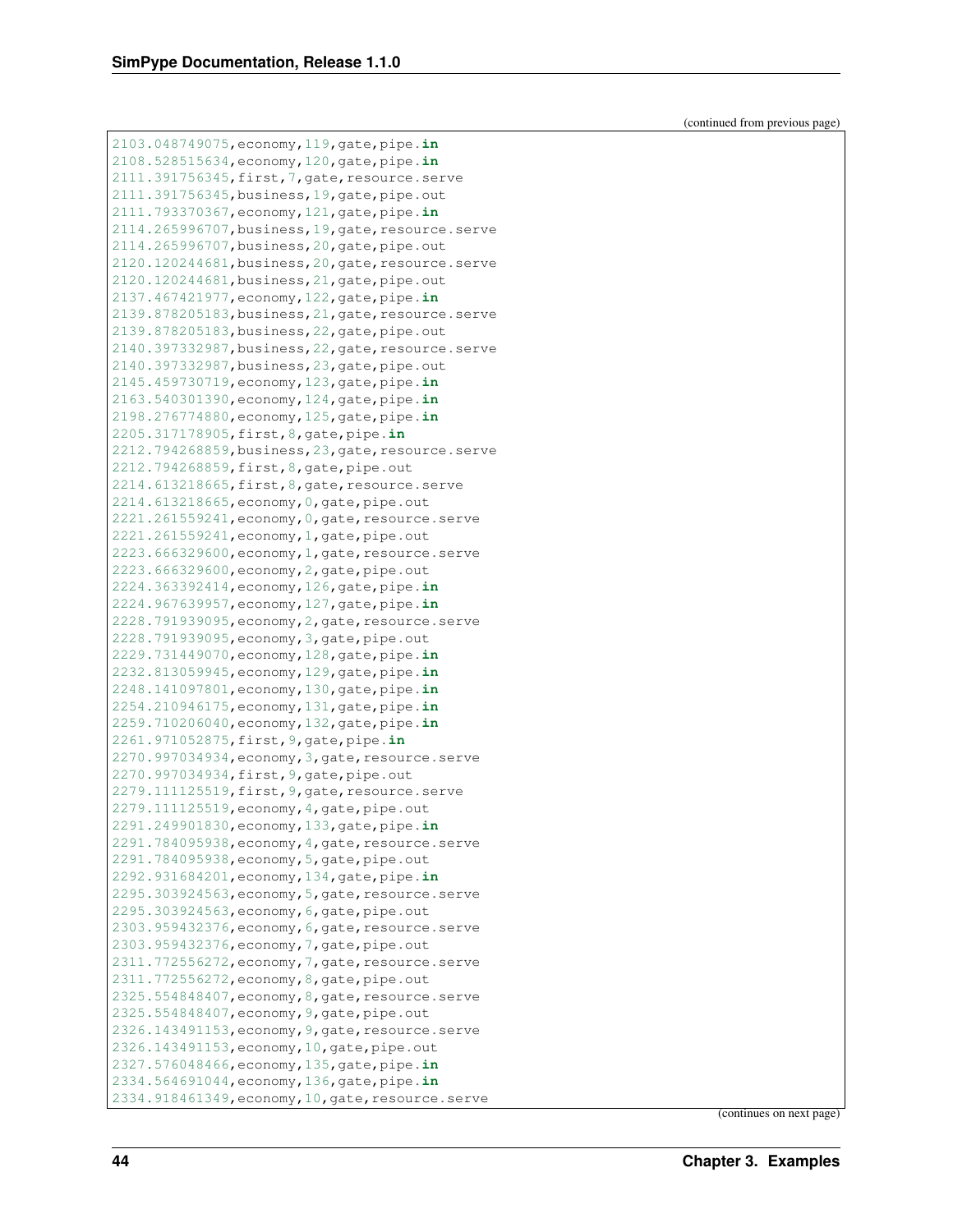(continued from previous page)

```
2103.048749075,economy,119,gate,pipe.in
2108.528515634,economy,120,gate,pipe.in
2111.391756345,first,7,gate,resource.serve
2111.391756345,business,19,gate,pipe.out
2111.793370367,economy,121,gate,pipe.in
2114.265996707,business,19,gate,resource.serve
2114.265996707,business,20,gate,pipe.out
2120.120244681,business,20,gate,resource.serve
2120.120244681,business,21,gate,pipe.out
2137.467421977,economy,122,gate,pipe.in
2139.878205183,business,21,gate,resource.serve
2139.878205183,business,22,gate,pipe.out
2140.397332987,business,22,gate,resource.serve
2140.397332987,business,23,gate,pipe.out
2145.459730719,economy,123,gate,pipe.in
2163.540301390,economy,124,gate,pipe.in
2198.276774880,economy,125,gate,pipe.in
2205.317178905,first,8,gate,pipe.in
2212.794268859,business,23,gate,resource.serve
2212.794268859,first,8,gate,pipe.out
2214.613218665,first,8,gate,resource.serve
2214.613218665,economy,0,gate,pipe.out
2221.261559241,economy,0,gate,resource.serve
2221.261559241,economy,1,gate,pipe.out
2223.666329600,economy,1,gate,resource.serve
2223.666329600,economy,2,gate,pipe.out
2224.363392414,economy,126,gate,pipe.in
2224.967639957,economy,127,gate,pipe.in
2228.791939095,economy,2,gate,resource.serve
2228.791939095,economy,3,gate,pipe.out
2229.731449070,economy,128,gate,pipe.in
2232.813059945,economy,129,gate,pipe.in
2248.141097801,economy,130,gate,pipe.in
2254.210946175,economy,131,gate,pipe.in
2259.710206040,economy,132,gate,pipe.in
2261.971052875,first,9,gate,pipe.in
2270.997034934,economy,3,gate,resource.serve
2270.997034934,first,9,gate,pipe.out
2279.111125519,first,9,gate,resource.serve
2279.111125519,economy,4,gate,pipe.out
2291.249901830,economy,133,gate,pipe.in
2291.784095938,economy,4,gate,resource.serve
2291.784095938,economy,5,gate,pipe.out
2292.931684201,economy,134,gate,pipe.in
2295.303924563,economy,5,gate,resource.serve
2295.303924563,economy,6,gate,pipe.out
2303.959432376,economy,6,gate,resource.serve
2303.959432376,economy,7,gate,pipe.out
2311.772556272,economy,7,gate,resource.serve
2311.772556272,economy,8,gate,pipe.out
2325.554848407,economy,8,gate,resource.serve
2325.554848407,economy,9,gate,pipe.out
2326.143491153,economy,9,gate,resource.serve
2326.143491153,economy,10,gate,pipe.out
2327.576048466,economy,135,gate,pipe.in
2334.564691044,economy,136,gate,pipe.in
2334.918461349,economy,10,gate,resource.serve
```

(continues on next page)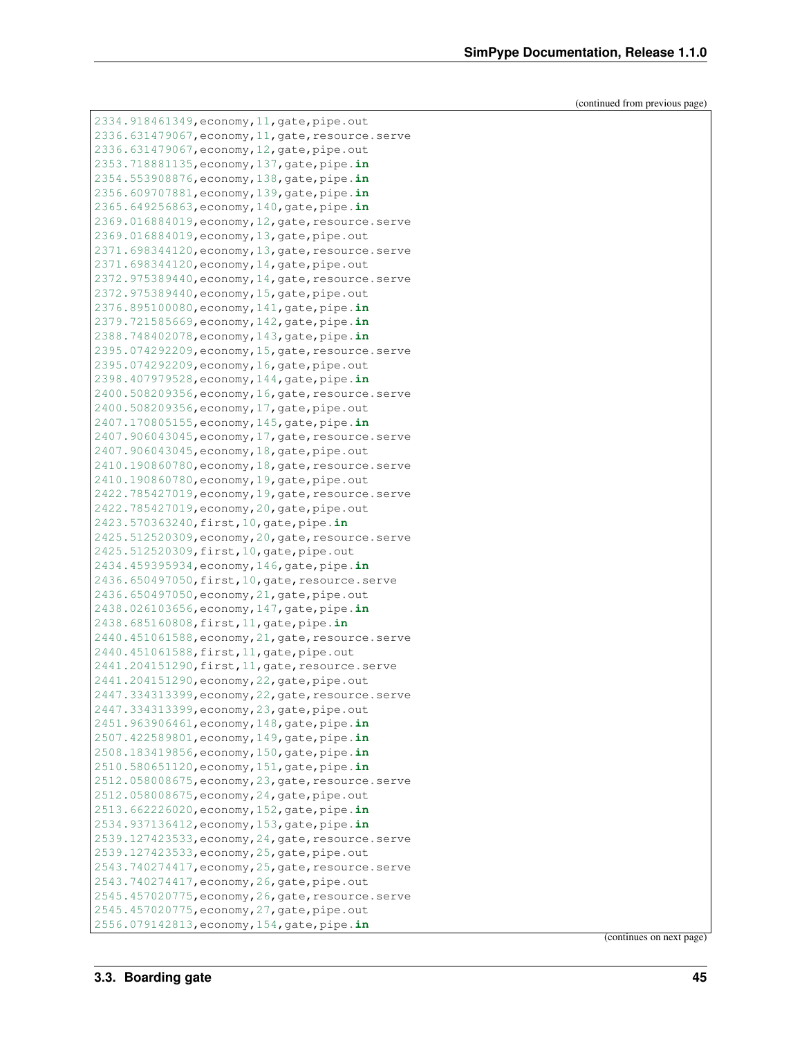(continued from previous page)

```
2334.918461349,economy,11,gate,pipe.out
2336.631479067,economy,11,gate,resource.serve
2336.631479067,economy,12,gate,pipe.out
2353.718881135,economy,137,gate,pipe.in
2354.553908876,economy,138,gate,pipe.in
2356.609707881,economy,139,gate,pipe.in
2365.649256863,economy,140,gate,pipe.in
2369.016884019,economy,12,gate,resource.serve
2369.016884019,economy,13,gate,pipe.out
2371.698344120,economy,13,gate,resource.serve
2371.698344120,economy,14,gate,pipe.out
2372.975389440,economy,14,gate,resource.serve
2372.975389440,economy,15,gate,pipe.out
2376.895100080,economy,141,gate,pipe.in
2379.721585669,economy,142,gate,pipe.in
2388.748402078,economy,143,gate,pipe.in
2395.074292209,economy,15,gate,resource.serve
2395.074292209,economy,16,gate,pipe.out
2398.407979528,economy,144,gate,pipe.in
2400.508209356,economy,16,gate,resource.serve
2400.508209356,economy,17,gate,pipe.out
2407.170805155,economy,145,gate,pipe.in
2407.906043045,economy,17,gate,resource.serve
2407.906043045,economy,18,gate,pipe.out
2410.190860780,economy,18,gate,resource.serve
2410.190860780,economy,19,gate,pipe.out
2422.785427019,economy,19,gate,resource.serve
2422.785427019,economy,20,gate,pipe.out
2423.570363240,first,10,gate,pipe.in
2425.512520309,economy,20,gate,resource.serve
2425.512520309,first,10,gate,pipe.out
2434.459395934,economy,146,gate,pipe.in
2436.650497050,first,10,gate,resource.serve
2436.650497050,economy,21,gate,pipe.out
2438.026103656,economy,147,gate,pipe.in
2438.685160808,first,11,gate,pipe.in
2440.451061588,economy,21,gate,resource.serve
2440.451061588,first,11,gate,pipe.out
2441.204151290,first,11,gate,resource.serve
2441.204151290,economy,22,gate,pipe.out
2447.334313399,economy,22,gate,resource.serve
2447.334313399,economy,23,gate,pipe.out
2451.963906461,economy,148,gate,pipe.in
2507.422589801,economy,149,gate,pipe.in
2508.183419856,economy,150,gate,pipe.in
2510.580651120,economy,151,gate,pipe.in
2512.058008675,economy,23,gate,resource.serve
2512.058008675,economy,24,gate,pipe.out
2513.662226020,economy,152,gate,pipe.in
2534.937136412,economy,153,gate,pipe.in
2539.127423533,economy,24,gate,resource.serve
2539.127423533,economy,25,gate,pipe.out
2543.740274417,economy,25,gate,resource.serve
2543.740274417,economy,26,gate,pipe.out
2545.457020775,economy,26,gate,resource.serve
2545.457020775,economy,27,gate,pipe.out
2556.079142813,economy,154,gate,pipe.in
```

(continues on next page)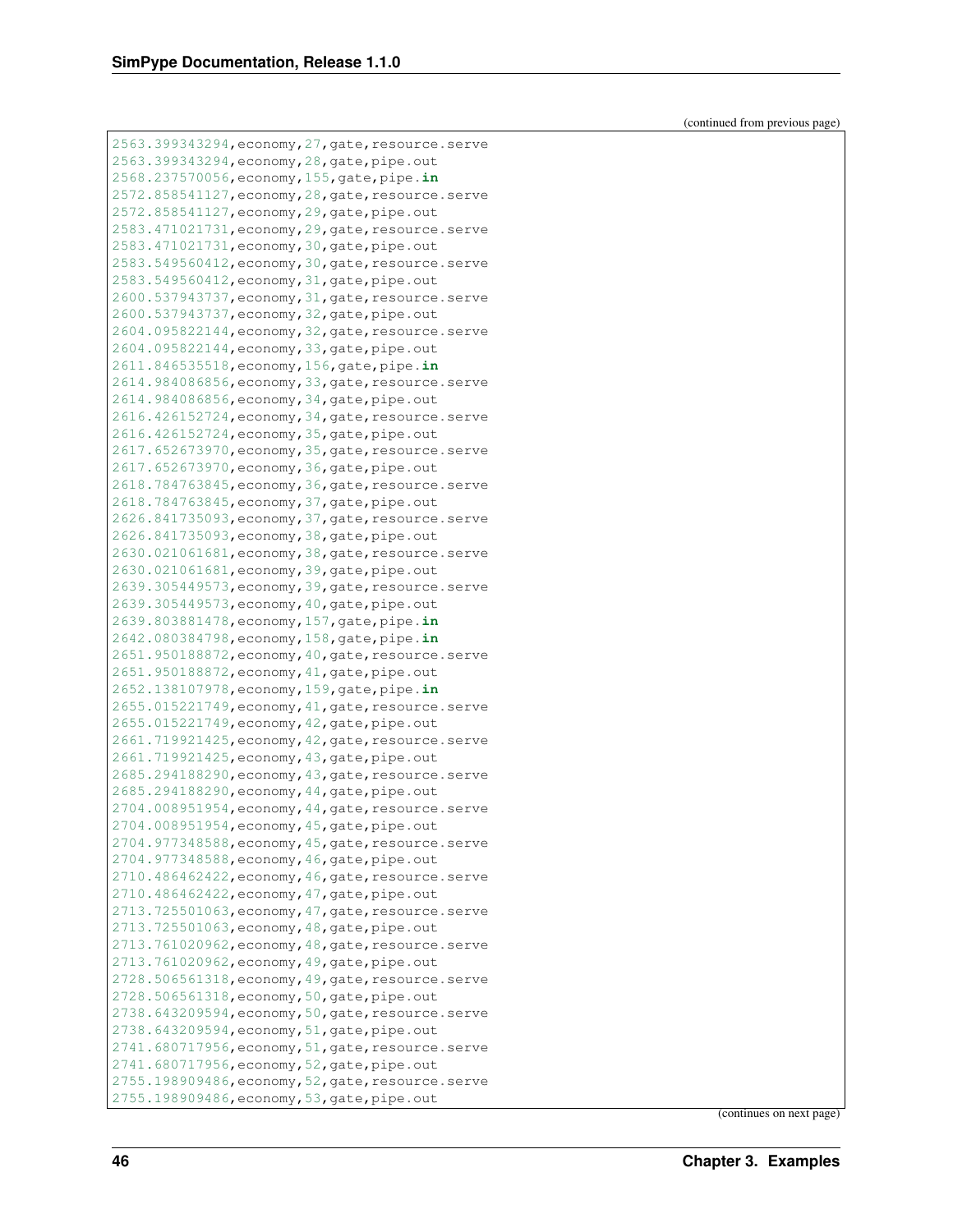(continued from previous page)

```
2563.399343294,economy,27,gate,resource.serve
2563.399343294,economy,28,gate,pipe.out
2568.237570056,economy,155,gate,pipe.in
2572.858541127,economy,28,gate,resource.serve
2572.858541127,economy,29,gate,pipe.out
2583.471021731,economy,29,gate,resource.serve
2583.471021731,economy,30,gate,pipe.out
2583.549560412,economy,30,gate,resource.serve
2583.549560412,economy,31,gate,pipe.out
2600.537943737,economy,31,gate,resource.serve
2600.537943737,economy,32,gate,pipe.out
2604.095822144,economy,32,gate,resource.serve
2604.095822144,economy,33,gate,pipe.out
2611.846535518,economy,156,gate,pipe.in
2614.984086856,economy,33,gate,resource.serve
2614.984086856,economy,34,gate,pipe.out
2616.426152724,economy,34,gate,resource.serve
2616.426152724,economy,35,gate,pipe.out
2617.652673970,economy,35,gate,resource.serve
2617.652673970,economy,36,gate,pipe.out
2618.784763845,economy,36,gate,resource.serve
2618.784763845,economy,37,gate,pipe.out
2626.841735093,economy,37,gate,resource.serve
2626.841735093,economy,38,gate,pipe.out
2630.021061681,economy,38,gate,resource.serve
2630.021061681,economy,39,gate,pipe.out
2639.305449573,economy,39,gate,resource.serve
2639.305449573,economy,40,gate,pipe.out
2639.803881478,economy,157,gate,pipe.in
2642.080384798,economy,158,gate,pipe.in
2651.950188872,economy,40,gate,resource.serve
2651.950188872,economy,41,gate,pipe.out
2652.138107978,economy,159,gate,pipe.in
2655.015221749,economy,41,gate,resource.serve
2655.015221749,economy,42,gate,pipe.out
2661.719921425,economy,42,gate,resource.serve
2661.719921425,economy,43,gate,pipe.out
2685.294188290,economy,43,gate,resource.serve
2685.294188290,economy,44,gate,pipe.out
2704.008951954,economy,44,gate,resource.serve
2704.008951954,economy,45,gate,pipe.out
2704.977348588,economy,45,gate,resource.serve
2704.977348588,economy,46,gate,pipe.out
2710.486462422,economy,46,gate,resource.serve
2710.486462422,economy,47,gate,pipe.out
2713.725501063,economy,47,gate,resource.serve
2713.725501063,economy,48,gate,pipe.out
2713.761020962,economy,48,gate,resource.serve
2713.761020962,economy,49,gate,pipe.out
2728.506561318,economy,49,gate,resource.serve
2728.506561318,economy,50,gate,pipe.out
2738.643209594,economy,50,gate,resource.serve
2738.643209594,economy,51,gate,pipe.out
2741.680717956,economy,51,gate,resource.serve
2741.680717956,economy,52,gate,pipe.out
2755.198909486,economy,52,gate,resource.serve
2755.198909486,economy,53,gate,pipe.out
```

(continues on next page)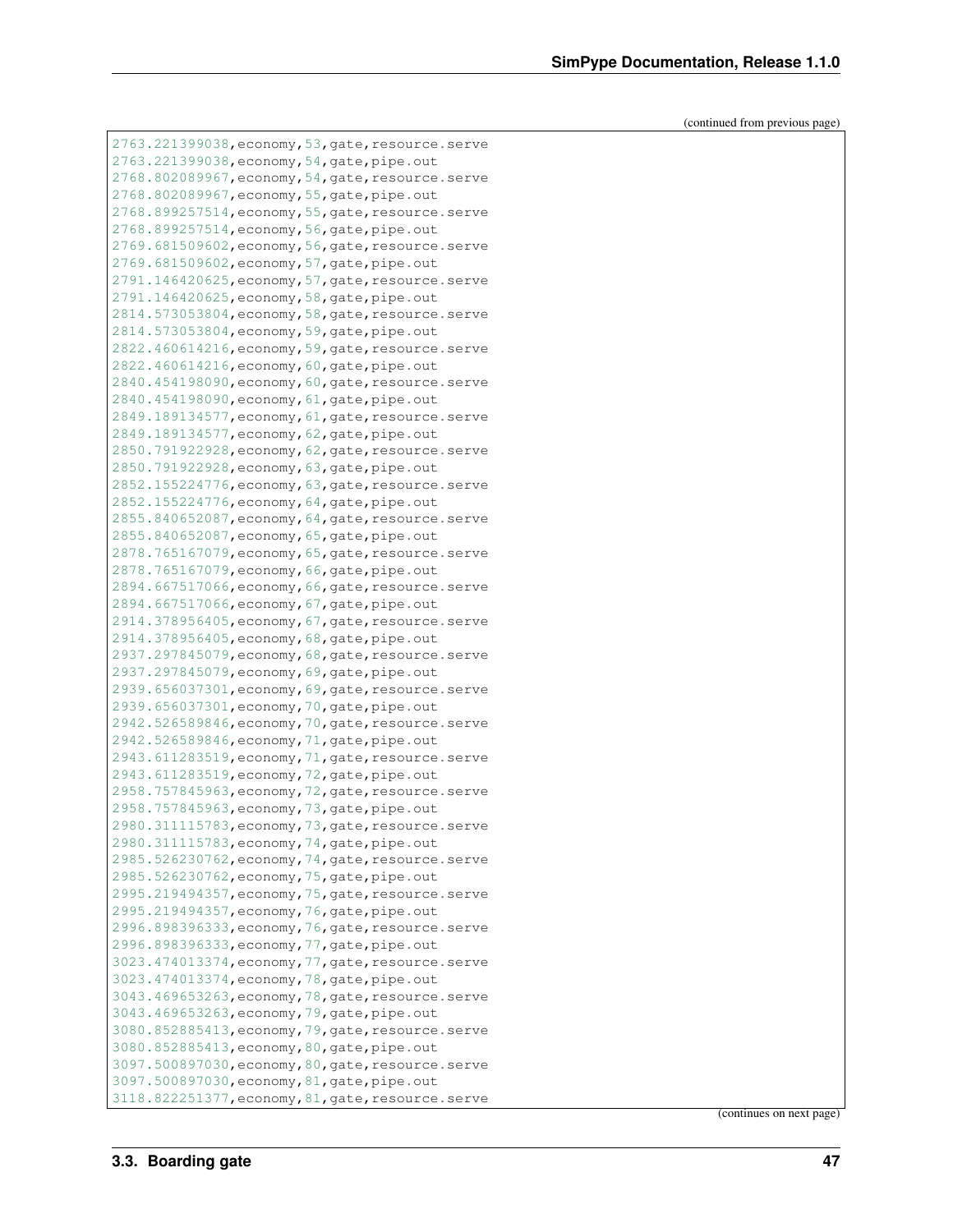(continued from previous page)

```
2763.221399038,economy,53,gate,resource.serve
2763.221399038,economy,54,gate,pipe.out
2768.802089967,economy,54,gate,resource.serve
2768.802089967,economy,55,gate,pipe.out
2768.899257514,economy,55,gate,resource.serve
2768.899257514,economy,56,gate,pipe.out
2769.681509602,economy,56,gate,resource.serve
2769.681509602,economy,57,gate,pipe.out
2791.146420625,economy,57,gate,resource.serve
2791.146420625,economy,58,gate,pipe.out
2814.573053804,economy,58,gate,resource.serve
2814.573053804,economy,59,gate,pipe.out
2822.460614216,economy,59,gate,resource.serve
2822.460614216,economy,60,gate,pipe.out
2840.454198090,economy,60,gate,resource.serve
2840.454198090,economy,61,gate,pipe.out
2849.189134577,economy,61,gate,resource.serve
2849.189134577,economy,62,gate,pipe.out
2850.791922928,economy,62,gate,resource.serve
2850.791922928,economy,63,gate,pipe.out
2852.155224776,economy,63,gate,resource.serve
2852.155224776,economy,64,gate,pipe.out
2855.840652087,economy,64,gate,resource.serve
2855.840652087,economy,65,gate,pipe.out
2878.765167079,economy,65,gate,resource.serve
2878.765167079,economy,66,gate,pipe.out
2894.667517066,economy,66,gate,resource.serve
2894.667517066,economy,67,gate,pipe.out
2914.378956405,economy,67,gate,resource.serve
2914.378956405,economy,68,gate,pipe.out
2937.297845079,economy,68,gate,resource.serve
2937.297845079,economy,69,gate,pipe.out
2939.656037301,economy,69,gate,resource.serve
2939.656037301,economy,70,gate,pipe.out
2942.526589846,economy,70,gate,resource.serve
2942.526589846,economy,71,gate,pipe.out
2943.611283519,economy,71,gate,resource.serve
2943.611283519,economy,72,gate,pipe.out
2958.757845963,economy,72,gate,resource.serve
2958.757845963,economy,73,gate,pipe.out
2980.311115783,economy,73,gate,resource.serve
2980.311115783,economy,74,gate,pipe.out
2985.526230762,economy,74,gate,resource.serve
2985.526230762,economy,75,gate,pipe.out
2995.219494357,economy,75,gate,resource.serve
2995.219494357,economy,76,gate,pipe.out
2996.898396333,economy,76,gate,resource.serve
2996.898396333,economy,77,gate,pipe.out
3023.474013374,economy,77,gate,resource.serve
3023.474013374,economy,78,gate,pipe.out
3043.469653263,economy,78,gate,resource.serve
3043.469653263,economy,79,gate,pipe.out
3080.852885413,economy,79,gate,resource.serve
3080.852885413,economy,80,gate,pipe.out
3097.500897030,economy,80,gate,resource.serve
3097.500897030,economy,81,gate,pipe.out
3118.822251377,economy,81,gate,resource.serve
```

(continues on next page)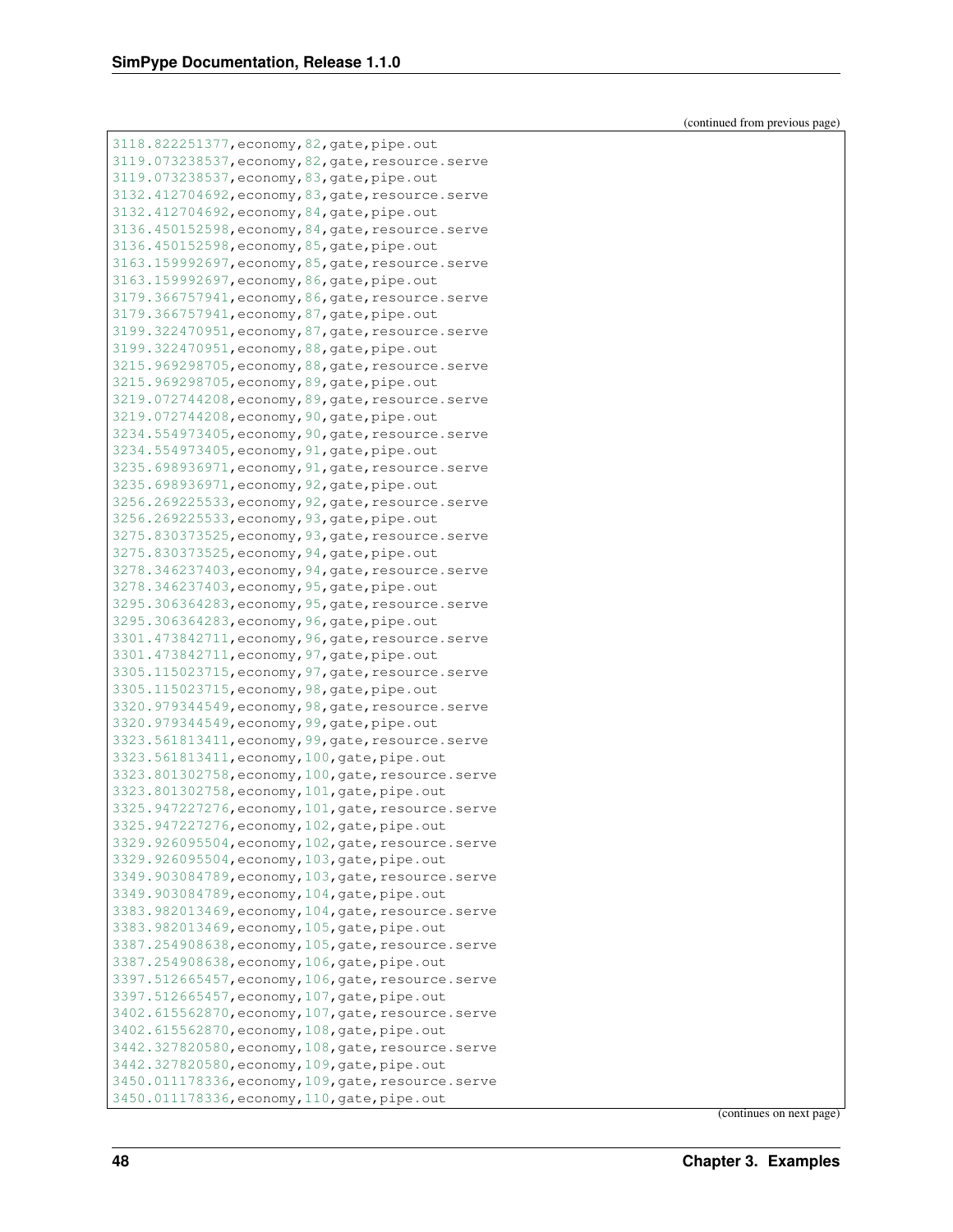(continued from previous page)

```
3118.822251377,economy,82,gate,pipe.out
3119.073238537,economy,82,gate,resource.serve
3119.073238537,economy,83,gate,pipe.out
3132.412704692,economy,83,gate,resource.serve
3132.412704692,economy,84,gate,pipe.out
3136.450152598,economy,84,gate,resource.serve
3136.450152598,economy,85,gate,pipe.out
3163.159992697,economy,85,gate,resource.serve
3163.159992697,economy,86,gate,pipe.out
3179.366757941,economy,86,gate,resource.serve
3179.366757941,economy,87,gate,pipe.out
3199.322470951,economy,87,gate,resource.serve
3199.322470951,economy,88,gate,pipe.out
3215.969298705,economy,88,gate,resource.serve
3215.969298705,economy,89,gate,pipe.out
3219.072744208,economy,89,gate,resource.serve
3219.072744208,economy,90,gate,pipe.out
3234.554973405,economy,90,gate,resource.serve
3234.554973405,economy,91,gate,pipe.out
3235.698936971,economy,91,gate,resource.serve
3235.698936971,economy,92,gate,pipe.out
3256.269225533,economy,92,gate,resource.serve
3256.269225533,economy,93,gate,pipe.out
3275.830373525,economy,93,gate,resource.serve
3275.830373525,economy,94,gate,pipe.out
3278.346237403,economy,94,gate,resource.serve
3278.346237403,economy,95,gate,pipe.out
3295.306364283,economy,95,gate,resource.serve
3295.306364283,economy,96,gate,pipe.out
3301.473842711,economy,96,gate,resource.serve
3301.473842711,economy,97,gate,pipe.out
3305.115023715,economy,97,gate,resource.serve
3305.115023715,economy,98,gate,pipe.out
3320.979344549,economy,98,gate,resource.serve
3320.979344549,economy,99,gate,pipe.out
3323.561813411,economy,99,gate,resource.serve
3323.561813411,economy,100,gate,pipe.out
3323.801302758,economy,100,gate,resource.serve
3323.801302758,economy,101,gate,pipe.out
3325.947227276,economy,101,gate,resource.serve
3325.947227276,economy,102,gate,pipe.out
3329.926095504,economy,102,gate,resource.serve
3329.926095504,economy,103,gate,pipe.out
3349.903084789,economy,103,gate,resource.serve
3349.903084789,economy,104,gate,pipe.out
3383.982013469,economy,104,gate,resource.serve
3383.982013469,economy,105,gate,pipe.out
3387.254908638,economy,105,gate,resource.serve
3387.254908638,economy,106,gate,pipe.out
3397.512665457,economy,106,gate,resource.serve
3397.512665457,economy,107,gate,pipe.out
3402.615562870,economy,107,gate,resource.serve
3402.615562870,economy,108,gate,pipe.out
3442.327820580,economy,108,gate,resource.serve
3442.327820580,economy,109,gate,pipe.out
3450.011178336,economy,109,gate,resource.serve
3450.011178336,economy,110,gate,pipe.out
```

(continues on next page)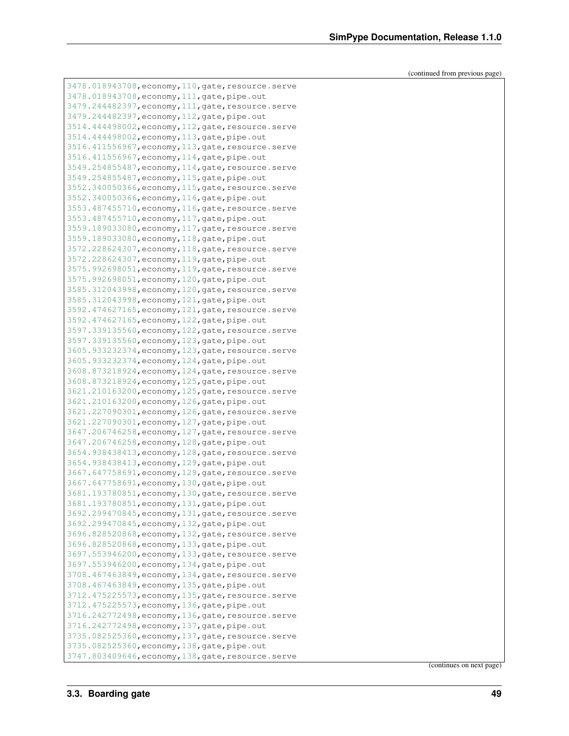(continued from previous page)

```
3478.018943708,economy,110,gate,resource.serve
3478.018943708,economy,111,gate,pipe.out
3479.244482397,economy,111,gate,resource.serve
3479.244482397,economy,112,gate,pipe.out
3514.444498002,economy,112,gate,resource.serve
3514.444498002,economy,113,gate,pipe.out
3516.411556967,economy,113,gate,resource.serve
3516.411556967,economy,114,gate,pipe.out
3549.254855487,economy,114,gate,resource.serve
3549.254855487,economy,115,gate,pipe.out
3552.340050366,economy,115,gate,resource.serve
3552.340050366,economy,116,gate,pipe.out
3553.487455710,economy,116,gate,resource.serve
3553.487455710,economy,117,gate,pipe.out
3559.189033080,economy,117,gate,resource.serve
3559.189033080,economy,118,gate,pipe.out
3572.228624307,economy,118,gate,resource.serve
3572.228624307,economy,119,gate,pipe.out
3575.992698051,economy,119,gate,resource.serve
3575.992698051,economy,120,gate,pipe.out
3585.312043998,economy,120,gate,resource.serve
3585.312043998,economy,121,gate,pipe.out
3592.474627165,economy,121,gate,resource.serve
3592.474627165,economy,122,gate,pipe.out
3597.339135560,economy,122,gate,resource.serve
3597.339135560,economy,123,gate,pipe.out
3605.933232374,economy,123,gate,resource.serve
3605.933232374,economy,124,gate,pipe.out
3608.873218924,economy,124,gate,resource.serve
3608.873218924,economy,125,gate,pipe.out
3621.210163200,economy,125,gate,resource.serve
3621.210163200,economy,126,gate,pipe.out
3621.227090301,economy,126,gate,resource.serve
3621.227090301,economy,127,gate,pipe.out
3647.206746258,economy,127,gate,resource.serve
3647.206746258,economy,128,gate,pipe.out
3654.938438413,economy,128,gate,resource.serve
3654.938438413,economy,129,gate,pipe.out
3667.647758691,economy,129,gate,resource.serve
3667.647758691,economy,130,gate,pipe.out
3681.193780851,economy,130,gate,resource.serve
3681.193780851,economy,131,gate,pipe.out
3692.299470845,economy,131,gate,resource.serve
3692.299470845,economy,132,gate,pipe.out
3696.828520868,economy,132,gate,resource.serve
3696.828520868,economy,133,gate,pipe.out
3697.553946200,economy,133,gate,resource.serve
3697.553946200,economy,134,gate,pipe.out
3708.467463849,economy,134,gate,resource.serve
3708.467463849,economy,135,gate,pipe.out
3712.475225573,economy,135,gate,resource.serve
3712.475225573,economy,136,gate,pipe.out
3716.242772498,economy,136,gate,resource.serve
3716.242772498,economy,137,gate,pipe.out
3735.082525360,economy,137,gate,resource.serve
3735.082525360,economy,138,gate,pipe.out
3747.803409646,economy,138,gate,resource.serve
```

(continues on next page)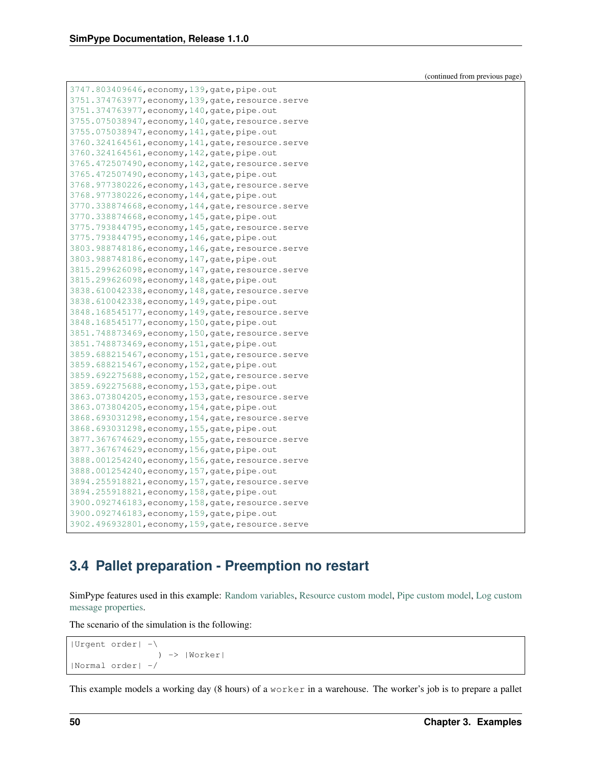(continued from previous page)

```
3747.803409646,economy,139,gate,pipe.out
3751.374763977,economy,139,gate,resource.serve
3751.374763977,economy,140,gate,pipe.out
3755.075038947,economy,140,gate,resource.serve
3755.075038947,economy,141,gate,pipe.out
3760.324164561,economy,141,gate,resource.serve
3760.324164561,economy,142,gate,pipe.out
3765.472507490,economy,142,gate,resource.serve
3765.472507490,economy,143,gate,pipe.out
3768.977380226,economy,143,gate,resource.serve
3768.977380226,economy,144,gate,pipe.out
3770.338874668,economy,144,gate,resource.serve
3770.338874668,economy,145,gate,pipe.out
3775.793844795,economy,145,gate,resource.serve
3775.793844795,economy,146,gate,pipe.out
3803.988748186,economy,146,gate,resource.serve
3803.988748186,economy,147,gate,pipe.out
3815.299626098,economy,147,gate,resource.serve
3815.299626098,economy,148,gate,pipe.out
3838.610042338,economy,148,gate,resource.serve
3838.610042338,economy,149,gate,pipe.out
3848.168545177,economy,149,gate,resource.serve
3848.168545177,economy,150,gate,pipe.out
3851.748873469,economy,150,gate,resource.serve
3851.748873469,economy,151,gate,pipe.out
3859.688215467,economy,151,gate,resource.serve
3859.688215467,economy,152,gate,pipe.out
3859.692275688,economy,152,gate,resource.serve
3859.692275688,economy,153,gate,pipe.out
3863.073804205,economy,153,gate,resource.serve
3863.073804205,economy,154,gate,pipe.out
3868.693031298,economy,154,gate,resource.serve
3868.693031298,economy,155,gate,pipe.out
3877.367674629,economy,155,gate,resource.serve
3877.367674629,economy,156,gate,pipe.out
3888.001254240,economy,156,gate,resource.serve
3888.001254240,economy,157,gate,pipe.out
3894.255918821,economy,157,gate,resource.serve
3894.255918821,economy,158,gate,pipe.out
3900.092746183,economy,158,gate,resource.serve
3900.092746183,economy,159,gate,pipe.out
3902.496932801,economy,159,gate,resource.serve
```

## 3.4 Pallet preparation - Preemption no restart

SimPype features used in this example: Random variables, Resource custom model, Pipe custom model, Log custom message properties.

The scenario of the simulation is the following:

```
|Urgent order| -\
                 ) -> |Worker|
|Normal order| -/
```

This example models a working day (8 hours) of a `worker` in a warehouse. The worker's job is to prepare a pallet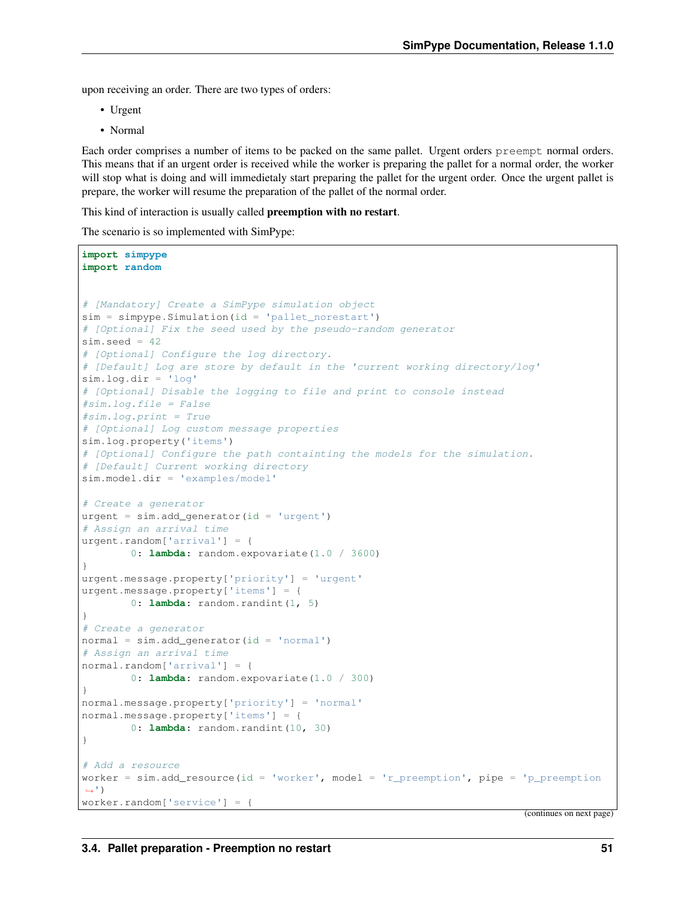upon receiving an order. There are two types of orders:

- Urgent
- Normal

Each order comprises a number of items to be packed on the same pallet. Urgent orders `preempt` normal orders. This means that if an urgent order is received while the worker is preparing the pallet for a normal order, the worker will stop what is doing and will immedietaly start preparing the pallet for the urgent order. Once the urgent pallet is prepare, the worker will resume the preparation of the pallet of the normal order.

This kind of interaction is usually called **preemption with no restart**.

The scenario is so implemented with SimPype:

```
import simpype
import random


# [Mandatory] Create a SimPype simulation object
sim = simpype.Simulation(id = 'pallet_norestart')
# [Optional] Fix the seed used by the pseudo-random generator
sim.seed = 42
# [Optional] Configure the log directory.
# [Default] Log are store by default in the 'current working directory/log'
sim.log.dir = 'log'
# [Optional] Disable the logging to file and print to console instead
#sim.log.file = False
#sim.log.print = True
# [Optional] Log custom message properties
sim.log.property('items')
# [Optional] Configure the path containting the models for the simulation.
# [Default] Current working directory
sim.model.dir = 'examples/model'

# Create a generator
urgent = sim.add_generator(id = 'urgent')
# Assign an arrival time
urgent.random['arrival'] = {
        0: lambda: random.expovariate(1.0 / 3600)
}
urgent.message.property['priority'] = 'urgent'
urgent.message.property['items'] = {
        0: lambda: random.randint(1, 5)
}
# Create a generator
normal = sim.add_generator(id = 'normal')
# Assign an arrival time
normal.random['arrival'] = {
        0: lambda: random.expovariate(1.0 / 300)
}
normal.message.property['priority'] = 'normal'
normal.message.property['items'] = {
        0: lambda: random.randint(10, 30)
}

# Add a resource
worker = sim.add_resource(id = 'worker', model = 'r_preemption', pipe = 'p_preemption')
worker.random['service'] = {
```

(continues on next page)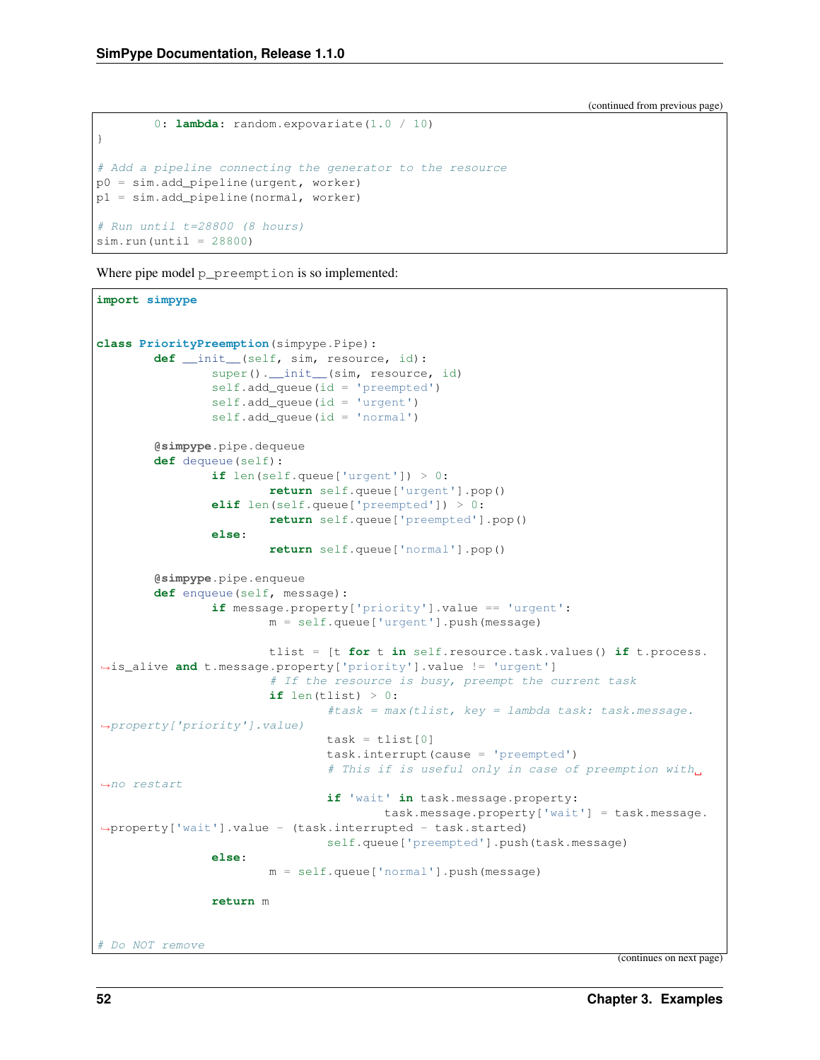(continued from previous page)

```
        0: lambda: random.expovariate(1.0 / 10)
}

# Add a pipeline connecting the generator to the resource
p0 = sim.add_pipeline(urgent, worker)
p1 = sim.add_pipeline(normal, worker)

# Run until t=28800 (8 hours)
sim.run(until = 28800)
```

Where pipe model `p_preemption` is so implemented:

```
import simpype


class PriorityPreemption(simpype.Pipe):
        def __init__(self, sim, resource, id):
                super().__init__(sim, resource, id)
                self.add_queue(id = 'preempted')
                self.add_queue(id = 'urgent')
                self.add_queue(id = 'normal')

        @simpype.pipe.dequeue
        def dequeue(self):
                if len(self.queue['urgent']) > 0:
                        return self.queue['urgent'].pop()
                elif len(self.queue['preempted']) > 0:
                        return self.queue['preempted'].pop()
                else:
                        return self.queue['normal'].pop()

        @simpype.pipe.enqueue
        def enqueue(self, message):
                if message.property['priority'].value == 'urgent':
                        m = self.queue['urgent'].push(message)

                        tlist = [t for t in self.resource.task.values() if t.process.
↪is_alive and t.message.property['priority'].value != 'urgent']
                        # If the resource is busy, preempt the current task
                        if len(tlist) > 0:
                                #task = max(tlist, key = lambda task: task.message.
↪property['priority'].value)
                                task = tlist[0]
                                task.interrupt(cause = 'preempted')
                                # This if is useful only in case of preemption with
↪no restart
                                if 'wait' in task.message.property:
                                        task.message.property['wait'] = task.message.
↪property['wait'].value - (task.interrupted - task.started)
                                self.queue['preempted'].push(task.message)
                else:
                        m = self.queue['normal'].push(message)

                return m


# Do NOT remove
```

(continues on next page)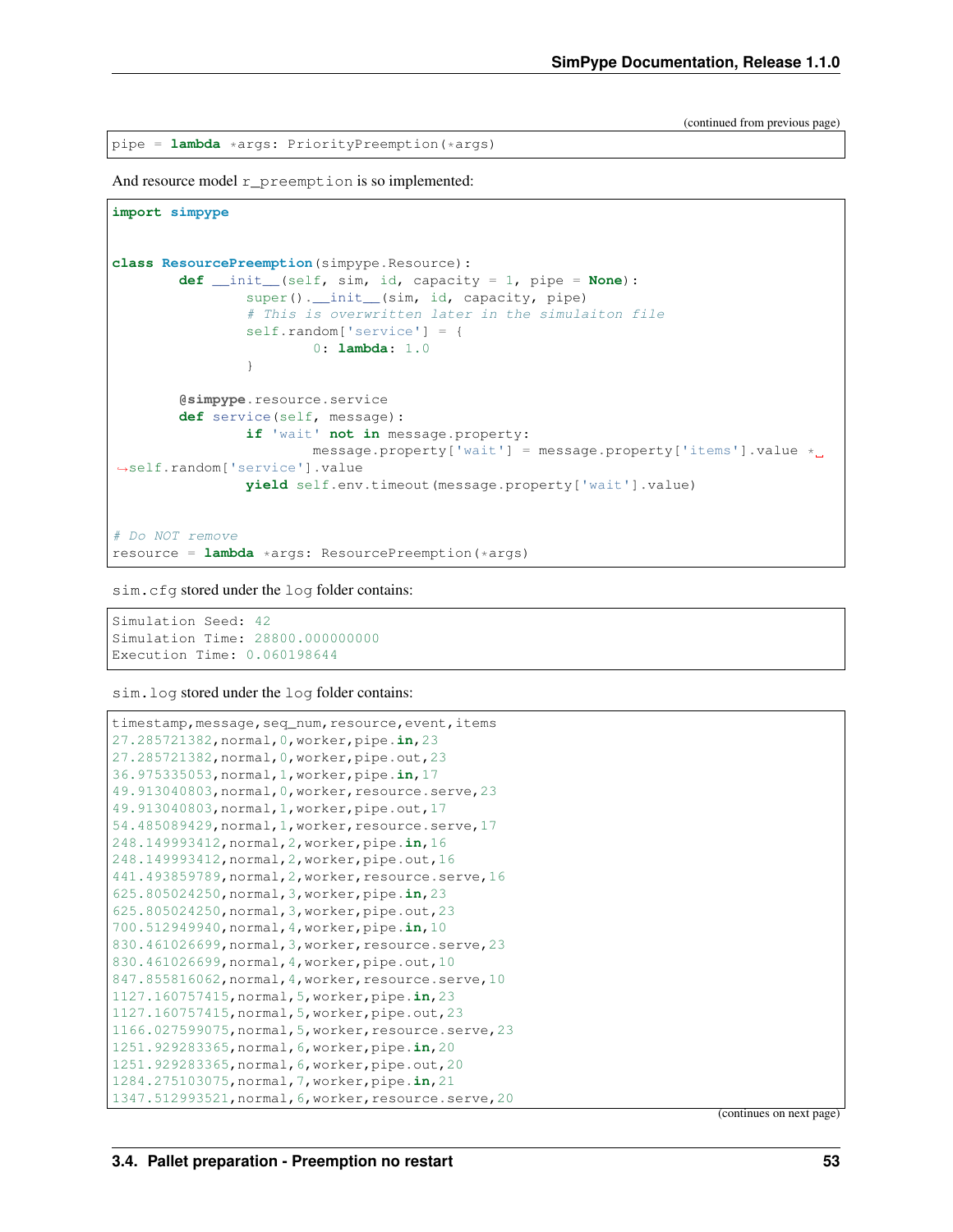(continued from previous page)

```
pipe = lambda *args: PriorityPreemption(*args)
```

And resource model `r_preemption` is so implemented:

```python
import simpype


class ResourcePreemption(simpype.Resource):
	def __init__(self, sim, id, capacity = 1, pipe = None):
		super().__init__(sim, id, capacity, pipe)
		# This is overwritten later in the simulaiton file
		self.random['service'] = {
			0: lambda: 1.0
		}

	@simpype.resource.service
	def service(self, message):
		if 'wait' not in message.property:
			message.property['wait'] = message.property['items'].value * self.random['service'].value
		yield self.env.timeout(message.property['wait'].value)


# Do NOT remove
resource = lambda *args: ResourcePreemption(*args)
```

`sim.cfg` stored under the `log` folder contains:

```
Simulation Seed: 42
Simulation Time: 28800.000000000
Execution Time: 0.060198644
```

`sim.log` stored under the `log` folder contains:

```
timestamp,message,seq_num,resource,event,items
27.285721382,normal,0,worker,pipe.in,23
27.285721382,normal,0,worker,pipe.out,23
36.975335053,normal,1,worker,pipe.in,17
49.913040803,normal,0,worker,resource.serve,23
49.913040803,normal,1,worker,pipe.out,17
54.485089429,normal,1,worker,resource.serve,17
248.149993412,normal,2,worker,pipe.in,16
248.149993412,normal,2,worker,pipe.out,16
441.493859789,normal,2,worker,resource.serve,16
625.805024250,normal,3,worker,pipe.in,23
625.805024250,normal,3,worker,pipe.out,23
700.512949940,normal,4,worker,pipe.in,10
830.461026699,normal,3,worker,resource.serve,23
830.461026699,normal,4,worker,pipe.out,10
847.855816062,normal,4,worker,resource.serve,10
1127.160757415,normal,5,worker,pipe.in,23
1127.160757415,normal,5,worker,pipe.out,23
1166.027599075,normal,5,worker,resource.serve,23
1251.929283365,normal,6,worker,pipe.in,20
1251.929283365,normal,6,worker,pipe.out,20
1284.275103075,normal,7,worker,pipe.in,21
1347.512993521,normal,6,worker,resource.serve,20
```

(continues on next page)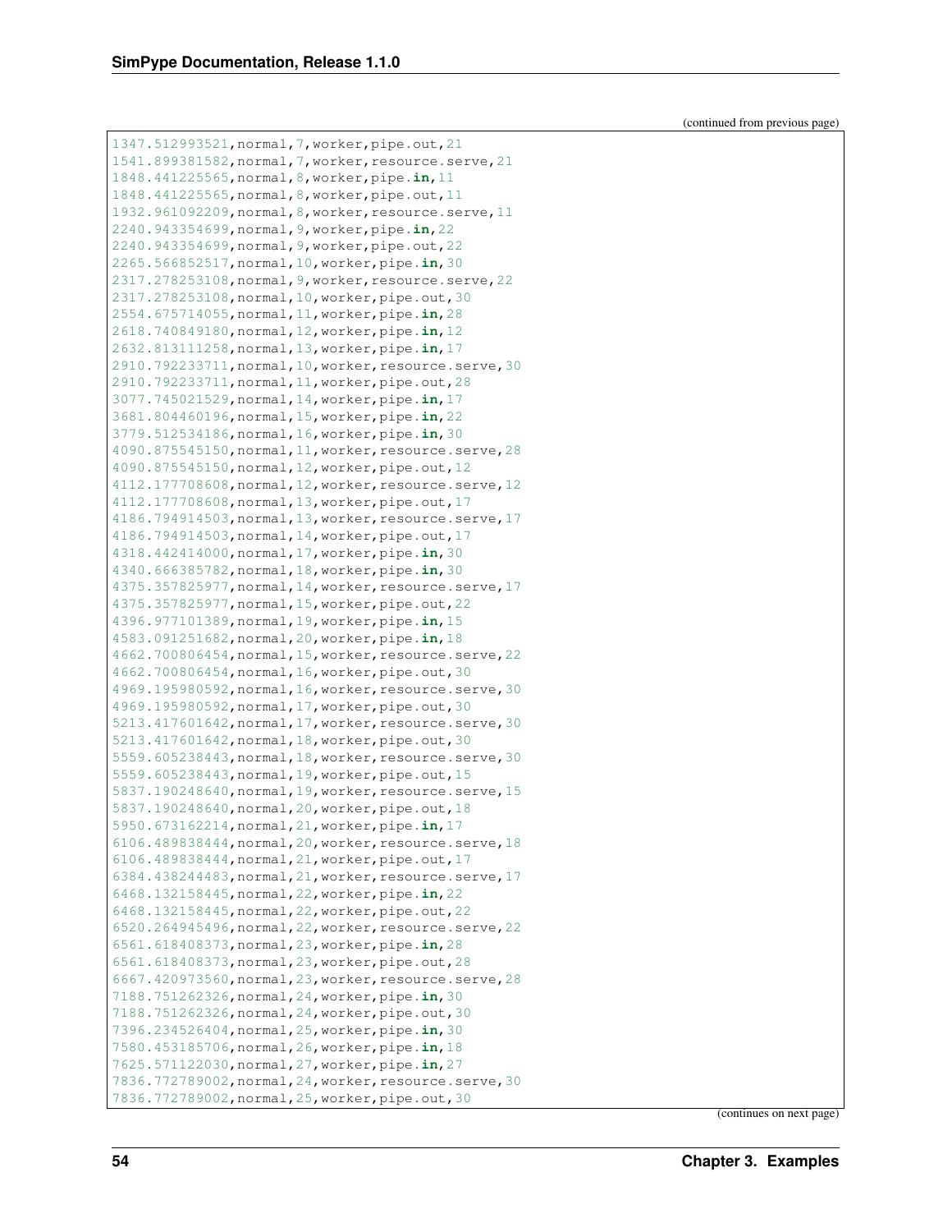(continued from previous page)

```
1347.512993521,normal,7,worker,pipe.out,21
1541.899381582,normal,7,worker,resource.serve,21
1848.441225565,normal,8,worker,pipe.in,11
1848.441225565,normal,8,worker,pipe.out,11
1932.961092209,normal,8,worker,resource.serve,11
2240.943354699,normal,9,worker,pipe.in,22
2240.943354699,normal,9,worker,pipe.out,22
2265.566852517,normal,10,worker,pipe.in,30
2317.278253108,normal,9,worker,resource.serve,22
2317.278253108,normal,10,worker,pipe.out,30
2554.675714055,normal,11,worker,pipe.in,28
2618.740849180,normal,12,worker,pipe.in,12
2632.813111258,normal,13,worker,pipe.in,17
2910.792233711,normal,10,worker,resource.serve,30
2910.792233711,normal,11,worker,pipe.out,28
3077.745021529,normal,14,worker,pipe.in,17
3681.804460196,normal,15,worker,pipe.in,22
3779.512534186,normal,16,worker,pipe.in,30
4090.875545150,normal,11,worker,resource.serve,28
4090.875545150,normal,12,worker,pipe.out,12
4112.177708608,normal,12,worker,resource.serve,12
4112.177708608,normal,13,worker,pipe.out,17
4186.794914503,normal,13,worker,resource.serve,17
4186.794914503,normal,14,worker,pipe.out,17
4318.442414000,normal,17,worker,pipe.in,30
4340.666385782,normal,18,worker,pipe.in,30
4375.357825977,normal,14,worker,resource.serve,17
4375.357825977,normal,15,worker,pipe.out,22
4396.977101389,normal,19,worker,pipe.in,15
4583.091251682,normal,20,worker,pipe.in,18
4662.700806454,normal,15,worker,resource.serve,22
4662.700806454,normal,16,worker,pipe.out,30
4969.195980592,normal,16,worker,resource.serve,30
4969.195980592,normal,17,worker,pipe.out,30
5213.417601642,normal,17,worker,resource.serve,30
5213.417601642,normal,18,worker,pipe.out,30
5559.605238443,normal,18,worker,resource.serve,30
5559.605238443,normal,19,worker,pipe.out,15
5837.190248640,normal,19,worker,resource.serve,15
5837.190248640,normal,20,worker,pipe.out,18
5950.673162214,normal,21,worker,pipe.in,17
6106.489838444,normal,20,worker,resource.serve,18
6106.489838444,normal,21,worker,pipe.out,17
6384.438244483,normal,21,worker,resource.serve,17
6468.132158445,normal,22,worker,pipe.in,22
6468.132158445,normal,22,worker,pipe.out,22
6520.264945496,normal,22,worker,resource.serve,22
6561.618408373,normal,23,worker,pipe.in,28
6561.618408373,normal,23,worker,pipe.out,28
6667.420973560,normal,23,worker,resource.serve,28
7188.751262326,normal,24,worker,pipe.in,30
7188.751262326,normal,24,worker,pipe.out,30
7396.234526404,normal,25,worker,pipe.in,30
7580.453185706,normal,26,worker,pipe.in,18
7625.571122030,normal,27,worker,pipe.in,27
7836.772789002,normal,24,worker,resource.serve,30
7836.772789002,normal,25,worker,pipe.out,30
```

(continues on next page)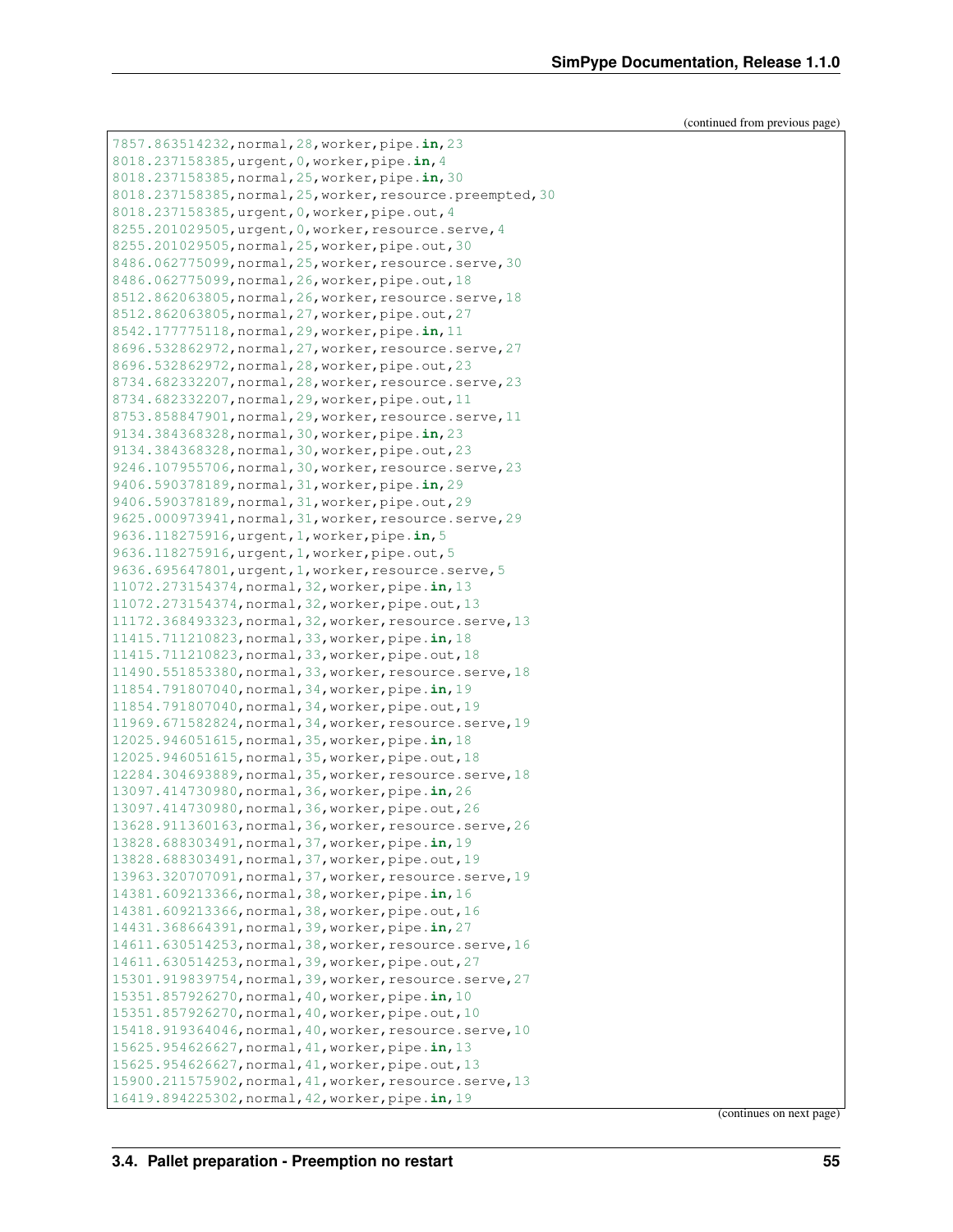(continued from previous page)

```
7857.863514232,normal,28,worker,pipe.in,23
8018.237158385,urgent,0,worker,pipe.in,4
8018.237158385,normal,25,worker,pipe.in,30
8018.237158385,normal,25,worker,resource.preempted,30
8018.237158385,urgent,0,worker,pipe.out,4
8255.201029505,urgent,0,worker,resource.serve,4
8255.201029505,normal,25,worker,pipe.out,30
8486.062775099,normal,25,worker,resource.serve,30
8486.062775099,normal,26,worker,pipe.out,18
8512.862063805,normal,26,worker,resource.serve,18
8512.862063805,normal,27,worker,pipe.out,27
8542.177775118,normal,29,worker,pipe.in,11
8696.532862972,normal,27,worker,resource.serve,27
8696.532862972,normal,28,worker,pipe.out,23
8734.682332207,normal,28,worker,resource.serve,23
8734.682332207,normal,29,worker,pipe.out,11
8753.858847901,normal,29,worker,resource.serve,11
9134.384368328,normal,30,worker,pipe.in,23
9134.384368328,normal,30,worker,pipe.out,23
9246.107955706,normal,30,worker,resource.serve,23
9406.590378189,normal,31,worker,pipe.in,29
9406.590378189,normal,31,worker,pipe.out,29
9625.000973941,normal,31,worker,resource.serve,29
9636.118275916,urgent,1,worker,pipe.in,5
9636.118275916,urgent,1,worker,pipe.out,5
9636.695647801,urgent,1,worker,resource.serve,5
11072.273154374,normal,32,worker,pipe.in,13
11072.273154374,normal,32,worker,pipe.out,13
11172.368493323,normal,32,worker,resource.serve,13
11415.711210823,normal,33,worker,pipe.in,18
11415.711210823,normal,33,worker,pipe.out,18
11490.551853380,normal,33,worker,resource.serve,18
11854.791807040,normal,34,worker,pipe.in,19
11854.791807040,normal,34,worker,pipe.out,19
11969.671582824,normal,34,worker,resource.serve,19
12025.946051615,normal,35,worker,pipe.in,18
12025.946051615,normal,35,worker,pipe.out,18
12284.304693889,normal,35,worker,resource.serve,18
13097.414730980,normal,36,worker,pipe.in,26
13097.414730980,normal,36,worker,pipe.out,26
13628.911360163,normal,36,worker,resource.serve,26
13828.688303491,normal,37,worker,pipe.in,19
13828.688303491,normal,37,worker,pipe.out,19
13963.320707091,normal,37,worker,resource.serve,19
14381.609213366,normal,38,worker,pipe.in,16
14381.609213366,normal,38,worker,pipe.out,16
14431.368664391,normal,39,worker,pipe.in,27
14611.630514253,normal,38,worker,resource.serve,16
14611.630514253,normal,39,worker,pipe.out,27
15301.919839754,normal,39,worker,resource.serve,27
15351.857926270,normal,40,worker,pipe.in,10
15351.857926270,normal,40,worker,pipe.out,10
15418.919364046,normal,40,worker,resource.serve,10
15625.954626627,normal,41,worker,pipe.in,13
15625.954626627,normal,41,worker,pipe.out,13
15900.211575902,normal,41,worker,resource.serve,13
16419.894225302,normal,42,worker,pipe.in,19
```

(continues on next page)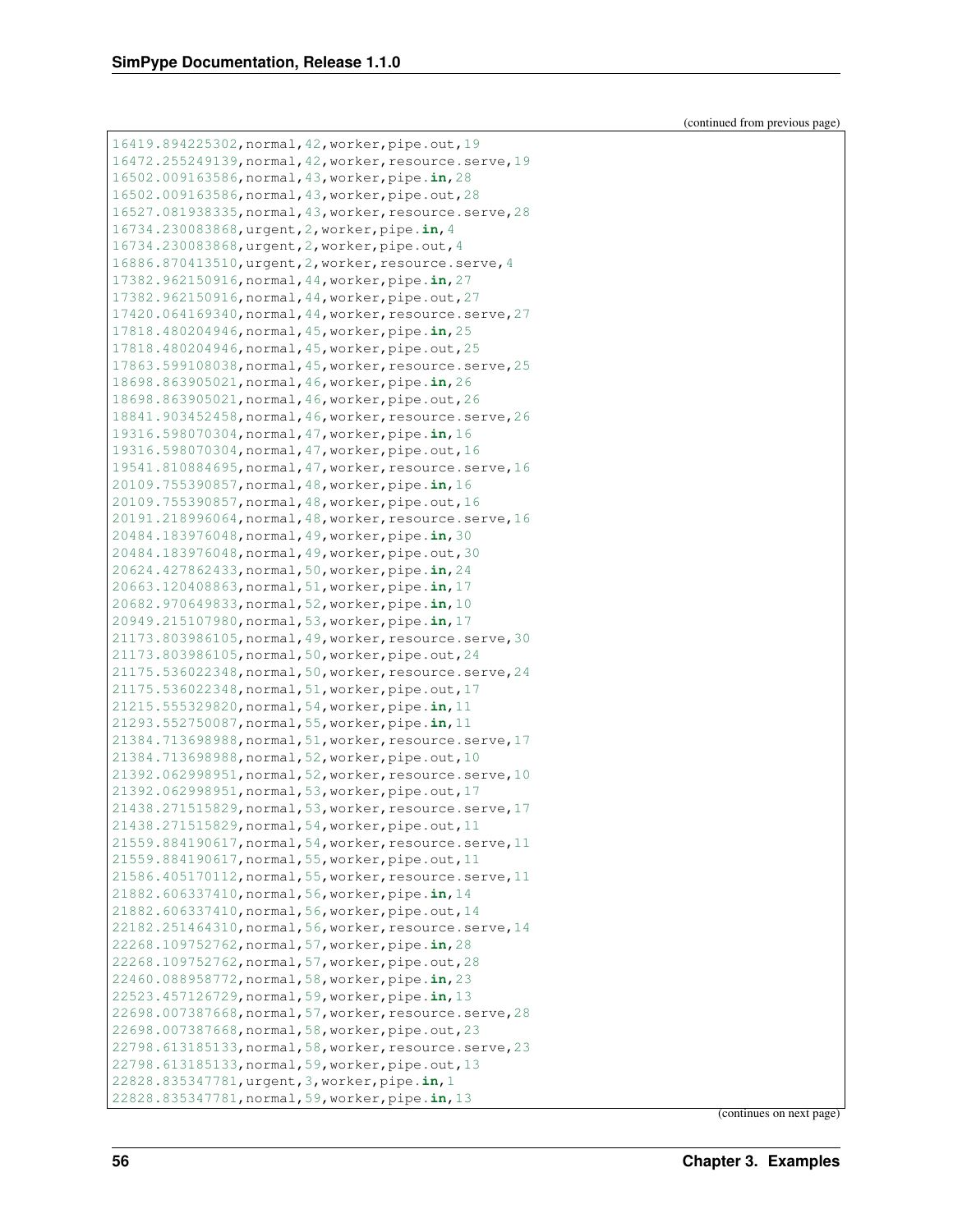(continued from previous page)

```
16419.894225302,normal,42,worker,pipe.out,19
16472.255249139,normal,42,worker,resource.serve,19
16502.009163586,normal,43,worker,pipe.in,28
16502.009163586,normal,43,worker,pipe.out,28
16527.081938335,normal,43,worker,resource.serve,28
16734.230083868,urgent,2,worker,pipe.in,4
16734.230083868,urgent,2,worker,pipe.out,4
16886.870413510,urgent,2,worker,resource.serve,4
17382.962150916,normal,44,worker,pipe.in,27
17382.962150916,normal,44,worker,pipe.out,27
17420.064169340,normal,44,worker,resource.serve,27
17818.480204946,normal,45,worker,pipe.in,25
17818.480204946,normal,45,worker,pipe.out,25
17863.599108038,normal,45,worker,resource.serve,25
18698.863905021,normal,46,worker,pipe.in,26
18698.863905021,normal,46,worker,pipe.out,26
18841.903452458,normal,46,worker,resource.serve,26
19316.598070304,normal,47,worker,pipe.in,16
19316.598070304,normal,47,worker,pipe.out,16
19541.810884695,normal,47,worker,resource.serve,16
20109.755390857,normal,48,worker,pipe.in,16
20109.755390857,normal,48,worker,pipe.out,16
20191.218996064,normal,48,worker,resource.serve,16
20484.183976048,normal,49,worker,pipe.in,30
20484.183976048,normal,49,worker,pipe.out,30
20624.427862433,normal,50,worker,pipe.in,24
20663.120408863,normal,51,worker,pipe.in,17
20682.970649833,normal,52,worker,pipe.in,10
20949.215107980,normal,53,worker,pipe.in,17
21173.803986105,normal,49,worker,resource.serve,30
21173.803986105,normal,50,worker,pipe.out,24
21175.536022348,normal,50,worker,resource.serve,24
21175.536022348,normal,51,worker,pipe.out,17
21215.555329820,normal,54,worker,pipe.in,11
21293.552750087,normal,55,worker,pipe.in,11
21384.713698988,normal,51,worker,resource.serve,17
21384.713698988,normal,52,worker,pipe.out,10
21392.062998951,normal,52,worker,resource.serve,10
21392.062998951,normal,53,worker,pipe.out,17
21438.271515829,normal,53,worker,resource.serve,17
21438.271515829,normal,54,worker,pipe.out,11
21559.884190617,normal,54,worker,resource.serve,11
21559.884190617,normal,55,worker,pipe.out,11
21586.405170112,normal,55,worker,resource.serve,11
21882.606337410,normal,56,worker,pipe.in,14
21882.606337410,normal,56,worker,pipe.out,14
22182.251464310,normal,56,worker,resource.serve,14
22268.109752762,normal,57,worker,pipe.in,28
22268.109752762,normal,57,worker,pipe.out,28
22460.088958772,normal,58,worker,pipe.in,23
22523.457126729,normal,59,worker,pipe.in,13
22698.007387668,normal,57,worker,resource.serve,28
22698.007387668,normal,58,worker,pipe.out,23
22798.613185133,normal,58,worker,resource.serve,23
22798.613185133,normal,59,worker,pipe.out,13
22828.835347781,urgent,3,worker,pipe.in,1
22828.835347781,normal,59,worker,pipe.in,13
```

(continues on next page)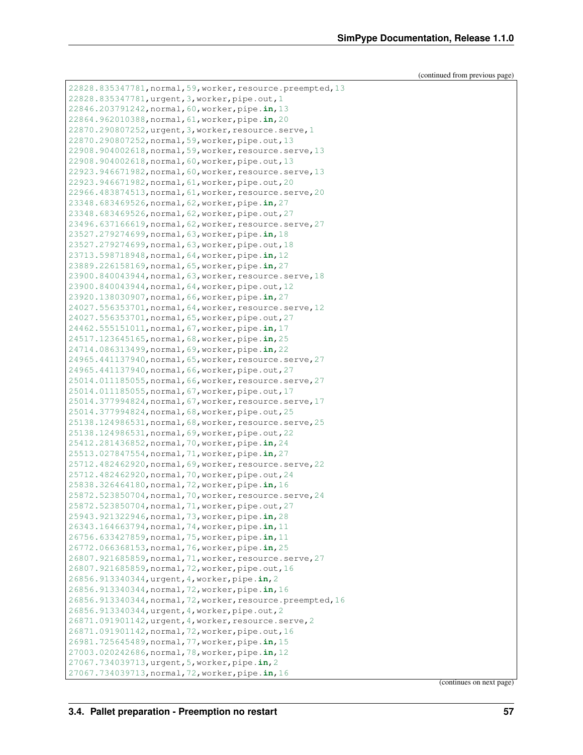(continued from previous page)

```
22828.835347781,normal,59,worker,resource.preempted,13
22828.835347781,urgent,3,worker,pipe.out,1
22846.203791242,normal,60,worker,pipe.in,13
22864.962010388,normal,61,worker,pipe.in,20
22870.290807252,urgent,3,worker,resource.serve,1
22870.290807252,normal,59,worker,pipe.out,13
22908.904002618,normal,59,worker,resource.serve,13
22908.904002618,normal,60,worker,pipe.out,13
22923.946671982,normal,60,worker,resource.serve,13
22923.946671982,normal,61,worker,pipe.out,20
22966.483874513,normal,61,worker,resource.serve,20
23348.683469526,normal,62,worker,pipe.in,27
23348.683469526,normal,62,worker,pipe.out,27
23496.637166619,normal,62,worker,resource.serve,27
23527.279274699,normal,63,worker,pipe.in,18
23527.279274699,normal,63,worker,pipe.out,18
23713.598718948,normal,64,worker,pipe.in,12
23889.226158169,normal,65,worker,pipe.in,27
23900.840043944,normal,63,worker,resource.serve,18
23900.840043944,normal,64,worker,pipe.out,12
23920.138030907,normal,66,worker,pipe.in,27
24027.556353701,normal,64,worker,resource.serve,12
24027.556353701,normal,65,worker,pipe.out,27
24462.555151011,normal,67,worker,pipe.in,17
24517.123645165,normal,68,worker,pipe.in,25
24714.086313499,normal,69,worker,pipe.in,22
24965.441137940,normal,65,worker,resource.serve,27
24965.441137940,normal,66,worker,pipe.out,27
25014.011185055,normal,66,worker,resource.serve,27
25014.011185055,normal,67,worker,pipe.out,17
25014.377994824,normal,67,worker,resource.serve,17
25014.377994824,normal,68,worker,pipe.out,25
25138.124986531,normal,68,worker,resource.serve,25
25138.124986531,normal,69,worker,pipe.out,22
25412.281436852,normal,70,worker,pipe.in,24
25513.027847554,normal,71,worker,pipe.in,27
25712.482462920,normal,69,worker,resource.serve,22
25712.482462920,normal,70,worker,pipe.out,24
25838.326464180,normal,72,worker,pipe.in,16
25872.523850704,normal,70,worker,resource.serve,24
25872.523850704,normal,71,worker,pipe.out,27
25943.921322946,normal,73,worker,pipe.in,28
26343.164663794,normal,74,worker,pipe.in,11
26756.633427859,normal,75,worker,pipe.in,11
26772.066368153,normal,76,worker,pipe.in,25
26807.921685859,normal,71,worker,resource.serve,27
26807.921685859,normal,72,worker,pipe.out,16
26856.913340344,urgent,4,worker,pipe.in,2
26856.913340344,normal,72,worker,pipe.in,16
26856.913340344,normal,72,worker,resource.preempted,16
26856.913340344,urgent,4,worker,pipe.out,2
26871.091901142,urgent,4,worker,resource.serve,2
26871.091901142,normal,72,worker,pipe.out,16
26981.725645489,normal,77,worker,pipe.in,15
27003.020242686,normal,78,worker,pipe.in,12
27067.734039713,urgent,5,worker,pipe.in,2
27067.734039713,normal,72,worker,pipe.in,16
```

(continues on next page)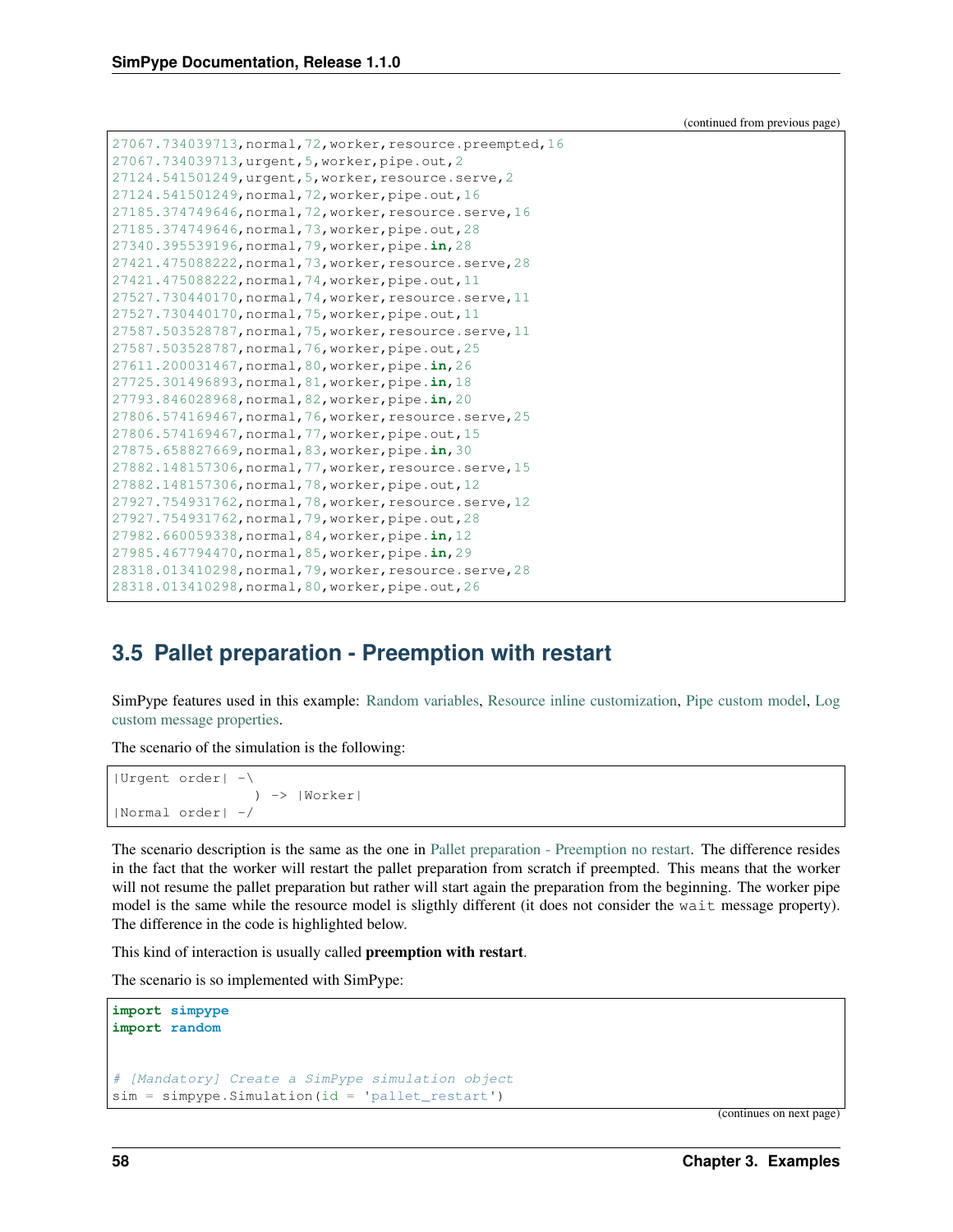(continued from previous page)

```
27067.734039713,normal,72,worker,resource.preempted,16
27067.734039713,urgent,5,worker,pipe.out,2
27124.541501249,urgent,5,worker,resource.serve,2
27124.541501249,normal,72,worker,pipe.out,16
27185.374749646,normal,72,worker,resource.serve,16
27185.374749646,normal,73,worker,pipe.out,28
27340.395539196,normal,79,worker,pipe.in,28
27421.475088222,normal,73,worker,resource.serve,28
27421.475088222,normal,74,worker,pipe.out,11
27527.730440170,normal,74,worker,resource.serve,11
27527.730440170,normal,75,worker,pipe.out,11
27587.503528787,normal,75,worker,resource.serve,11
27587.503528787,normal,76,worker,pipe.out,25
27611.200031467,normal,80,worker,pipe.in,26
27725.301496893,normal,81,worker,pipe.in,18
27793.846028968,normal,82,worker,pipe.in,20
27806.574169467,normal,76,worker,resource.serve,25
27806.574169467,normal,77,worker,pipe.out,15
27875.658827669,normal,83,worker,pipe.in,30
27882.148157306,normal,77,worker,resource.serve,15
27882.148157306,normal,78,worker,pipe.out,12
27927.754931762,normal,78,worker,resource.serve,12
27927.754931762,normal,79,worker,pipe.out,28
27982.660059338,normal,84,worker,pipe.in,12
27985.467794470,normal,85,worker,pipe.in,29
28318.013410298,normal,79,worker,resource.serve,28
28318.013410298,normal,80,worker,pipe.out,26
```

## 3.5 Pallet preparation - Preemption with restart

SimPype features used in this example: Random variables, Resource inline customization, Pipe custom model, Log custom message properties.

The scenario of the simulation is the following:

```
|Urgent order| -\
                 ) -> |Worker|
|Normal order| -/
```

The scenario description is the same as the one in Pallet preparation - Preemption no restart. The difference resides in the fact that the worker will restart the pallet preparation from scratch if preempted. This means that the worker will not resume the pallet preparation but rather will start again the preparation from the beginning. The worker pipe model is the same while the resource model is sligthly different (it does not consider the `wait` message property). The difference in the code is highlighted below.

This kind of interaction is usually called **preemption with restart**.

The scenario is so implemented with SimPype:

```
import simpype
import random


# [Mandatory] Create a SimPype simulation object
sim = simpype.Simulation(id = 'pallet_restart')
```

(continues on next page)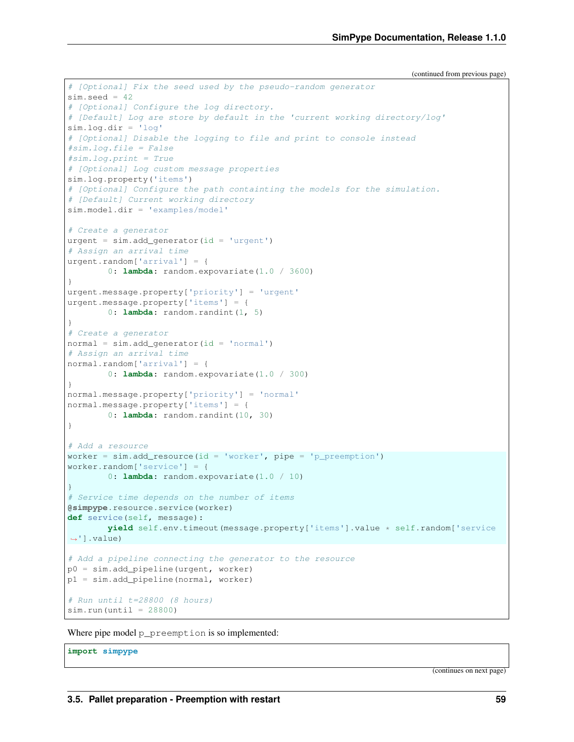(continued from previous page)

```python
# [Optional] Fix the seed used by the pseudo-random generator
sim.seed = 42
# [Optional] Configure the log directory.
# [Default] Log are store by default in the 'current working directory/log'
sim.log.dir = 'log'
# [Optional] Disable the logging to file and print to console instead
#sim.log.file = False
#sim.log.print = True
# [Optional] Log custom message properties
sim.log.property('items')
# [Optional] Configure the path containting the models for the simulation.
# [Default] Current working directory
sim.model.dir = 'examples/model'

# Create a generator
urgent = sim.add_generator(id = 'urgent')
# Assign an arrival time
urgent.random['arrival'] = {
        0: lambda: random.expovariate(1.0 / 3600)
}
urgent.message.property['priority'] = 'urgent'
urgent.message.property['items'] = {
        0: lambda: random.randint(1, 5)
}
# Create a generator
normal = sim.add_generator(id = 'normal')
# Assign an arrival time
normal.random['arrival'] = {
        0: lambda: random.expovariate(1.0 / 300)
}
normal.message.property['priority'] = 'normal'
normal.message.property['items'] = {
        0: lambda: random.randint(10, 30)
}

# Add a resource
worker = sim.add_resource(id = 'worker', pipe = 'p_preemption')
worker.random['service'] = {
        0: lambda: random.expovariate(1.0 / 10)
}
# Service time depends on the number of items
@simpype.resource.service(worker)
def service(self, message):
        yield self.env.timeout(message.property['items'].value * self.random['service'].value)

# Add a pipeline connecting the generator to the resource
p0 = sim.add_pipeline(urgent, worker)
p1 = sim.add_pipeline(normal, worker)

# Run until t=28800 (8 hours)
sim.run(until = 28800)
```

Where pipe model `p_preemption` is so implemented:

```python
import simpype
```

(continues on next page)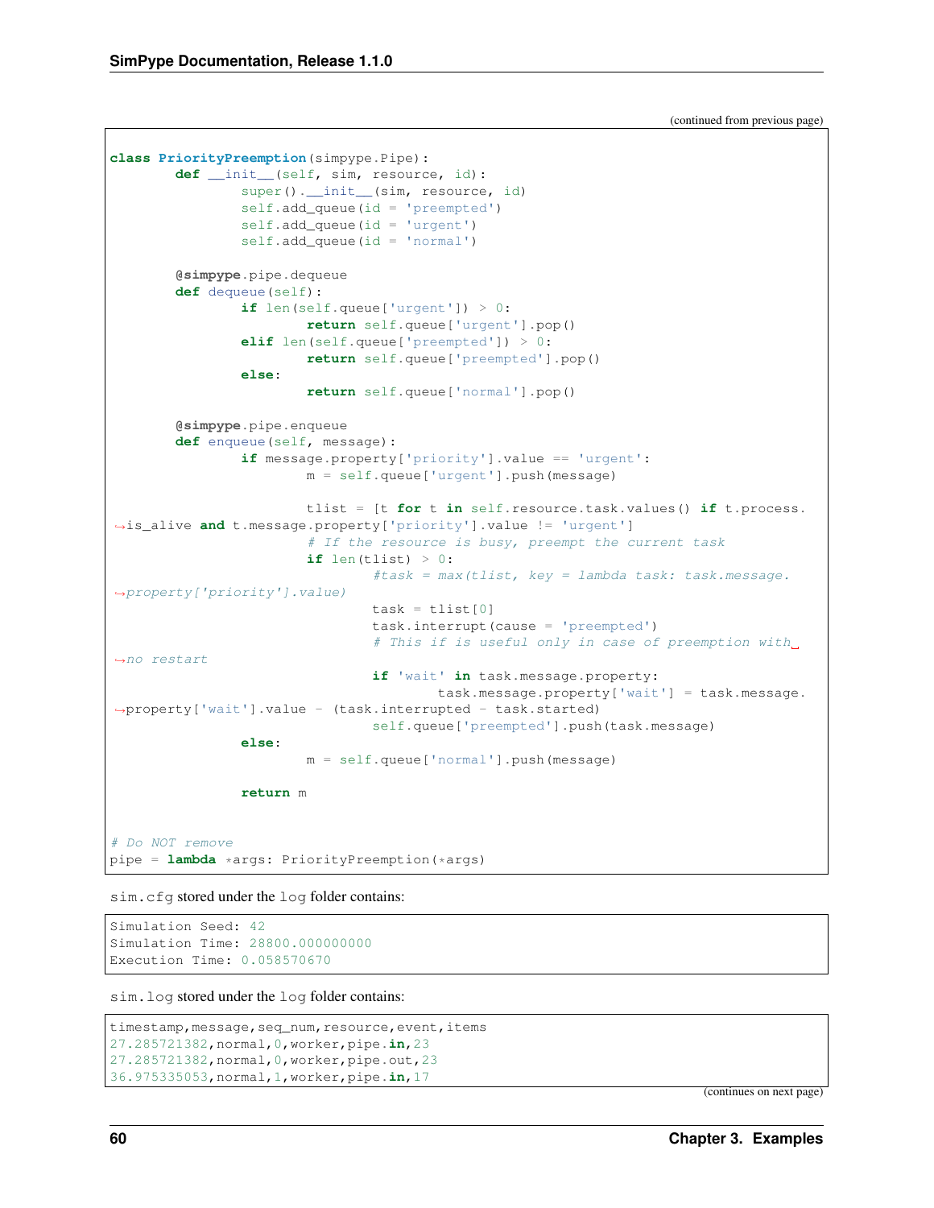(continued from previous page)

```python
class PriorityPreemption(simpype.Pipe):
	def __init__(self, sim, resource, id):
		super().__init__(sim, resource, id)
		self.add_queue(id = 'preempted')
		self.add_queue(id = 'urgent')
		self.add_queue(id = 'normal')

	@simpype.pipe.dequeue
	def dequeue(self):
		if len(self.queue['urgent']) > 0:
			return self.queue['urgent'].pop()
		elif len(self.queue['preempted']) > 0:
			return self.queue['preempted'].pop()
		else:
			return self.queue['normal'].pop()

	@simpype.pipe.enqueue
	def enqueue(self, message):
		if message.property['priority'].value == 'urgent':
			m = self.queue['urgent'].push(message)

			tlist = [t for t in self.resource.task.values() if t.process.
↪is_alive and t.message.property['priority'].value != 'urgent']
			# If the resource is busy, preempt the current task
			if len(tlist) > 0:
				#task = max(tlist, key = lambda task: task.message.
↪property['priority'].value)
				task = tlist[0]
				task.interrupt(cause = 'preempted')
				# This if is useful only in case of preemption with␣
↪no restart
				if 'wait' in task.message.property:
					task.message.property['wait'] = task.message.
↪property['wait'].value - (task.interrupted - task.started)
				self.queue['preempted'].push(task.message)
		else:
			m = self.queue['normal'].push(message)

		return m


# Do NOT remove
pipe = lambda *args: PriorityPreemption(*args)
```

sim.cfg stored under the log folder contains:

```
Simulation Seed: 42
Simulation Time: 28800.000000000
Execution Time: 0.058570670
```

sim.log stored under the log folder contains:

```
timestamp,message,seq_num,resource,event,items
27.285721382,normal,0,worker,pipe.in,23
27.285721382,normal,0,worker,pipe.out,23
36.975335053,normal,1,worker,pipe.in,17
```

(continues on next page)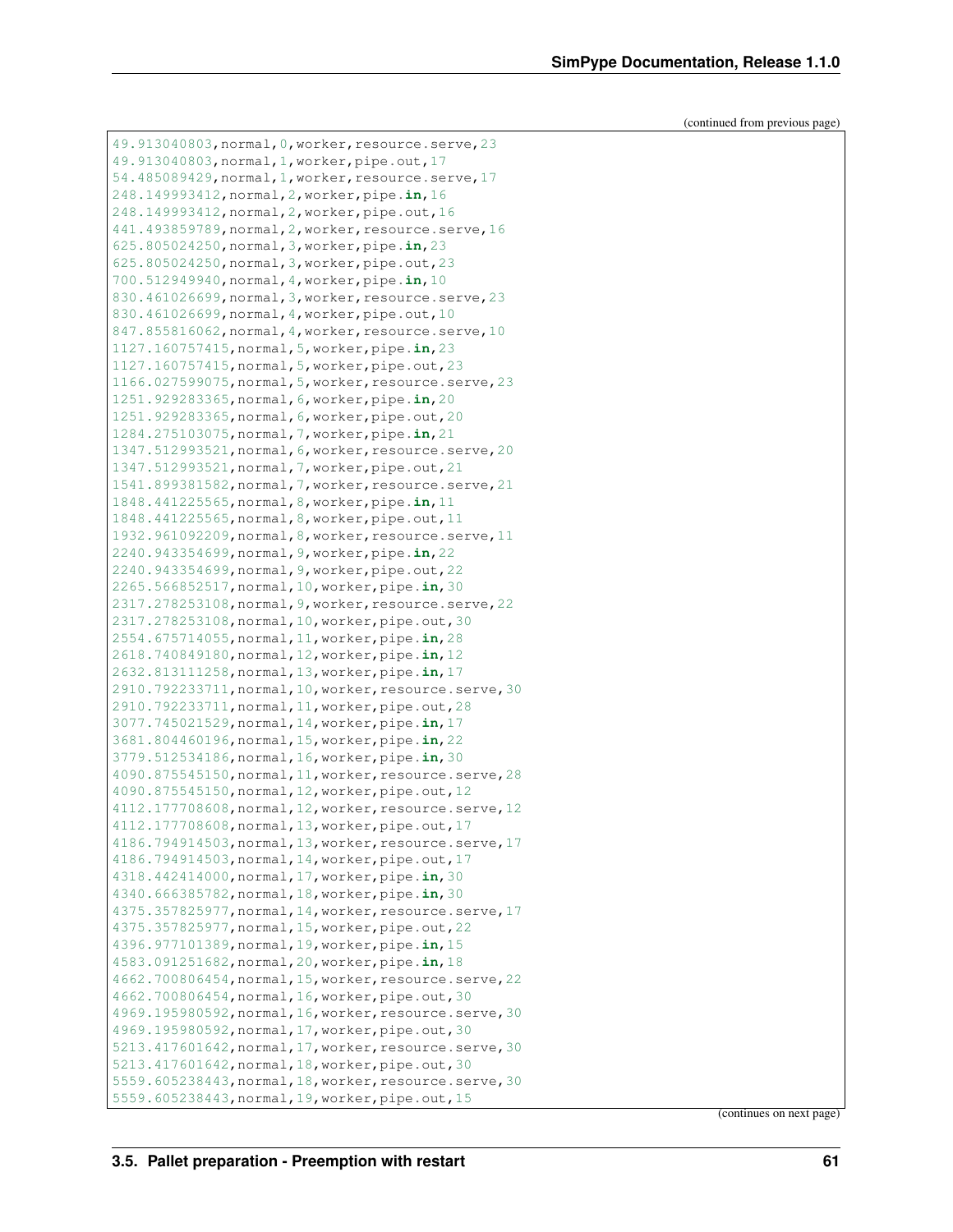(continued from previous page)

```
49.913040803,normal,0,worker,resource.serve,23
49.913040803,normal,1,worker,pipe.out,17
54.485089429,normal,1,worker,resource.serve,17
248.149993412,normal,2,worker,pipe.in,16
248.149993412,normal,2,worker,pipe.out,16
441.493859789,normal,2,worker,resource.serve,16
625.805024250,normal,3,worker,pipe.in,23
625.805024250,normal,3,worker,pipe.out,23
700.512949940,normal,4,worker,pipe.in,10
830.461026699,normal,3,worker,resource.serve,23
830.461026699,normal,4,worker,pipe.out,10
847.855816062,normal,4,worker,resource.serve,10
1127.160757415,normal,5,worker,pipe.in,23
1127.160757415,normal,5,worker,pipe.out,23
1166.027599075,normal,5,worker,resource.serve,23
1251.929283365,normal,6,worker,pipe.in,20
1251.929283365,normal,6,worker,pipe.out,20
1284.275103075,normal,7,worker,pipe.in,21
1347.512993521,normal,6,worker,resource.serve,20
1347.512993521,normal,7,worker,pipe.out,21
1541.899381582,normal,7,worker,resource.serve,21
1848.441225565,normal,8,worker,pipe.in,11
1848.441225565,normal,8,worker,pipe.out,11
1932.961092209,normal,8,worker,resource.serve,11
2240.943354699,normal,9,worker,pipe.in,22
2240.943354699,normal,9,worker,pipe.out,22
2265.566852517,normal,10,worker,pipe.in,30
2317.278253108,normal,9,worker,resource.serve,22
2317.278253108,normal,10,worker,pipe.out,30
2554.675714055,normal,11,worker,pipe.in,28
2618.740849180,normal,12,worker,pipe.in,12
2632.813111258,normal,13,worker,pipe.in,17
2910.792233711,normal,10,worker,resource.serve,30
2910.792233711,normal,11,worker,pipe.out,28
3077.745021529,normal,14,worker,pipe.in,17
3681.804460196,normal,15,worker,pipe.in,22
3779.512534186,normal,16,worker,pipe.in,30
4090.875545150,normal,11,worker,resource.serve,28
4090.875545150,normal,12,worker,pipe.out,12
4112.177708608,normal,12,worker,resource.serve,12
4112.177708608,normal,13,worker,pipe.out,17
4186.794914503,normal,13,worker,resource.serve,17
4186.794914503,normal,14,worker,pipe.out,17
4318.442414000,normal,17,worker,pipe.in,30
4340.666385782,normal,18,worker,pipe.in,30
4375.357825977,normal,14,worker,resource.serve,17
4375.357825977,normal,15,worker,pipe.out,22
4396.977101389,normal,19,worker,pipe.in,15
4583.091251682,normal,20,worker,pipe.in,18
4662.700806454,normal,15,worker,resource.serve,22
4662.700806454,normal,16,worker,pipe.out,30
4969.195980592,normal,16,worker,resource.serve,30
4969.195980592,normal,17,worker,pipe.out,30
5213.417601642,normal,17,worker,resource.serve,30
5213.417601642,normal,18,worker,pipe.out,30
5559.605238443,normal,18,worker,resource.serve,30
5559.605238443,normal,19,worker,pipe.out,15
```

(continues on next page)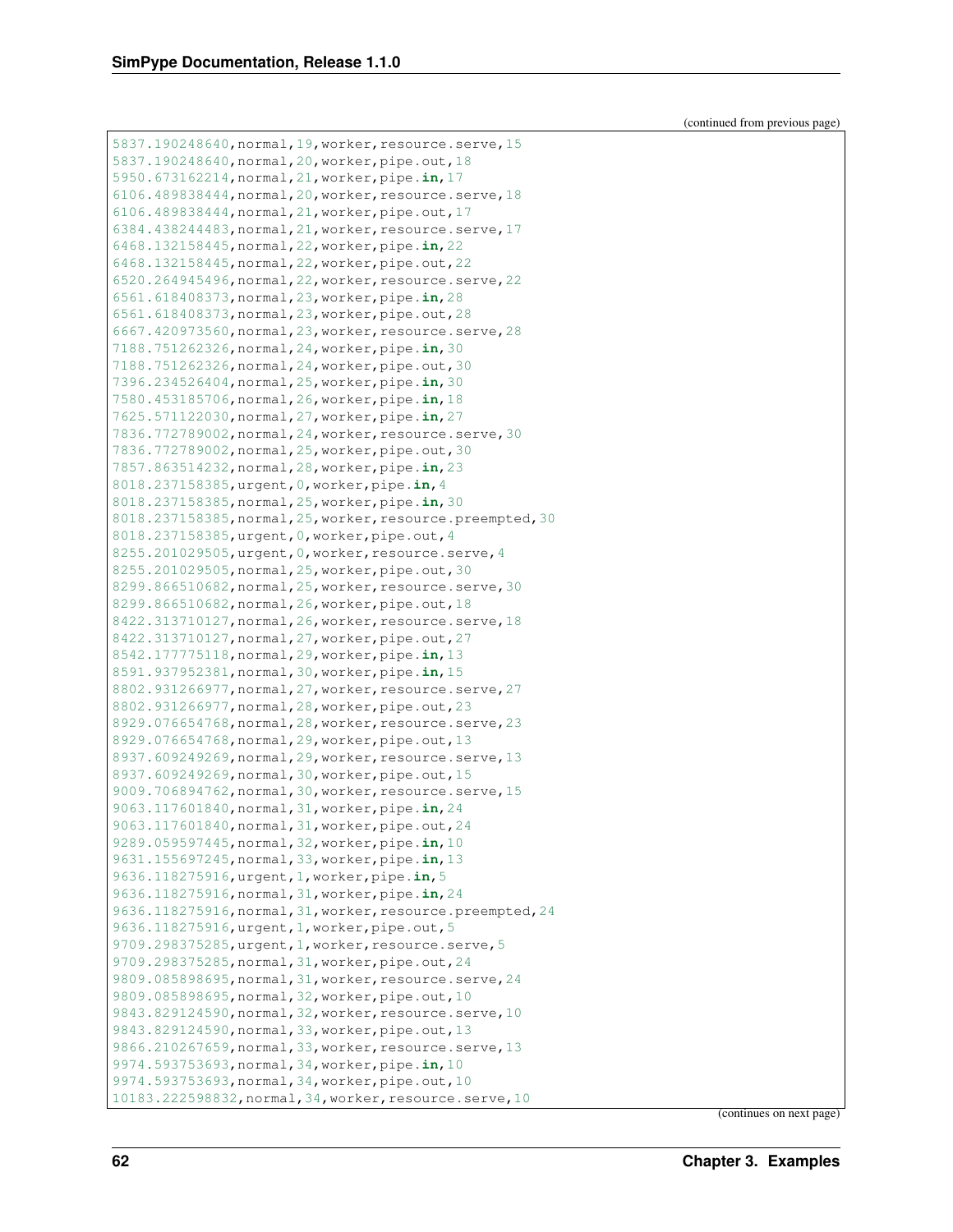(continued from previous page)

```
5837.190248640,normal,19,worker,resource.serve,15
5837.190248640,normal,20,worker,pipe.out,18
5950.673162214,normal,21,worker,pipe.in,17
6106.489838444,normal,20,worker,resource.serve,18
6106.489838444,normal,21,worker,pipe.out,17
6384.438244483,normal,21,worker,resource.serve,17
6468.132158445,normal,22,worker,pipe.in,22
6468.132158445,normal,22,worker,pipe.out,22
6520.264945496,normal,22,worker,resource.serve,22
6561.618408373,normal,23,worker,pipe.in,28
6561.618408373,normal,23,worker,pipe.out,28
6667.420973560,normal,23,worker,resource.serve,28
7188.751262326,normal,24,worker,pipe.in,30
7188.751262326,normal,24,worker,pipe.out,30
7396.234526404,normal,25,worker,pipe.in,30
7580.453185706,normal,26,worker,pipe.in,18
7625.571122030,normal,27,worker,pipe.in,27
7836.772789002,normal,24,worker,resource.serve,30
7836.772789002,normal,25,worker,pipe.out,30
7857.863514232,normal,28,worker,pipe.in,23
8018.237158385,urgent,0,worker,pipe.in,4
8018.237158385,normal,25,worker,pipe.in,30
8018.237158385,normal,25,worker,resource.preempted,30
8018.237158385,urgent,0,worker,pipe.out,4
8255.201029505,urgent,0,worker,resource.serve,4
8255.201029505,normal,25,worker,pipe.out,30
8299.866510682,normal,25,worker,resource.serve,30
8299.866510682,normal,26,worker,pipe.out,18
8422.313710127,normal,26,worker,resource.serve,18
8422.313710127,normal,27,worker,pipe.out,27
8542.177775118,normal,29,worker,pipe.in,13
8591.937952381,normal,30,worker,pipe.in,15
8802.931266977,normal,27,worker,resource.serve,27
8802.931266977,normal,28,worker,pipe.out,23
8929.076654768,normal,28,worker,resource.serve,23
8929.076654768,normal,29,worker,pipe.out,13
8937.609249269,normal,29,worker,resource.serve,13
8937.609249269,normal,30,worker,pipe.out,15
9009.706894762,normal,30,worker,resource.serve,15
9063.117601840,normal,31,worker,pipe.in,24
9063.117601840,normal,31,worker,pipe.out,24
9289.059597445,normal,32,worker,pipe.in,10
9631.155697245,normal,33,worker,pipe.in,13
9636.118275916,urgent,1,worker,pipe.in,5
9636.118275916,normal,31,worker,pipe.in,24
9636.118275916,normal,31,worker,resource.preempted,24
9636.118275916,urgent,1,worker,pipe.out,5
9709.298375285,urgent,1,worker,resource.serve,5
9709.298375285,normal,31,worker,pipe.out,24
9809.085898695,normal,31,worker,resource.serve,24
9809.085898695,normal,32,worker,pipe.out,10
9843.829124590,normal,32,worker,resource.serve,10
9843.829124590,normal,33,worker,pipe.out,13
9866.210267659,normal,33,worker,resource.serve,13
9974.593753693,normal,34,worker,pipe.in,10
9974.593753693,normal,34,worker,pipe.out,10
10183.222598832,normal,34,worker,resource.serve,10
```

(continues on next page)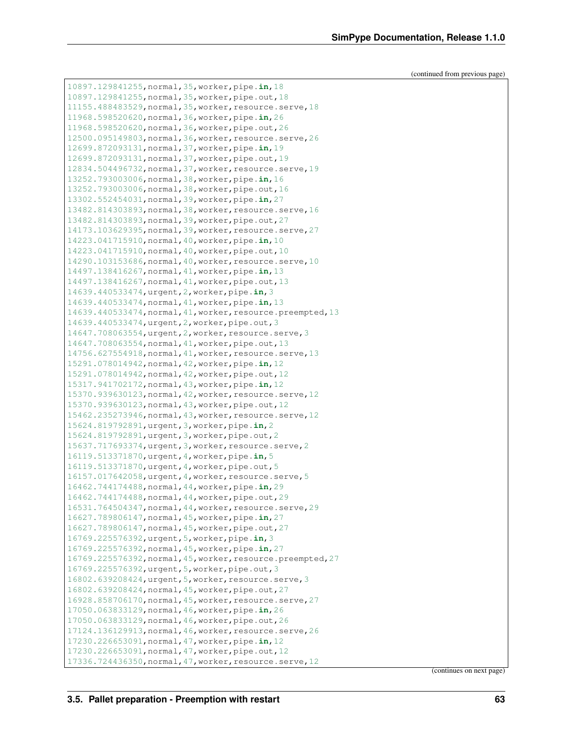(continued from previous page)

```
10897.129841255,normal,35,worker,pipe.in,18
10897.129841255,normal,35,worker,pipe.out,18
11155.488483529,normal,35,worker,resource.serve,18
11968.598520620,normal,36,worker,pipe.in,26
11968.598520620,normal,36,worker,pipe.out,26
12500.095149803,normal,36,worker,resource.serve,26
12699.872093131,normal,37,worker,pipe.in,19
12699.872093131,normal,37,worker,pipe.out,19
12834.504496732,normal,37,worker,resource.serve,19
13252.793003006,normal,38,worker,pipe.in,16
13252.793003006,normal,38,worker,pipe.out,16
13302.552454031,normal,39,worker,pipe.in,27
13482.814303893,normal,38,worker,resource.serve,16
13482.814303893,normal,39,worker,pipe.out,27
14173.103629395,normal,39,worker,resource.serve,27
14223.041715910,normal,40,worker,pipe.in,10
14223.041715910,normal,40,worker,pipe.out,10
14290.103153686,normal,40,worker,resource.serve,10
14497.138416267,normal,41,worker,pipe.in,13
14497.138416267,normal,41,worker,pipe.out,13
14639.440533474,urgent,2,worker,pipe.in,3
14639.440533474,normal,41,worker,pipe.in,13
14639.440533474,normal,41,worker,resource.preempted,13
14639.440533474,urgent,2,worker,pipe.out,3
14647.708063554,urgent,2,worker,resource.serve,3
14647.708063554,normal,41,worker,pipe.out,13
14756.627554918,normal,41,worker,resource.serve,13
15291.078014942,normal,42,worker,pipe.in,12
15291.078014942,normal,42,worker,pipe.out,12
15317.941702172,normal,43,worker,pipe.in,12
15370.939630123,normal,42,worker,resource.serve,12
15370.939630123,normal,43,worker,pipe.out,12
15462.235273946,normal,43,worker,resource.serve,12
15624.819792891,urgent,3,worker,pipe.in,2
15624.819792891,urgent,3,worker,pipe.out,2
15637.717693374,urgent,3,worker,resource.serve,2
16119.513371870,urgent,4,worker,pipe.in,5
16119.513371870,urgent,4,worker,pipe.out,5
16157.017642058,urgent,4,worker,resource.serve,5
16462.744174488,normal,44,worker,pipe.in,29
16462.744174488,normal,44,worker,pipe.out,29
16531.764504347,normal,44,worker,resource.serve,29
16627.789806147,normal,45,worker,pipe.in,27
16627.789806147,normal,45,worker,pipe.out,27
16769.225576392,urgent,5,worker,pipe.in,3
16769.225576392,normal,45,worker,pipe.in,27
16769.225576392,normal,45,worker,resource.preempted,27
16769.225576392,urgent,5,worker,pipe.out,3
16802.639208424,urgent,5,worker,resource.serve,3
16802.639208424,normal,45,worker,pipe.out,27
16928.858706170,normal,45,worker,resource.serve,27
17050.063833129,normal,46,worker,pipe.in,26
17050.063833129,normal,46,worker,pipe.out,26
17124.136129913,normal,46,worker,resource.serve,26
17230.226653091,normal,47,worker,pipe.in,12
17230.226653091,normal,47,worker,pipe.out,12
17336.724436350,normal,47,worker,resource.serve,12
```

(continues on next page)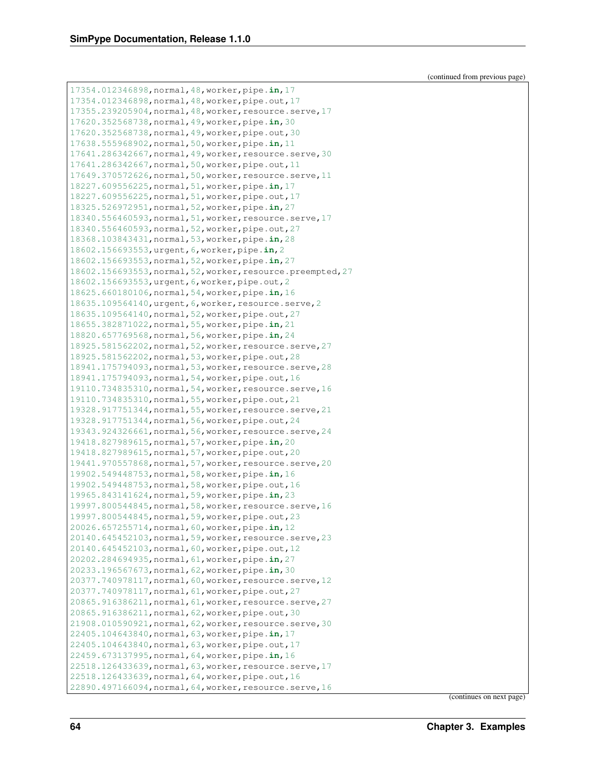(continued from previous page)

```
17354.012346898,normal,48,worker,pipe.in,17
17354.012346898,normal,48,worker,pipe.out,17
17355.239205904,normal,48,worker,resource.serve,17
17620.352568738,normal,49,worker,pipe.in,30
17620.352568738,normal,49,worker,pipe.out,30
17638.555968902,normal,50,worker,pipe.in,11
17641.286342667,normal,49,worker,resource.serve,30
17641.286342667,normal,50,worker,pipe.out,11
17649.370572626,normal,50,worker,resource.serve,11
18227.609556225,normal,51,worker,pipe.in,17
18227.609556225,normal,51,worker,pipe.out,17
18325.526972951,normal,52,worker,pipe.in,27
18340.556460593,normal,51,worker,resource.serve,17
18340.556460593,normal,52,worker,pipe.out,27
18368.103843431,normal,53,worker,pipe.in,28
18602.156693553,urgent,6,worker,pipe.in,2
18602.156693553,normal,52,worker,pipe.in,27
18602.156693553,normal,52,worker,resource.preempted,27
18602.156693553,urgent,6,worker,pipe.out,2
18625.660180106,normal,54,worker,pipe.in,16
18635.109564140,urgent,6,worker,resource.serve,2
18635.109564140,normal,52,worker,pipe.out,27
18655.382871022,normal,55,worker,pipe.in,21
18820.657769568,normal,56,worker,pipe.in,24
18925.581562202,normal,52,worker,resource.serve,27
18925.581562202,normal,53,worker,pipe.out,28
18941.175794093,normal,53,worker,resource.serve,28
18941.175794093,normal,54,worker,pipe.out,16
19110.734835310,normal,54,worker,resource.serve,16
19110.734835310,normal,55,worker,pipe.out,21
19328.917751344,normal,55,worker,resource.serve,21
19328.917751344,normal,56,worker,pipe.out,24
19343.924326661,normal,56,worker,resource.serve,24
19418.827989615,normal,57,worker,pipe.in,20
19418.827989615,normal,57,worker,pipe.out,20
19441.970557868,normal,57,worker,resource.serve,20
19902.549448753,normal,58,worker,pipe.in,16
19902.549448753,normal,58,worker,pipe.out,16
19965.843141624,normal,59,worker,pipe.in,23
19997.800544845,normal,58,worker,resource.serve,16
19997.800544845,normal,59,worker,pipe.out,23
20026.657255714,normal,60,worker,pipe.in,12
20140.645452103,normal,59,worker,resource.serve,23
20140.645452103,normal,60,worker,pipe.out,12
20202.284694935,normal,61,worker,pipe.in,27
20233.196567673,normal,62,worker,pipe.in,30
20377.740978117,normal,60,worker,resource.serve,12
20377.740978117,normal,61,worker,pipe.out,27
20865.916386211,normal,61,worker,resource.serve,27
20865.916386211,normal,62,worker,pipe.out,30
21908.010590921,normal,62,worker,resource.serve,30
22405.104643840,normal,63,worker,pipe.in,17
22405.104643840,normal,63,worker,pipe.out,17
22459.673137995,normal,64,worker,pipe.in,16
22518.126433639,normal,63,worker,resource.serve,17
22518.126433639,normal,64,worker,pipe.out,16
22890.497166094,normal,64,worker,resource.serve,16
```

(continues on next page)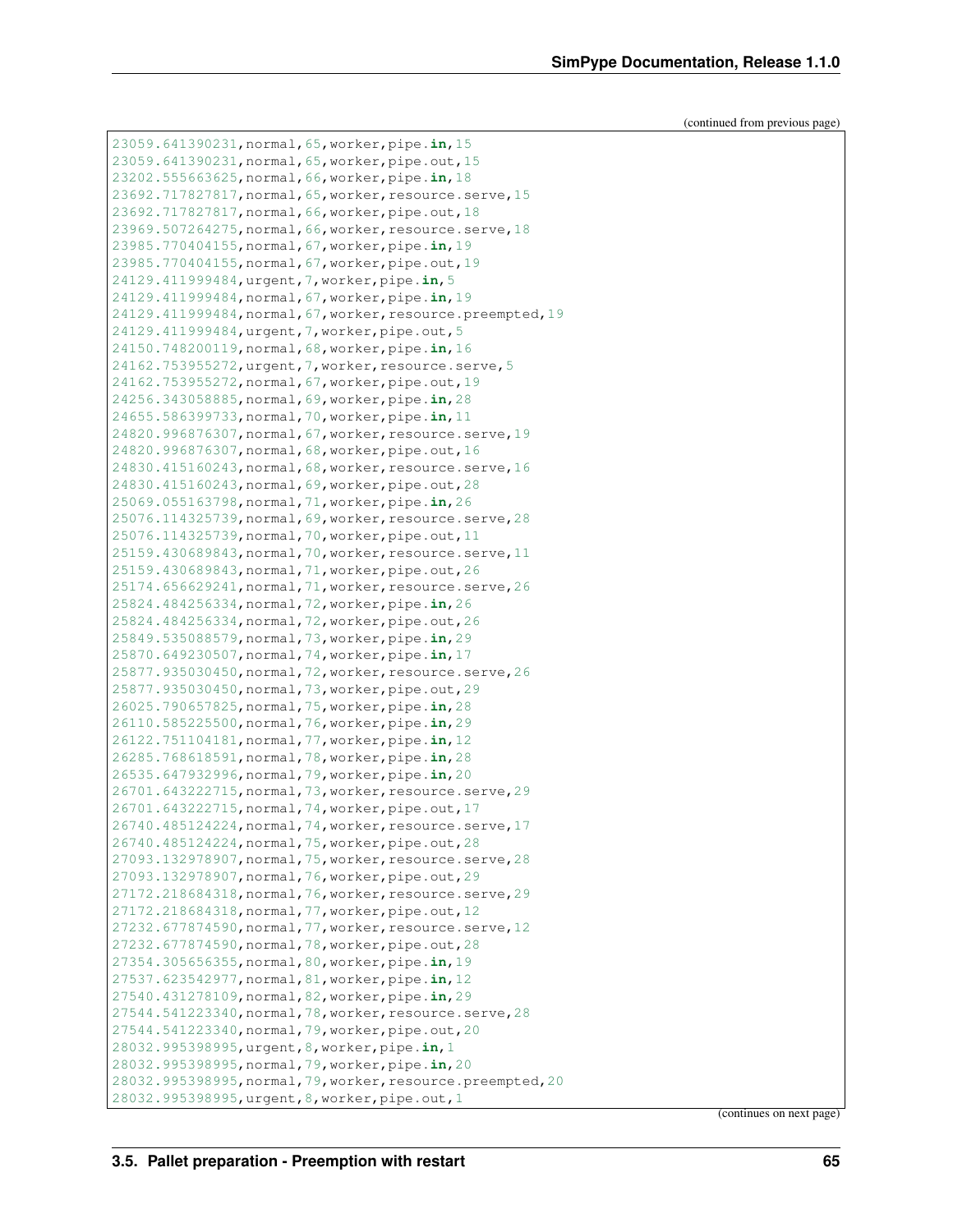(continued from previous page)

```
23059.641390231,normal,65,worker,pipe.in,15
23059.641390231,normal,65,worker,pipe.out,15
23202.555663625,normal,66,worker,pipe.in,18
23692.717827817,normal,65,worker,resource.serve,15
23692.717827817,normal,66,worker,pipe.out,18
23969.507264275,normal,66,worker,resource.serve,18
23985.770404155,normal,67,worker,pipe.in,19
23985.770404155,normal,67,worker,pipe.out,19
24129.411999484,urgent,7,worker,pipe.in,5
24129.411999484,normal,67,worker,pipe.in,19
24129.411999484,normal,67,worker,resource.preempted,19
24129.411999484,urgent,7,worker,pipe.out,5
24150.748200119,normal,68,worker,pipe.in,16
24162.753955272,urgent,7,worker,resource.serve,5
24162.753955272,normal,67,worker,pipe.out,19
24256.343058885,normal,69,worker,pipe.in,28
24655.586399733,normal,70,worker,pipe.in,11
24820.996876307,normal,67,worker,resource.serve,19
24820.996876307,normal,68,worker,pipe.out,16
24830.415160243,normal,68,worker,resource.serve,16
24830.415160243,normal,69,worker,pipe.out,28
25069.055163798,normal,71,worker,pipe.in,26
25076.114325739,normal,69,worker,resource.serve,28
25076.114325739,normal,70,worker,pipe.out,11
25159.430689843,normal,70,worker,resource.serve,11
25159.430689843,normal,71,worker,pipe.out,26
25174.656629241,normal,71,worker,resource.serve,26
25824.484256334,normal,72,worker,pipe.in,26
25824.484256334,normal,72,worker,pipe.out,26
25849.535088579,normal,73,worker,pipe.in,29
25870.649230507,normal,74,worker,pipe.in,17
25877.935030450,normal,72,worker,resource.serve,26
25877.935030450,normal,73,worker,pipe.out,29
26025.790657825,normal,75,worker,pipe.in,28
26110.585225500,normal,76,worker,pipe.in,29
26122.751104181,normal,77,worker,pipe.in,12
26285.768618591,normal,78,worker,pipe.in,28
26535.647932996,normal,79,worker,pipe.in,20
26701.643222715,normal,73,worker,resource.serve,29
26701.643222715,normal,74,worker,pipe.out,17
26740.485124224,normal,74,worker,resource.serve,17
26740.485124224,normal,75,worker,pipe.out,28
27093.132978907,normal,75,worker,resource.serve,28
27093.132978907,normal,76,worker,pipe.out,29
27172.218684318,normal,76,worker,resource.serve,29
27172.218684318,normal,77,worker,pipe.out,12
27232.677874590,normal,77,worker,resource.serve,12
27232.677874590,normal,78,worker,pipe.out,28
27354.305656355,normal,80,worker,pipe.in,19
27537.623542977,normal,81,worker,pipe.in,12
27540.431278109,normal,82,worker,pipe.in,29
27544.541223340,normal,78,worker,resource.serve,28
27544.541223340,normal,79,worker,pipe.out,20
28032.995398995,urgent,8,worker,pipe.in,1
28032.995398995,normal,79,worker,pipe.in,20
28032.995398995,normal,79,worker,resource.preempted,20
28032.995398995,urgent,8,worker,pipe.out,1
```

(continues on next page)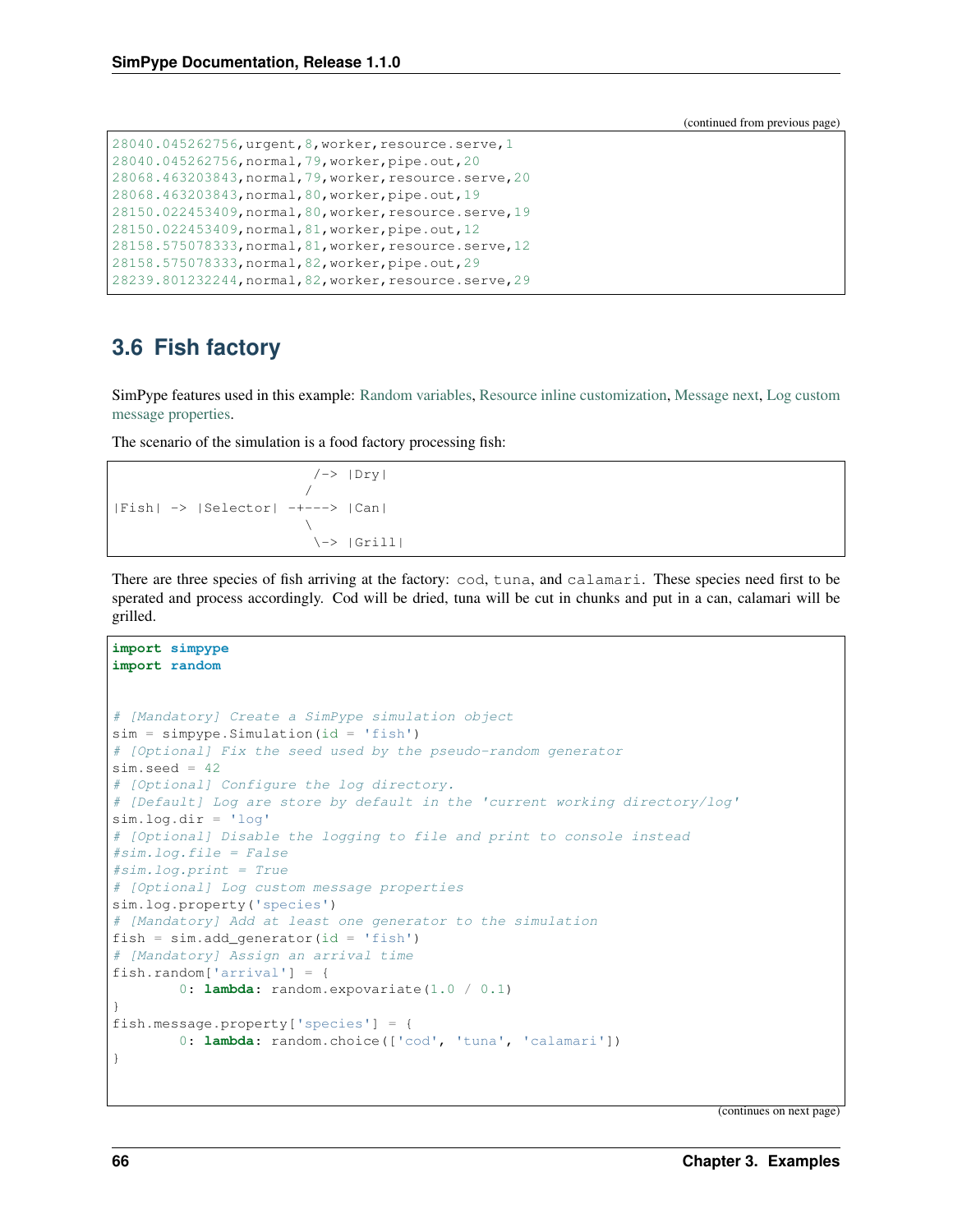(continued from previous page)

```
28040.045262756,urgent,8,worker,resource.serve,1
28040.045262756,normal,79,worker,pipe.out,20
28068.463203843,normal,79,worker,resource.serve,20
28068.463203843,normal,80,worker,pipe.out,19
28150.022453409,normal,80,worker,resource.serve,19
28150.022453409,normal,81,worker,pipe.out,12
28158.575078333,normal,81,worker,resource.serve,12
28158.575078333,normal,82,worker,pipe.out,29
28239.801232244,normal,82,worker,resource.serve,29
```

## 3.6 Fish factory

SimPype features used in this example: Random variables, Resource inline customization, Message next, Log custom message properties.

The scenario of the simulation is a food factory processing fish:

```
                        /-> |Dry|
                       /
|Fish| -> |Selector| -+---> |Can|
                       \
                        \-> |Grill|
```

There are three species of fish arriving at the factory: `cod`, `tuna`, and `calamari`. These species need first to be sperated and process accordingly. Cod will be dried, tuna will be cut in chunks and put in a can, calamari will be grilled.

```python
import simpype
import random


# [Mandatory] Create a SimPype simulation object
sim = simpype.Simulation(id = 'fish')
# [Optional] Fix the seed used by the pseudo-random generator
sim.seed = 42
# [Optional] Configure the log directory.
# [Default] Log are store by default in the 'current working directory/log'
sim.log.dir = 'log'
# [Optional] Disable the logging to file and print to console instead
#sim.log.file = False
#sim.log.print = True
# [Optional] Log custom message properties
sim.log.property('species')
# [Mandatory] Add at least one generator to the simulation
fish = sim.add_generator(id = 'fish')
# [Mandatory] Assign an arrival time
fish.random['arrival'] = {
        0: lambda: random.expovariate(1.0 / 0.1)
}
fish.message.property['species'] = {
        0: lambda: random.choice(['cod', 'tuna', 'calamari'])
}
```

(continues on next page)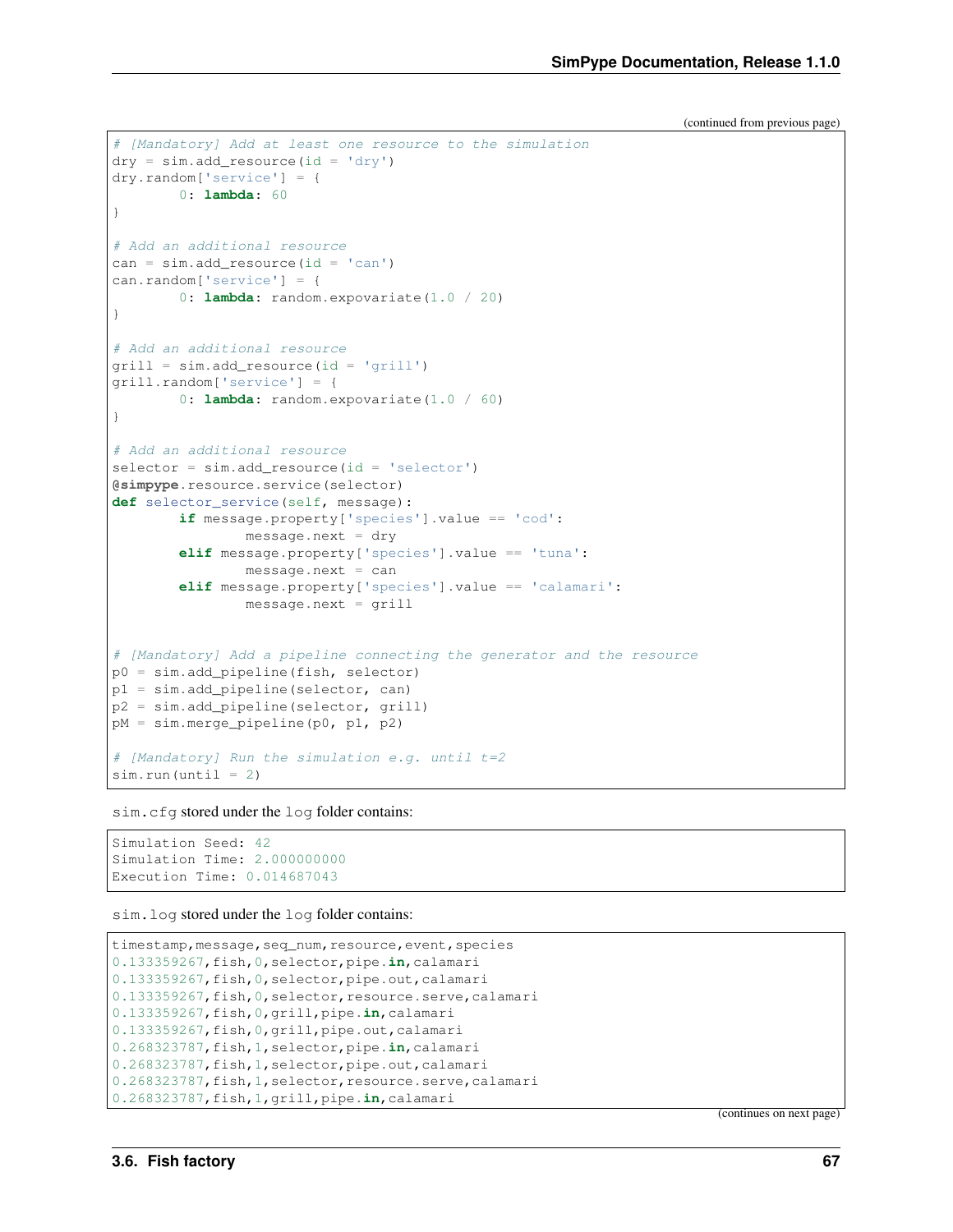(continued from previous page)

```
# [Mandatory] Add at least one resource to the simulation
dry = sim.add_resource(id = 'dry')
dry.random['service'] = {
        0: lambda: 60
}

# Add an additional resource
can = sim.add_resource(id = 'can')
can.random['service'] = {
        0: lambda: random.expovariate(1.0 / 20)
}

# Add an additional resource
grill = sim.add_resource(id = 'grill')
grill.random['service'] = {
        0: lambda: random.expovariate(1.0 / 60)
}

# Add an additional resource
selector = sim.add_resource(id = 'selector')
@simpype.resource.service(selector)
def selector_service(self, message):
        if message.property['species'].value == 'cod':
                message.next = dry
        elif message.property['species'].value == 'tuna':
                message.next = can
        elif message.property['species'].value == 'calamari':
                message.next = grill


# [Mandatory] Add a pipeline connecting the generator and the resource
p0 = sim.add_pipeline(fish, selector)
p1 = sim.add_pipeline(selector, can)
p2 = sim.add_pipeline(selector, grill)
pM = sim.merge_pipeline(p0, p1, p2)

# [Mandatory] Run the simulation e.g. until t=2
sim.run(until = 2)
```

`sim.cfg` stored under the `log` folder contains:

```
Simulation Seed: 42
Simulation Time: 2.000000000
Execution Time: 0.014687043
```

`sim.log` stored under the `log` folder contains:

```
timestamp,message,seq_num,resource,event,species
0.133359267,fish,0,selector,pipe.in,calamari
0.133359267,fish,0,selector,pipe.out,calamari
0.133359267,fish,0,selector,resource.serve,calamari
0.133359267,fish,0,grill,pipe.in,calamari
0.133359267,fish,0,grill,pipe.out,calamari
0.268323787,fish,1,selector,pipe.in,calamari
0.268323787,fish,1,selector,pipe.out,calamari
0.268323787,fish,1,selector,resource.serve,calamari
0.268323787,fish,1,grill,pipe.in,calamari
```

(continues on next page)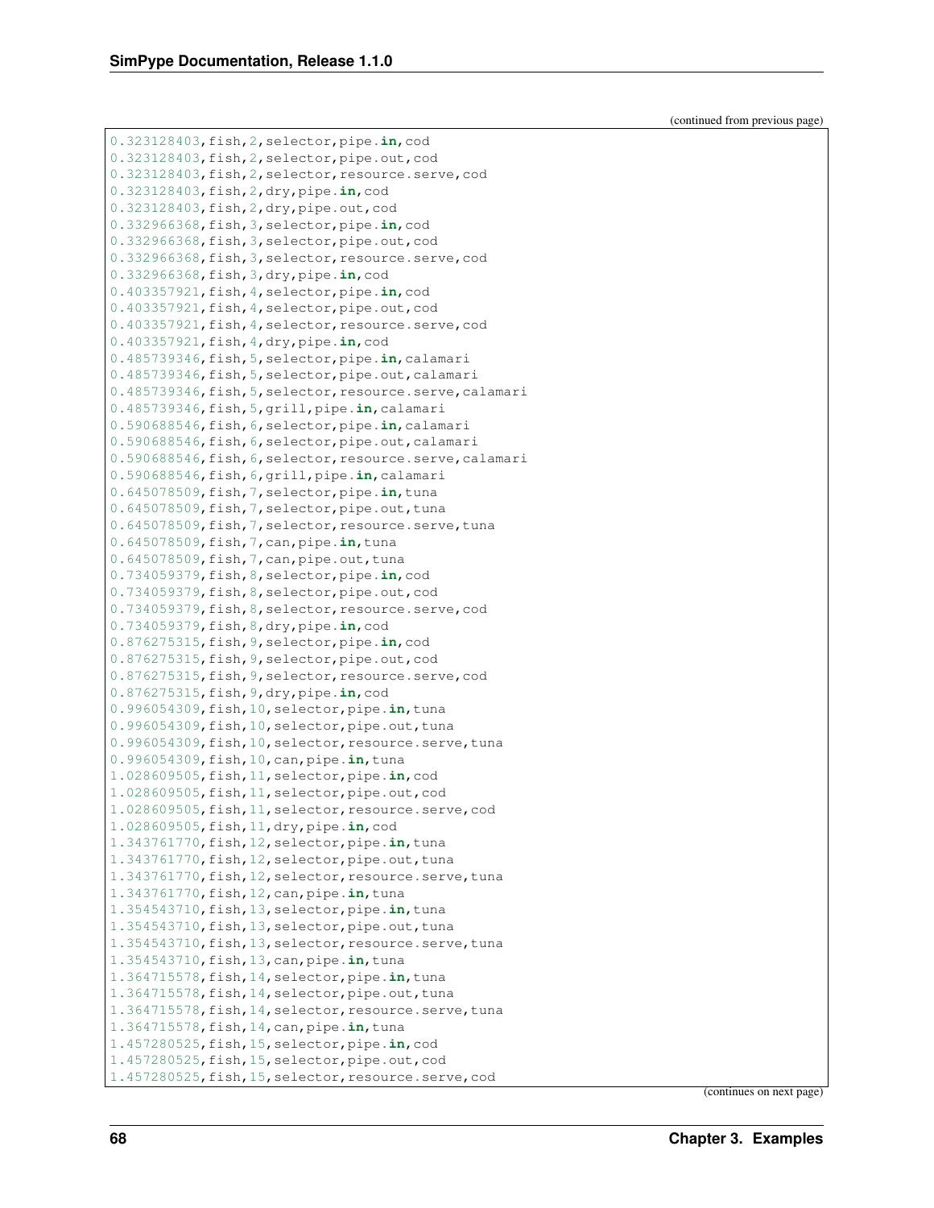(continued from previous page)

```
0.323128403,fish,2,selector,pipe.in,cod
0.323128403,fish,2,selector,pipe.out,cod
0.323128403,fish,2,selector,resource.serve,cod
0.323128403,fish,2,dry,pipe.in,cod
0.323128403,fish,2,dry,pipe.out,cod
0.332966368,fish,3,selector,pipe.in,cod
0.332966368,fish,3,selector,pipe.out,cod
0.332966368,fish,3,selector,resource.serve,cod
0.332966368,fish,3,dry,pipe.in,cod
0.403357921,fish,4,selector,pipe.in,cod
0.403357921,fish,4,selector,pipe.out,cod
0.403357921,fish,4,selector,resource.serve,cod
0.403357921,fish,4,dry,pipe.in,cod
0.485739346,fish,5,selector,pipe.in,calamari
0.485739346,fish,5,selector,pipe.out,calamari
0.485739346,fish,5,selector,resource.serve,calamari
0.485739346,fish,5,grill,pipe.in,calamari
0.590688546,fish,6,selector,pipe.in,calamari
0.590688546,fish,6,selector,pipe.out,calamari
0.590688546,fish,6,selector,resource.serve,calamari
0.590688546,fish,6,grill,pipe.in,calamari
0.645078509,fish,7,selector,pipe.in,tuna
0.645078509,fish,7,selector,pipe.out,tuna
0.645078509,fish,7,selector,resource.serve,tuna
0.645078509,fish,7,can,pipe.in,tuna
0.645078509,fish,7,can,pipe.out,tuna
0.734059379,fish,8,selector,pipe.in,cod
0.734059379,fish,8,selector,pipe.out,cod
0.734059379,fish,8,selector,resource.serve,cod
0.734059379,fish,8,dry,pipe.in,cod
0.876275315,fish,9,selector,pipe.in,cod
0.876275315,fish,9,selector,pipe.out,cod
0.876275315,fish,9,selector,resource.serve,cod
0.876275315,fish,9,dry,pipe.in,cod
0.996054309,fish,10,selector,pipe.in,tuna
0.996054309,fish,10,selector,pipe.out,tuna
0.996054309,fish,10,selector,resource.serve,tuna
0.996054309,fish,10,can,pipe.in,tuna
1.028609505,fish,11,selector,pipe.in,cod
1.028609505,fish,11,selector,pipe.out,cod
1.028609505,fish,11,selector,resource.serve,cod
1.028609505,fish,11,dry,pipe.in,cod
1.343761770,fish,12,selector,pipe.in,tuna
1.343761770,fish,12,selector,pipe.out,tuna
1.343761770,fish,12,selector,resource.serve,tuna
1.343761770,fish,12,can,pipe.in,tuna
1.354543710,fish,13,selector,pipe.in,tuna
1.354543710,fish,13,selector,pipe.out,tuna
1.354543710,fish,13,selector,resource.serve,tuna
1.354543710,fish,13,can,pipe.in,tuna
1.364715578,fish,14,selector,pipe.in,tuna
1.364715578,fish,14,selector,pipe.out,tuna
1.364715578,fish,14,selector,resource.serve,tuna
1.364715578,fish,14,can,pipe.in,tuna
1.457280525,fish,15,selector,pipe.in,cod
1.457280525,fish,15,selector,pipe.out,cod
1.457280525,fish,15,selector,resource.serve,cod
```

(continues on next page)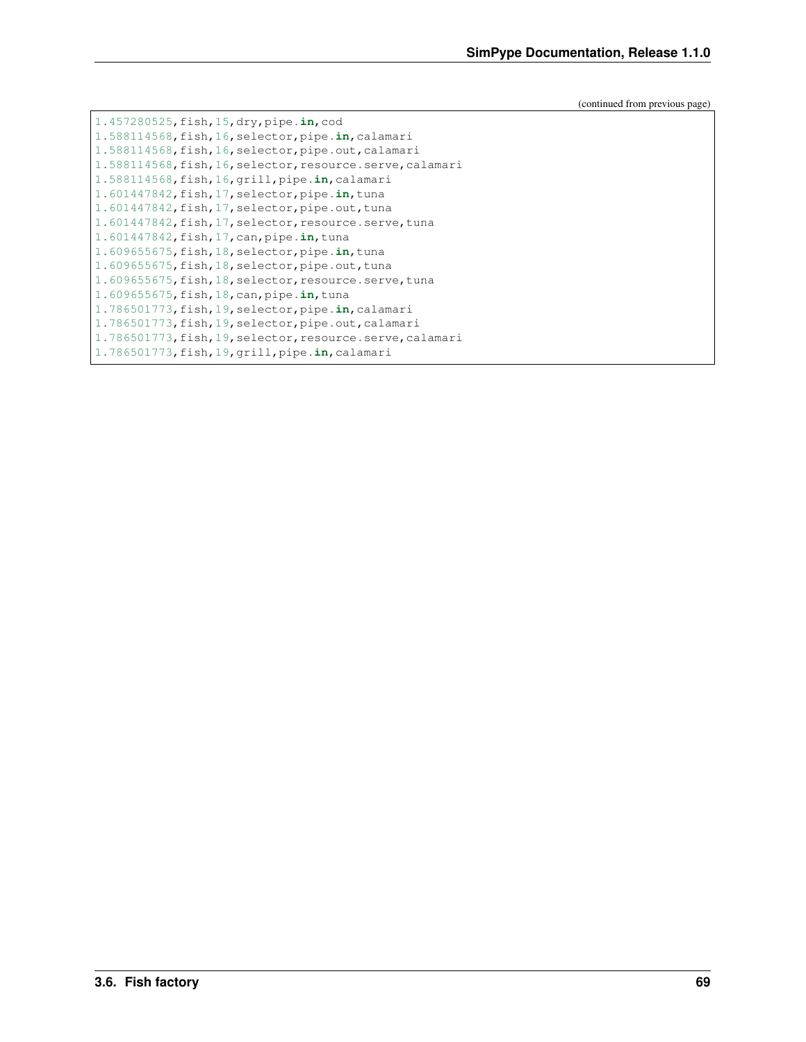(continued from previous page)

```
1.457280525,fish,15,dry,pipe.in,cod
1.588114568,fish,16,selector,pipe.in,calamari
1.588114568,fish,16,selector,pipe.out,calamari
1.588114568,fish,16,selector,resource.serve,calamari
1.588114568,fish,16,grill,pipe.in,calamari
1.601447842,fish,17,selector,pipe.in,tuna
1.601447842,fish,17,selector,pipe.out,tuna
1.601447842,fish,17,selector,resource.serve,tuna
1.601447842,fish,17,can,pipe.in,tuna
1.609655675,fish,18,selector,pipe.in,tuna
1.609655675,fish,18,selector,pipe.out,tuna
1.609655675,fish,18,selector,resource.serve,tuna
1.609655675,fish,18,can,pipe.in,tuna
1.786501773,fish,19,selector,pipe.in,calamari
1.786501773,fish,19,selector,pipe.out,calamari
1.786501773,fish,19,selector,resource.serve,calamari
1.786501773,fish,19,grill,pipe.in,calamari
```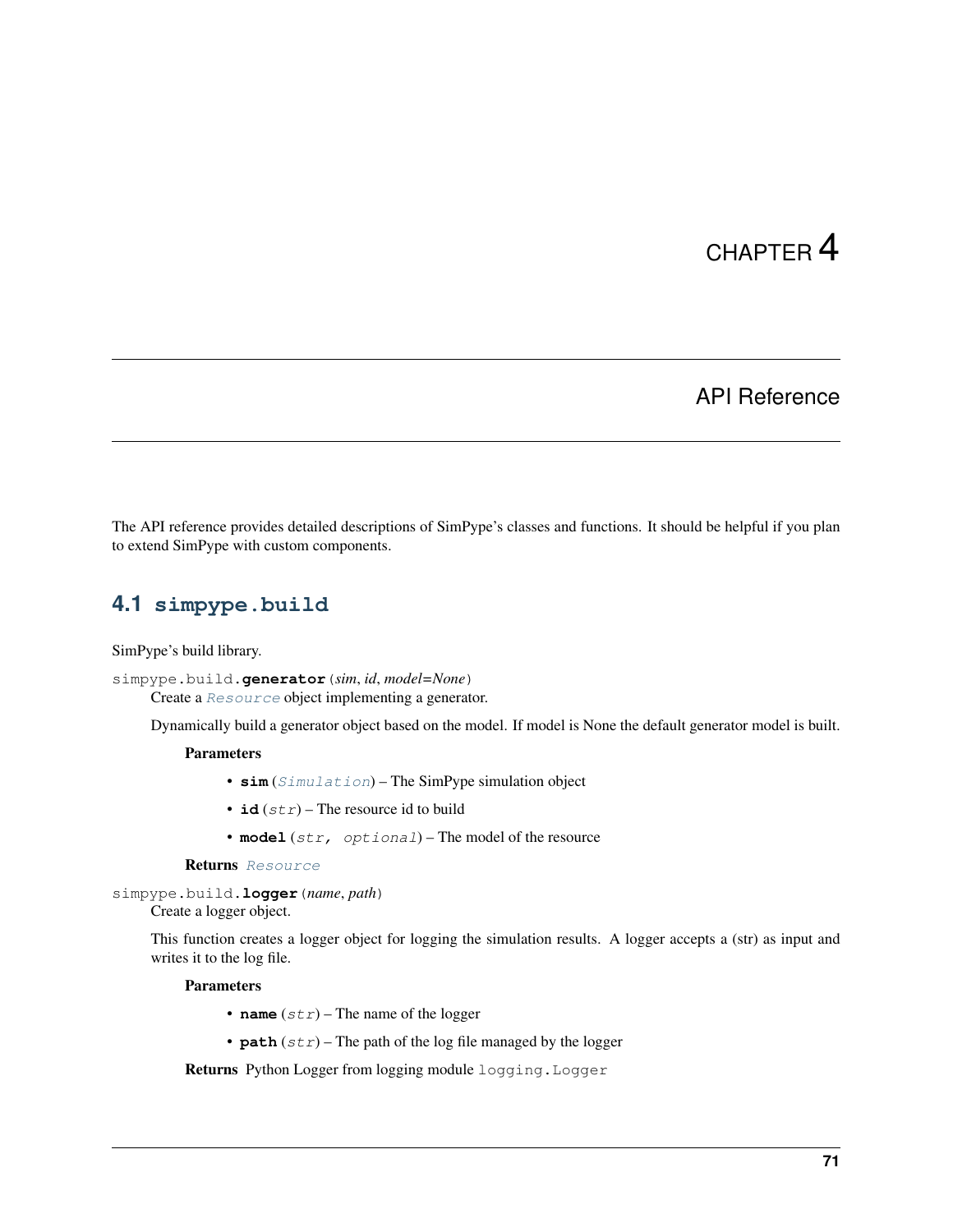# CHAPTER 4

## API Reference

The API reference provides detailed descriptions of SimPype's classes and functions. It should be helpful if you plan to extend SimPype with custom components.

### 4.1 `simpype.build`

SimPype's build library.

`simpype.build.generator(sim, id, model=None)`

Create a `Resource` object implementing a generator.

Dynamically build a generator object based on the model. If model is None the default generator model is built.

**Parameters**

- **sim** (*Simulation*) – The SimPype simulation object
- **id** (*str*) – The resource id to build
- **model** (*str, optional*) – The model of the resource

**Returns** `Resource`

`simpype.build.logger(name, path)`

Create a logger object.

This function creates a logger object for logging the simulation results. A logger accepts a (str) as input and writes it to the log file.

**Parameters**

- **name** (*str*) – The name of the logger
- **path** (*str*) – The path of the log file managed by the logger

**Returns** Python Logger from logging module `logging.Logger`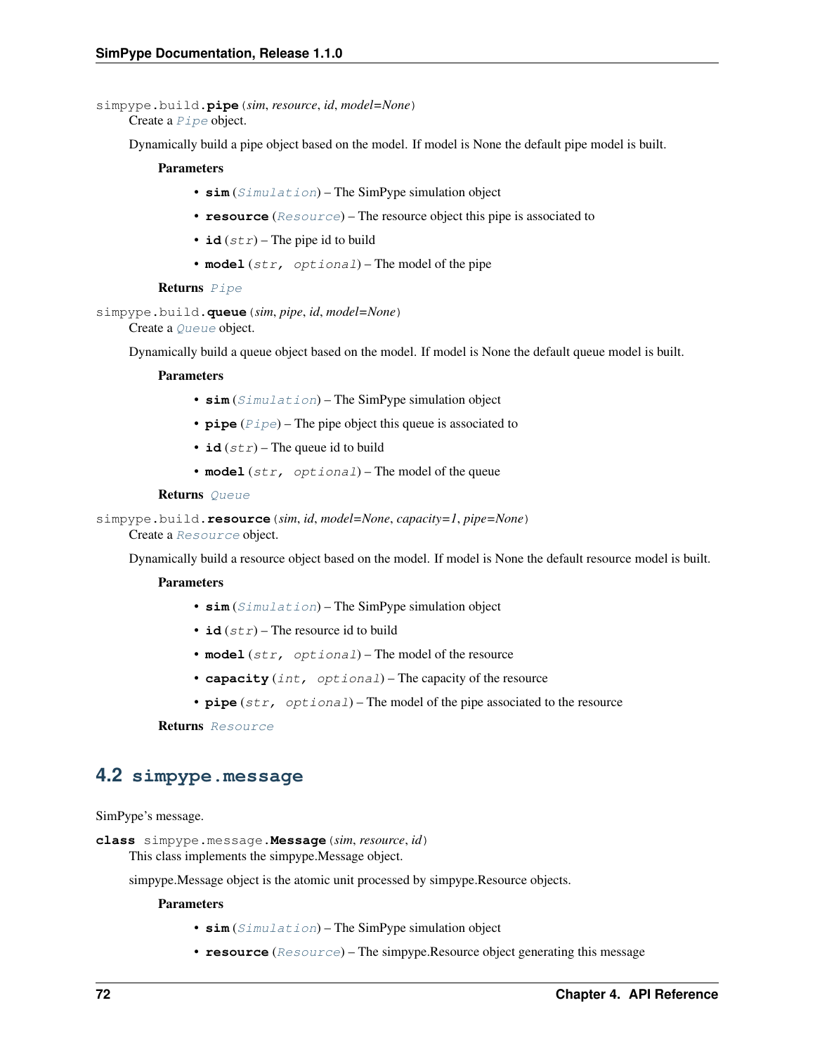simpype.build.**pipe**(*sim*, *resource*, *id*, *model=None*)

Create a Pipe object.

Dynamically build a pipe object based on the model. If model is None the default pipe model is built.

**Parameters**

- **sim** (*Simulation*) – The SimPype simulation object
- **resource** (*Resource*) – The resource object this pipe is associated to
- **id** (*str*) – The pipe id to build
- **model** (*str, optional*) – The model of the pipe

**Returns** Pipe

simpype.build.**queue**(*sim*, *pipe*, *id*, *model=None*)

Create a Queue object.

Dynamically build a queue object based on the model. If model is None the default queue model is built.

**Parameters**

- **sim** (*Simulation*) – The SimPype simulation object
- **pipe** (*Pipe*) – The pipe object this queue is associated to
- **id** (*str*) – The queue id to build
- **model** (*str, optional*) – The model of the queue

**Returns** Queue

simpype.build.**resource**(*sim*, *id*, *model=None*, *capacity=1*, *pipe=None*)

Create a Resource object.

Dynamically build a resource object based on the model. If model is None the default resource model is built.

**Parameters**

- **sim** (*Simulation*) – The SimPype simulation object
- **id** (*str*) – The resource id to build
- **model** (*str, optional*) – The model of the resource
- **capacity** (*int, optional*) – The capacity of the resource
- **pipe** (*str, optional*) – The model of the pipe associated to the resource

**Returns** Resource

## 4.2 simpype.message

SimPype's message.

**class** simpype.message.**Message**(*sim*, *resource*, *id*)

This class implements the simpype.Message object.

simpype.Message object is the atomic unit processed by simpype.Resource objects.

**Parameters**

- **sim** (*Simulation*) – The SimPype simulation object
- **resource** (*Resource*) – The simpype.Resource object generating this message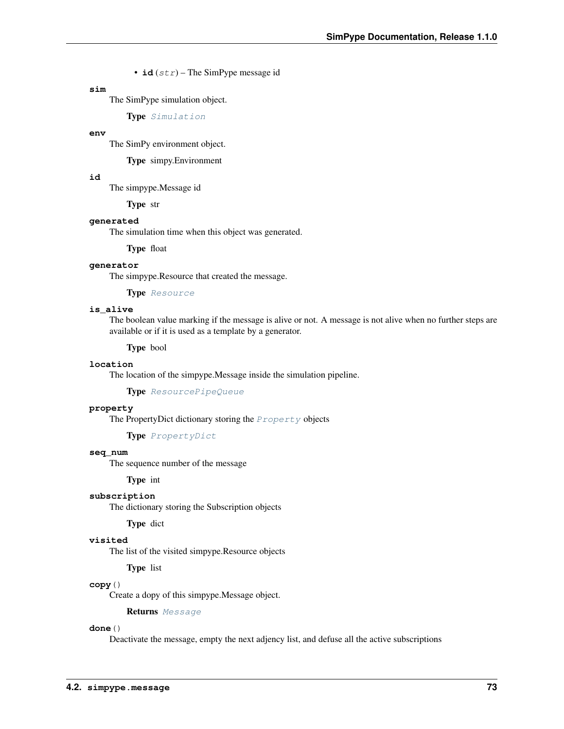- **id** (*str*) – The SimPype message id

**sim**

The SimPype simulation object.

**Type** *Simulation*

**env**

The SimPy environment object.

**Type** simpy.Environment

**id**

The simpype.Message id

**Type** str

**generated**

The simulation time when this object was generated.

**Type** float

**generator**

The simpype.Resource that created the message.

**Type** *Resource*

**is_alive**

The boolean value marking if the message is alive or not. A message is not alive when no further steps are available or if it is used as a template by a generator.

**Type** bool

**location**

The location of the simpype.Message inside the simulation pipeline.

**Type** *ResourcePipeQueue*

**property**

The PropertyDict dictionary storing the *Property* objects

**Type** *PropertyDict*

**seq_num**

The sequence number of the message

**Type** int

**subscription**

The dictionary storing the Subscription objects

**Type** dict

**visited**

The list of the visited simpype.Resource objects

**Type** list

**copy**()

Create a dopy of this simpype.Message object.

**Returns** *Message*

**done**()

Deactivate the message, empty the next adjency list, and defuse all the active subscriptions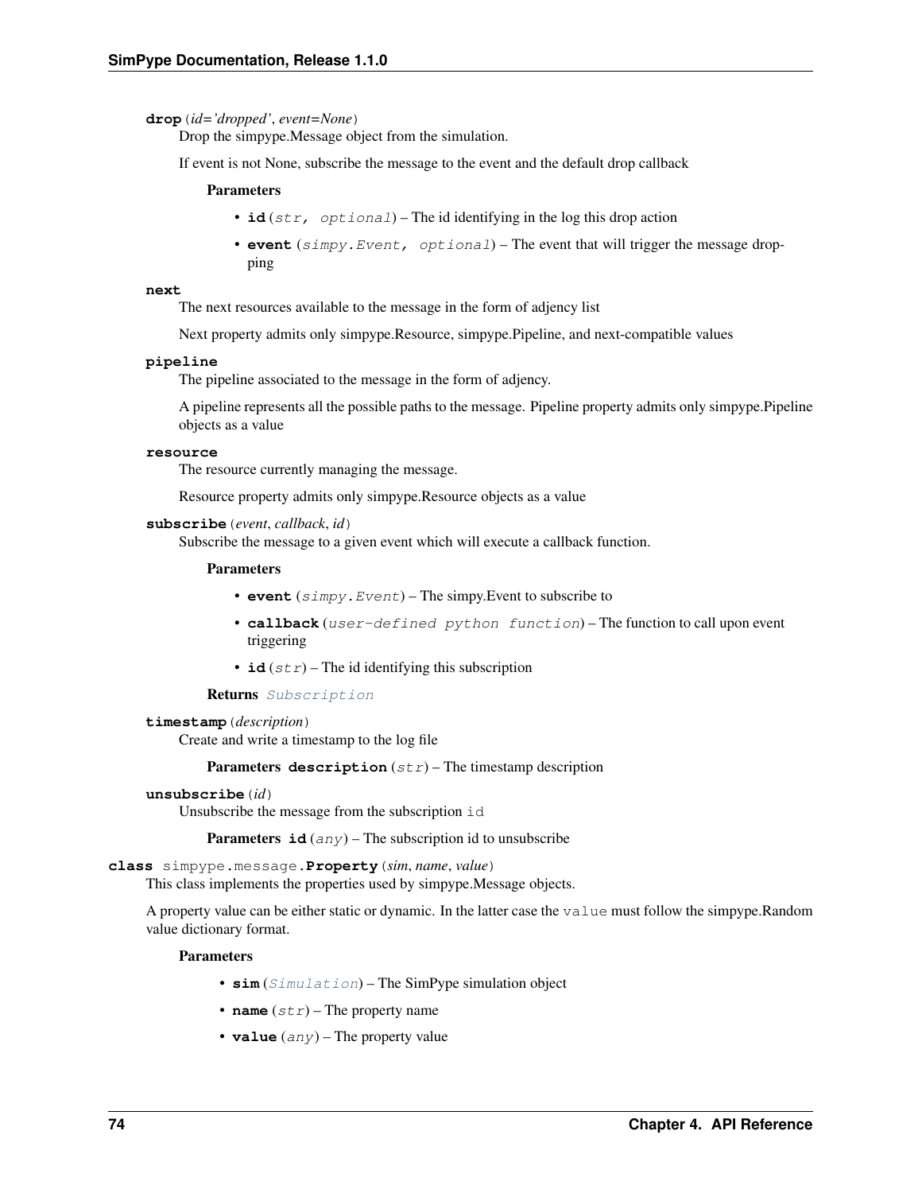**drop**(*id='dropped'*, *event=None*)

Drop the simpype.Message object from the simulation.

If event is not None, subscribe the message to the event and the default drop callback

**Parameters**

- **id** (*str, optional*) – The id identifying in the log this drop action
- **event** (*simpy.Event, optional*) – The event that will trigger the message dropping

**next**

The next resources available to the message in the form of adjency list

Next property admits only simpype.Resource, simpype.Pipeline, and next-compatible values

**pipeline**

The pipeline associated to the message in the form of adjency.

A pipeline represents all the possible paths to the message. Pipeline property admits only simpype.Pipeline objects as a value

**resource**

The resource currently managing the message.

Resource property admits only simpype.Resource objects as a value

**subscribe**(*event*, *callback*, *id*)

Subscribe the message to a given event which will execute a callback function.

**Parameters**

- **event** (*simpy.Event*) – The simpy.Event to subscribe to
- **callback** (*user-defined python function*) – The function to call upon event triggering
- **id** (*str*) – The id identifying this subscription

**Returns** *Subscription*

**timestamp**(*description*)

Create and write a timestamp to the log file

**Parameters** **description** (*str*) – The timestamp description

**unsubscribe**(*id*)

Unsubscribe the message from the subscription `id`

**Parameters** **id** (*any*) – The subscription id to unsubscribe

**class** simpype.message.**Property**(*sim*, *name*, *value*)

This class implements the properties used by simpype.Message objects.

A property value can be either static or dynamic. In the latter case the `value` must follow the simpype.Random value dictionary format.

**Parameters**

- **sim** (*Simulation*) – The SimPype simulation object
- **name** (*str*) – The property name
- **value** (*any*) – The property value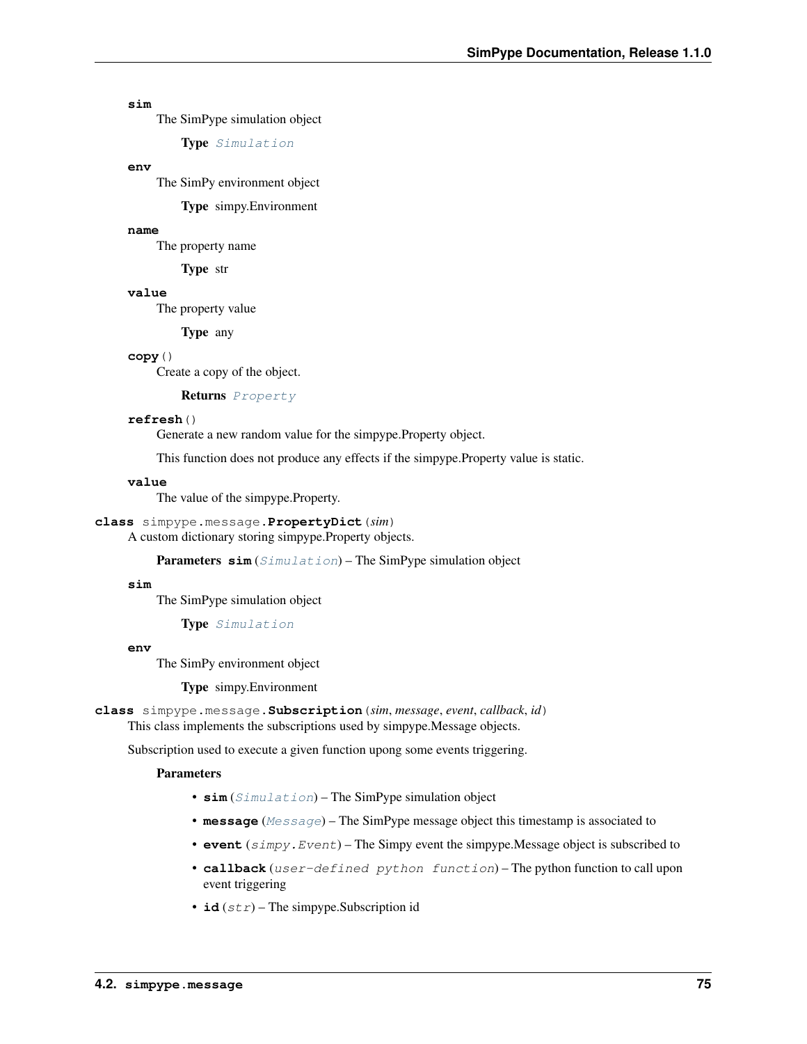**sim**

The SimPype simulation object

**Type** *Simulation*

**env**

The SimPy environment object

**Type** simpy.Environment

**name**

The property name

**Type** str

**value**

The property value

**Type** any

**copy**()

Create a copy of the object.

**Returns** *Property*

**refresh**()

Generate a new random value for the simpype.Property object.

This function does not produce any effects if the simpype.Property value is static.

**value**

The value of the simpype.Property.

**class** simpype.message.**PropertyDict**(*sim*)

A custom dictionary storing simpype.Property objects.

**Parameters** **sim** (*Simulation*) – The SimPype simulation object

**sim**

The SimPype simulation object

**Type** *Simulation*

**env**

The SimPy environment object

**Type** simpy.Environment

**class** simpype.message.**Subscription**(*sim*, *message*, *event*, *callback*, *id*)

This class implements the subscriptions used by simpype.Message objects.

Subscription used to execute a given function upong some events triggering.

**Parameters**

- **sim** (*Simulation*) – The SimPype simulation object
- **message** (*Message*) – The SimPype message object this timestamp is associated to
- **event** (*simpy.Event*) – The Simpy event the simpype.Message object is subscribed to
- **callback** (*user-defined python function*) – The python function to call upon event triggering
- **id** (*str*) – The simpype.Subscription id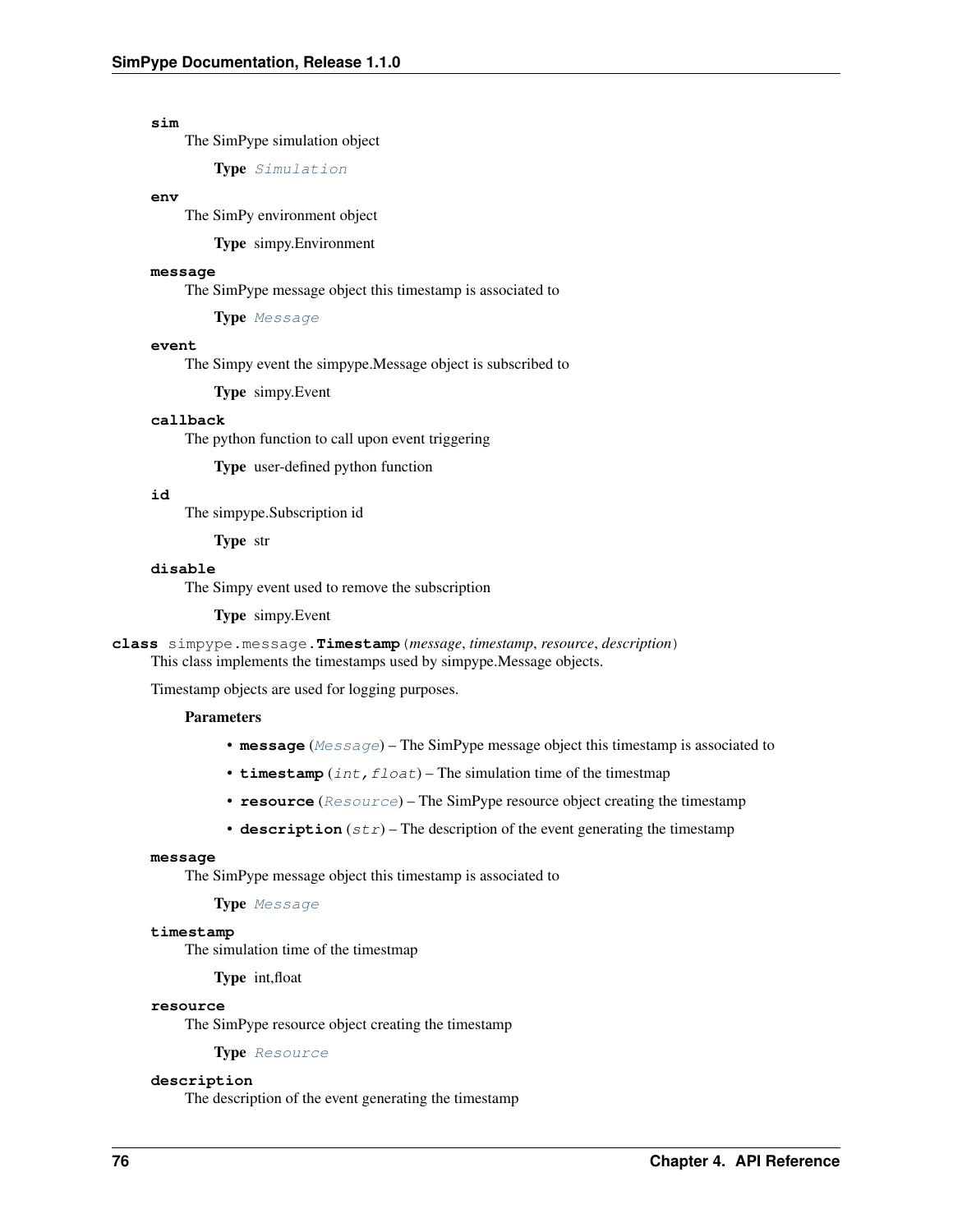**sim**
The SimPype simulation object

**Type** *Simulation*

**env**
The SimPy environment object

**Type** simpy.Environment

**message**
The SimPype message object this timestamp is associated to

**Type** *Message*

**event**
The Simpy event the simpype.Message object is subscribed to

**Type** simpy.Event

**callback**
The python function to call upon event triggering

**Type** user-defined python function

**id**
The simpype.Subscription id

**Type** str

**disable**
The Simpy event used to remove the subscription

**Type** simpy.Event

**class** simpype.message.**Timestamp**(*message*, *timestamp*, *resource*, *description*)

This class implements the timestamps used by simpype.Message objects.

Timestamp objects are used for logging purposes.

**Parameters**

- **message** (*Message*) – The SimPype message object this timestamp is associated to
- **timestamp** (*int, float*) – The simulation time of the timestmap
- **resource** (*Resource*) – The SimPype resource object creating the timestamp
- **description** (*str*) – The description of the event generating the timestamp

**message**
The SimPype message object this timestamp is associated to

**Type** *Message*

**timestamp**
The simulation time of the timestmap

**Type** int,float

**resource**
The SimPype resource object creating the timestamp

**Type** *Resource*

**description**
The description of the event generating the timestamp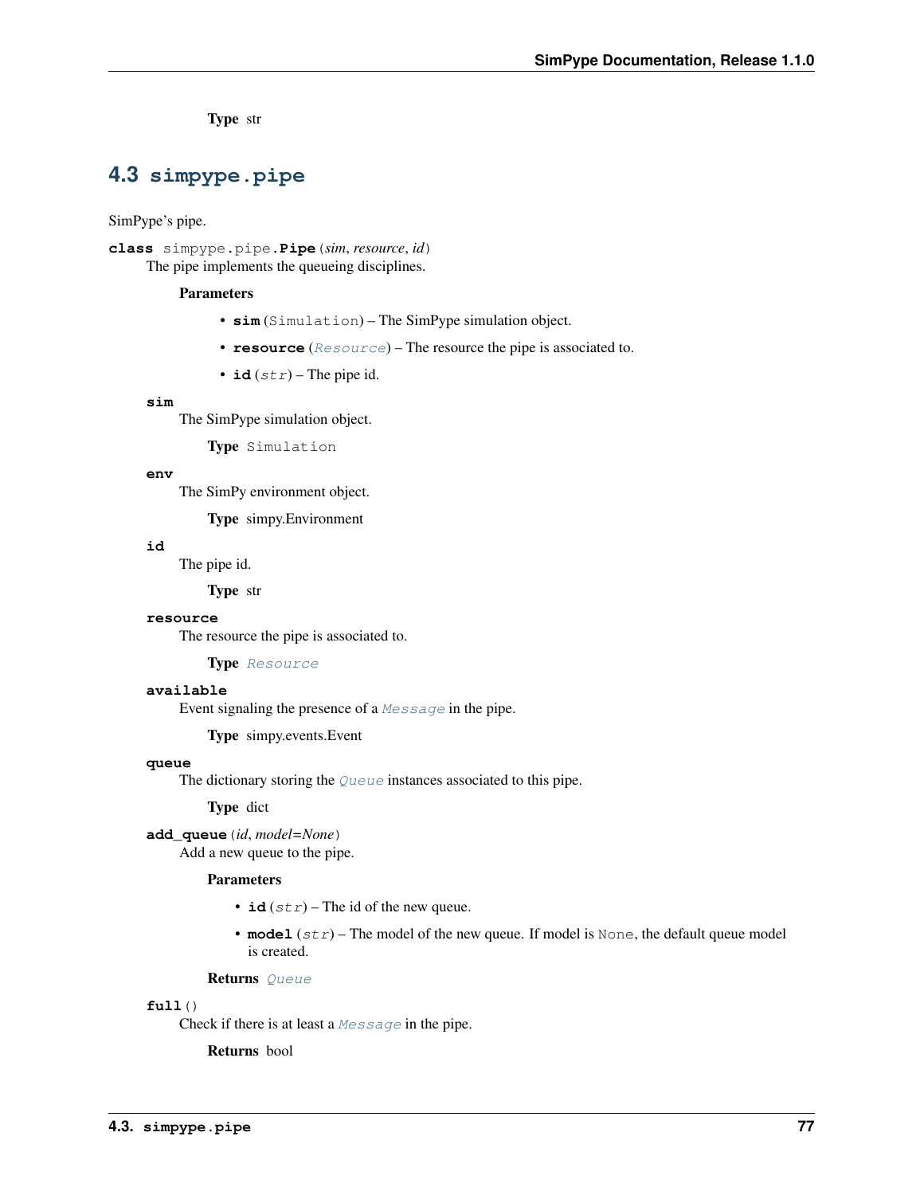**Type** str

## 4.3 simpype.pipe

SimPype's pipe.

**class** simpype.pipe.**Pipe**(*sim*, *resource*, *id*)

The pipe implements the queueing disciplines.

**Parameters**

- **sim** (Simulation) – The SimPype simulation object.
- **resource** (*Resource*) – The resource the pipe is associated to.
- **id** (*str*) – The pipe id.

**sim**

The SimPype simulation object.

**Type** Simulation

**env**

The SimPy environment object.

**Type** simpy.Environment

**id**

The pipe id.

**Type** str

**resource**

The resource the pipe is associated to.

**Type** *Resource*

**available**

Event signaling the presence of a *Message* in the pipe.

**Type** simpy.events.Event

**queue**

The dictionary storing the *Queue* instances associated to this pipe.

**Type** dict

**add_queue**(*id*, *model=None*)

Add a new queue to the pipe.

**Parameters**

- **id** (*str*) – The id of the new queue.
- **model** (*str*) – The model of the new queue. If model is None, the default queue model is created.

**Returns** *Queue*

**full**()

Check if there is at least a *Message* in the pipe.

**Returns** bool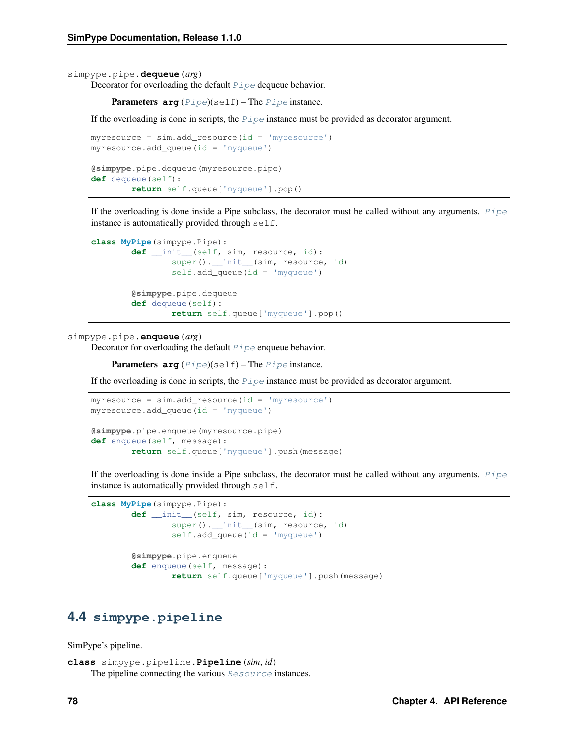simpype.pipe.**dequeue**(*arg*)

Decorator for overloading the default `Pipe` dequeue behavior.

**Parameters arg** (`Pipe`)(self) – The `Pipe` instance.

If the overloading is done in scripts, the `Pipe` instance must be provided as decorator argument.

```
myresource = sim.add_resource(id = 'myresource')
myresource.add_queue(id = 'myqueue')

@simpype.pipe.dequeue(myresource.pipe)
def dequeue(self):
        return self.queue['myqueue'].pop()
```

If the overloading is done inside a Pipe subclass, the decorator must be called without any arguments. `Pipe` instance is automatically provided through `self`.

```
class MyPipe(simpype.Pipe):
        def __init__(self, sim, resource, id):
                super().__init__(sim, resource, id)
                self.add_queue(id = 'myqueue')

        @simpype.pipe.dequeue
        def dequeue(self):
                return self.queue['myqueue'].pop()
```

simpype.pipe.**enqueue**(*arg*)

Decorator for overloading the default `Pipe` enqueue behavior.

**Parameters arg** (`Pipe`)(self) – The `Pipe` instance.

If the overloading is done in scripts, the `Pipe` instance must be provided as decorator argument.

```
myresource = sim.add_resource(id = 'myresource')
myresource.add_queue(id = 'myqueue')

@simpype.pipe.enqueue(myresource.pipe)
def enqueue(self, message):
        return self.queue['myqueue'].push(message)
```

If the overloading is done inside a Pipe subclass, the decorator must be called without any arguments. `Pipe` instance is automatically provided through `self`.

```
class MyPipe(simpype.Pipe):
        def __init__(self, sim, resource, id):
                super().__init__(sim, resource, id)
                self.add_queue(id = 'myqueue')

        @simpype.pipe.enqueue
        def enqueue(self, message):
                return self.queue['myqueue'].push(message)
```

## 4.4 simpype.pipeline

SimPype's pipeline.

**class** simpype.pipeline.**Pipeline**(*sim, id*)

The pipeline connecting the various `Resource` instances.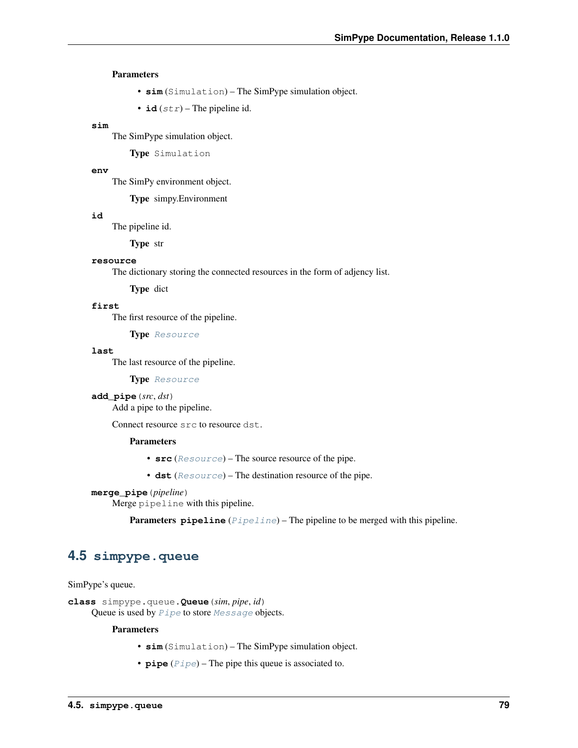**Parameters**

- **sim** (Simulation) – The SimPype simulation object.
- **id** (*str*) – The pipeline id.

**sim**

The SimPype simulation object.

**Type** Simulation

**env**

The SimPy environment object.

**Type** simpy.Environment

**id**

The pipeline id.

**Type** str

**resource**

The dictionary storing the connected resources in the form of adjency list.

**Type** dict

**first**

The first resource of the pipeline.

**Type** *Resource*

**last**

The last resource of the pipeline.

**Type** *Resource*

**add_pipe**(*src*, *dst*)

Add a pipe to the pipeline.

Connect resource `src` to resource `dst`.

**Parameters**

- **src** (*Resource*) – The source resource of the pipe.
- **dst** (*Resource*) – The destination resource of the pipe.

**merge_pipe**(*pipeline*)

Merge `pipeline` with this pipeline.

**Parameters** **pipeline** (*Pipeline*) – The pipeline to be merged with this pipeline.

## 4.5 simpype.queue

SimPype's queue.

**class** simpype.queue.**Queue**(*sim*, *pipe*, *id*)

Queue is used by *Pipe* to store *Message* objects.

**Parameters**

- **sim** (Simulation) – The SimPype simulation object.
- **pipe** (*Pipe*) – The pipe this queue is associated to.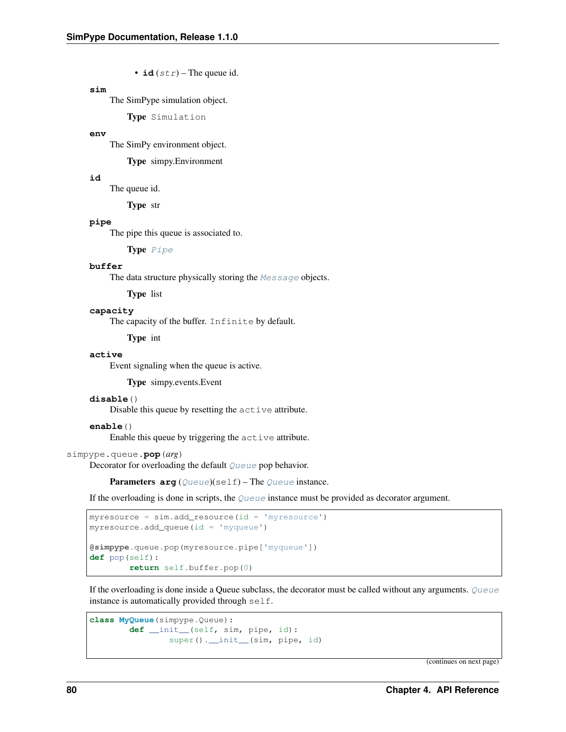- **id** (*str*) – The queue id.

**sim**

The SimPype simulation object.

**Type** Simulation

**env**

The SimPy environment object.

**Type** simpy.Environment

**id**

The queue id.

**Type** str

**pipe**

The pipe this queue is associated to.

**Type** *Pipe*

**buffer**

The data structure physically storing the *Message* objects.

**Type** list

**capacity**

The capacity of the buffer. `Infinite` by default.

**Type** int

**active**

Event signaling when the queue is active.

**Type** simpy.events.Event

**disable**()

Disable this queue by resetting the `active` attribute.

**enable**()

Enable this queue by triggering the `active` attribute.

simpype.queue.**pop**(*arg*)

Decorator for overloading the default *Queue* pop behavior.

**Parameters** **arg** (*Queue*)(self) – The *Queue* instance.

If the overloading is done in scripts, the *Queue* instance must be provided as decorator argument.

```
myresource = sim.add_resource(id = 'myresource')
myresource.add_queue(id = 'myqueue')

@simpype.queue.pop(myresource.pipe['myqueue'])
def pop(self):
        return self.buffer.pop(0)
```

If the overloading is done inside a Queue subclass, the decorator must be called without any arguments. *Queue* instance is automatically provided through `self`.

```
class MyQueue(simpype.Queue):
        def __init__(self, sim, pipe, id):
                super().__init__(sim, pipe, id)
```

(continues on next page)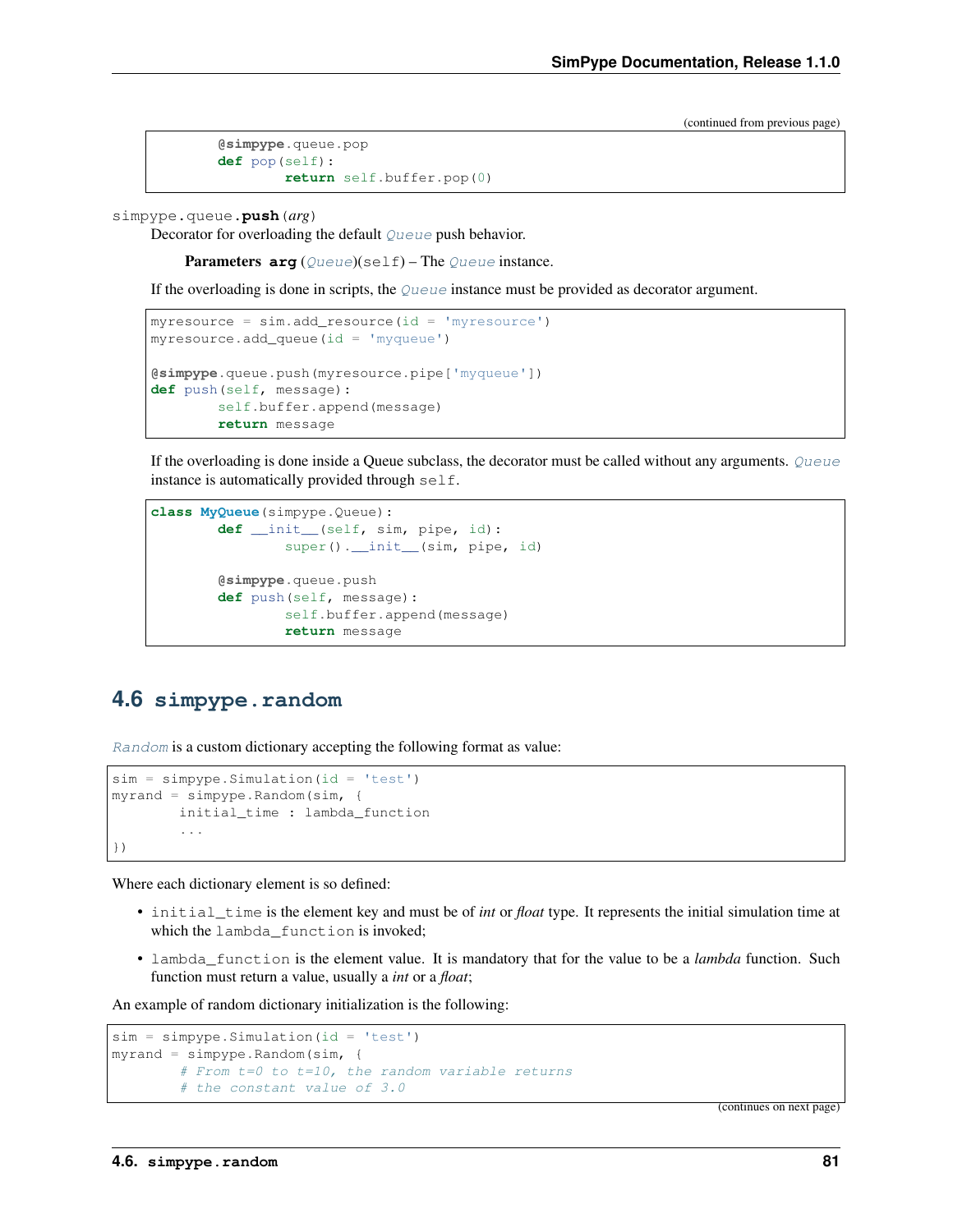(continued from previous page)

```
        @simpype.queue.pop
        def pop(self):
                return self.buffer.pop(0)
```

simpype.queue.**push**(*arg*)

Decorator for overloading the default *Queue* push behavior.

**Parameters** **arg** (*Queue*)(self) – The *Queue* instance.

If the overloading is done in scripts, the *Queue* instance must be provided as decorator argument.

```
myresource = sim.add_resource(id = 'myresource')
myresource.add_queue(id = 'myqueue')

@simpype.queue.push(myresource.pipe['myqueue'])
def push(self, message):
        self.buffer.append(message)
        return message
```

If the overloading is done inside a Queue subclass, the decorator must be called without any arguments. *Queue* instance is automatically provided through `self`.

```
class MyQueue(simpype.Queue):
        def __init__(self, sim, pipe, id):
                super().__init__(sim, pipe, id)

        @simpype.queue.push
        def push(self, message):
                self.buffer.append(message)
                return message
```

## 4.6 simpype.random

*Random* is a custom dictionary accepting the following format as value:

```
sim = simpype.Simulation(id = 'test')
myrand = simpype.Random(sim, {
        initial_time : lambda_function
        ...
})
```

Where each dictionary element is so defined:

- `initial_time` is the element key and must be of *int* or *float* type. It represents the initial simulation time at which the `lambda_function` is invoked;
- `lambda_function` is the element value. It is mandatory that for the value to be a *lambda* function. Such function must return a value, usually a *int* or a *float*;

An example of random dictionary initialization is the following:

```
sim = simpype.Simulation(id = 'test')
myrand = simpype.Random(sim, {
        # From t=0 to t=10, the random variable returns
        # the constant value of 3.0
```

(continues on next page)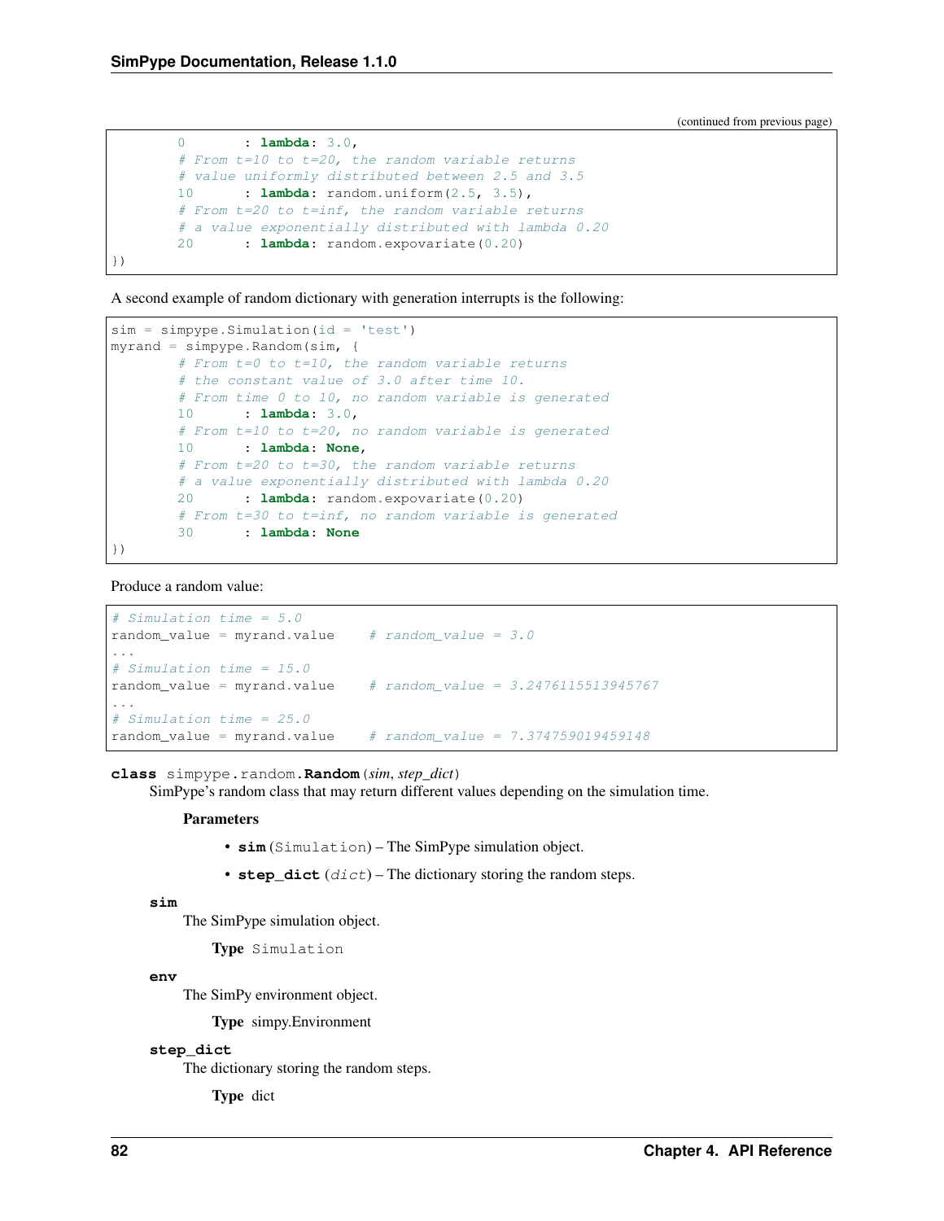(continued from previous page)

```
        0       : lambda: 3.0,
        # From t=10 to t=20, the random variable returns
        # value uniformly distributed between 2.5 and 3.5
        10      : lambda: random.uniform(2.5, 3.5),
        # From t=20 to t=inf, the random variable returns
        # a value exponentially distributed with lambda 0.20
        20      : lambda: random.expovariate(0.20)
})
```

A second example of random dictionary with generation interrupts is the following:

```
sim = simpype.Simulation(id = 'test')
myrand = simpype.Random(sim, {
        # From t=0 to t=10, the random variable returns
        # the constant value of 3.0 after time 10.
        # From time 0 to 10, no random variable is generated
        10      : lambda: 3.0,
        # From t=10 to t=20, no random variable is generated
        10      : lambda: None,
        # From t=20 to t=30, the random variable returns
        # a value exponentially distributed with lambda 0.20
        20      : lambda: random.expovariate(0.20)
        # From t=30 to t=inf, no random variable is generated
        30      : lambda: None
})
```

Produce a random value:

```
# Simulation time = 5.0
random_value = myrand.value    # random_value = 3.0
...
# Simulation time = 15.0
random_value = myrand.value    # random_value = 3.2476115513945767
...
# Simulation time = 25.0
random_value = myrand.value    # random_value = 7.374759019459148
```

**class** simpype.random.**Random**(*sim*, *step_dict*)

SimPype's random class that may return different values depending on the simulation time.

**Parameters**

- **sim** (Simulation) – The SimPype simulation object.
- **step_dict** (*dict*) – The dictionary storing the random steps.

**sim**

The SimPype simulation object.

**Type** Simulation

**env**

The SimPy environment object.

**Type** simpy.Environment

**step_dict**

The dictionary storing the random steps.

**Type** dict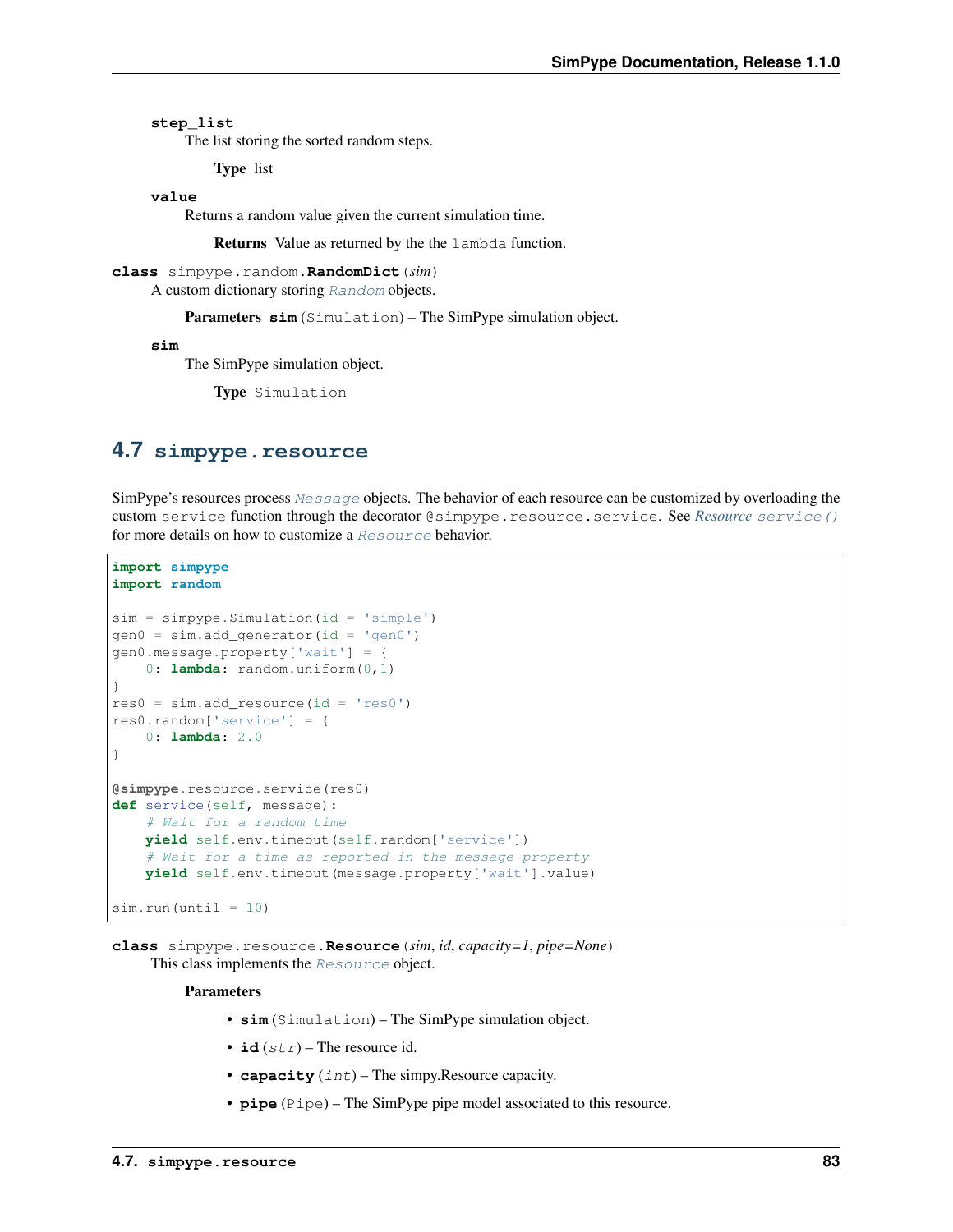**step_list**
The list storing the sorted random steps.

**Type** list

**value**
Returns a random value given the current simulation time.

**Returns** Value as returned by the the `lambda` function.

**class** simpype.random.**RandomDict**(*sim*)
A custom dictionary storing `Random` objects.

**Parameters** **sim** (Simulation) – The SimPype simulation object.

**sim**
The SimPype simulation object.

**Type** Simulation

## 4.7 simpype.resource

SimPype's resources process `Message` objects. The behavior of each resource can be customized by overloading the custom `service` function through the decorator `@simpype.resource.service`. See *Resource* `service()` for more details on how to customize a `Resource` behavior.

```
import simpype
import random

sim = simpype.Simulation(id = 'simple')
gen0 = sim.add_generator(id = 'gen0')
gen0.message.property['wait'] = {
    0: lambda: random.uniform(0,1)
}
res0 = sim.add_resource(id = 'res0')
res0.random['service'] = {
    0: lambda: 2.0
}

@simpype.resource.service(res0)
def service(self, message):
    # Wait for a random time
    yield self.env.timeout(self.random['service'])
    # Wait for a time as reported in the message property
    yield self.env.timeout(message.property['wait'].value)

sim.run(until = 10)
```

**class** simpype.resource.**Resource**(*sim*, *id*, *capacity=1*, *pipe=None*)
This class implements the `Resource` object.

**Parameters**

- **sim** (Simulation) – The SimPype simulation object.
- **id** (*str*) – The resource id.
- **capacity** (*int*) – The simpy.Resource capacity.
- **pipe** (Pipe) – The SimPype pipe model associated to this resource.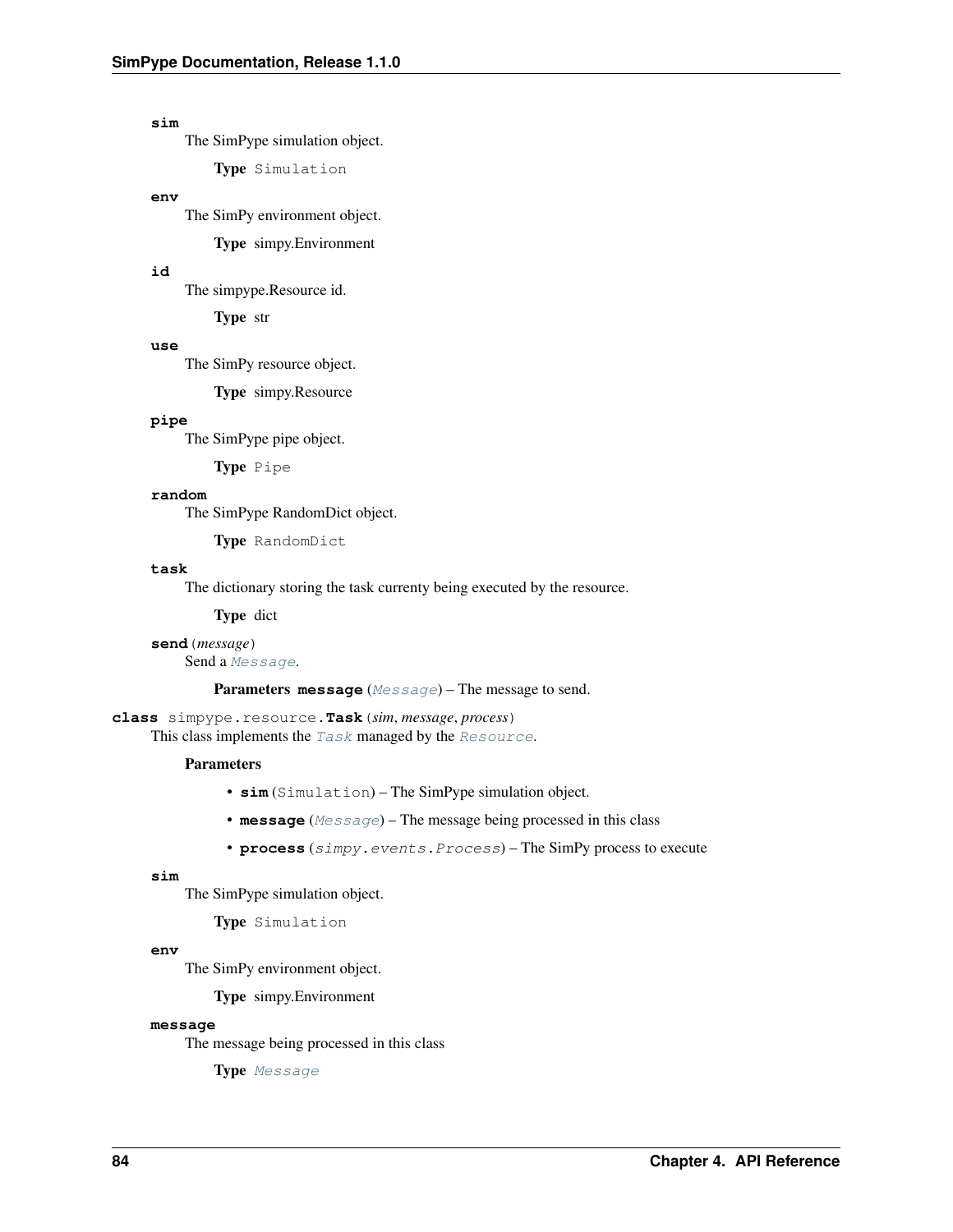**sim**

The SimPype simulation object.

**Type** `Simulation`

**env**

The SimPy environment object.

**Type** simpy.Environment

**id**

The simpype.Resource id.

**Type** str

**use**

The SimPy resource object.

**Type** simpy.Resource

**pipe**

The SimPype pipe object.

**Type** `Pipe`

**random**

The SimPype RandomDict object.

**Type** `RandomDict`

**task**

The dictionary storing the task currenty being executed by the resource.

**Type** dict

**send**(*message*)

Send a *`Message`*.

**Parameters** **message** (*`Message`*) – The message to send.

**class** simpype.resource.**Task**(*sim*, *message*, *process*)

This class implements the *`Task`* managed by the *`Resource`*.

**Parameters**

- **sim** (`Simulation`) – The SimPype simulation object.
- **message** (*`Message`*) – The message being processed in this class
- **process** (*simpy.events.Process*) – The SimPy process to execute

**sim**

The SimPype simulation object.

**Type** `Simulation`

**env**

The SimPy environment object.

**Type** simpy.Environment

**message**

The message being processed in this class

**Type** *`Message`*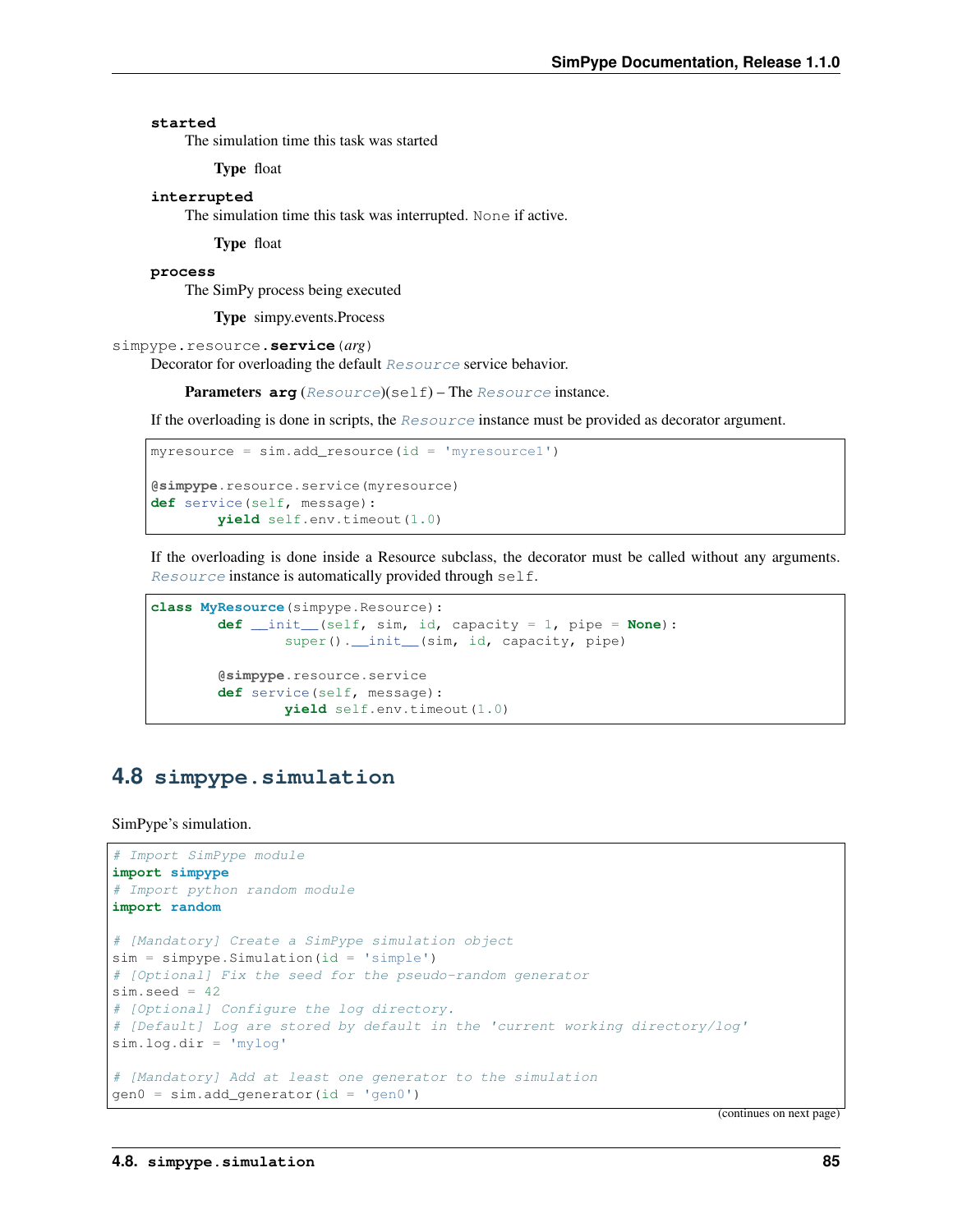**started**
The simulation time this task was started

**Type** float

**interrupted**
The simulation time this task was interrupted. `None` if active.

**Type** float

**process**
The SimPy process being executed

**Type** simpy.events.Process

`simpype.resource.service(arg)`
Decorator for overloading the default `Resource` service behavior.

**Parameters** **arg** (`Resource`)(self) – The `Resource` instance.

If the overloading is done in scripts, the `Resource` instance must be provided as decorator argument.

```
myresource = sim.add_resource(id = 'myresource1')

@simpype.resource.service(myresource)
def service(self, message):
        yield self.env.timeout(1.0)
```

If the overloading is done inside a Resource subclass, the decorator must be called without any arguments. `Resource` instance is automatically provided through `self`.

```
class MyResource(simpype.Resource):
        def __init__(self, sim, id, capacity = 1, pipe = None):
                super().__init__(sim, id, capacity, pipe)

        @simpype.resource.service
        def service(self, message):
                yield self.env.timeout(1.0)
```

## 4.8 simpype.simulation

SimPype's simulation.

```
# Import SimPype module
import simpype
# Import python random module
import random

# [Mandatory] Create a SimPype simulation object
sim = simpype.Simulation(id = 'simple')
# [Optional] Fix the seed for the pseudo-random generator
sim.seed = 42
# [Optional] Configure the log directory.
# [Default] Log are stored by default in the 'current working directory/log'
sim.log.dir = 'mylog'

# [Mandatory] Add at least one generator to the simulation
gen0 = sim.add_generator(id = 'gen0')
```

(continues on next page)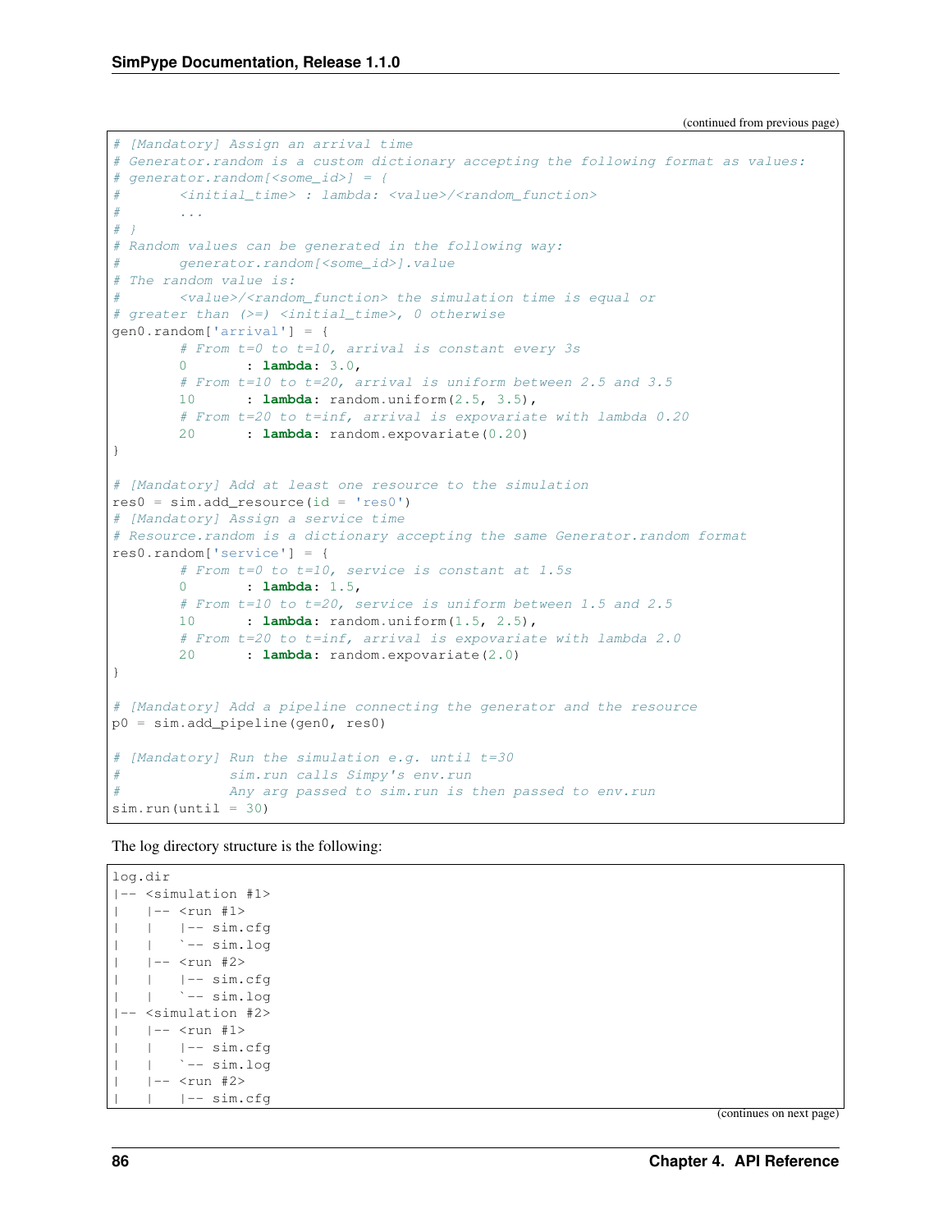(continued from previous page)

```
# [Mandatory] Assign an arrival time
# Generator.random is a custom dictionary accepting the following format as values:
# generator.random[<some_id>] = {
#       <initial_time> : lambda: <value>/<random_function>
#       ...
# }
# Random values can be generated in the following way:
#       generator.random[<some_id>].value
# The random value is:
#       <value>/<random_function> the simulation time is equal or
# greater than (>=) <initial_time>, 0 otherwise
gen0.random['arrival'] = {
        # From t=0 to t=10, arrival is constant every 3s
        0       : lambda: 3.0,
        # From t=10 to t=20, arrival is uniform between 2.5 and 3.5
        10      : lambda: random.uniform(2.5, 3.5),
        # From t=20 to t=inf, arrival is expovariate with lambda 0.20
        20      : lambda: random.expovariate(0.20)
}

# [Mandatory] Add at least one resource to the simulation
res0 = sim.add_resource(id = 'res0')
# [Mandatory] Assign a service time
# Resource.random is a dictionary accepting the same Generator.random format
res0.random['service'] = {
        # From t=0 to t=10, service is constant at 1.5s
        0       : lambda: 1.5,
        # From t=10 to t=20, service is uniform between 1.5 and 2.5
        10      : lambda: random.uniform(1.5, 2.5),
        # From t=20 to t=inf, arrival is expovariate with lambda 2.0
        20      : lambda: random.expovariate(2.0)
}

# [Mandatory] Add a pipeline connecting the generator and the resource
p0 = sim.add_pipeline(gen0, res0)

# [Mandatory] Run the simulation e.g. until t=30
#             sim.run calls Simpy's env.run
#             Any arg passed to sim.run is then passed to env.run
sim.run(until = 30)
```

The log directory structure is the following:

```
log.dir
|-- <simulation #1>
|   |-- <run #1>
|   |   |-- sim.cfg
|   |   `-- sim.log
|   |-- <run #2>
|   |   |-- sim.cfg
|   |   `-- sim.log
|-- <simulation #2>
|   |-- <run #1>
|   |   |-- sim.cfg
|   |   `-- sim.log
|   |-- <run #2>
|   |   |-- sim.cfg
```

(continues on next page)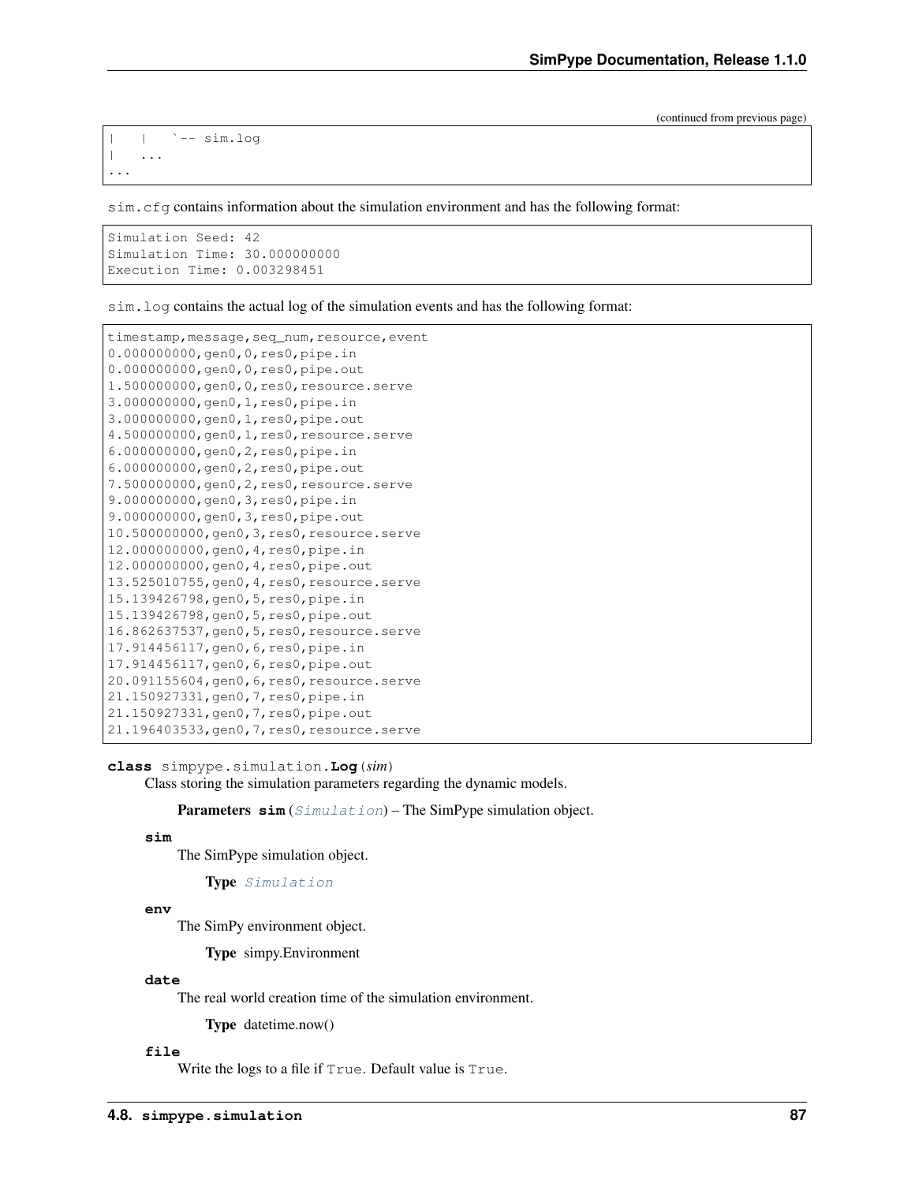(continued from previous page)

```
|   |   `-- sim.log
|   ...
...
```

`sim.cfg` contains information about the simulation environment and has the following format:

```
Simulation Seed: 42
Simulation Time: 30.000000000
Execution Time: 0.003298451
```

`sim.log` contains the actual log of the simulation events and has the following format:

```
timestamp,message,seq_num,resource,event
0.000000000,gen0,0,res0,pipe.in
0.000000000,gen0,0,res0,pipe.out
1.500000000,gen0,0,res0,resource.serve
3.000000000,gen0,1,res0,pipe.in
3.000000000,gen0,1,res0,pipe.out
4.500000000,gen0,1,res0,resource.serve
6.000000000,gen0,2,res0,pipe.in
6.000000000,gen0,2,res0,pipe.out
7.500000000,gen0,2,res0,resource.serve
9.000000000,gen0,3,res0,pipe.in
9.000000000,gen0,3,res0,pipe.out
10.500000000,gen0,3,res0,resource.serve
12.000000000,gen0,4,res0,pipe.in
12.000000000,gen0,4,res0,pipe.out
13.525010755,gen0,4,res0,resource.serve
15.139426798,gen0,5,res0,pipe.in
15.139426798,gen0,5,res0,pipe.out
16.862637537,gen0,5,res0,resource.serve
17.914456117,gen0,6,res0,pipe.in
17.914456117,gen0,6,res0,pipe.out
20.091155604,gen0,6,res0,resource.serve
21.150927331,gen0,7,res0,pipe.in
21.150927331,gen0,7,res0,pipe.out
21.196403533,gen0,7,res0,resource.serve
```

**class** simpype.simulation.**Log**(*sim*)

Class storing the simulation parameters regarding the dynamic models.

**Parameters** **sim** (*Simulation*) – The SimPype simulation object.

**sim**

The SimPype simulation object.

**Type** *Simulation*

**env**

The SimPy environment object.

**Type** simpy.Environment

**date**

The real world creation time of the simulation environment.

**Type** datetime.now()

**file**

Write the logs to a file if `True`. Default value is `True`.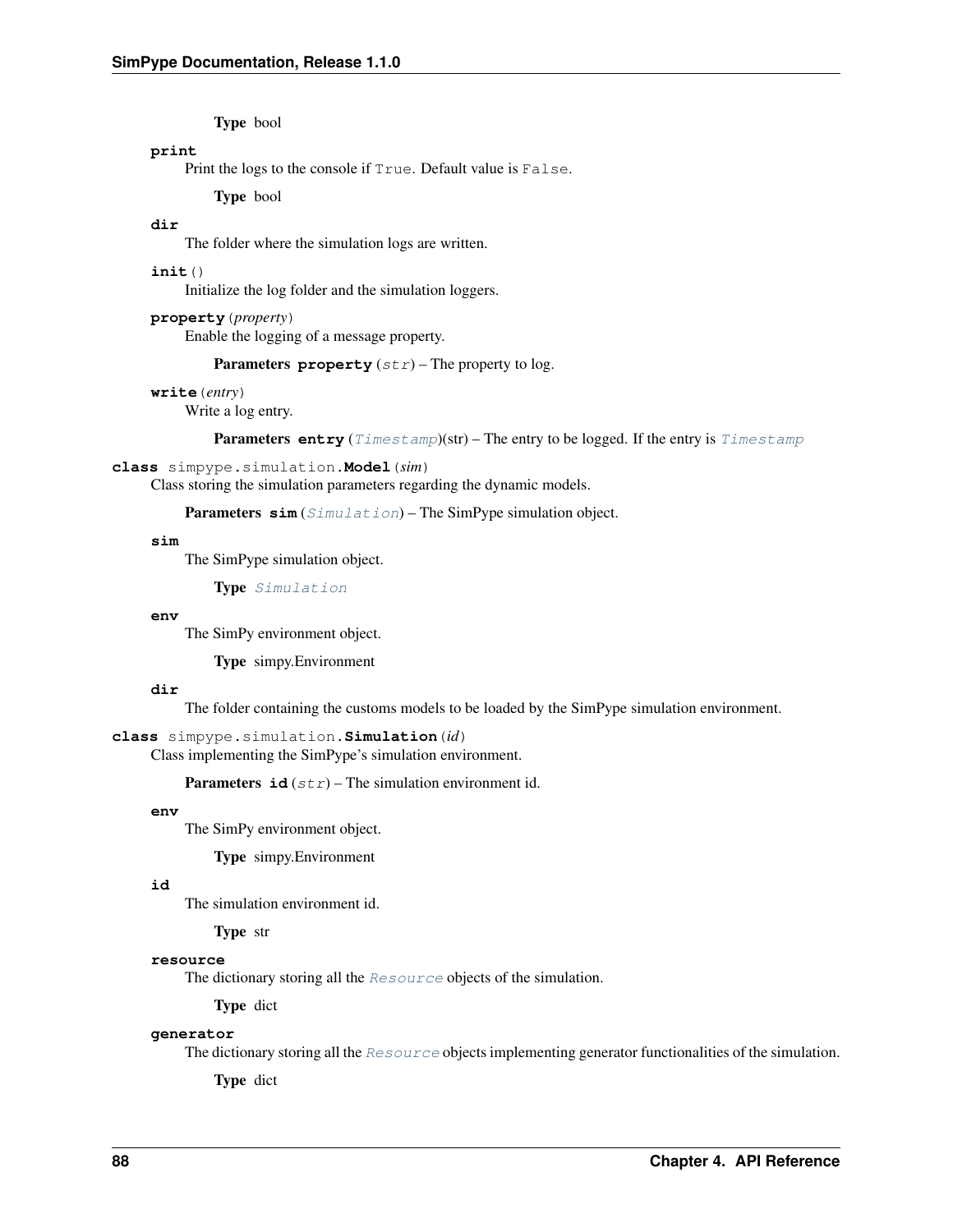**Type** bool

**print**

Print the logs to the console if `True`. Default value is `False`.

**Type** bool

**dir**

The folder where the simulation logs are written.

**init**()

Initialize the log folder and the simulation loggers.

**property**(*property*)

Enable the logging of a message property.

**Parameters** **property** (*str*) – The property to log.

**write**(*entry*)

Write a log entry.

**Parameters** **entry** (*Timestamp*)(str) – The entry to be logged. If the entry is *Timestamp*

**class** simpype.simulation.**Model**(*sim*)

Class storing the simulation parameters regarding the dynamic models.

**Parameters** **sim** (*Simulation*) – The SimPype simulation object.

**sim**

The SimPype simulation object.

**Type** *Simulation*

**env**

The SimPy environment object.

**Type** simpy.Environment

**dir**

The folder containing the customs models to be loaded by the SimPype simulation environment.

**class** simpype.simulation.**Simulation**(*id*)

Class implementing the SimPype's simulation environment.

**Parameters** **id** (*str*) – The simulation environment id.

**env**

The SimPy environment object.

**Type** simpy.Environment

**id**

The simulation environment id.

**Type** str

**resource**

The dictionary storing all the *Resource* objects of the simulation.

**Type** dict

**generator**

The dictionary storing all the *Resource* objects implementing generator functionalities of the simulation.

**Type** dict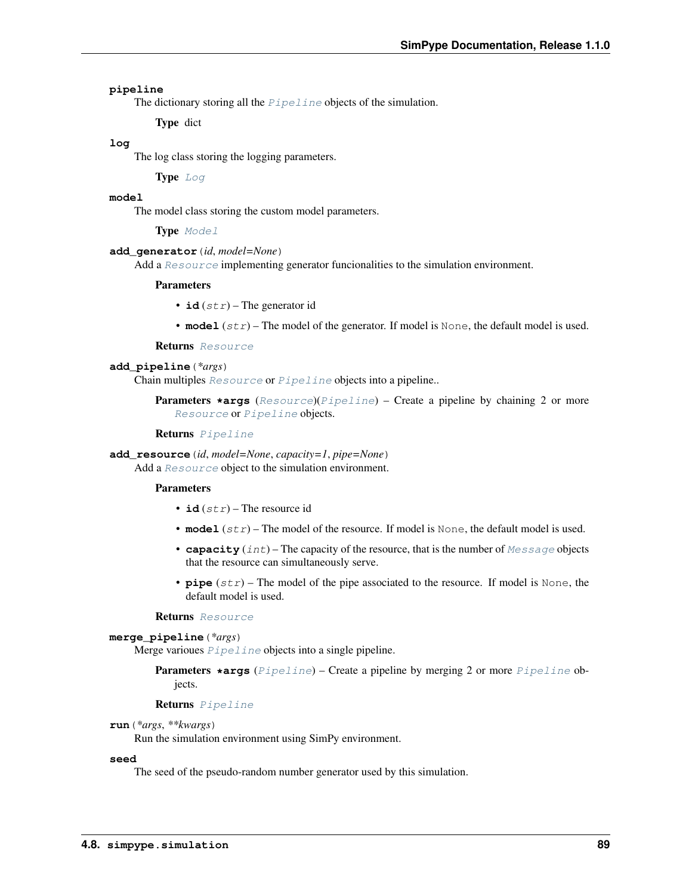**pipeline**

The dictionary storing all the *Pipeline* objects of the simulation.

**Type** dict

**log**

The log class storing the logging parameters.

**Type** *Log*

**model**

The model class storing the custom model parameters.

**Type** *Model*

**add_generator** (*id*, *model=None*)

Add a *Resource* implementing generator funcionalities to the simulation environment.

**Parameters**

- **id** (*str*) – The generator id
- **model** (*str*) – The model of the generator. If model is `None`, the default model is used.

**Returns** *Resource*

**add_pipeline** (*\*args*)

Chain multiples *Resource* or *Pipeline* objects into a pipeline..

**Parameters** **\*args** (*Resource*)(*Pipeline*) – Create a pipeline by chaining 2 or more *Resource* or *Pipeline* objects.

**Returns** *Pipeline*

**add_resource** (*id*, *model=None*, *capacity=1*, *pipe=None*)

Add a *Resource* object to the simulation environment.

**Parameters**

- **id** (*str*) – The resource id
- **model** (*str*) – The model of the resource. If model is `None`, the default model is used.
- **capacity** (*int*) – The capacity of the resource, that is the number of *Message* objects that the resource can simultaneously serve.
- **pipe** (*str*) – The model of the pipe associated to the resource. If model is `None`, the default model is used.

**Returns** *Resource*

**merge_pipeline** (*\*args*)

Merge varioues *Pipeline* objects into a single pipeline.

**Parameters** **\*args** (*Pipeline*) – Create a pipeline by merging 2 or more *Pipeline* objects.

**Returns** *Pipeline*

**run** (*\*args*, *\*\*kwargs*)

Run the simulation environment using SimPy environment.

**seed**

The seed of the pseudo-random number generator used by this simulation.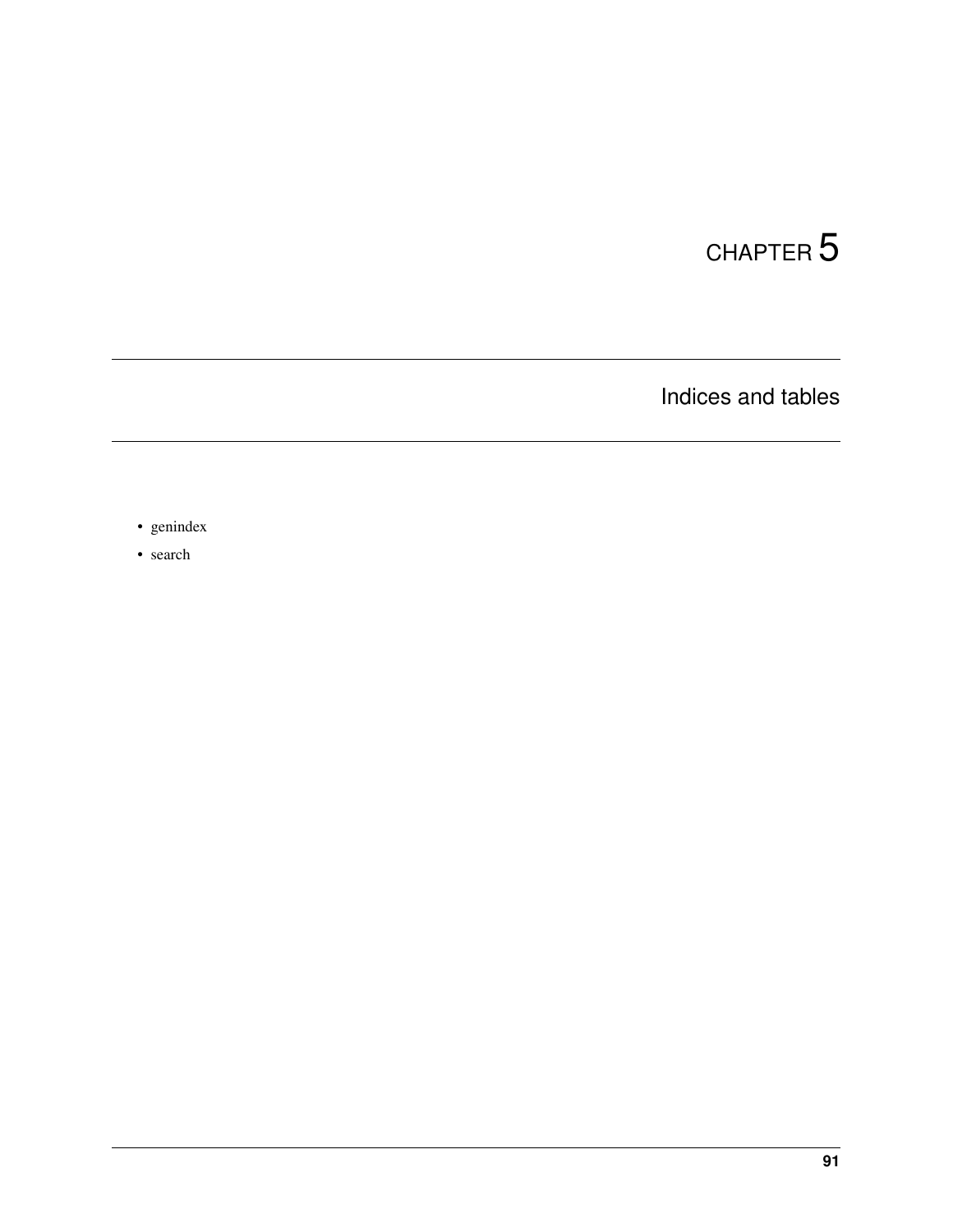# CHAPTER 5

## Indices and tables

- genindex
- search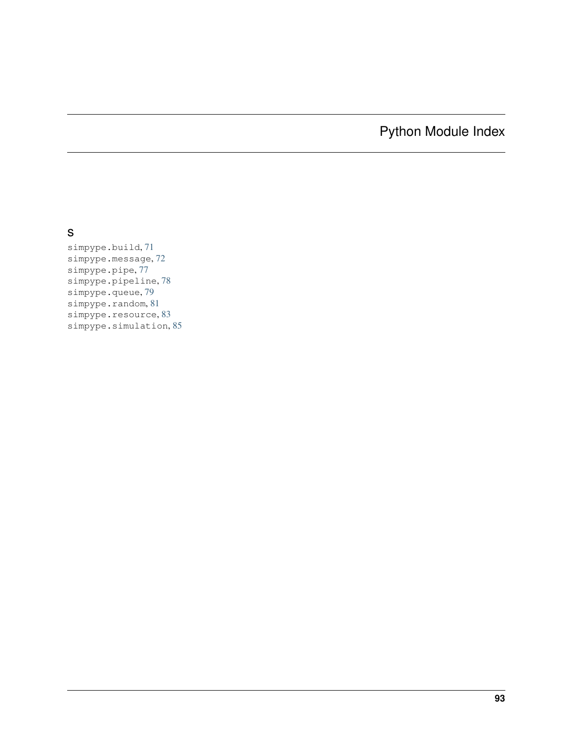# Python Module Index

## s

simpype.build, 71
simpype.message, 72
simpype.pipe, 77
simpype.pipeline, 78
simpype.queue, 79
simpype.random, 81
simpype.resource, 83
simpype.simulation, 85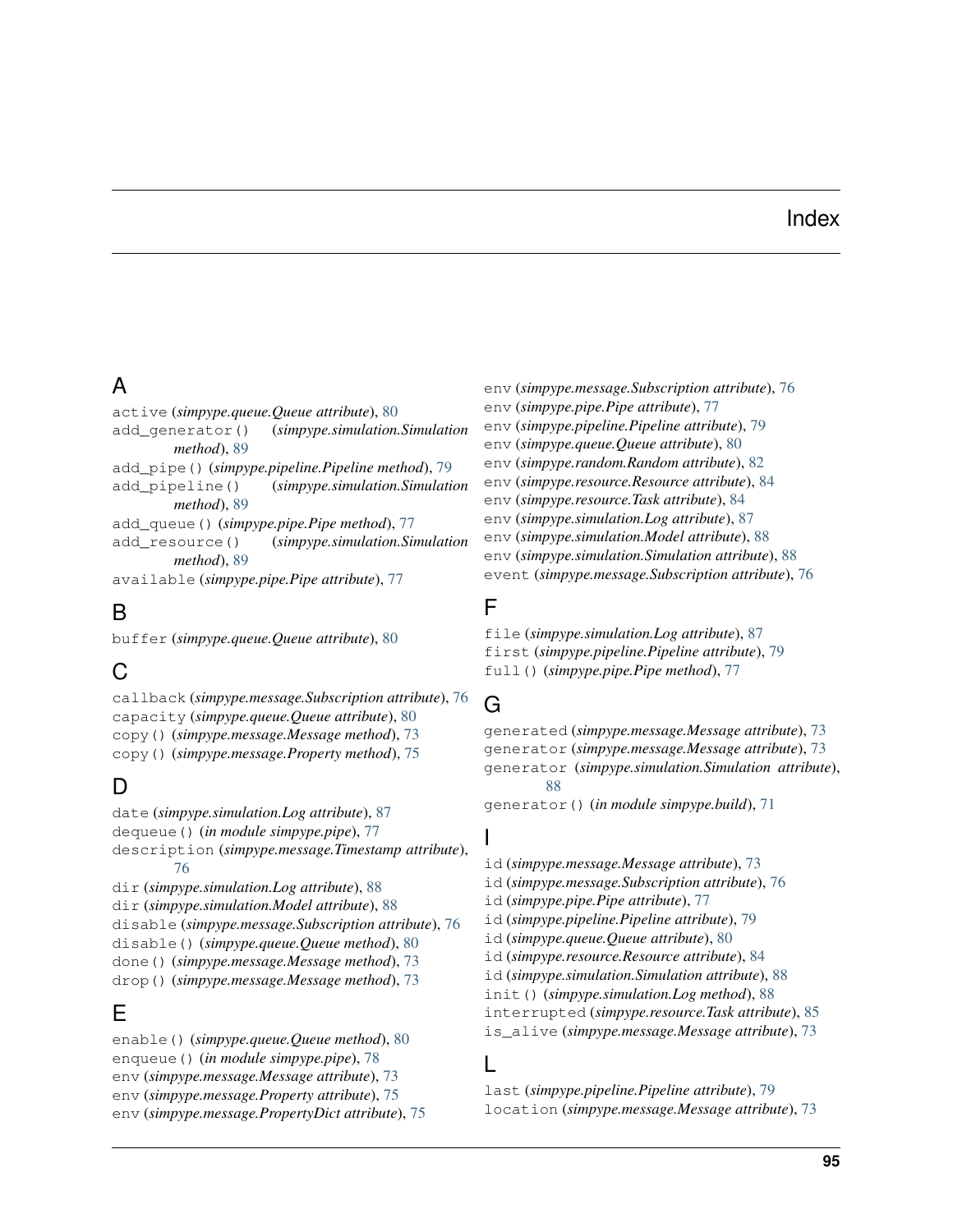# Index

## A

`active` (*simpype.queue.Queue attribute*), 80
`add_generator()` (*simpype.simulation.Simulation method*), 89
`add_pipe()` (*simpype.pipeline.Pipeline method*), 79
`add_pipeline()` (*simpype.simulation.Simulation method*), 89
`add_queue()` (*simpype.pipe.Pipe method*), 77
`add_resource()` (*simpype.simulation.Simulation method*), 89
`available` (*simpype.pipe.Pipe attribute*), 77

## B

`buffer` (*simpype.queue.Queue attribute*), 80

## C

`callback` (*simpype.message.Subscription attribute*), 76
`capacity` (*simpype.queue.Queue attribute*), 80
`copy()` (*simpype.message.Message method*), 73
`copy()` (*simpype.message.Property method*), 75

## D

`date` (*simpype.simulation.Log attribute*), 87
`dequeue()` (*in module simpype.pipe*), 77
`description` (*simpype.message.Timestamp attribute*), 76
`dir` (*simpype.simulation.Log attribute*), 88
`dir` (*simpype.simulation.Model attribute*), 88
`disable` (*simpype.message.Subscription attribute*), 76
`disable()` (*simpype.queue.Queue method*), 80
`done()` (*simpype.message.Message method*), 73
`drop()` (*simpype.message.Message method*), 73

## E

`enable()` (*simpype.queue.Queue method*), 80
`enqueue()` (*in module simpype.pipe*), 78
`env` (*simpype.message.Message attribute*), 73
`env` (*simpype.message.Property attribute*), 75
`env` (*simpype.message.PropertyDict attribute*), 75
`env` (*simpype.message.Subscription attribute*), 76
`env` (*simpype.pipe.Pipe attribute*), 77
`env` (*simpype.pipeline.Pipeline attribute*), 79
`env` (*simpype.queue.Queue attribute*), 80
`env` (*simpype.random.Random attribute*), 82
`env` (*simpype.resource.Resource attribute*), 84
`env` (*simpype.resource.Task attribute*), 84
`env` (*simpype.simulation.Log attribute*), 87
`env` (*simpype.simulation.Model attribute*), 88
`env` (*simpype.simulation.Simulation attribute*), 88
`event` (*simpype.message.Subscription attribute*), 76

## F

`file` (*simpype.simulation.Log attribute*), 87
`first` (*simpype.pipeline.Pipeline attribute*), 79
`full()` (*simpype.pipe.Pipe method*), 77

## G

`generated` (*simpype.message.Message attribute*), 73
`generator` (*simpype.message.Message attribute*), 73
`generator` (*simpype.simulation.Simulation attribute*), 88
`generator()` (*in module simpype.build*), 71

## I

`id` (*simpype.message.Message attribute*), 73
`id` (*simpype.message.Subscription attribute*), 76
`id` (*simpype.pipe.Pipe attribute*), 77
`id` (*simpype.pipeline.Pipeline attribute*), 79
`id` (*simpype.queue.Queue attribute*), 80
`id` (*simpype.resource.Resource attribute*), 84
`id` (*simpype.simulation.Simulation attribute*), 88
`init()` (*simpype.simulation.Log method*), 88
`interrupted` (*simpype.resource.Task attribute*), 85
`is_alive` (*simpype.message.Message attribute*), 73

## L

`last` (*simpype.pipeline.Pipeline attribute*), 79
`location` (*simpype.message.Message attribute*), 73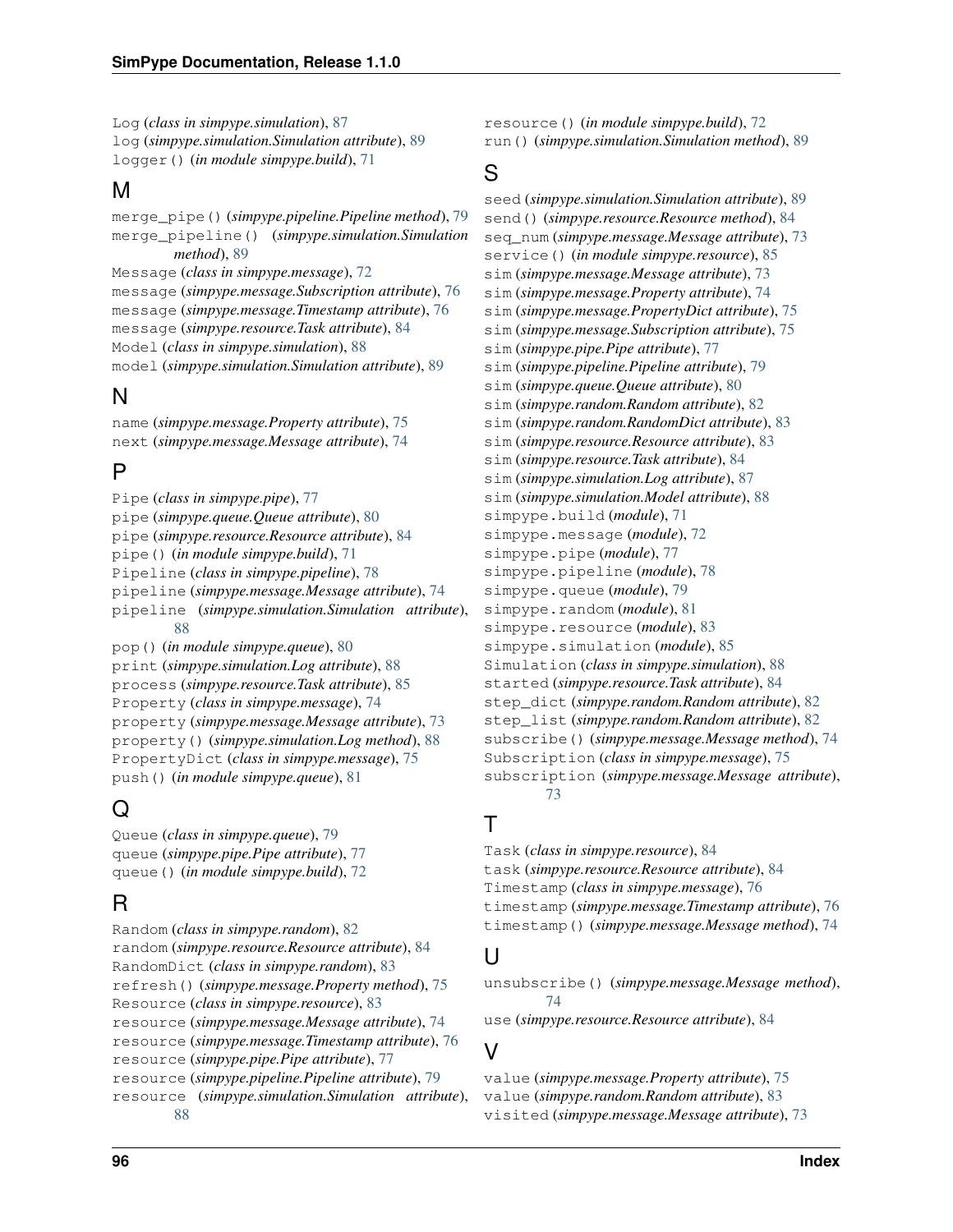Log (*class in simpype.simulation*), 87
log (*simpype.simulation.Simulation attribute*), 89
logger() (*in module simpype.build*), 71

## M

merge_pipe() (*simpype.pipeline.Pipeline method*), 79
merge_pipeline() (*simpype.simulation.Simulation method*), 89
Message (*class in simpype.message*), 72
message (*simpype.message.Subscription attribute*), 76
message (*simpype.message.Timestamp attribute*), 76
message (*simpype.resource.Task attribute*), 84
Model (*class in simpype.simulation*), 88
model (*simpype.simulation.Simulation attribute*), 89

## N

name (*simpype.message.Property attribute*), 75
next (*simpype.message.Message attribute*), 74

## P

Pipe (*class in simpype.pipe*), 77
pipe (*simpype.queue.Queue attribute*), 80
pipe (*simpype.resource.Resource attribute*), 84
pipe() (*in module simpype.build*), 71
Pipeline (*class in simpype.pipeline*), 78
pipeline (*simpype.message.Message attribute*), 74
pipeline (*simpype.simulation.Simulation attribute*), 88
pop() (*in module simpype.queue*), 80
print (*simpype.simulation.Log attribute*), 88
process (*simpype.resource.Task attribute*), 85
Property (*class in simpype.message*), 74
property (*simpype.message.Message attribute*), 73
property() (*simpype.simulation.Log method*), 88
PropertyDict (*class in simpype.message*), 75
push() (*in module simpype.queue*), 81

## Q

Queue (*class in simpype.queue*), 79
queue (*simpype.pipe.Pipe attribute*), 77
queue() (*in module simpype.build*), 72

## R

Random (*class in simpype.random*), 82
random (*simpype.resource.Resource attribute*), 84
RandomDict (*class in simpype.random*), 83
refresh() (*simpype.message.Property method*), 75
Resource (*class in simpype.resource*), 83
resource (*simpype.message.Message attribute*), 74
resource (*simpype.message.Timestamp attribute*), 76
resource (*simpype.pipe.Pipe attribute*), 77
resource (*simpype.pipeline.Pipeline attribute*), 79
resource (*simpype.simulation.Simulation attribute*), 88
resource() (*in module simpype.build*), 72
run() (*simpype.simulation.Simulation method*), 89

## S

seed (*simpype.simulation.Simulation attribute*), 89
send() (*simpype.resource.Resource method*), 84
seq_num (*simpype.message.Message attribute*), 73
service() (*in module simpype.resource*), 85
sim (*simpype.message.Message attribute*), 73
sim (*simpype.message.Property attribute*), 74
sim (*simpype.message.PropertyDict attribute*), 75
sim (*simpype.message.Subscription attribute*), 75
sim (*simpype.pipe.Pipe attribute*), 77
sim (*simpype.pipeline.Pipeline attribute*), 79
sim (*simpype.queue.Queue attribute*), 80
sim (*simpype.random.Random attribute*), 82
sim (*simpype.random.RandomDict attribute*), 83
sim (*simpype.resource.Resource attribute*), 83
sim (*simpype.resource.Task attribute*), 84
sim (*simpype.simulation.Log attribute*), 87
sim (*simpype.simulation.Model attribute*), 88
simpype.build (*module*), 71
simpype.message (*module*), 72
simpype.pipe (*module*), 77
simpype.pipeline (*module*), 78
simpype.queue (*module*), 79
simpype.random (*module*), 81
simpype.resource (*module*), 83
simpype.simulation (*module*), 85
Simulation (*class in simpype.simulation*), 88
started (*simpype.resource.Task attribute*), 84
step_dict (*simpype.random.Random attribute*), 82
step_list (*simpype.random.Random attribute*), 82
subscribe() (*simpype.message.Message method*), 74
Subscription (*class in simpype.message*), 75
subscription (*simpype.message.Message attribute*), 73

## T

Task (*class in simpype.resource*), 84
task (*simpype.resource.Resource attribute*), 84
Timestamp (*class in simpype.message*), 76
timestamp (*simpype.message.Timestamp attribute*), 76
timestamp() (*simpype.message.Message method*), 74

## U

unsubscribe() (*simpype.message.Message method*), 74
use (*simpype.resource.Resource attribute*), 84

## V

value (*simpype.message.Property attribute*), 75
value (*simpype.random.Random attribute*), 83
visited (*simpype.message.Message attribute*), 73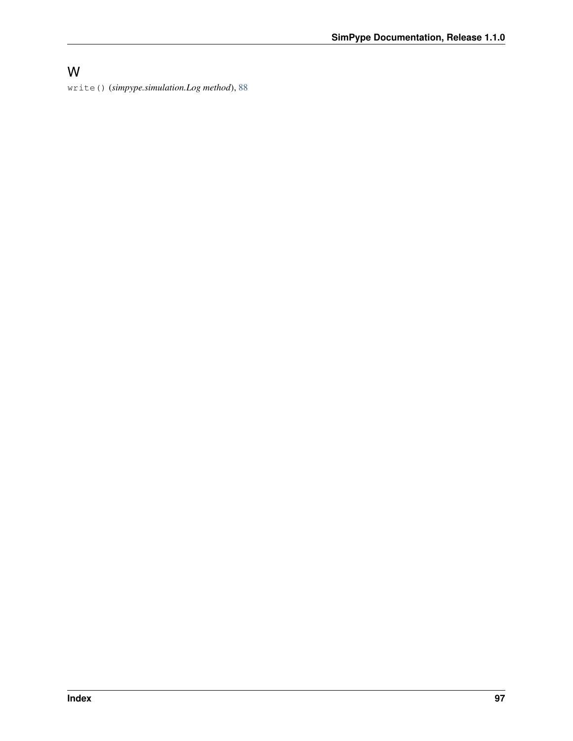## W

`write()` (*simpype.simulation.Log method*), 88